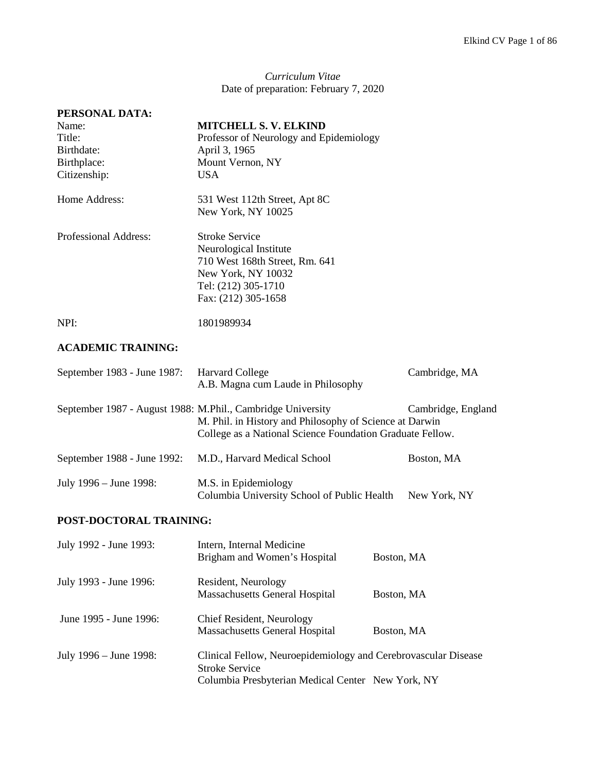*Curriculum Vitae*
Date of preparation: February 7, 2020

## PERSONAL DATA:

| | |
|---|---|
| Name: | **MITCHELL S. V. ELKIND** |
| Title: | Professor of Neurology and Epidemiology |
| Birthdate: | April 3, 1965 |
| Birthplace: | Mount Vernon, NY |
| Citizenship: | USA |
| Home Address: | 531 West 112th Street, Apt 8C<br>New York, NY 10025 |
| Professional Address: | Stroke Service<br>Neurological Institute<br>710 West 168th Street, Rm. 641<br>New York, NY 10032<br>Tel: (212) 305-1710<br>Fax: (212) 305-1658 |
| NPI: | 1801989934 |

## ACADEMIC TRAINING:

| | | |
|---|---|---|
| September 1983 - June 1987: | Harvard College<br>A.B. Magna cum Laude in Philosophy | Cambridge, MA |
| September 1987 - August 1988: | M.Phil., Cambridge University<br>M. Phil. in History and Philosophy of Science at Darwin College as a National Science Foundation Graduate Fellow. | Cambridge, England |
| September 1988 - June 1992: | M.D., Harvard Medical School | Boston, MA |
| July 1996 – June 1998: | M.S. in Epidemiology<br>Columbia University School of Public Health | New York, NY |

## POST-DOCTORAL TRAINING:

| | | |
|---|---|---|
| July 1992 - June 1993: | Intern, Internal Medicine<br>Brigham and Women's Hospital | Boston, MA |
| July 1993 - June 1996: | Resident, Neurology<br>Massachusetts General Hospital | Boston, MA |
| June 1995 - June 1996: | Chief Resident, Neurology<br>Massachusetts General Hospital | Boston, MA |
| July 1996 – June 1998: | Clinical Fellow, Neuroepidemiology and Cerebrovascular Disease<br>Stroke Service<br>Columbia Presbyterian Medical Center | New York, NY |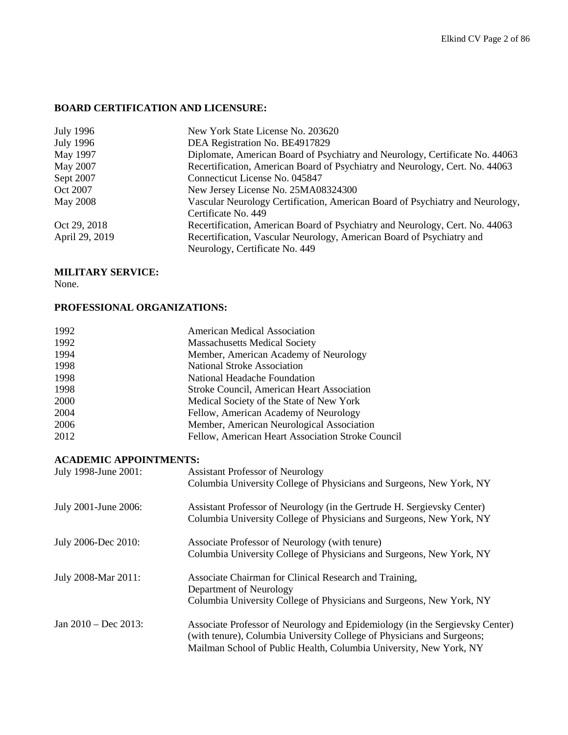## BOARD CERTIFICATION AND LICENSURE:

| | |
|---|---|
| July 1996 | New York State License No. 203620 |
| July 1996 | DEA Registration No. BE4917829 |
| May 1997 | Diplomate, American Board of Psychiatry and Neurology, Certificate No. 44063 |
| May 2007 | Recertification, American Board of Psychiatry and Neurology, Cert. No. 44063 |
| Sept 2007 | Connecticut License No. 045847 |
| Oct 2007 | New Jersey License No. 25MA08324300 |
| May 2008 | Vascular Neurology Certification, American Board of Psychiatry and Neurology, Certificate No. 449 |
| Oct 29, 2018 | Recertification, American Board of Psychiatry and Neurology, Cert. No. 44063 |
| April 29, 2019 | Recertification, Vascular Neurology, American Board of Psychiatry and Neurology, Certificate No. 449 |

## MILITARY SERVICE:

None.

## PROFESSIONAL ORGANIZATIONS:

| | |
|---|---|
| 1992 | American Medical Association |
| 1992 | Massachusetts Medical Society |
| 1994 | Member, American Academy of Neurology |
| 1998 | National Stroke Association |
| 1998 | National Headache Foundation |
| 1998 | Stroke Council, American Heart Association |
| 2000 | Medical Society of the State of New York |
| 2004 | Fellow, American Academy of Neurology |
| 2006 | Member, American Neurological Association |
| 2012 | Fellow, American Heart Association Stroke Council |

## ACADEMIC APPOINTMENTS:

| | |
|---|---|
| July 1998-June 2001: | Assistant Professor of Neurology<br>Columbia University College of Physicians and Surgeons, New York, NY |
| July 2001-June 2006: | Assistant Professor of Neurology (in the Gertrude H. Sergievsky Center)<br>Columbia University College of Physicians and Surgeons, New York, NY |
| July 2006-Dec 2010: | Associate Professor of Neurology (with tenure)<br>Columbia University College of Physicians and Surgeons, New York, NY |
| July 2008-Mar 2011: | Associate Chairman for Clinical Research and Training, Department of Neurology<br>Columbia University College of Physicians and Surgeons, New York, NY |
| Jan 2010 – Dec 2013: | Associate Professor of Neurology and Epidemiology (in the Sergievsky Center) (with tenure), Columbia University College of Physicians and Surgeons; Mailman School of Public Health, Columbia University, New York, NY |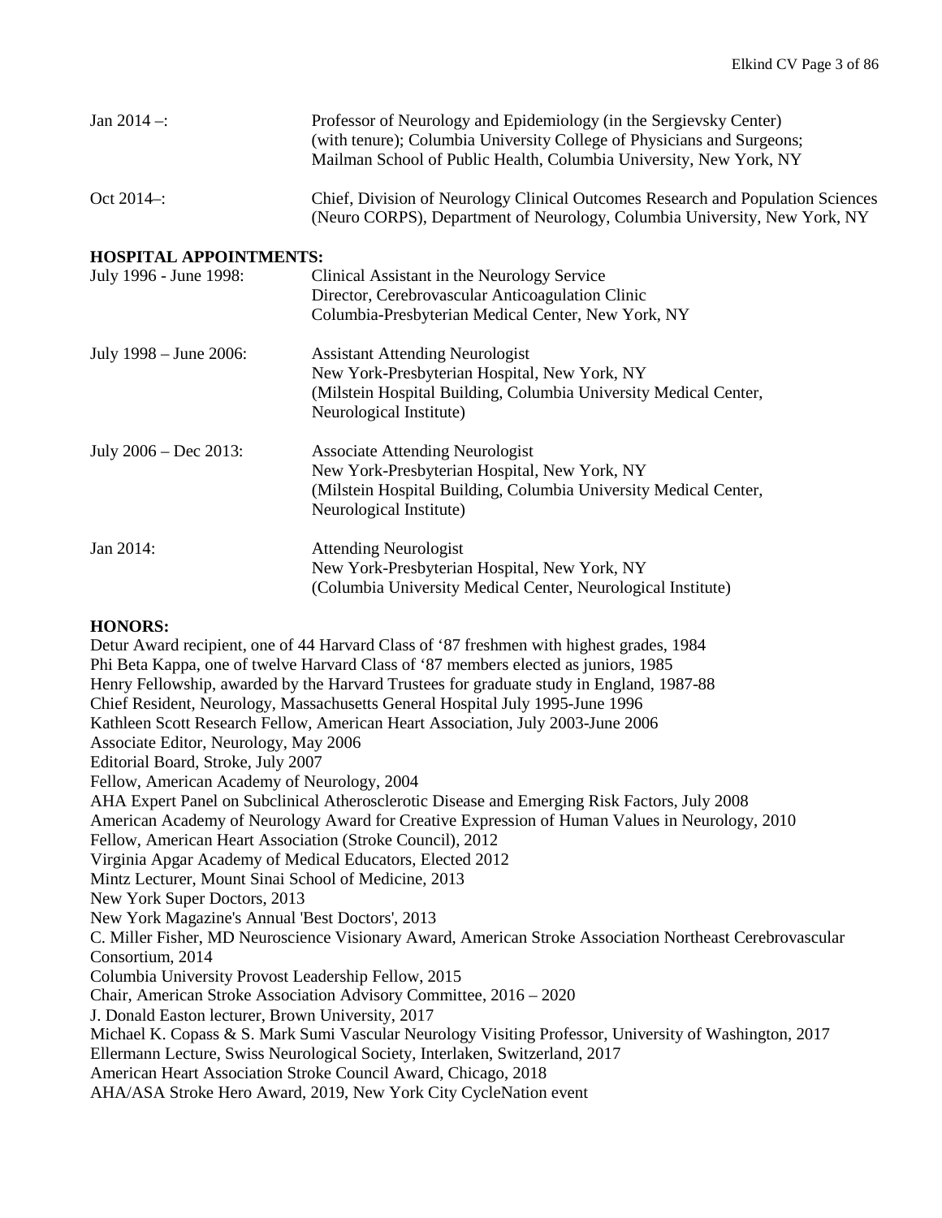| | |
|---|---|
| Jan 2014 –: | Professor of Neurology and Epidemiology (in the Sergievsky Center) (with tenure); Columbia University College of Physicians and Surgeons; Mailman School of Public Health, Columbia University, New York, NY |
| Oct 2014–: | Chief, Division of Neurology Clinical Outcomes Research and Population Sciences (Neuro CORPS), Department of Neurology, Columbia University, New York, NY |

**HOSPITAL APPOINTMENTS:**

| | |
|---|---|
| July 1996 - June 1998: | Clinical Assistant in the Neurology Service<br>Director, Cerebrovascular Anticoagulation Clinic<br>Columbia-Presbyterian Medical Center, New York, NY |
| July 1998 – June 2006: | Assistant Attending Neurologist<br>New York-Presbyterian Hospital, New York, NY<br>(Milstein Hospital Building, Columbia University Medical Center, Neurological Institute) |
| July 2006 – Dec 2013: | Associate Attending Neurologist<br>New York-Presbyterian Hospital, New York, NY<br>(Milstein Hospital Building, Columbia University Medical Center, Neurological Institute) |
| Jan 2014: | Attending Neurologist<br>New York-Presbyterian Hospital, New York, NY<br>(Columbia University Medical Center, Neurological Institute) |

**HONORS:**

Detur Award recipient, one of 44 Harvard Class of '87 freshmen with highest grades, 1984
Phi Beta Kappa, one of twelve Harvard Class of '87 members elected as juniors, 1985
Henry Fellowship, awarded by the Harvard Trustees for graduate study in England, 1987-88
Chief Resident, Neurology, Massachusetts General Hospital July 1995-June 1996
Kathleen Scott Research Fellow, American Heart Association, July 2003-June 2006
Associate Editor, Neurology, May 2006
Editorial Board, Stroke, July 2007
Fellow, American Academy of Neurology, 2004
AHA Expert Panel on Subclinical Atherosclerotic Disease and Emerging Risk Factors, July 2008
American Academy of Neurology Award for Creative Expression of Human Values in Neurology, 2010
Fellow, American Heart Association (Stroke Council), 2012
Virginia Apgar Academy of Medical Educators, Elected 2012
Mintz Lecturer, Mount Sinai School of Medicine, 2013
New York Super Doctors, 2013
New York Magazine's Annual 'Best Doctors', 2013
C. Miller Fisher, MD Neuroscience Visionary Award, American Stroke Association Northeast Cerebrovascular Consortium, 2014
Columbia University Provost Leadership Fellow, 2015
Chair, American Stroke Association Advisory Committee, 2016 – 2020
J. Donald Easton lecturer, Brown University, 2017
Michael K. Copass & S. Mark Sumi Vascular Neurology Visiting Professor, University of Washington, 2017
Ellermann Lecture, Swiss Neurological Society, Interlaken, Switzerland, 2017
American Heart Association Stroke Council Award, Chicago, 2018
AHA/ASA Stroke Hero Award, 2019, New York City CycleNation event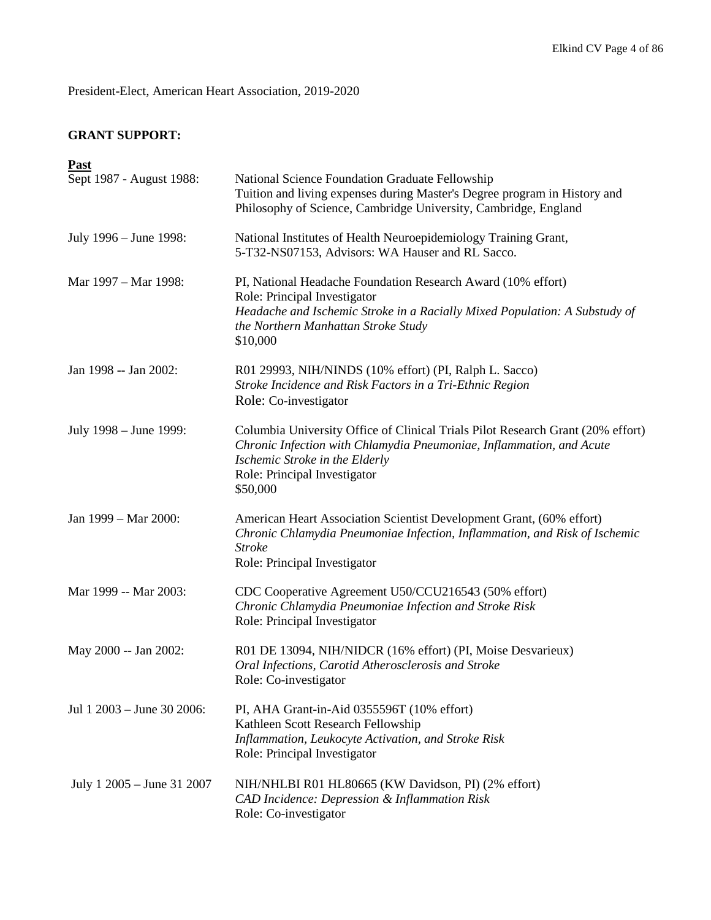President-Elect, American Heart Association, 2019-2020

## GRANT SUPPORT:

**Past**

Sept 1987 - August 1988: National Science Foundation Graduate Fellowship
Tuition and living expenses during Master's Degree program in History and Philosophy of Science, Cambridge University, Cambridge, England

July 1996 – June 1998: National Institutes of Health Neuroepidemiology Training Grant, 5-T32-NS07153, Advisors: WA Hauser and RL Sacco.

Mar 1997 – Mar 1998: PI, National Headache Foundation Research Award (10% effort)
Role: Principal Investigator
*Headache and Ischemic Stroke in a Racially Mixed Population: A Substudy of the Northern Manhattan Stroke Study*
$10,000

Jan 1998 -- Jan 2002: R01 29993, NIH/NINDS (10% effort) (PI, Ralph L. Sacco)
*Stroke Incidence and Risk Factors in a Tri-Ethnic Region*
Role: Co-investigator

July 1998 – June 1999: Columbia University Office of Clinical Trials Pilot Research Grant (20% effort)
*Chronic Infection with Chlamydia Pneumoniae, Inflammation, and Acute Ischemic Stroke in the Elderly*
Role: Principal Investigator
$50,000

Jan 1999 – Mar 2000: American Heart Association Scientist Development Grant, (60% effort)
*Chronic Chlamydia Pneumoniae Infection, Inflammation, and Risk of Ischemic Stroke*
Role: Principal Investigator

Mar 1999 -- Mar 2003: CDC Cooperative Agreement U50/CCU216543 (50% effort)
*Chronic Chlamydia Pneumoniae Infection and Stroke Risk*
Role: Principal Investigator

May 2000 -- Jan 2002: R01 DE 13094, NIH/NIDCR (16% effort) (PI, Moise Desvarieux)
*Oral Infections, Carotid Atherosclerosis and Stroke*
Role: Co-investigator

Jul 1 2003 – June 30 2006: PI, AHA Grant-in-Aid 0355596T (10% effort)
Kathleen Scott Research Fellowship
*Inflammation, Leukocyte Activation, and Stroke Risk*
Role: Principal Investigator

July 1 2005 – June 31 2007 NIH/NHLBI R01 HL80665 (KW Davidson, PI) (2% effort)
*CAD Incidence: Depression & Inflammation Risk*
Role: Co-investigator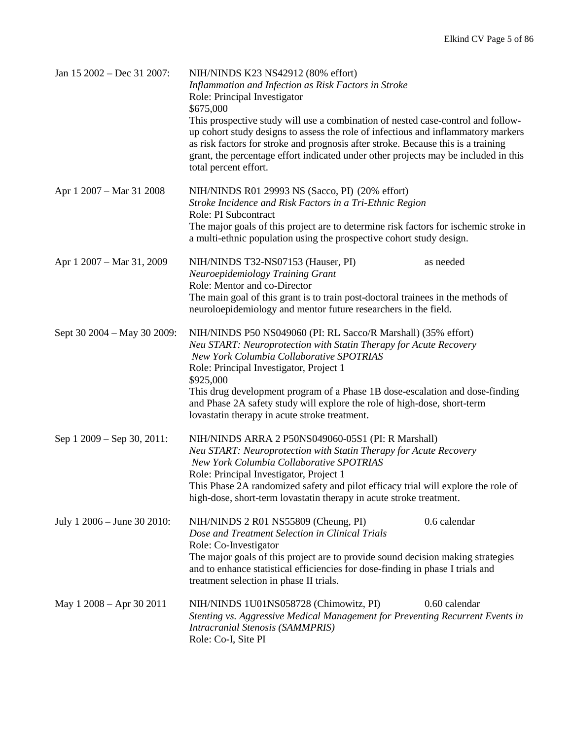Jan 15 2002 – Dec 31 2007: NIH/NINDS K23 NS42912 (80% effort)
*Inflammation and Infection as Risk Factors in Stroke*
Role: Principal Investigator
$675,000
This prospective study will use a combination of nested case-control and follow-up cohort study designs to assess the role of infectious and inflammatory markers as risk factors for stroke and prognosis after stroke. Because this is a training grant, the percentage effort indicated under other projects may be included in this total percent effort.

Apr 1 2007 – Mar 31 2008 NIH/NINDS R01 29993 NS (Sacco, PI) (20% effort)
*Stroke Incidence and Risk Factors in a Tri-Ethnic Region*
Role: PI Subcontract
The major goals of this project are to determine risk factors for ischemic stroke in a multi-ethnic population using the prospective cohort study design.

Apr 1 2007 – Mar 31, 2009 NIH/NINDS T32-NS07153 (Hauser, PI) as needed
*Neuroepidemiology Training Grant*
Role: Mentor and co-Director
The main goal of this grant is to train post-doctoral trainees in the methods of neuroloepidemiology and mentor future researchers in the field.

Sept 30 2004 – May 30 2009: NIH/NINDS P50 NS049060 (PI: RL Sacco/R Marshall) (35% effort)
*Neu START: Neuroprotection with Statin Therapy for Acute Recovery*
*New York Columbia Collaborative SPOTRIAS*
Role: Principal Investigator, Project 1
$925,000
This drug development program of a Phase 1B dose-escalation and dose-finding and Phase 2A safety study will explore the role of high-dose, short-term lovastatin therapy in acute stroke treatment.

Sep 1 2009 – Sep 30, 2011: NIH/NINDS ARRA 2 P50NS049060-05S1 (PI: R Marshall)
*Neu START: Neuroprotection with Statin Therapy for Acute Recovery*
*New York Columbia Collaborative SPOTRIAS*
Role: Principal Investigator, Project 1
This Phase 2A randomized safety and pilot efficacy trial will explore the role of high-dose, short-term lovastatin therapy in acute stroke treatment.

July 1 2006 – June 30 2010: NIH/NINDS 2 R01 NS55809 (Cheung, PI) 0.6 calendar
*Dose and Treatment Selection in Clinical Trials*
Role: Co-Investigator
The major goals of this project are to provide sound decision making strategies and to enhance statistical efficiencies for dose-finding in phase I trials and treatment selection in phase II trials.

May 1 2008 – Apr 30 2011 NIH/NINDS 1U01NS058728 (Chimowitz, PI) 0.60 calendar
*Stenting vs. Aggressive Medical Management for Preventing Recurrent Events in Intracranial Stenosis (SAMMPRIS)*
Role: Co-I, Site PI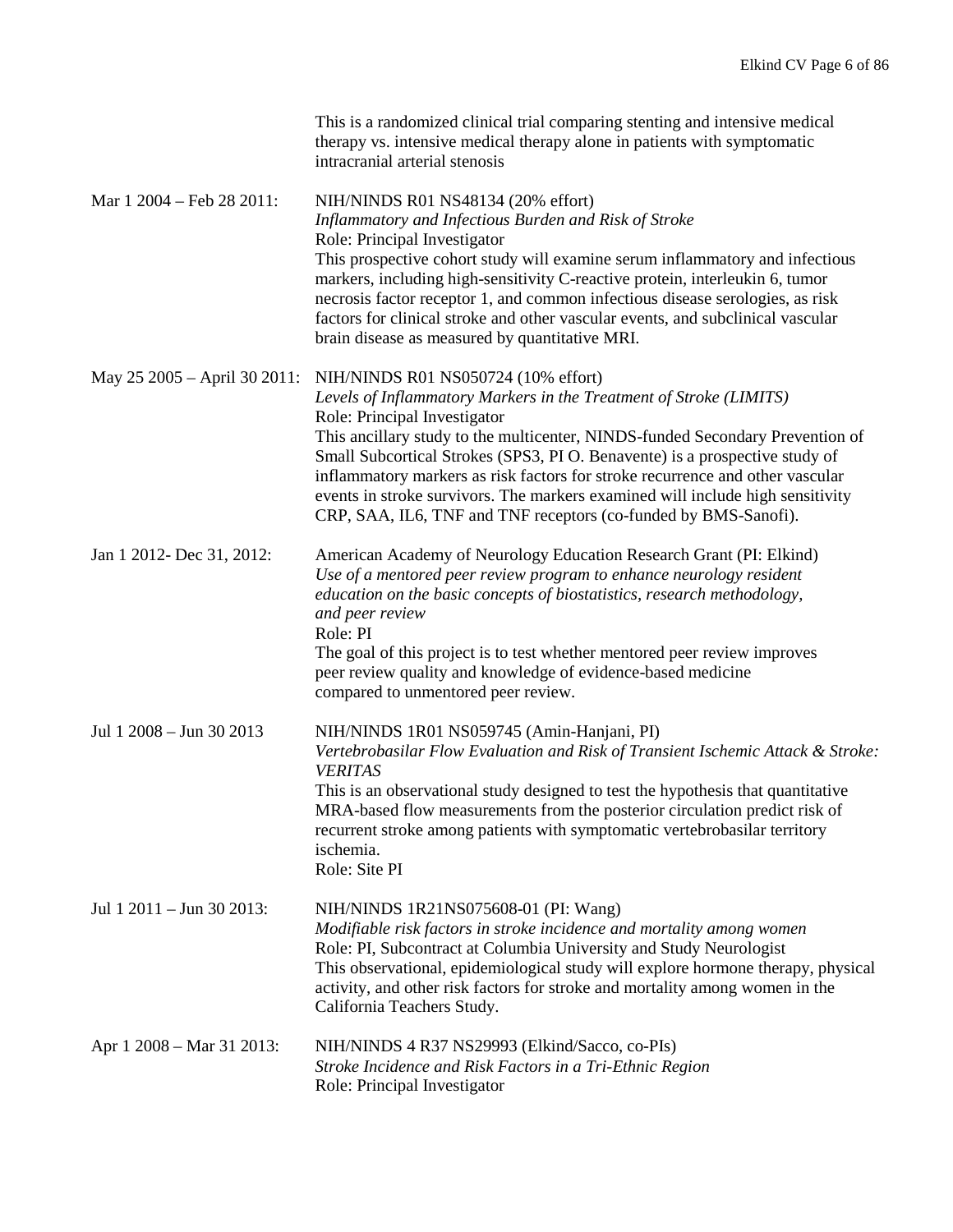This is a randomized clinical trial comparing stenting and intensive medical therapy vs. intensive medical therapy alone in patients with symptomatic intracranial arterial stenosis

Mar 1 2004 – Feb 28 2011: NIH/NINDS R01 NS48134 (20% effort)
*Inflammatory and Infectious Burden and Risk of Stroke*
Role: Principal Investigator
This prospective cohort study will examine serum inflammatory and infectious markers, including high-sensitivity C-reactive protein, interleukin 6, tumor necrosis factor receptor 1, and common infectious disease serologies, as risk factors for clinical stroke and other vascular events, and subclinical vascular brain disease as measured by quantitative MRI.

May 25 2005 – April 30 2011: NIH/NINDS R01 NS050724 (10% effort)
*Levels of Inflammatory Markers in the Treatment of Stroke (LIMITS)*
Role: Principal Investigator
This ancillary study to the multicenter, NINDS-funded Secondary Prevention of Small Subcortical Strokes (SPS3, PI O. Benavente) is a prospective study of inflammatory markers as risk factors for stroke recurrence and other vascular events in stroke survivors. The markers examined will include high sensitivity CRP, SAA, IL6, TNF and TNF receptors (co-funded by BMS-Sanofi).

Jan 1 2012- Dec 31, 2012: American Academy of Neurology Education Research Grant (PI: Elkind)
*Use of a mentored peer review program to enhance neurology resident education on the basic concepts of biostatistics, research methodology, and peer review*
Role: PI
The goal of this project is to test whether mentored peer review improves peer review quality and knowledge of evidence-based medicine compared to unmentored peer review.

Jul 1 2008 – Jun 30 2013 NIH/NINDS 1R01 NS059745 (Amin-Hanjani, PI)
*Vertebrobasilar Flow Evaluation and Risk of Transient Ischemic Attack & Stroke: VERITAS*
This is an observational study designed to test the hypothesis that quantitative MRA-based flow measurements from the posterior circulation predict risk of recurrent stroke among patients with symptomatic vertebrobasilar territory ischemia.
Role: Site PI

Jul 1 2011 – Jun 30 2013: NIH/NINDS 1R21NS075608-01 (PI: Wang)
*Modifiable risk factors in stroke incidence and mortality among women*
Role: PI, Subcontract at Columbia University and Study Neurologist
This observational, epidemiological study will explore hormone therapy, physical activity, and other risk factors for stroke and mortality among women in the California Teachers Study.

Apr 1 2008 – Mar 31 2013: NIH/NINDS 4 R37 NS29993 (Elkind/Sacco, co-PIs)
*Stroke Incidence and Risk Factors in a Tri-Ethnic Region*
Role: Principal Investigator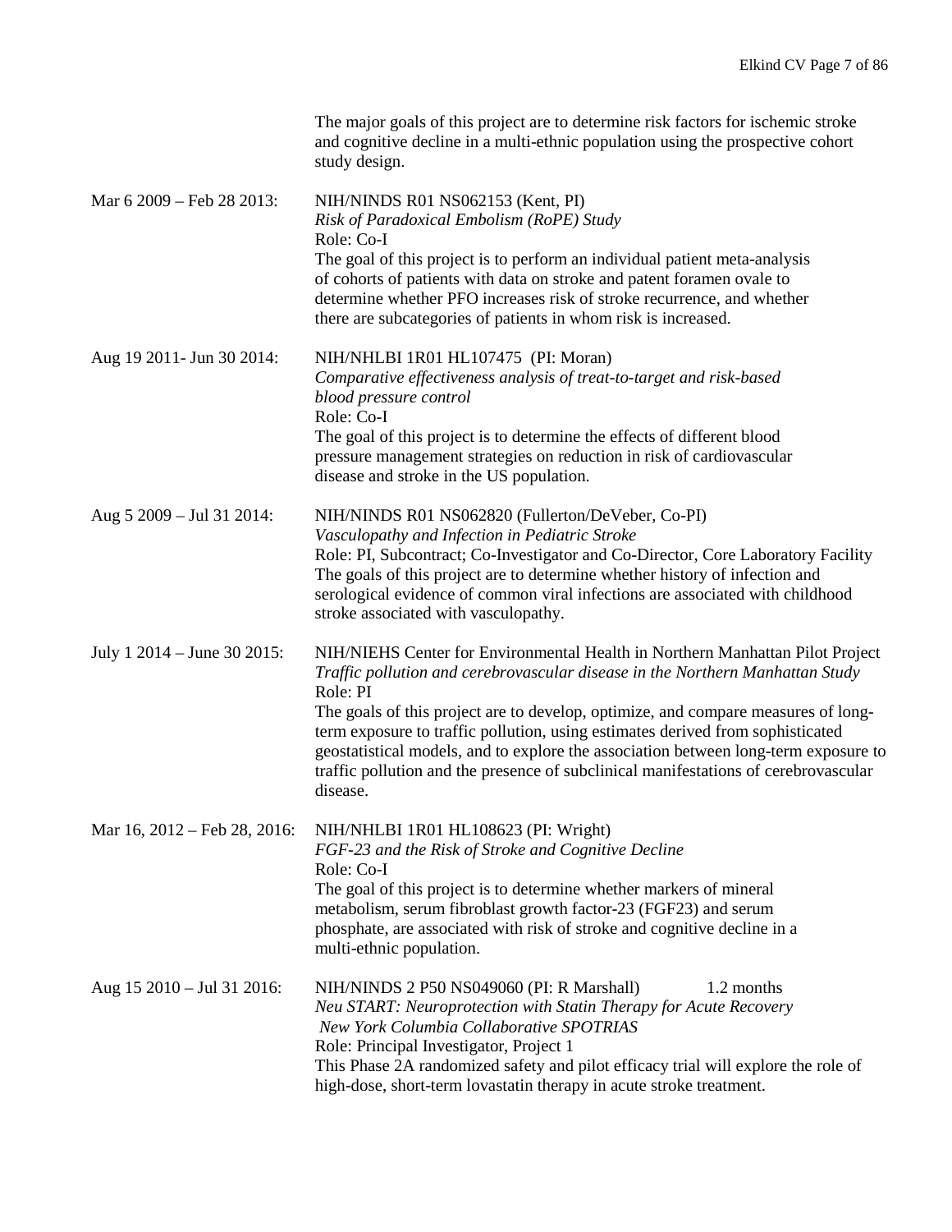The major goals of this project are to determine risk factors for ischemic stroke and cognitive decline in a multi-ethnic population using the prospective cohort study design.

Mar 6 2009 – Feb 28 2013: NIH/NINDS R01 NS062153 (Kent, PI)
*Risk of Paradoxical Embolism (RoPE) Study*
Role: Co-I
The goal of this project is to perform an individual patient meta-analysis of cohorts of patients with data on stroke and patent foramen ovale to determine whether PFO increases risk of stroke recurrence, and whether there are subcategories of patients in whom risk is increased.

Aug 19 2011- Jun 30 2014: NIH/NHLBI 1R01 HL107475 (PI: Moran)
*Comparative effectiveness analysis of treat-to-target and risk-based blood pressure control*
Role: Co-I
The goal of this project is to determine the effects of different blood pressure management strategies on reduction in risk of cardiovascular disease and stroke in the US population.

Aug 5 2009 – Jul 31 2014: NIH/NINDS R01 NS062820 (Fullerton/DeVeber, Co-PI)
*Vasculopathy and Infection in Pediatric Stroke*
Role: PI, Subcontract; Co-Investigator and Co-Director, Core Laboratory Facility
The goals of this project are to determine whether history of infection and serological evidence of common viral infections are associated with childhood stroke associated with vasculopathy.

July 1 2014 – June 30 2015: NIH/NIEHS Center for Environmental Health in Northern Manhattan Pilot Project
*Traffic pollution and cerebrovascular disease in the Northern Manhattan Study*
Role: PI
The goals of this project are to develop, optimize, and compare measures of long-term exposure to traffic pollution, using estimates derived from sophisticated geostatistical models, and to explore the association between long-term exposure to traffic pollution and the presence of subclinical manifestations of cerebrovascular disease.

Mar 16, 2012 – Feb 28, 2016: NIH/NHLBI 1R01 HL108623 (PI: Wright)
*FGF-23 and the Risk of Stroke and Cognitive Decline*
Role: Co-I
The goal of this project is to determine whether markers of mineral metabolism, serum fibroblast growth factor-23 (FGF23) and serum phosphate, are associated with risk of stroke and cognitive decline in a multi-ethnic population.

Aug 15 2010 – Jul 31 2016: NIH/NINDS 2 P50 NS049060 (PI: R Marshall) 1.2 months
*Neu START: Neuroprotection with Statin Therapy for Acute Recovery*
*New York Columbia Collaborative SPOTRIAS*
Role: Principal Investigator, Project 1
This Phase 2A randomized safety and pilot efficacy trial will explore the role of high-dose, short-term lovastatin therapy in acute stroke treatment.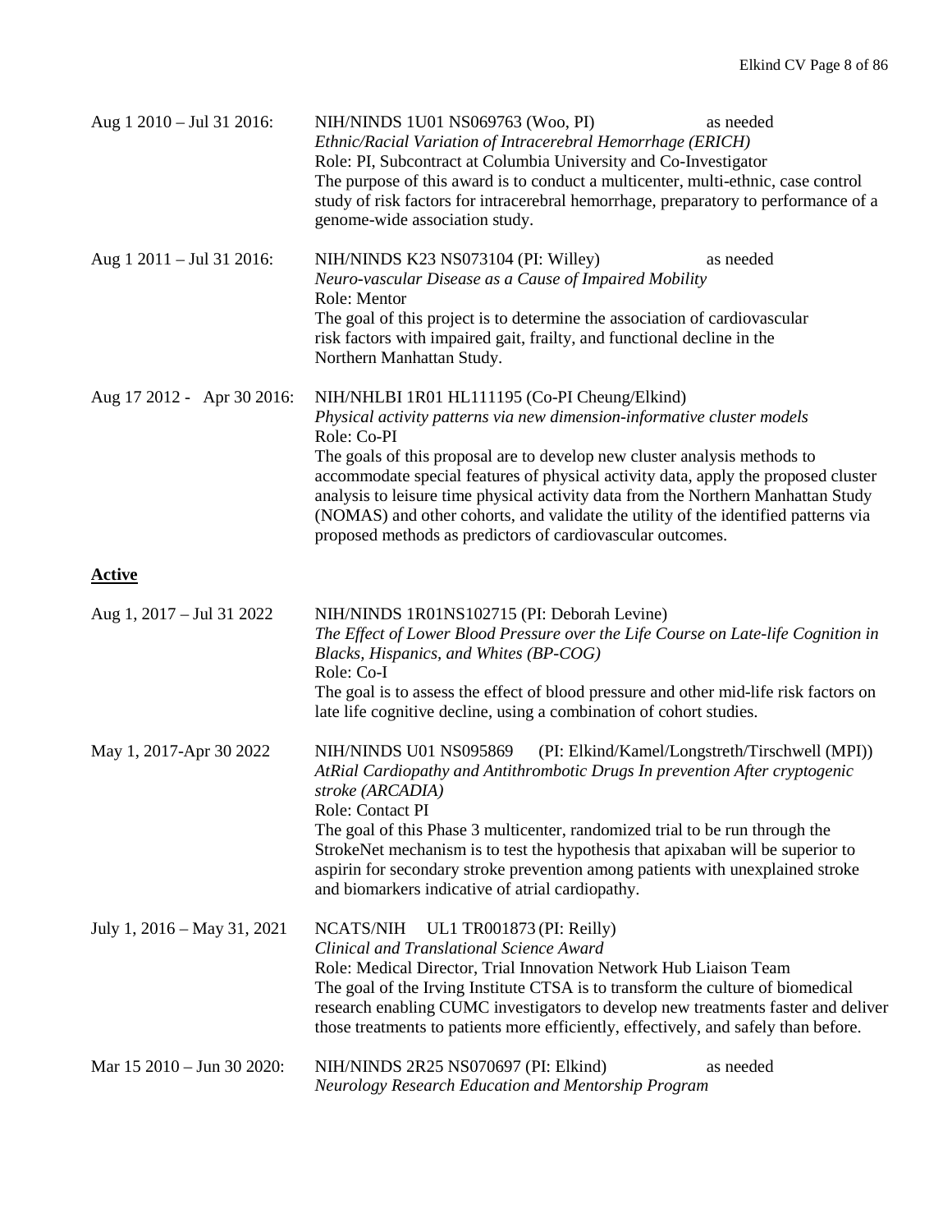Aug 1 2010 – Jul 31 2016: NIH/NINDS 1U01 NS069763 (Woo, PI) as needed
*Ethnic/Racial Variation of Intracerebral Hemorrhage (ERICH)*
Role: PI, Subcontract at Columbia University and Co-Investigator
The purpose of this award is to conduct a multicenter, multi-ethnic, case control study of risk factors for intracerebral hemorrhage, preparatory to performance of a genome-wide association study.

Aug 1 2011 – Jul 31 2016: NIH/NINDS K23 NS073104 (PI: Willey) as needed
*Neuro-vascular Disease as a Cause of Impaired Mobility*
Role: Mentor
The goal of this project is to determine the association of cardiovascular risk factors with impaired gait, frailty, and functional decline in the Northern Manhattan Study.

Aug 17 2012 - Apr 30 2016: NIH/NHLBI 1R01 HL111195 (Co-PI Cheung/Elkind)
*Physical activity patterns via new dimension-informative cluster models*
Role: Co-PI
The goals of this proposal are to develop new cluster analysis methods to accommodate special features of physical activity data, apply the proposed cluster analysis to leisure time physical activity data from the Northern Manhattan Study (NOMAS) and other cohorts, and validate the utility of the identified patterns via proposed methods as predictors of cardiovascular outcomes.

**Active**

Aug 1, 2017 – Jul 31 2022 NIH/NINDS 1R01NS102715 (PI: Deborah Levine)
*The Effect of Lower Blood Pressure over the Life Course on Late-life Cognition in Blacks, Hispanics, and Whites (BP-COG)*
Role: Co-I
The goal is to assess the effect of blood pressure and other mid-life risk factors on late life cognitive decline, using a combination of cohort studies.

May 1, 2017-Apr 30 2022 NIH/NINDS U01 NS095869 (PI: Elkind/Kamel/Longstreth/Tirschwell (MPI))
*AtRial Cardiopathy and Antithrombotic Drugs In prevention After cryptogenic stroke (ARCADIA)*
Role: Contact PI
The goal of this Phase 3 multicenter, randomized trial to be run through the StrokeNet mechanism is to test the hypothesis that apixaban will be superior to aspirin for secondary stroke prevention among patients with unexplained stroke and biomarkers indicative of atrial cardiopathy.

July 1, 2016 – May 31, 2021 NCATS/NIH UL1 TR001873 (PI: Reilly)
*Clinical and Translational Science Award*
Role: Medical Director, Trial Innovation Network Hub Liaison Team
The goal of the Irving Institute CTSA is to transform the culture of biomedical research enabling CUMC investigators to develop new treatments faster and deliver those treatments to patients more efficiently, effectively, and safely than before.

Mar 15 2010 – Jun 30 2020: NIH/NINDS 2R25 NS070697 (PI: Elkind) as needed
*Neurology Research Education and Mentorship Program*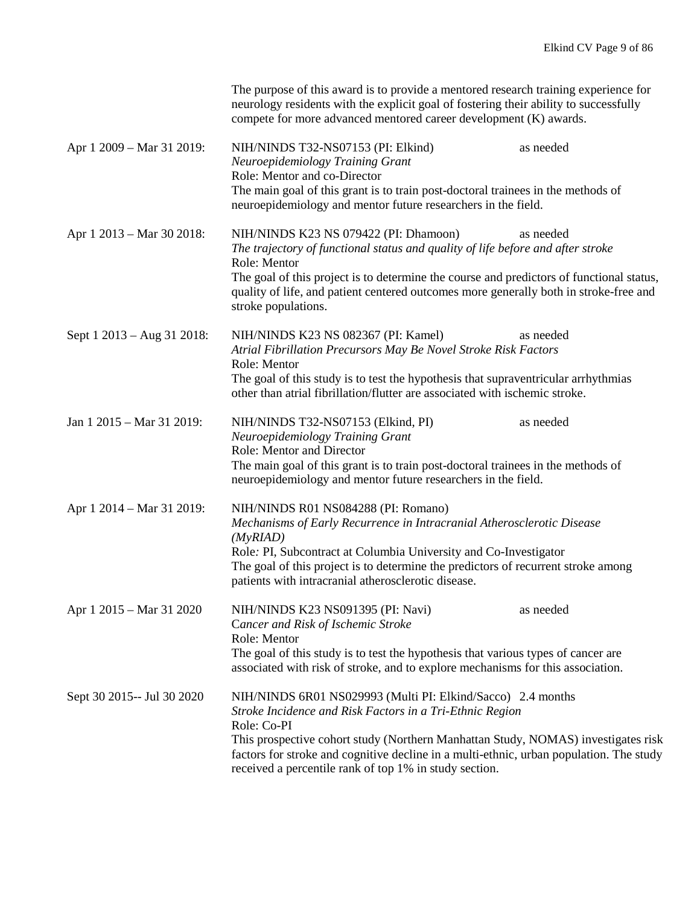The purpose of this award is to provide a mentored research training experience for neurology residents with the explicit goal of fostering their ability to successfully compete for more advanced mentored career development (K) awards.

Apr 1 2009 – Mar 31 2019: NIH/NINDS T32-NS07153 (PI: Elkind) as needed
*Neuroepidemiology Training Grant*
Role: Mentor and co-Director
The main goal of this grant is to train post-doctoral trainees in the methods of neuroepidemiology and mentor future researchers in the field.

Apr 1 2013 – Mar 30 2018: NIH/NINDS K23 NS 079422 (PI: Dhamoon) as needed
*The trajectory of functional status and quality of life before and after stroke*
Role: Mentor
The goal of this project is to determine the course and predictors of functional status, quality of life, and patient centered outcomes more generally both in stroke-free and stroke populations.

Sept 1 2013 – Aug 31 2018: NIH/NINDS K23 NS 082367 (PI: Kamel) as needed
*Atrial Fibrillation Precursors May Be Novel Stroke Risk Factors*
Role: Mentor
The goal of this study is to test the hypothesis that supraventricular arrhythmias other than atrial fibrillation/flutter are associated with ischemic stroke.

Jan 1 2015 – Mar 31 2019: NIH/NINDS T32-NS07153 (Elkind, PI) as needed
*Neuroepidemiology Training Grant*
Role: Mentor and Director
The main goal of this grant is to train post-doctoral trainees in the methods of neuroepidemiology and mentor future researchers in the field.

Apr 1 2014 – Mar 31 2019: NIH/NINDS R01 NS084288 (PI: Romano)
*Mechanisms of Early Recurrence in Intracranial Atherosclerotic Disease (MyRIAD)*
Role: PI, Subcontract at Columbia University and Co-Investigator
The goal of this project is to determine the predictors of recurrent stroke among patients with intracranial atherosclerotic disease.

Apr 1 2015 – Mar 31 2020 NIH/NINDS K23 NS091395 (PI: Navi) as needed
*Cancer and Risk of Ischemic Stroke*
Role: Mentor
The goal of this study is to test the hypothesis that various types of cancer are associated with risk of stroke, and to explore mechanisms for this association.

Sept 30 2015-- Jul 30 2020 NIH/NINDS 6R01 NS029993 (Multi PI: Elkind/Sacco) 2.4 months
*Stroke Incidence and Risk Factors in a Tri-Ethnic Region*
Role: Co-PI
This prospective cohort study (Northern Manhattan Study, NOMAS) investigates risk factors for stroke and cognitive decline in a multi-ethnic, urban population. The study received a percentile rank of top 1% in study section.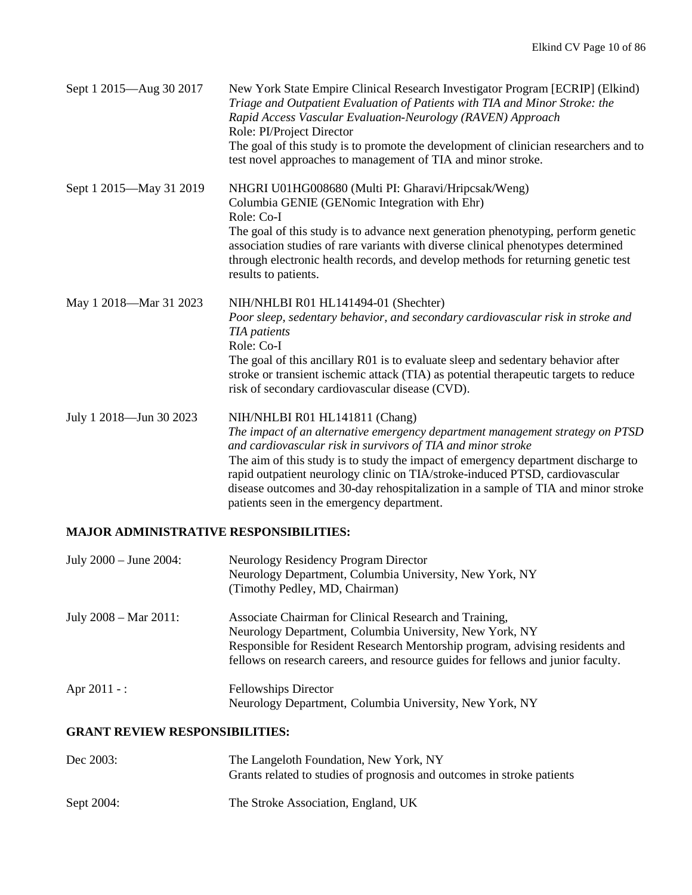Sept 1 2015—Aug 30 2017 New York State Empire Clinical Research Investigator Program [ECRIP] (Elkind)
*Triage and Outpatient Evaluation of Patients with TIA and Minor Stroke: the Rapid Access Vascular Evaluation-Neurology (RAVEN) Approach*
Role: PI/Project Director
The goal of this study is to promote the development of clinician researchers and to test novel approaches to management of TIA and minor stroke.

Sept 1 2015—May 31 2019 NHGRI U01HG008680 (Multi PI: Gharavi/Hripcsak/Weng)
Columbia GENIE (GENomic Integration with Ehr)
Role: Co-I
The goal of this study is to advance next generation phenotyping, perform genetic association studies of rare variants with diverse clinical phenotypes determined through electronic health records, and develop methods for returning genetic test results to patients.

May 1 2018—Mar 31 2023 NIH/NHLBI R01 HL141494-01 (Shechter)
*Poor sleep, sedentary behavior, and secondary cardiovascular risk in stroke and TIA patients*
Role: Co-I
The goal of this ancillary R01 is to evaluate sleep and sedentary behavior after stroke or transient ischemic attack (TIA) as potential therapeutic targets to reduce risk of secondary cardiovascular disease (CVD).

July 1 2018—Jun 30 2023 NIH/NHLBI R01 HL141811 (Chang)
*The impact of an alternative emergency department management strategy on PTSD and cardiovascular risk in survivors of TIA and minor stroke*
The aim of this study is to study the impact of emergency department discharge to rapid outpatient neurology clinic on TIA/stroke-induced PTSD, cardiovascular disease outcomes and 30-day rehospitalization in a sample of TIA and minor stroke patients seen in the emergency department.

## MAJOR ADMINISTRATIVE RESPONSIBILITIES:

July 2000 – June 2004: Neurology Residency Program Director
Neurology Department, Columbia University, New York, NY
(Timothy Pedley, MD, Chairman)

July 2008 – Mar 2011: Associate Chairman for Clinical Research and Training,
Neurology Department, Columbia University, New York, NY
Responsible for Resident Research Mentorship program, advising residents and fellows on research careers, and resource guides for fellows and junior faculty.

Apr 2011 - : Fellowships Director
Neurology Department, Columbia University, New York, NY

## GRANT REVIEW RESPONSIBILITIES:

Dec 2003: The Langeloth Foundation, New York, NY
Grants related to studies of prognosis and outcomes in stroke patients

Sept 2004: The Stroke Association, England, UK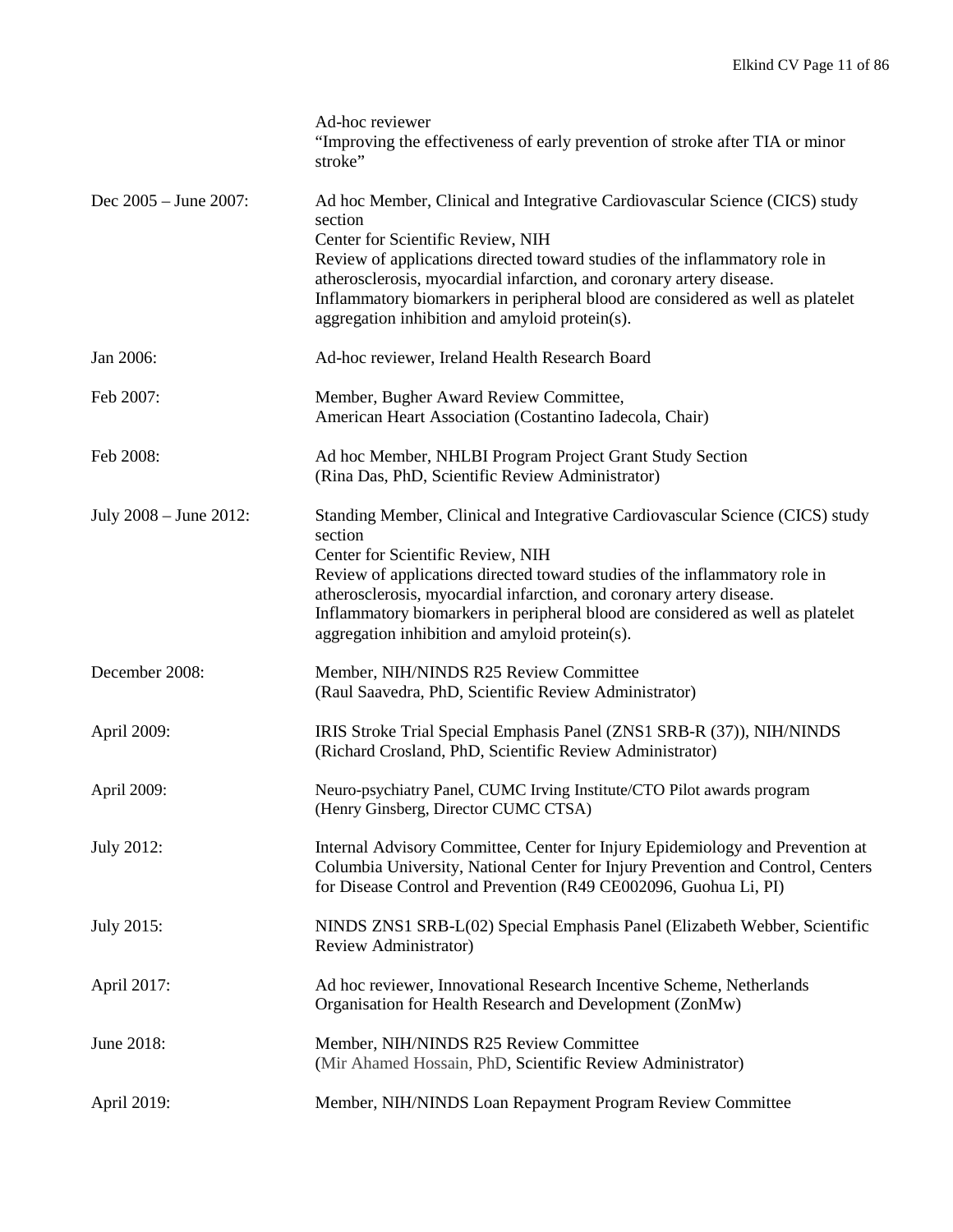| | |
|---|---|
| | Ad-hoc reviewer<br>"Improving the effectiveness of early prevention of stroke after TIA or minor stroke" |
| Dec 2005 – June 2007: | Ad hoc Member, Clinical and Integrative Cardiovascular Science (CICS) study section<br>Center for Scientific Review, NIH<br>Review of applications directed toward studies of the inflammatory role in atherosclerosis, myocardial infarction, and coronary artery disease. Inflammatory biomarkers in peripheral blood are considered as well as platelet aggregation inhibition and amyloid protein(s). |
| Jan 2006: | Ad-hoc reviewer, Ireland Health Research Board |
| Feb 2007: | Member, Bugher Award Review Committee,<br>American Heart Association (Costantino Iadecola, Chair) |
| Feb 2008: | Ad hoc Member, NHLBI Program Project Grant Study Section<br>(Rina Das, PhD, Scientific Review Administrator) |
| July 2008 – June 2012: | Standing Member, Clinical and Integrative Cardiovascular Science (CICS) study section<br>Center for Scientific Review, NIH<br>Review of applications directed toward studies of the inflammatory role in atherosclerosis, myocardial infarction, and coronary artery disease. Inflammatory biomarkers in peripheral blood are considered as well as platelet aggregation inhibition and amyloid protein(s). |
| December 2008: | Member, NIH/NINDS R25 Review Committee<br>(Raul Saavedra, PhD, Scientific Review Administrator) |
| April 2009: | IRIS Stroke Trial Special Emphasis Panel (ZNS1 SRB-R (37)), NIH/NINDS<br>(Richard Crosland, PhD, Scientific Review Administrator) |
| April 2009: | Neuro-psychiatry Panel, CUMC Irving Institute/CTO Pilot awards program<br>(Henry Ginsberg, Director CUMC CTSA) |
| July 2012: | Internal Advisory Committee, Center for Injury Epidemiology and Prevention at Columbia University, National Center for Injury Prevention and Control, Centers for Disease Control and Prevention (R49 CE002096, Guohua Li, PI) |
| July 2015: | NINDS ZNS1 SRB-L(02) Special Emphasis Panel (Elizabeth Webber, Scientific Review Administrator) |
| April 2017: | Ad hoc reviewer, Innovational Research Incentive Scheme, Netherlands Organisation for Health Research and Development (ZonMw) |
| June 2018: | Member, NIH/NINDS R25 Review Committee<br>(Mir Ahamed Hossain, PhD, Scientific Review Administrator) |
| April 2019: | Member, NIH/NINDS Loan Repayment Program Review Committee |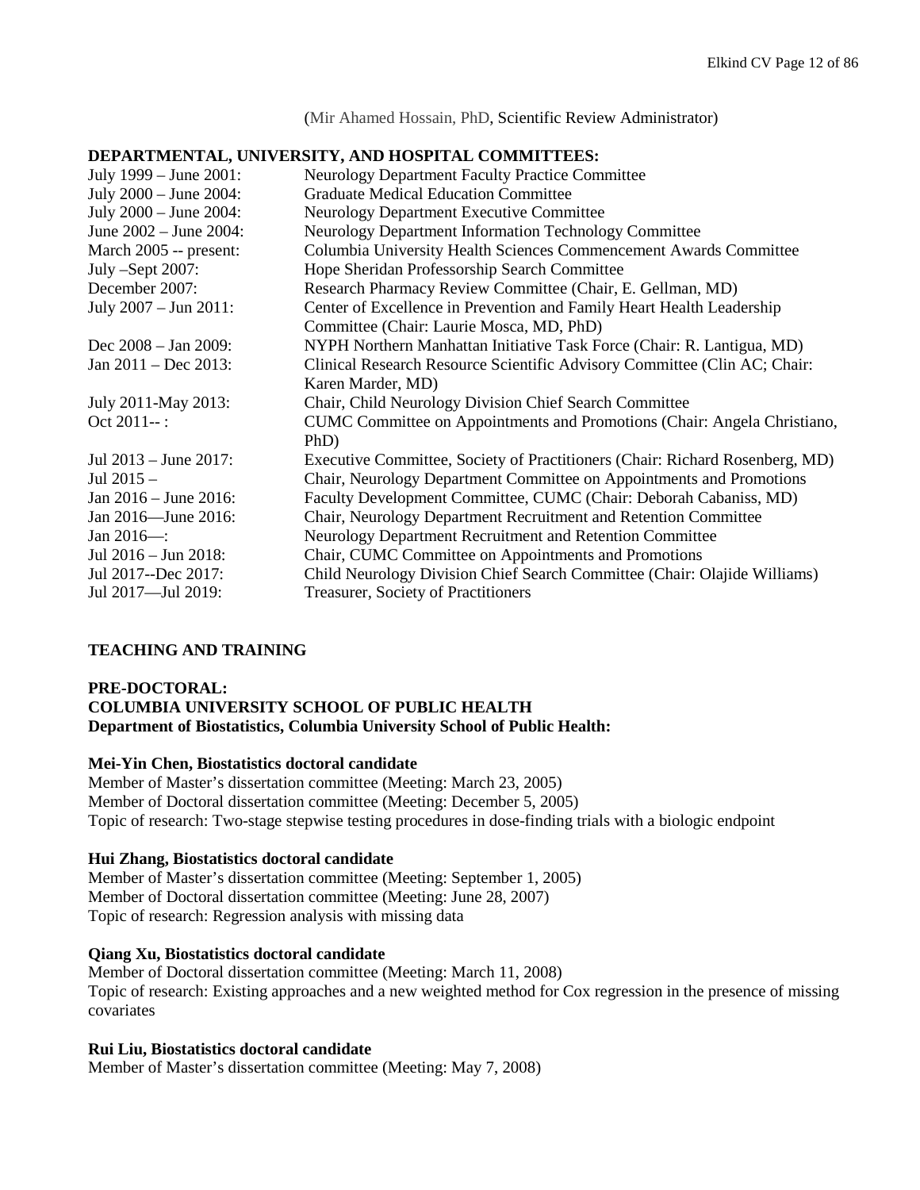(Mir Ahamed Hossain, PhD, Scientific Review Administrator)

## DEPARTMENTAL, UNIVERSITY, AND HOSPITAL COMMITTEES:

| | |
|---|---|
| July 1999 – June 2001: | Neurology Department Faculty Practice Committee |
| July 2000 – June 2004: | Graduate Medical Education Committee |
| July 2000 – June 2004: | Neurology Department Executive Committee |
| June 2002 – June 2004: | Neurology Department Information Technology Committee |
| March 2005 -- present: | Columbia University Health Sciences Commencement Awards Committee |
| July –Sept 2007: | Hope Sheridan Professorship Search Committee |
| December 2007: | Research Pharmacy Review Committee (Chair, E. Gellman, MD) |
| July 2007 – Jun 2011: | Center of Excellence in Prevention and Family Heart Health Leadership Committee (Chair: Laurie Mosca, MD, PhD) |
| Dec 2008 – Jan 2009: | NYPH Northern Manhattan Initiative Task Force (Chair: R. Lantigua, MD) |
| Jan 2011 – Dec 2013: | Clinical Research Resource Scientific Advisory Committee (Clin AC; Chair: Karen Marder, MD) |
| July 2011-May 2013: | Chair, Child Neurology Division Chief Search Committee |
| Oct 2011-- : | CUMC Committee on Appointments and Promotions (Chair: Angela Christiano, PhD) |
| Jul 2013 – June 2017: | Executive Committee, Society of Practitioners (Chair: Richard Rosenberg, MD) |
| Jul 2015 – | Chair, Neurology Department Committee on Appointments and Promotions |
| Jan 2016 – June 2016: | Faculty Development Committee, CUMC (Chair: Deborah Cabaniss, MD) |
| Jan 2016—June 2016: | Chair, Neurology Department Recruitment and Retention Committee |
| Jan 2016—: | Neurology Department Recruitment and Retention Committee |
| Jul 2016 – Jun 2018: | Chair, CUMC Committee on Appointments and Promotions |
| Jul 2017--Dec 2017: | Child Neurology Division Chief Search Committee (Chair: Olajide Williams) |
| Jul 2017—Jul 2019: | Treasurer, Society of Practitioners |

## TEACHING AND TRAINING

### PRE-DOCTORAL:
### COLUMBIA UNIVERSITY SCHOOL OF PUBLIC HEALTH
### Department of Biostatistics, Columbia University School of Public Health:

**Mei-Yin Chen, Biostatistics doctoral candidate**
Member of Master's dissertation committee (Meeting: March 23, 2005)
Member of Doctoral dissertation committee (Meeting: December 5, 2005)
Topic of research: Two-stage stepwise testing procedures in dose-finding trials with a biologic endpoint

**Hui Zhang, Biostatistics doctoral candidate**
Member of Master's dissertation committee (Meeting: September 1, 2005)
Member of Doctoral dissertation committee (Meeting: June 28, 2007)
Topic of research: Regression analysis with missing data

**Qiang Xu, Biostatistics doctoral candidate**
Member of Doctoral dissertation committee (Meeting: March 11, 2008)
Topic of research: Existing approaches and a new weighted method for Cox regression in the presence of missing covariates

**Rui Liu, Biostatistics doctoral candidate**
Member of Master's dissertation committee (Meeting: May 7, 2008)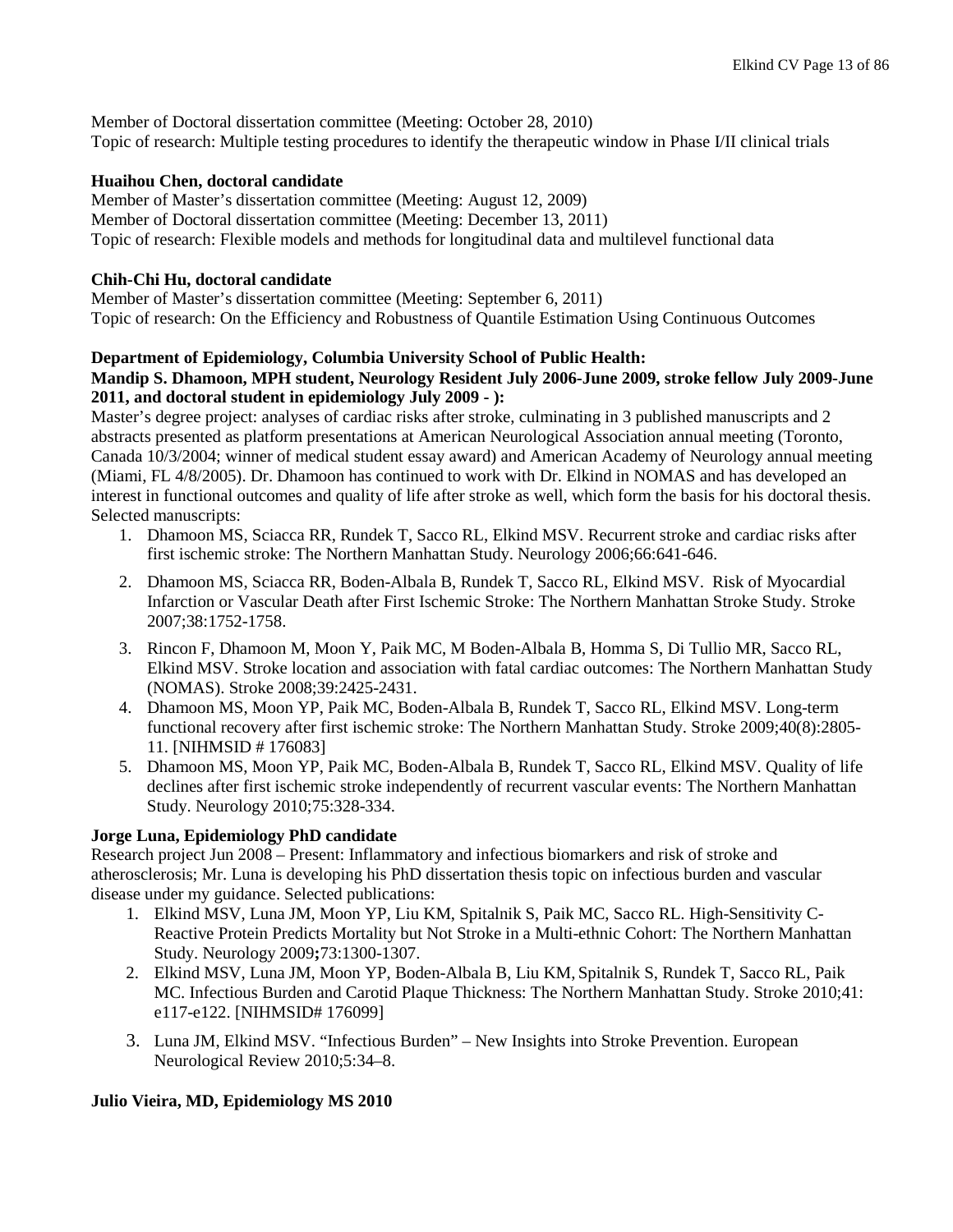Member of Doctoral dissertation committee (Meeting: October 28, 2010)
Topic of research: Multiple testing procedures to identify the therapeutic window in Phase I/II clinical trials

**Huaihou Chen, doctoral candidate**
Member of Master's dissertation committee (Meeting: August 12, 2009)
Member of Doctoral dissertation committee (Meeting: December 13, 2011)
Topic of research: Flexible models and methods for longitudinal data and multilevel functional data

**Chih-Chi Hu, doctoral candidate**
Member of Master's dissertation committee (Meeting: September 6, 2011)
Topic of research: On the Efficiency and Robustness of Quantile Estimation Using Continuous Outcomes

**Department of Epidemiology, Columbia University School of Public Health:**
**Mandip S. Dhamoon, MPH student, Neurology Resident July 2006-June 2009, stroke fellow July 2009-June 2011, and doctoral student in epidemiology July 2009 - ):**
Master's degree project: analyses of cardiac risks after stroke, culminating in 3 published manuscripts and 2 abstracts presented as platform presentations at American Neurological Association annual meeting (Toronto, Canada 10/3/2004; winner of medical student essay award) and American Academy of Neurology annual meeting (Miami, FL 4/8/2005). Dr. Dhamoon has continued to work with Dr. Elkind in NOMAS and has developed an interest in functional outcomes and quality of life after stroke as well, which form the basis for his doctoral thesis. Selected manuscripts:

1. Dhamoon MS, Sciacca RR, Rundek T, Sacco RL, Elkind MSV. Recurrent stroke and cardiac risks after first ischemic stroke: The Northern Manhattan Study. Neurology 2006;66:641-646.
2. Dhamoon MS, Sciacca RR, Boden-Albala B, Rundek T, Sacco RL, Elkind MSV. Risk of Myocardial Infarction or Vascular Death after First Ischemic Stroke: The Northern Manhattan Stroke Study. Stroke 2007;38:1752-1758.
3. Rincon F, Dhamoon M, Moon Y, Paik MC, M Boden-Albala B, Homma S, Di Tullio MR, Sacco RL, Elkind MSV. Stroke location and association with fatal cardiac outcomes: The Northern Manhattan Study (NOMAS). Stroke 2008;39:2425-2431.
4. Dhamoon MS, Moon YP, Paik MC, Boden-Albala B, Rundek T, Sacco RL, Elkind MSV. Long-term functional recovery after first ischemic stroke: The Northern Manhattan Study. Stroke 2009;40(8):2805-11. [NIHMSID # 176083]
5. Dhamoon MS, Moon YP, Paik MC, Boden-Albala B, Rundek T, Sacco RL, Elkind MSV. Quality of life declines after first ischemic stroke independently of recurrent vascular events: The Northern Manhattan Study. Neurology 2010;75:328-334.

**Jorge Luna, Epidemiology PhD candidate**
Research project Jun 2008 – Present: Inflammatory and infectious biomarkers and risk of stroke and atherosclerosis; Mr. Luna is developing his PhD dissertation thesis topic on infectious burden and vascular disease under my guidance. Selected publications:

1. Elkind MSV, Luna JM, Moon YP, Liu KM, Spitalnik S, Paik MC, Sacco RL. High-Sensitivity C-Reactive Protein Predicts Mortality but Not Stroke in a Multi-ethnic Cohort: The Northern Manhattan Study. Neurology 2009**;**73:1300-1307.
2. Elkind MSV, Luna JM, Moon YP, Boden-Albala B, Liu KM, Spitalnik S, Rundek T, Sacco RL, Paik MC. Infectious Burden and Carotid Plaque Thickness: The Northern Manhattan Study. Stroke 2010;41: e117-e122. [NIHMSID# 176099]
3. Luna JM, Elkind MSV. "Infectious Burden" – New Insights into Stroke Prevention. European Neurological Review 2010;5:34–8.

**Julio Vieira, MD, Epidemiology MS 2010**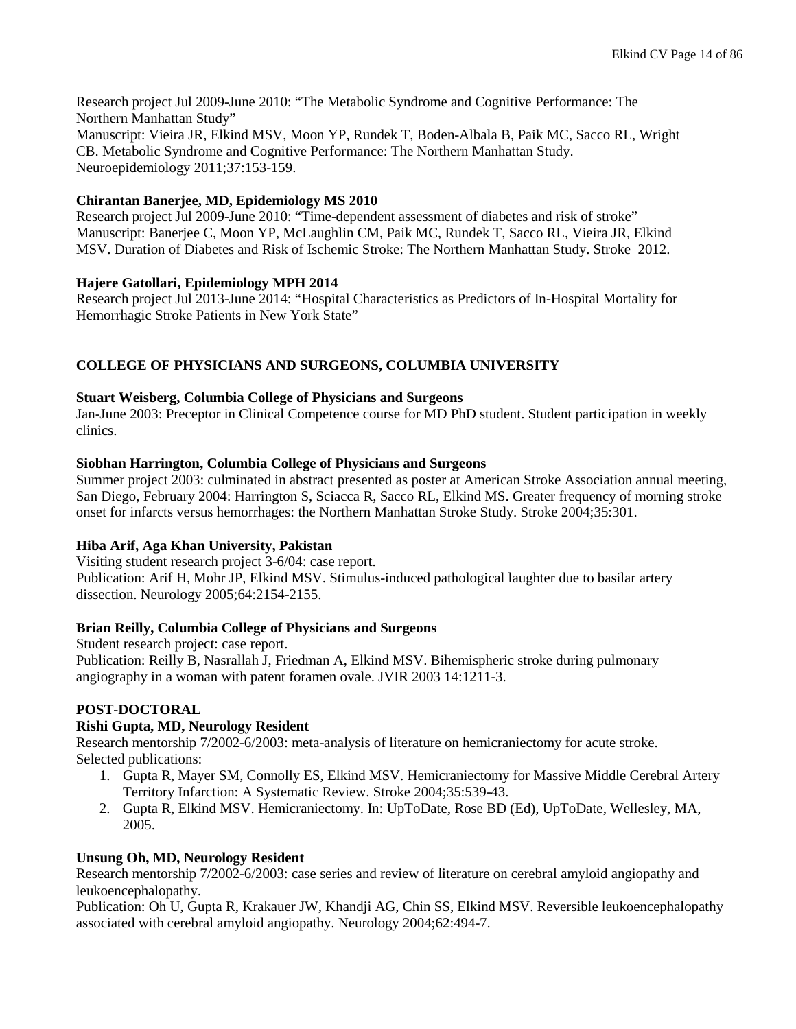Research project Jul 2009-June 2010: "The Metabolic Syndrome and Cognitive Performance: The Northern Manhattan Study"
Manuscript: Vieira JR, Elkind MSV, Moon YP, Rundek T, Boden-Albala B, Paik MC, Sacco RL, Wright CB. Metabolic Syndrome and Cognitive Performance: The Northern Manhattan Study. Neuroepidemiology 2011;37:153-159.

**Chirantan Banerjee, MD, Epidemiology MS 2010**
Research project Jul 2009-June 2010: "Time-dependent assessment of diabetes and risk of stroke"
Manuscript: Banerjee C, Moon YP, McLaughlin CM, Paik MC, Rundek T, Sacco RL, Vieira JR, Elkind MSV. Duration of Diabetes and Risk of Ischemic Stroke: The Northern Manhattan Study. Stroke 2012.

**Hajere Gatollari, Epidemiology MPH 2014**
Research project Jul 2013-June 2014: "Hospital Characteristics as Predictors of In-Hospital Mortality for Hemorrhagic Stroke Patients in New York State"

## COLLEGE OF PHYSICIANS AND SURGEONS, COLUMBIA UNIVERSITY

**Stuart Weisberg, Columbia College of Physicians and Surgeons**
Jan-June 2003: Preceptor in Clinical Competence course for MD PhD student. Student participation in weekly clinics.

**Siobhan Harrington, Columbia College of Physicians and Surgeons**
Summer project 2003: culminated in abstract presented as poster at American Stroke Association annual meeting, San Diego, February 2004: Harrington S, Sciacca R, Sacco RL, Elkind MS. Greater frequency of morning stroke onset for infarcts versus hemorrhages: the Northern Manhattan Stroke Study. Stroke 2004;35:301.

**Hiba Arif, Aga Khan University, Pakistan**
Visiting student research project 3-6/04: case report.
Publication: Arif H, Mohr JP, Elkind MSV. Stimulus-induced pathological laughter due to basilar artery dissection. Neurology 2005;64:2154-2155.

**Brian Reilly, Columbia College of Physicians and Surgeons**
Student research project: case report.
Publication: Reilly B, Nasrallah J, Friedman A, Elkind MSV. Bihemispheric stroke during pulmonary angiography in a woman with patent foramen ovale. JVIR 2003 14:1211-3.

## POST-DOCTORAL

**Rishi Gupta, MD, Neurology Resident**
Research mentorship 7/2002-6/2003: meta-analysis of literature on hemicraniectomy for acute stroke.
Selected publications:

1. Gupta R, Mayer SM, Connolly ES, Elkind MSV. Hemicraniectomy for Massive Middle Cerebral Artery Territory Infarction: A Systematic Review. Stroke 2004;35:539-43.
2. Gupta R, Elkind MSV. Hemicraniectomy. In: UpToDate, Rose BD (Ed), UpToDate, Wellesley, MA, 2005.

**Unsung Oh, MD, Neurology Resident**
Research mentorship 7/2002-6/2003: case series and review of literature on cerebral amyloid angiopathy and leukoencephalopathy.
Publication: Oh U, Gupta R, Krakauer JW, Khandji AG, Chin SS, Elkind MSV. Reversible leukoencephalopathy associated with cerebral amyloid angiopathy. Neurology 2004;62:494-7.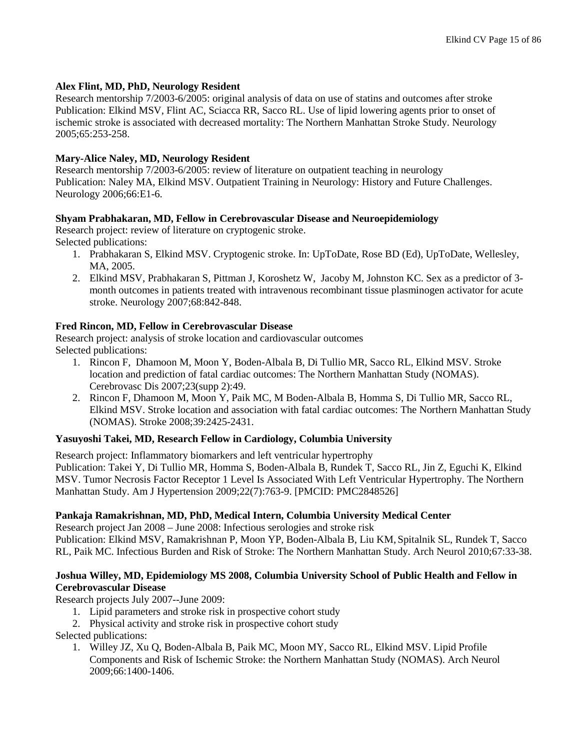**Alex Flint, MD, PhD, Neurology Resident**
Research mentorship 7/2003-6/2005: original analysis of data on use of statins and outcomes after stroke
Publication: Elkind MSV, Flint AC, Sciacca RR, Sacco RL. Use of lipid lowering agents prior to onset of ischemic stroke is associated with decreased mortality: The Northern Manhattan Stroke Study. Neurology 2005;65:253-258.

**Mary-Alice Naley, MD, Neurology Resident**
Research mentorship 7/2003-6/2005: review of literature on outpatient teaching in neurology
Publication: Naley MA, Elkind MSV. Outpatient Training in Neurology: History and Future Challenges. Neurology 2006;66:E1-6.

**Shyam Prabhakaran, MD, Fellow in Cerebrovascular Disease and Neuroepidemiology**
Research project: review of literature on cryptogenic stroke.
Selected publications:

1. Prabhakaran S, Elkind MSV. Cryptogenic stroke. In: UpToDate, Rose BD (Ed), UpToDate, Wellesley, MA, 2005.
2. Elkind MSV, Prabhakaran S, Pittman J, Koroshetz W, Jacoby M, Johnston KC. Sex as a predictor of 3-month outcomes in patients treated with intravenous recombinant tissue plasminogen activator for acute stroke. Neurology 2007;68:842-848.

**Fred Rincon, MD, Fellow in Cerebrovascular Disease**
Research project: analysis of stroke location and cardiovascular outcomes
Selected publications:

1. Rincon F, Dhamoon M, Moon Y, Boden-Albala B, Di Tullio MR, Sacco RL, Elkind MSV. Stroke location and prediction of fatal cardiac outcomes: The Northern Manhattan Study (NOMAS). Cerebrovasc Dis 2007;23(supp 2):49.
2. Rincon F, Dhamoon M, Moon Y, Paik MC, M Boden-Albala B, Homma S, Di Tullio MR, Sacco RL, Elkind MSV. Stroke location and association with fatal cardiac outcomes: The Northern Manhattan Study (NOMAS). Stroke 2008;39:2425-2431.

**Yasuyoshi Takei, MD, Research Fellow in Cardiology, Columbia University**

Research project: Inflammatory biomarkers and left ventricular hypertrophy
Publication: Takei Y, Di Tullio MR, Homma S, Boden-Albala B, Rundek T, Sacco RL, Jin Z, Eguchi K, Elkind MSV. Tumor Necrosis Factor Receptor 1 Level Is Associated With Left Ventricular Hypertrophy. The Northern Manhattan Study. Am J Hypertension 2009;22(7):763-9. [PMCID: PMC2848526]

**Pankaja Ramakrishnan, MD, PhD, Medical Intern, Columbia University Medical Center**
Research project Jan 2008 – June 2008: Infectious serologies and stroke risk
Publication: Elkind MSV, Ramakrishnan P, Moon YP, Boden-Albala B, Liu KM, Spitalnik SL, Rundek T, Sacco RL, Paik MC. Infectious Burden and Risk of Stroke: The Northern Manhattan Study. Arch Neurol 2010;67:33-38.

**Joshua Willey, MD, Epidemiology MS 2008, Columbia University School of Public Health and Fellow in Cerebrovascular Disease**
Research projects July 2007--June 2009:

1. Lipid parameters and stroke risk in prospective cohort study
2. Physical activity and stroke risk in prospective cohort study

Selected publications:

1. Willey JZ, Xu Q, Boden-Albala B, Paik MC, Moon MY, Sacco RL, Elkind MSV. Lipid Profile Components and Risk of Ischemic Stroke: the Northern Manhattan Study (NOMAS). Arch Neurol 2009;66:1400-1406.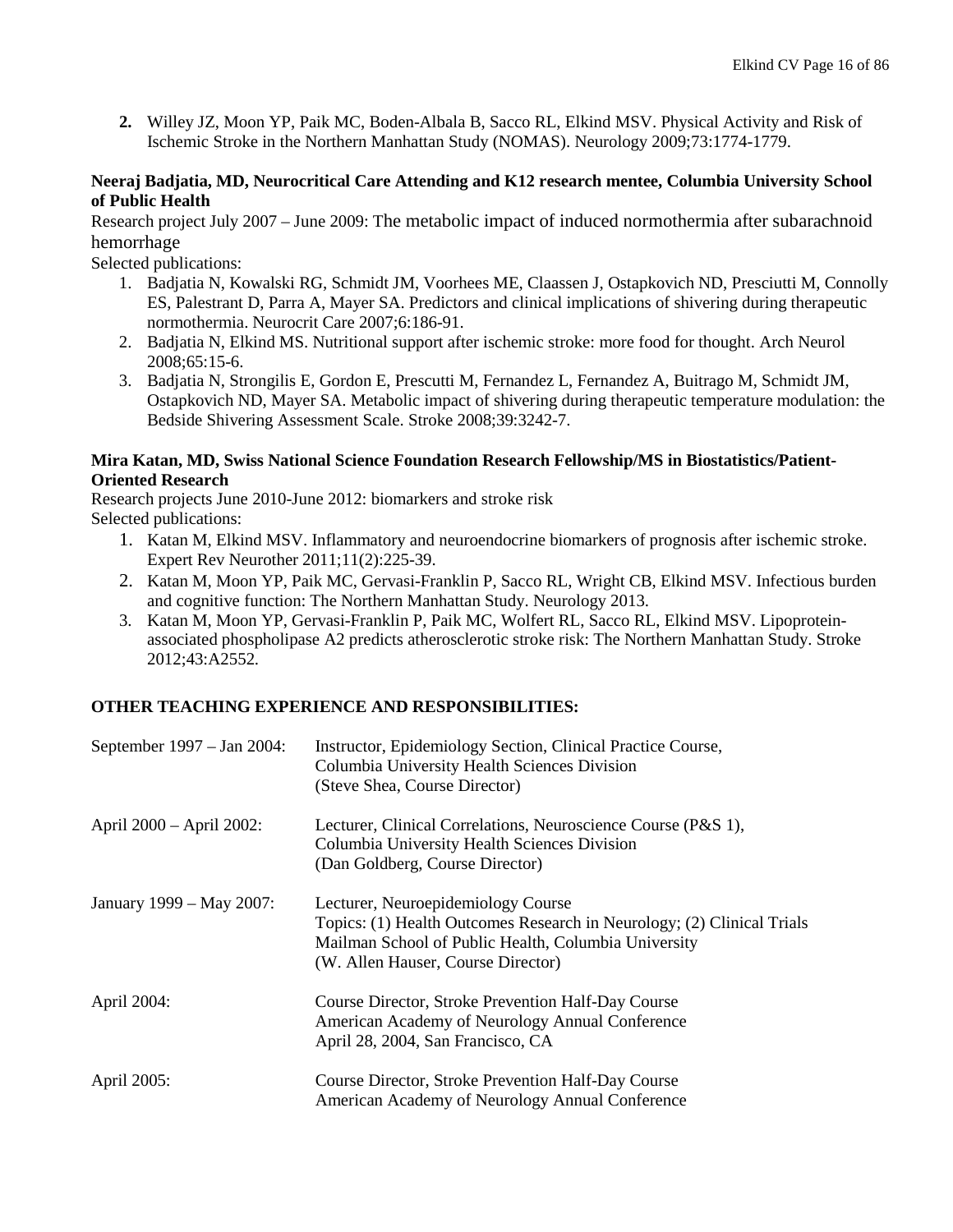2. Willey JZ, Moon YP, Paik MC, Boden-Albala B, Sacco RL, Elkind MSV. Physical Activity and Risk of Ischemic Stroke in the Northern Manhattan Study (NOMAS). Neurology 2009;73:1774-1779.

**Neeraj Badjatia, MD, Neurocritical Care Attending and K12 research mentee, Columbia University School of Public Health**

Research project July 2007 – June 2009: The metabolic impact of induced normothermia after subarachnoid hemorrhage

Selected publications:

1. Badjatia N, Kowalski RG, Schmidt JM, Voorhees ME, Claassen J, Ostapkovich ND, Presciutti M, Connolly ES, Palestrant D, Parra A, Mayer SA. Predictors and clinical implications of shivering during therapeutic normothermia. Neurocrit Care 2007;6:186-91.
2. Badjatia N, Elkind MS. Nutritional support after ischemic stroke: more food for thought. Arch Neurol 2008;65:15-6.
3. Badjatia N, Strongilis E, Gordon E, Prescutti M, Fernandez L, Fernandez A, Buitrago M, Schmidt JM, Ostapkovich ND, Mayer SA. Metabolic impact of shivering during therapeutic temperature modulation: the Bedside Shivering Assessment Scale. Stroke 2008;39:3242-7.

**Mira Katan, MD, Swiss National Science Foundation Research Fellowship/MS in Biostatistics/Patient-Oriented Research**

Research projects June 2010-June 2012: biomarkers and stroke risk

Selected publications:

1. Katan M, Elkind MSV. Inflammatory and neuroendocrine biomarkers of prognosis after ischemic stroke. Expert Rev Neurother 2011;11(2):225-39.
2. Katan M, Moon YP, Paik MC, Gervasi-Franklin P, Sacco RL, Wright CB, Elkind MSV. Infectious burden and cognitive function: The Northern Manhattan Study. Neurology 2013.
3. Katan M, Moon YP, Gervasi-Franklin P, Paik MC, Wolfert RL, Sacco RL, Elkind MSV. Lipoprotein-associated phospholipase A2 predicts atherosclerotic stroke risk: The Northern Manhattan Study. Stroke 2012;43:A2552.

## OTHER TEACHING EXPERIENCE AND RESPONSIBILITIES:

| | |
|---|---|
| September 1997 – Jan 2004: | Instructor, Epidemiology Section, Clinical Practice Course, Columbia University Health Sciences Division (Steve Shea, Course Director) |
| April 2000 – April 2002: | Lecturer, Clinical Correlations, Neuroscience Course (P&S 1), Columbia University Health Sciences Division (Dan Goldberg, Course Director) |
| January 1999 – May 2007: | Lecturer, Neuroepidemiology Course<br>Topics: (1) Health Outcomes Research in Neurology; (2) Clinical Trials<br>Mailman School of Public Health, Columbia University<br>(W. Allen Hauser, Course Director) |
| April 2004: | Course Director, Stroke Prevention Half-Day Course<br>American Academy of Neurology Annual Conference<br>April 28, 2004, San Francisco, CA |
| April 2005: | Course Director, Stroke Prevention Half-Day Course<br>American Academy of Neurology Annual Conference |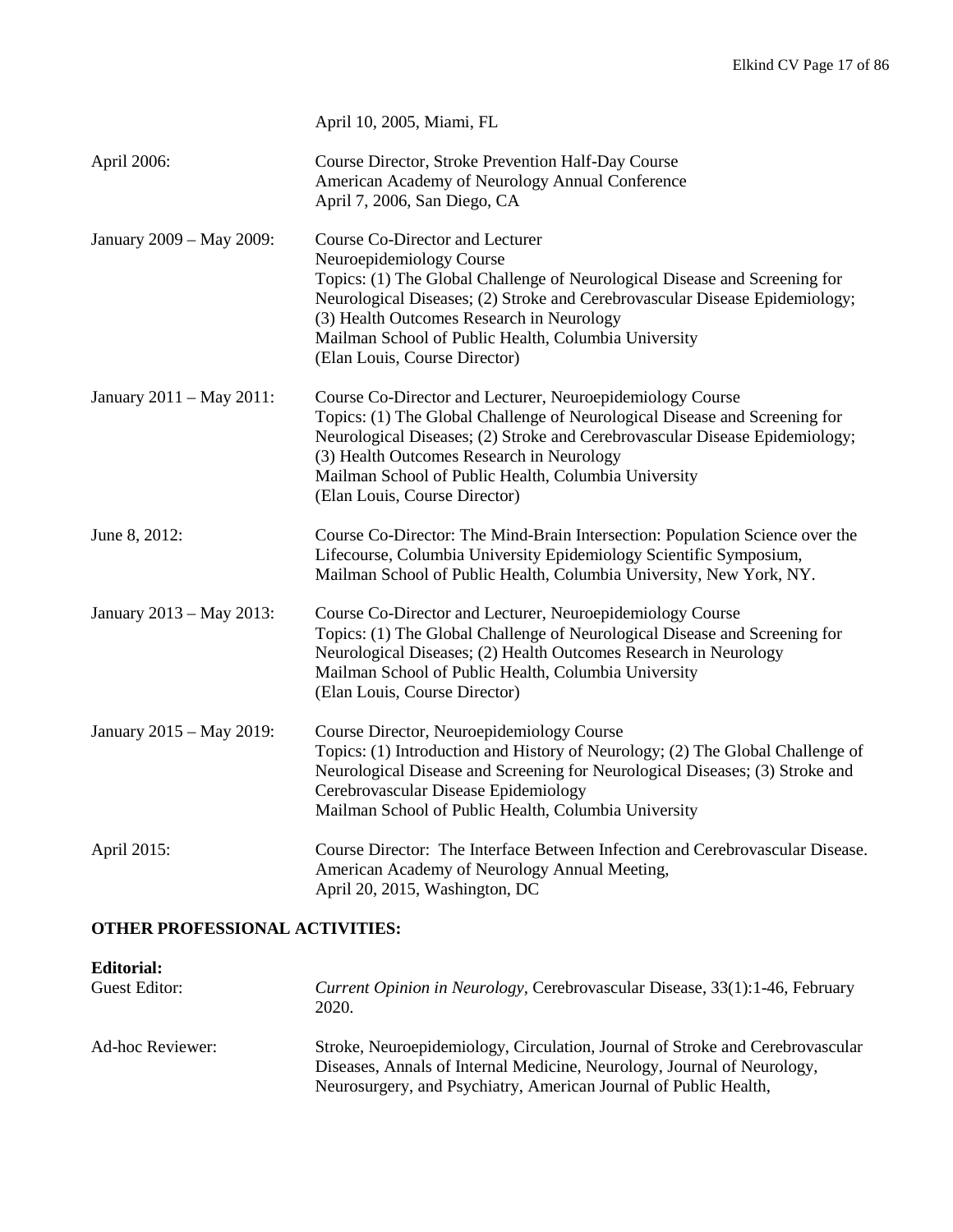April 10, 2005, Miami, FL

April 2006: Course Director, Stroke Prevention Half-Day Course
American Academy of Neurology Annual Conference
April 7, 2006, San Diego, CA

January 2009 – May 2009: Course Co-Director and Lecturer
Neuroepidemiology Course
Topics: (1) The Global Challenge of Neurological Disease and Screening for Neurological Diseases; (2) Stroke and Cerebrovascular Disease Epidemiology; (3) Health Outcomes Research in Neurology
Mailman School of Public Health, Columbia University
(Elan Louis, Course Director)

January 2011 – May 2011: Course Co-Director and Lecturer, Neuroepidemiology Course
Topics: (1) The Global Challenge of Neurological Disease and Screening for Neurological Diseases; (2) Stroke and Cerebrovascular Disease Epidemiology; (3) Health Outcomes Research in Neurology
Mailman School of Public Health, Columbia University
(Elan Louis, Course Director)

June 8, 2012: Course Co-Director: The Mind-Brain Intersection: Population Science over the Lifecourse, Columbia University Epidemiology Scientific Symposium, Mailman School of Public Health, Columbia University, New York, NY.

January 2013 – May 2013: Course Co-Director and Lecturer, Neuroepidemiology Course
Topics: (1) The Global Challenge of Neurological Disease and Screening for Neurological Diseases; (2) Health Outcomes Research in Neurology
Mailman School of Public Health, Columbia University
(Elan Louis, Course Director)

January 2015 – May 2019: Course Director, Neuroepidemiology Course
Topics: (1) Introduction and History of Neurology; (2) The Global Challenge of Neurological Disease and Screening for Neurological Diseases; (3) Stroke and Cerebrovascular Disease Epidemiology
Mailman School of Public Health, Columbia University

April 2015: Course Director: The Interface Between Infection and Cerebrovascular Disease.
American Academy of Neurology Annual Meeting,
April 20, 2015, Washington, DC

## OTHER PROFESSIONAL ACTIVITIES:

**Editorial:**

Guest Editor: *Current Opinion in Neurology,* Cerebrovascular Disease, 33(1):1-46, February 2020.

Ad-hoc Reviewer: Stroke, Neuroepidemiology, Circulation, Journal of Stroke and Cerebrovascular Diseases, Annals of Internal Medicine, Neurology, Journal of Neurology, Neurosurgery, and Psychiatry, American Journal of Public Health,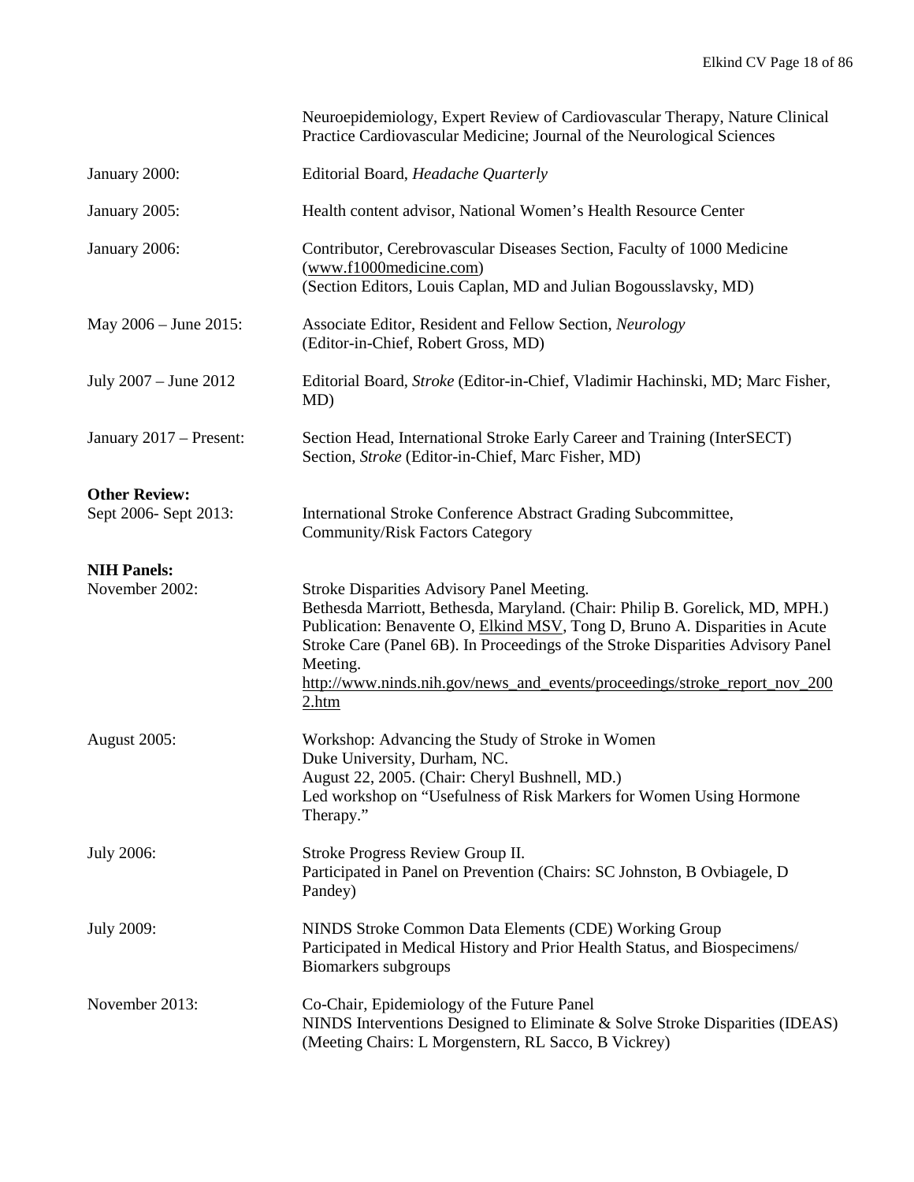Neuroepidemiology, Expert Review of Cardiovascular Therapy, Nature Clinical Practice Cardiovascular Medicine; Journal of the Neurological Sciences

January 2000: Editorial Board, *Headache Quarterly*

January 2005: Health content advisor, National Women's Health Resource Center

January 2006: Contributor, Cerebrovascular Diseases Section, Faculty of 1000 Medicine (www.f1000medicine.com)
(Section Editors, Louis Caplan, MD and Julian Bogousslavsky, MD)

May 2006 – June 2015: Associate Editor, Resident and Fellow Section, *Neurology*
(Editor-in-Chief, Robert Gross, MD)

July 2007 – June 2012 Editorial Board, *Stroke* (Editor-in-Chief, Vladimir Hachinski, MD; Marc Fisher, MD)

January 2017 – Present: Section Head, International Stroke Early Career and Training (InterSECT) Section, *Stroke* (Editor-in-Chief, Marc Fisher, MD)

**Other Review:**

Sept 2006- Sept 2013: International Stroke Conference Abstract Grading Subcommittee, Community/Risk Factors Category

**NIH Panels:**

November 2002: Stroke Disparities Advisory Panel Meeting.
Bethesda Marriott, Bethesda, Maryland. (Chair: Philip B. Gorelick, MD, MPH.)
Publication: Benavente O, Elkind MSV, Tong D, Bruno A. Disparities in Acute Stroke Care (Panel 6B). In Proceedings of the Stroke Disparities Advisory Panel Meeting.
http://www.ninds.nih.gov/news_and_events/proceedings/stroke_report_nov_2002.htm

August 2005: Workshop: Advancing the Study of Stroke in Women
Duke University, Durham, NC.
August 22, 2005. (Chair: Cheryl Bushnell, MD.)
Led workshop on "Usefulness of Risk Markers for Women Using Hormone Therapy."

July 2006: Stroke Progress Review Group II.
Participated in Panel on Prevention (Chairs: SC Johnston, B Ovbiagele, D Pandey)

July 2009: NINDS Stroke Common Data Elements (CDE) Working Group
Participated in Medical History and Prior Health Status, and Biospecimens/ Biomarkers subgroups

November 2013: Co-Chair, Epidemiology of the Future Panel
NINDS Interventions Designed to Eliminate & Solve Stroke Disparities (IDEAS)
(Meeting Chairs: L Morgenstern, RL Sacco, B Vickrey)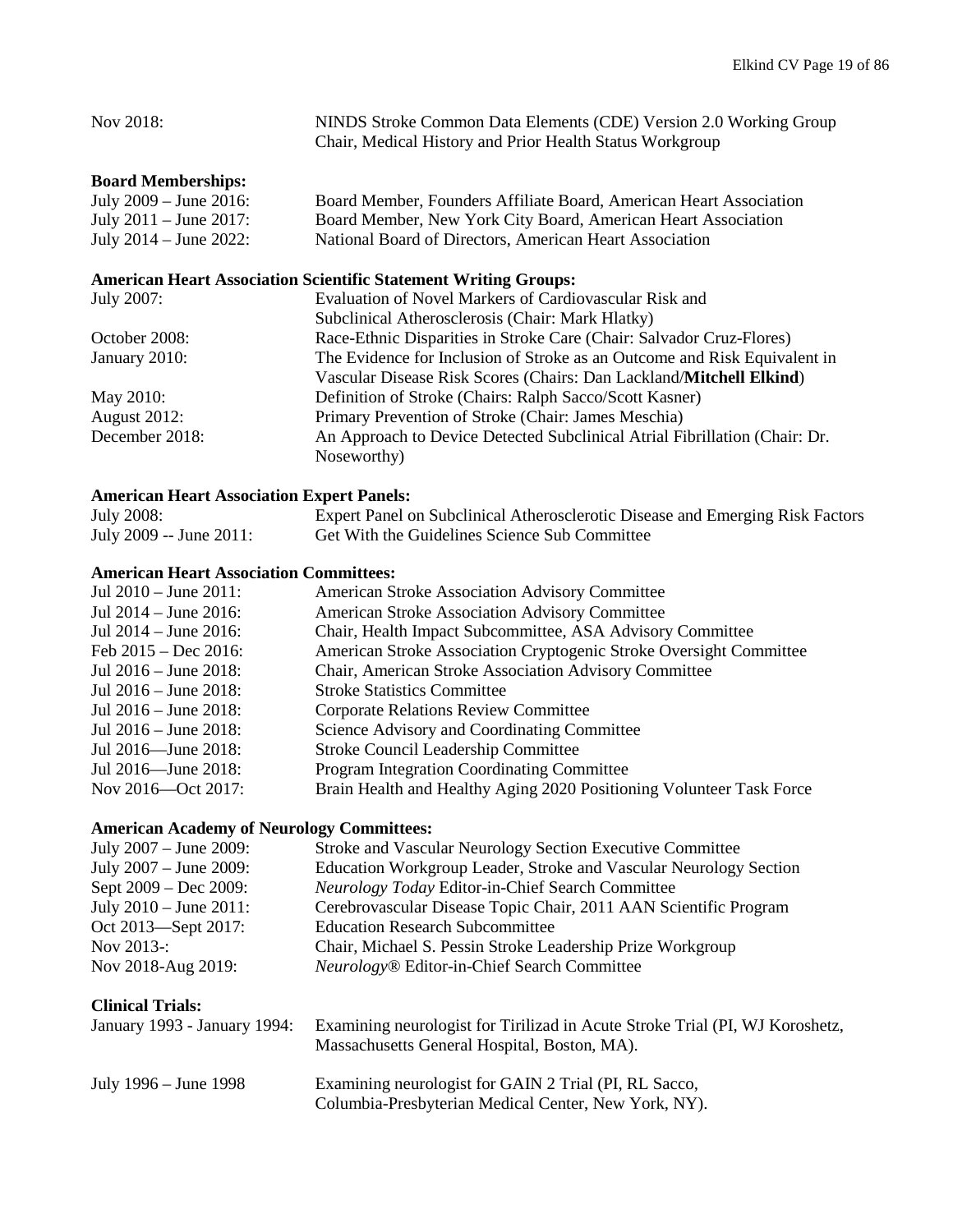Nov 2018: NINDS Stroke Common Data Elements (CDE) Version 2.0 Working Group Chair, Medical History and Prior Health Status Workgroup

**Board Memberships:**

| | |
|---|---|
| July 2009 – June 2016: | Board Member, Founders Affiliate Board, American Heart Association |
| July 2011 – June 2017: | Board Member, New York City Board, American Heart Association |
| July 2014 – June 2022: | National Board of Directors, American Heart Association |

**American Heart Association Scientific Statement Writing Groups:**

| | |
|---|---|
| July 2007: | Evaluation of Novel Markers of Cardiovascular Risk and Subclinical Atherosclerosis (Chair: Mark Hlatky) |
| October 2008: | Race-Ethnic Disparities in Stroke Care (Chair: Salvador Cruz-Flores) |
| January 2010: | The Evidence for Inclusion of Stroke as an Outcome and Risk Equivalent in Vascular Disease Risk Scores (Chairs: Dan Lackland/**Mitchell Elkind**) |
| May 2010: | Definition of Stroke (Chairs: Ralph Sacco/Scott Kasner) |
| August 2012: | Primary Prevention of Stroke (Chair: James Meschia) |
| December 2018: | An Approach to Device Detected Subclinical Atrial Fibrillation (Chair: Dr. Noseworthy) |

**American Heart Association Expert Panels:**

| | |
|---|---|
| July 2008: | Expert Panel on Subclinical Atherosclerotic Disease and Emerging Risk Factors |
| July 2009 -- June 2011: | Get With the Guidelines Science Sub Committee |

**American Heart Association Committees:**

| | |
|---|---|
| Jul 2010 – June 2011: | American Stroke Association Advisory Committee |
| Jul 2014 – June 2016: | American Stroke Association Advisory Committee |
| Jul 2014 – June 2016: | Chair, Health Impact Subcommittee, ASA Advisory Committee |
| Feb 2015 – Dec 2016: | American Stroke Association Cryptogenic Stroke Oversight Committee |
| Jul 2016 – June 2018: | Chair, American Stroke Association Advisory Committee |
| Jul 2016 – June 2018: | Stroke Statistics Committee |
| Jul 2016 – June 2018: | Corporate Relations Review Committee |
| Jul 2016 – June 2018: | Science Advisory and Coordinating Committee |
| Jul 2016—June 2018: | Stroke Council Leadership Committee |
| Jul 2016—June 2018: | Program Integration Coordinating Committee |
| Nov 2016—Oct 2017: | Brain Health and Healthy Aging 2020 Positioning Volunteer Task Force |

**American Academy of Neurology Committees:**

| | |
|---|---|
| July 2007 – June 2009: | Stroke and Vascular Neurology Section Executive Committee |
| July 2007 – June 2009: | Education Workgroup Leader, Stroke and Vascular Neurology Section |
| Sept 2009 – Dec 2009: | *Neurology Today* Editor-in-Chief Search Committee |
| July 2010 – June 2011: | Cerebrovascular Disease Topic Chair, 2011 AAN Scientific Program |
| Oct 2013—Sept 2017: | Education Research Subcommittee |
| Nov 2013-: | Chair, Michael S. Pessin Stroke Leadership Prize Workgroup |
| Nov 2018-Aug 2019: | *Neurology®* Editor-in-Chief Search Committee |

**Clinical Trials:**

| | |
|---|---|
| January 1993 - January 1994: | Examining neurologist for Tirilizad in Acute Stroke Trial (PI, WJ Koroshetz, Massachusetts General Hospital, Boston, MA). |
| July 1996 – June 1998 | Examining neurologist for GAIN 2 Trial (PI, RL Sacco, Columbia-Presbyterian Medical Center, New York, NY). |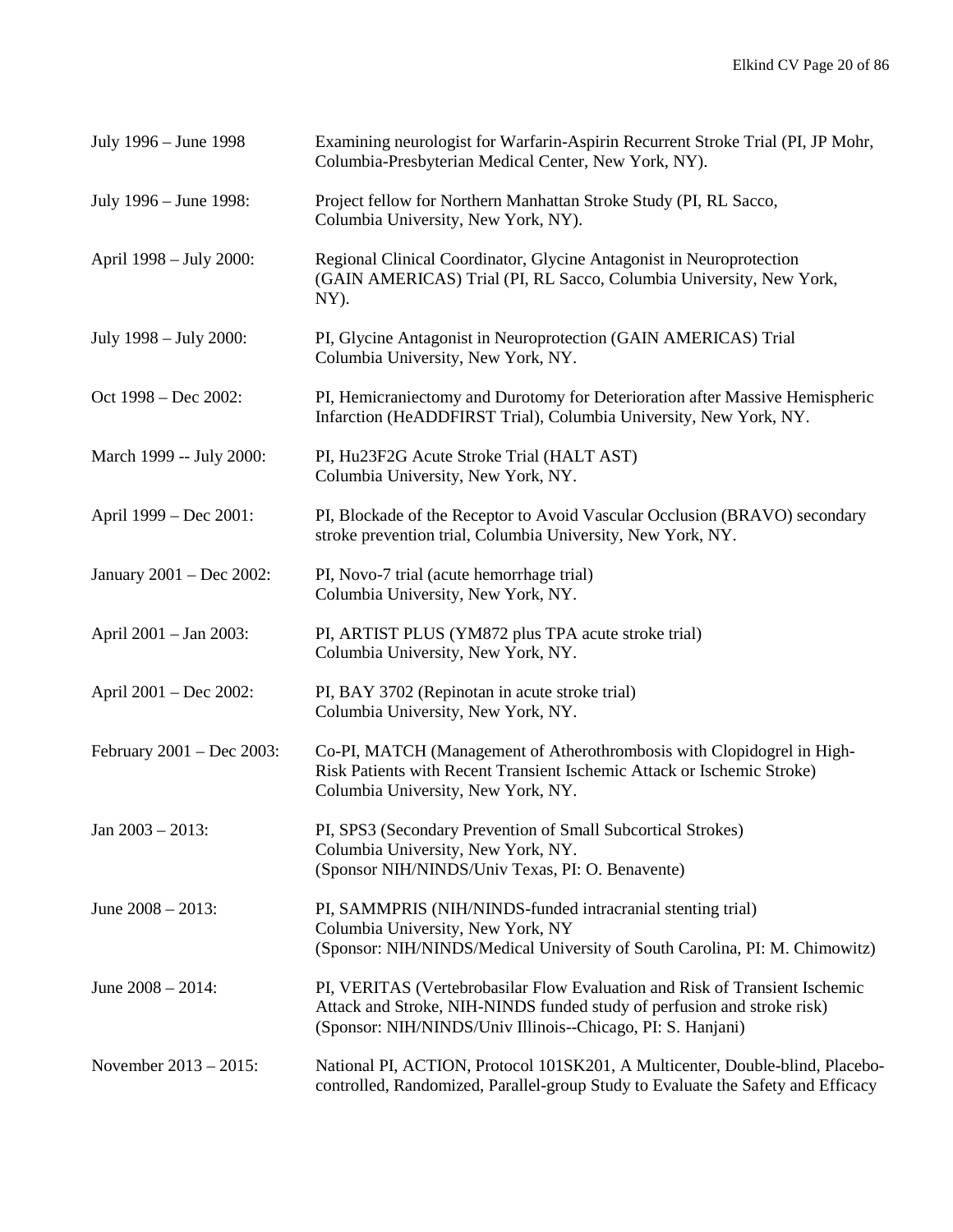July 1996 – June 1998 Examining neurologist for Warfarin-Aspirin Recurrent Stroke Trial (PI, JP Mohr, Columbia-Presbyterian Medical Center, New York, NY).

July 1996 – June 1998: Project fellow for Northern Manhattan Stroke Study (PI, RL Sacco, Columbia University, New York, NY).

April 1998 – July 2000: Regional Clinical Coordinator, Glycine Antagonist in Neuroprotection (GAIN AMERICAS) Trial (PI, RL Sacco, Columbia University, New York, NY).

July 1998 – July 2000: PI, Glycine Antagonist in Neuroprotection (GAIN AMERICAS) Trial Columbia University, New York, NY.

Oct 1998 – Dec 2002: PI, Hemicraniectomy and Durotomy for Deterioration after Massive Hemispheric Infarction (HeADDFIRST Trial), Columbia University, New York, NY.

March 1999 -- July 2000: PI, Hu23F2G Acute Stroke Trial (HALT AST) Columbia University, New York, NY.

April 1999 – Dec 2001: PI, Blockade of the Receptor to Avoid Vascular Occlusion (BRAVO) secondary stroke prevention trial, Columbia University, New York, NY.

January 2001 – Dec 2002: PI, Novo-7 trial (acute hemorrhage trial) Columbia University, New York, NY.

April 2001 – Jan 2003: PI, ARTIST PLUS (YM872 plus TPA acute stroke trial) Columbia University, New York, NY.

April 2001 – Dec 2002: PI, BAY 3702 (Repinotan in acute stroke trial) Columbia University, New York, NY.

February 2001 – Dec 2003: Co-PI, MATCH (Management of Atherothrombosis with Clopidogrel in High-Risk Patients with Recent Transient Ischemic Attack or Ischemic Stroke) Columbia University, New York, NY.

Jan 2003 – 2013: PI, SPS3 (Secondary Prevention of Small Subcortical Strokes) Columbia University, New York, NY. (Sponsor NIH/NINDS/Univ Texas, PI: O. Benavente)

June 2008 – 2013: PI, SAMMPRIS (NIH/NINDS-funded intracranial stenting trial) Columbia University, New York, NY (Sponsor: NIH/NINDS/Medical University of South Carolina, PI: M. Chimowitz)

June 2008 – 2014: PI, VERITAS (Vertebrobasilar Flow Evaluation and Risk of Transient Ischemic Attack and Stroke, NIH-NINDS funded study of perfusion and stroke risk) (Sponsor: NIH/NINDS/Univ Illinois--Chicago, PI: S. Hanjani)

November 2013 – 2015: National PI, ACTION, Protocol 101SK201, A Multicenter, Double-blind, Placebo-controlled, Randomized, Parallel-group Study to Evaluate the Safety and Efficacy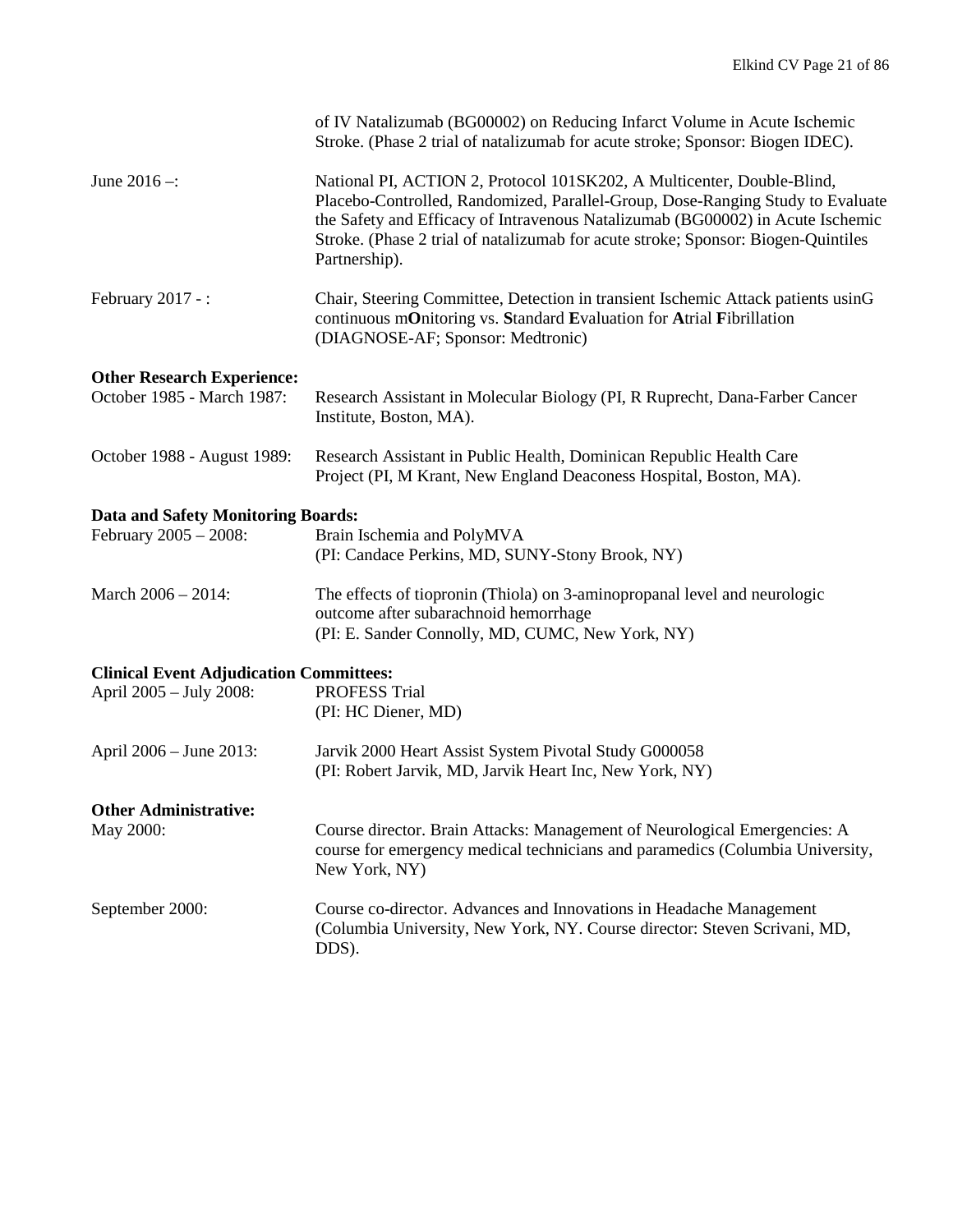of IV Natalizumab (BG00002) on Reducing Infarct Volume in Acute Ischemic Stroke. (Phase 2 trial of natalizumab for acute stroke; Sponsor: Biogen IDEC).

June 2016 –: National PI, ACTION 2, Protocol 101SK202, A Multicenter, Double-Blind, Placebo-Controlled, Randomized, Parallel-Group, Dose-Ranging Study to Evaluate the Safety and Efficacy of Intravenous Natalizumab (BG00002) in Acute Ischemic Stroke. (Phase 2 trial of natalizumab for acute stroke; Sponsor: Biogen-Quintiles Partnership).

February 2017 - : Chair, Steering Committee, Detection in transient Ischemic Attack patients usinG continuous m**O**nitoring vs. **S**tandard **E**valuation for **A**trial **F**ibrillation (DIAGNOSE-AF; Sponsor: Medtronic)

**Other Research Experience:**

October 1985 - March 1987: Research Assistant in Molecular Biology (PI, R Ruprecht, Dana-Farber Cancer Institute, Boston, MA).

October 1988 - August 1989: Research Assistant in Public Health, Dominican Republic Health Care Project (PI, M Krant, New England Deaconess Hospital, Boston, MA).

**Data and Safety Monitoring Boards:**

February 2005 – 2008: Brain Ischemia and PolyMVA
(PI: Candace Perkins, MD, SUNY-Stony Brook, NY)

March 2006 – 2014: The effects of tiopronin (Thiola) on 3-aminopropanal level and neurologic outcome after subarachnoid hemorrhage
(PI: E. Sander Connolly, MD, CUMC, New York, NY)

**Clinical Event Adjudication Committees:**

April 2005 – July 2008: PROFESS Trial
(PI: HC Diener, MD)

April 2006 – June 2013: Jarvik 2000 Heart Assist System Pivotal Study G000058
(PI: Robert Jarvik, MD, Jarvik Heart Inc, New York, NY)

**Other Administrative:**

May 2000: Course director. Brain Attacks: Management of Neurological Emergencies: A course for emergency medical technicians and paramedics (Columbia University, New York, NY)

September 2000: Course co-director. Advances and Innovations in Headache Management (Columbia University, New York, NY. Course director: Steven Scrivani, MD, DDS).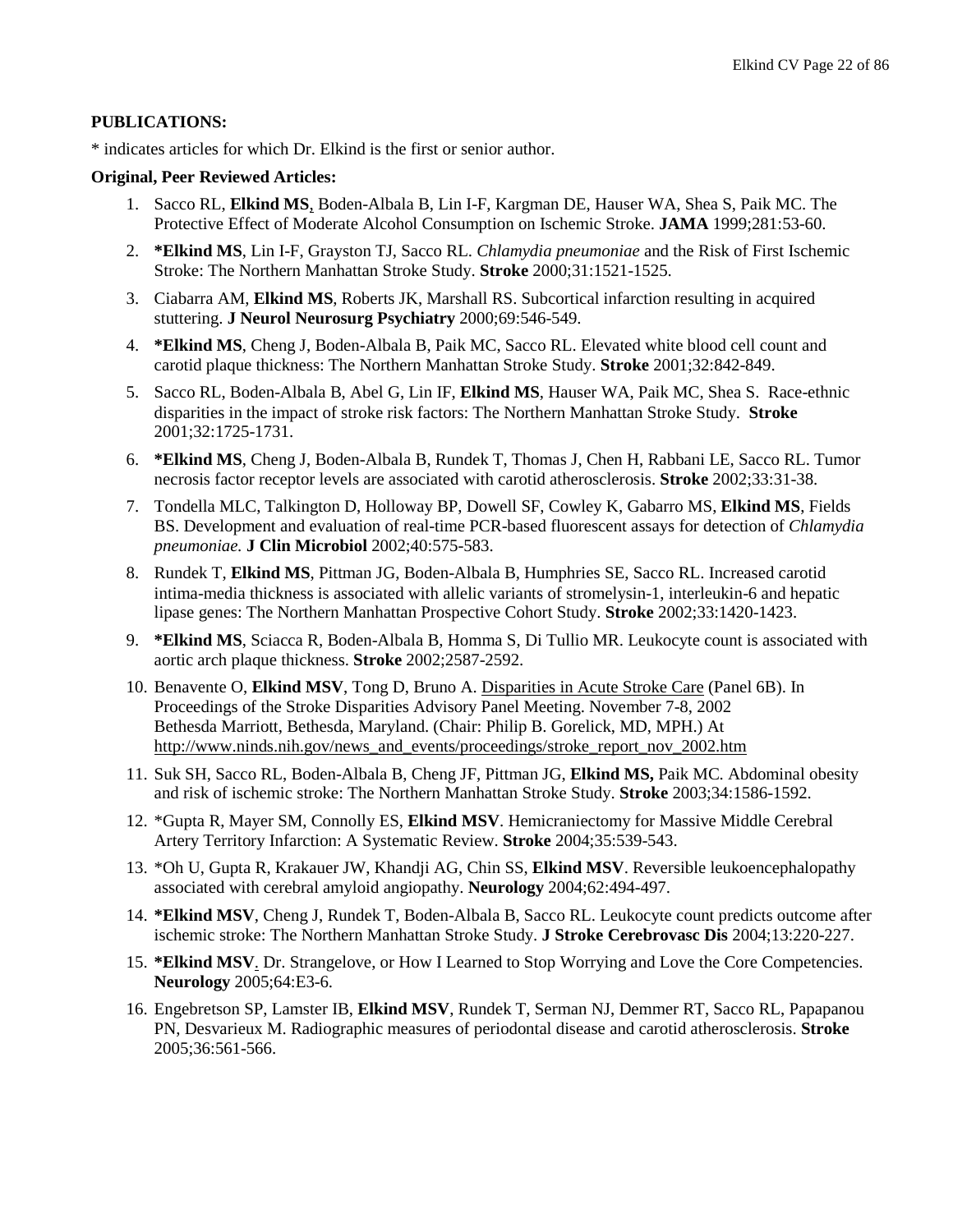**PUBLICATIONS:**

* indicates articles for which Dr. Elkind is the first or senior author.

**Original, Peer Reviewed Articles:**

1. Sacco RL, **Elkind MS**, Boden-Albala B, Lin I-F, Kargman DE, Hauser WA, Shea S, Paik MC. The Protective Effect of Moderate Alcohol Consumption on Ischemic Stroke. **JAMA** 1999;281:53-60.
2. ***Elkind MS**, Lin I-F, Grayston TJ, Sacco RL. *Chlamydia pneumoniae* and the Risk of First Ischemic Stroke: The Northern Manhattan Stroke Study. **Stroke** 2000;31:1521-1525.
3. Ciabarra AM, **Elkind MS**, Roberts JK, Marshall RS. Subcortical infarction resulting in acquired stuttering. **J Neurol Neurosurg Psychiatry** 2000;69:546-549.
4. ***Elkind MS**, Cheng J, Boden-Albala B, Paik MC, Sacco RL. Elevated white blood cell count and carotid plaque thickness: The Northern Manhattan Stroke Study. **Stroke** 2001;32:842-849.
5. Sacco RL, Boden-Albala B, Abel G, Lin IF, **Elkind MS**, Hauser WA, Paik MC, Shea S. Race-ethnic disparities in the impact of stroke risk factors: The Northern Manhattan Stroke Study. **Stroke** 2001;32:1725-1731.
6. ***Elkind MS**, Cheng J, Boden-Albala B, Rundek T, Thomas J, Chen H, Rabbani LE, Sacco RL. Tumor necrosis factor receptor levels are associated with carotid atherosclerosis. **Stroke** 2002;33:31-38.
7. Tondella MLC, Talkington D, Holloway BP, Dowell SF, Cowley K, Gabarro MS, **Elkind MS**, Fields BS. Development and evaluation of real-time PCR-based fluorescent assays for detection of *Chlamydia pneumoniae.* **J Clin Microbiol** 2002;40:575-583.
8. Rundek T, **Elkind MS**, Pittman JG, Boden-Albala B, Humphries SE, Sacco RL. Increased carotid intima-media thickness is associated with allelic variants of stromelysin-1, interleukin-6 and hepatic lipase genes: The Northern Manhattan Prospective Cohort Study. **Stroke** 2002;33:1420-1423.
9. ***Elkind MS**, Sciacca R, Boden-Albala B, Homma S, Di Tullio MR. Leukocyte count is associated with aortic arch plaque thickness. **Stroke** 2002;2587-2592.
10. Benavente O, **Elkind MSV**, Tong D, Bruno A. Disparities in Acute Stroke Care (Panel 6B). In Proceedings of the Stroke Disparities Advisory Panel Meeting. November 7-8, 2002 Bethesda Marriott, Bethesda, Maryland. (Chair: Philip B. Gorelick, MD, MPH.) At http://www.ninds.nih.gov/news_and_events/proceedings/stroke_report_nov_2002.htm
11. Suk SH, Sacco RL, Boden-Albala B, Cheng JF, Pittman JG, **Elkind MS,** Paik MC. Abdominal obesity and risk of ischemic stroke: The Northern Manhattan Stroke Study. **Stroke** 2003;34:1586-1592.
12. *Gupta R, Mayer SM, Connolly ES, **Elkind MSV**. Hemicraniectomy for Massive Middle Cerebral Artery Territory Infarction: A Systematic Review. **Stroke** 2004;35:539-543.
13. *Oh U, Gupta R, Krakauer JW, Khandji AG, Chin SS, **Elkind MSV**. Reversible leukoencephalopathy associated with cerebral amyloid angiopathy. **Neurology** 2004;62:494-497.
14. ***Elkind MSV**, Cheng J, Rundek T, Boden-Albala B, Sacco RL. Leukocyte count predicts outcome after ischemic stroke: The Northern Manhattan Stroke Study. **J Stroke Cerebrovasc Dis** 2004;13:220-227.
15. ***Elkind MSV**. Dr. Strangelove, or How I Learned to Stop Worrying and Love the Core Competencies. **Neurology** 2005;64:E3-6.
16. Engebretson SP, Lamster IB, **Elkind MSV**, Rundek T, Serman NJ, Demmer RT, Sacco RL, Papapanou PN, Desvarieux M. Radiographic measures of periodontal disease and carotid atherosclerosis. **Stroke** 2005;36:561-566.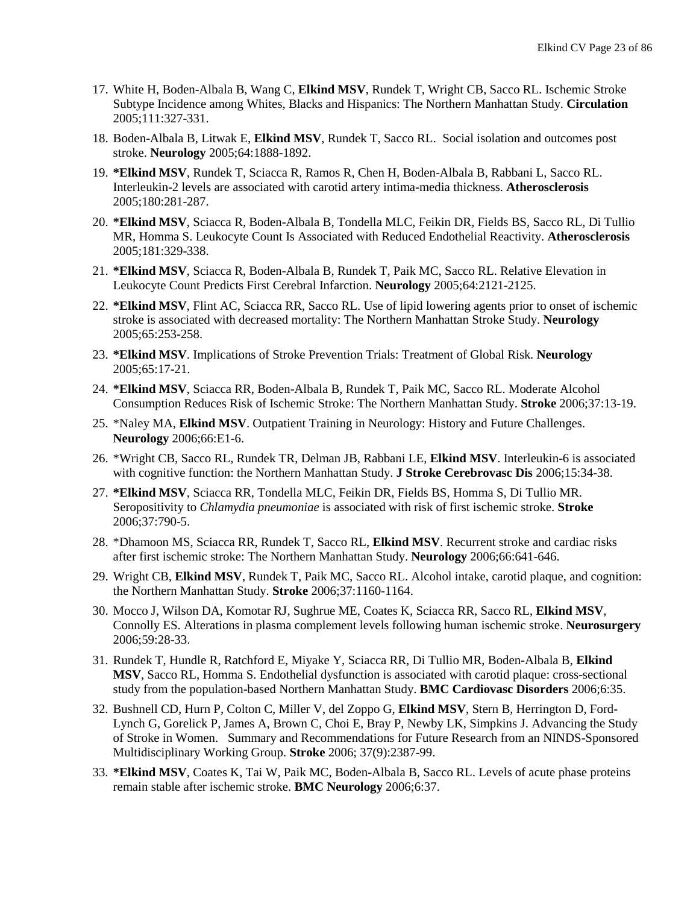17. White H, Boden-Albala B, Wang C, **Elkind MSV**, Rundek T, Wright CB, Sacco RL. Ischemic Stroke Subtype Incidence among Whites, Blacks and Hispanics: The Northern Manhattan Study. **Circulation** 2005;111:327-331.

18. Boden-Albala B, Litwak E, **Elkind MSV**, Rundek T, Sacco RL. Social isolation and outcomes post stroke. **Neurology** 2005;64:1888-1892.

19. **\*Elkind MSV**, Rundek T, Sciacca R, Ramos R, Chen H, Boden-Albala B, Rabbani L, Sacco RL. Interleukin-2 levels are associated with carotid artery intima-media thickness. **Atherosclerosis** 2005;180:281-287.

20. **\*Elkind MSV**, Sciacca R, Boden-Albala B, Tondella MLC, Feikin DR, Fields BS, Sacco RL, Di Tullio MR, Homma S. Leukocyte Count Is Associated with Reduced Endothelial Reactivity. **Atherosclerosis** 2005;181:329-338.

21. **\*Elkind MSV**, Sciacca R, Boden-Albala B, Rundek T, Paik MC, Sacco RL. Relative Elevation in Leukocyte Count Predicts First Cerebral Infarction. **Neurology** 2005;64:2121-2125.

22. **\*Elkind MSV**, Flint AC, Sciacca RR, Sacco RL. Use of lipid lowering agents prior to onset of ischemic stroke is associated with decreased mortality: The Northern Manhattan Stroke Study. **Neurology** 2005;65:253-258.

23. **\*Elkind MSV**. Implications of Stroke Prevention Trials: Treatment of Global Risk. **Neurology** 2005;65:17-21.

24. **\*Elkind MSV**, Sciacca RR, Boden-Albala B, Rundek T, Paik MC, Sacco RL. Moderate Alcohol Consumption Reduces Risk of Ischemic Stroke: The Northern Manhattan Study. **Stroke** 2006;37:13-19.

25. \*Naley MA, **Elkind MSV**. Outpatient Training in Neurology: History and Future Challenges. **Neurology** 2006;66:E1-6.

26. \*Wright CB, Sacco RL, Rundek TR, Delman JB, Rabbani LE, **Elkind MSV**. Interleukin-6 is associated with cognitive function: the Northern Manhattan Study. **J Stroke Cerebrovasc Dis** 2006;15:34-38.

27. **\*Elkind MSV**, Sciacca RR, Tondella MLC, Feikin DR, Fields BS, Homma S, Di Tullio MR. Seropositivity to *Chlamydia pneumoniae* is associated with risk of first ischemic stroke. **Stroke** 2006;37:790-5.

28. \*Dhamoon MS, Sciacca RR, Rundek T, Sacco RL, **Elkind MSV**. Recurrent stroke and cardiac risks after first ischemic stroke: The Northern Manhattan Study. **Neurology** 2006;66:641-646.

29. Wright CB, **Elkind MSV**, Rundek T, Paik MC, Sacco RL. Alcohol intake, carotid plaque, and cognition: the Northern Manhattan Study. **Stroke** 2006;37:1160-1164.

30. Mocco J, Wilson DA, Komotar RJ, Sughrue ME, Coates K, Sciacca RR, Sacco RL, **Elkind MSV**, Connolly ES. Alterations in plasma complement levels following human ischemic stroke. **Neurosurgery** 2006;59:28-33.

31. Rundek T, Hundle R, Ratchford E, Miyake Y, Sciacca RR, Di Tullio MR, Boden-Albala B, **Elkind MSV**, Sacco RL, Homma S. Endothelial dysfunction is associated with carotid plaque: cross-sectional study from the population-based Northern Manhattan Study. **BMC Cardiovasc Disorders** 2006;6:35.

32. Bushnell CD, Hurn P, Colton C, Miller V, del Zoppo G, **Elkind MSV**, Stern B, Herrington D, Ford-Lynch G, Gorelick P, James A, Brown C, Choi E, Bray P, Newby LK, Simpkins J. Advancing the Study of Stroke in Women. Summary and Recommendations for Future Research from an NINDS-Sponsored Multidisciplinary Working Group. **Stroke** 2006; 37(9):2387-99.

33. **\*Elkind MSV**, Coates K, Tai W, Paik MC, Boden-Albala B, Sacco RL. Levels of acute phase proteins remain stable after ischemic stroke. **BMC Neurology** 2006;6:37.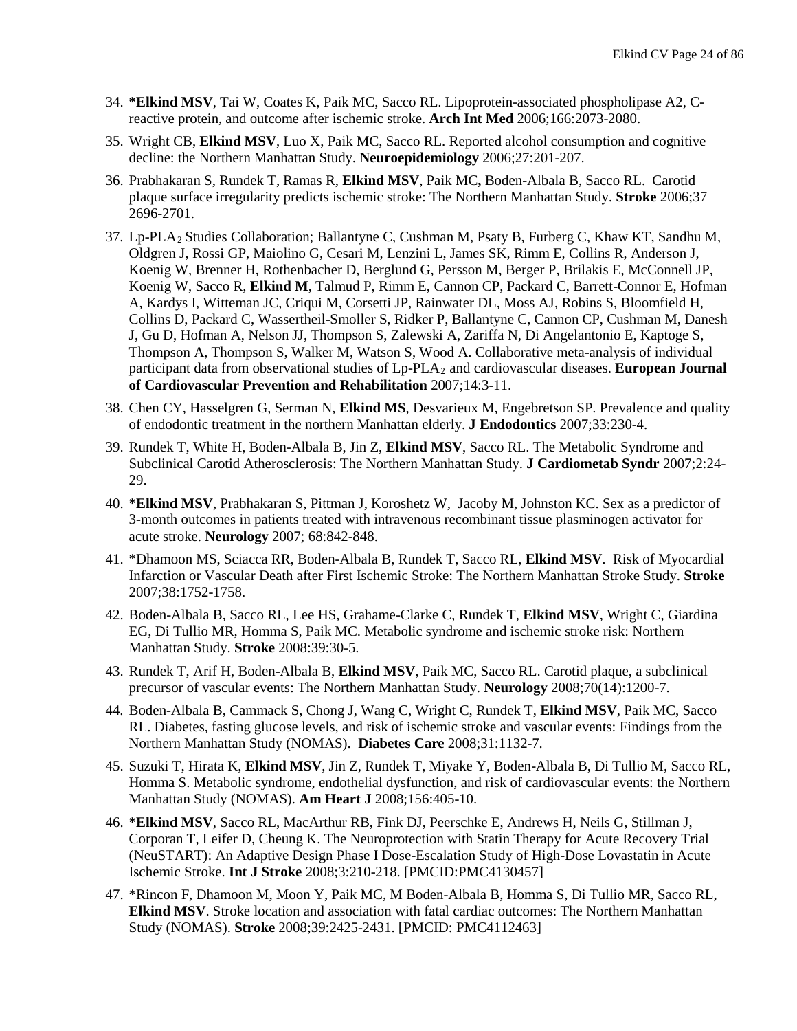34. **\*Elkind MSV**, Tai W, Coates K, Paik MC, Sacco RL. Lipoprotein-associated phospholipase A2, C-reactive protein, and outcome after ischemic stroke. **Arch Int Med** 2006;166:2073-2080.
35. Wright CB, **Elkind MSV**, Luo X, Paik MC, Sacco RL. Reported alcohol consumption and cognitive decline: the Northern Manhattan Study. **Neuroepidemiology** 2006;27:201-207.
36. Prabhakaran S, Rundek T, Ramas R, **Elkind MSV**, Paik MC**,** Boden-Albala B, Sacco RL. Carotid plaque surface irregularity predicts ischemic stroke: The Northern Manhattan Study. **Stroke** 2006;37 2696-2701.
37. Lp-PLA$_2$ Studies Collaboration; Ballantyne C, Cushman M, Psaty B, Furberg C, Khaw KT, Sandhu M, Oldgren J, Rossi GP, Maiolino G, Cesari M, Lenzini L, James SK, Rimm E, Collins R, Anderson J, Koenig W, Brenner H, Rothenbacher D, Berglund G, Persson M, Berger P, Brilakis E, McConnell JP, Koenig W, Sacco R, **Elkind M**, Talmud P, Rimm E, Cannon CP, Packard C, Barrett-Connor E, Hofman A, Kardys I, Witteman JC, Criqui M, Corsetti JP, Rainwater DL, Moss AJ, Robins S, Bloomfield H, Collins D, Packard C, Wassertheil-Smoller S, Ridker P, Ballantyne C, Cannon CP, Cushman M, Danesh J, Gu D, Hofman A, Nelson JJ, Thompson S, Zalewski A, Zariffa N, Di Angelantonio E, Kaptoge S, Thompson A, Thompson S, Walker M, Watson S, Wood A. Collaborative meta-analysis of individual participant data from observational studies of Lp-PLA$_2$ and cardiovascular diseases. **European Journal of Cardiovascular Prevention and Rehabilitation** 2007;14:3-11.
38. Chen CY, Hasselgren G, Serman N, **Elkind MS**, Desvarieux M, Engebretson SP. Prevalence and quality of endodontic treatment in the northern Manhattan elderly. **J Endodontics** 2007;33:230-4.
39. Rundek T, White H, Boden-Albala B, Jin Z, **Elkind MSV**, Sacco RL. The Metabolic Syndrome and Subclinical Carotid Atherosclerosis: The Northern Manhattan Study. **J Cardiometab Syndr** 2007;2:24-29.
40. **\*Elkind MSV**, Prabhakaran S, Pittman J, Koroshetz W, Jacoby M, Johnston KC. Sex as a predictor of 3-month outcomes in patients treated with intravenous recombinant tissue plasminogen activator for acute stroke. **Neurology** 2007; 68:842-848.
41. \*Dhamoon MS, Sciacca RR, Boden-Albala B, Rundek T, Sacco RL, **Elkind MSV**. Risk of Myocardial Infarction or Vascular Death after First Ischemic Stroke: The Northern Manhattan Stroke Study. **Stroke** 2007;38:1752-1758.
42. Boden-Albala B, Sacco RL, Lee HS, Grahame-Clarke C, Rundek T, **Elkind MSV**, Wright C, Giardina EG, Di Tullio MR, Homma S, Paik MC. Metabolic syndrome and ischemic stroke risk: Northern Manhattan Study. **Stroke** 2008:39:30-5.
43. Rundek T, Arif H, Boden-Albala B, **Elkind MSV**, Paik MC, Sacco RL. Carotid plaque, a subclinical precursor of vascular events: The Northern Manhattan Study. **Neurology** 2008;70(14):1200-7.
44. Boden-Albala B, Cammack S, Chong J, Wang C, Wright C, Rundek T, **Elkind MSV**, Paik MC, Sacco RL. Diabetes, fasting glucose levels, and risk of ischemic stroke and vascular events: Findings from the Northern Manhattan Study (NOMAS). **Diabetes Care** 2008;31:1132-7.
45. Suzuki T, Hirata K, **Elkind MSV**, Jin Z, Rundek T, Miyake Y, Boden-Albala B, Di Tullio M, Sacco RL, Homma S. Metabolic syndrome, endothelial dysfunction, and risk of cardiovascular events: the Northern Manhattan Study (NOMAS). **Am Heart J** 2008;156:405-10.
46. **\*Elkind MSV**, Sacco RL, MacArthur RB, Fink DJ, Peerschke E, Andrews H, Neils G, Stillman J, Corporan T, Leifer D, Cheung K. The Neuroprotection with Statin Therapy for Acute Recovery Trial (NeuSTART): An Adaptive Design Phase I Dose-Escalation Study of High-Dose Lovastatin in Acute Ischemic Stroke. **Int J Stroke** 2008;3:210-218. [PMCID:PMC4130457]
47. \*Rincon F, Dhamoon M, Moon Y, Paik MC, M Boden-Albala B, Homma S, Di Tullio MR, Sacco RL, **Elkind MSV**. Stroke location and association with fatal cardiac outcomes: The Northern Manhattan Study (NOMAS). **Stroke** 2008;39:2425-2431. [PMCID: PMC4112463]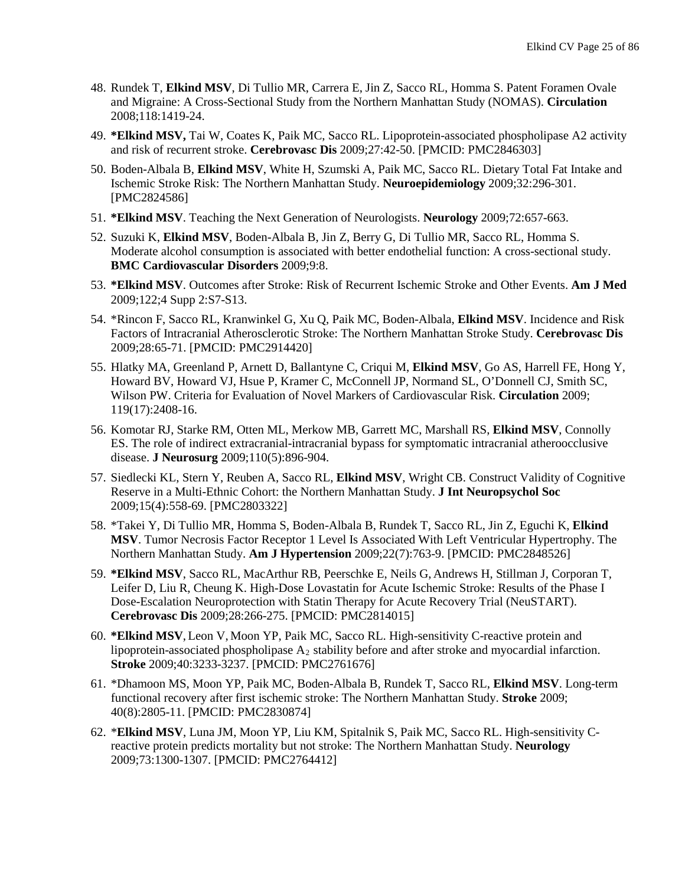48. Rundek T, **Elkind MSV**, Di Tullio MR, Carrera E, Jin Z, Sacco RL, Homma S. Patent Foramen Ovale and Migraine: A Cross-Sectional Study from the Northern Manhattan Study (NOMAS). **Circulation** 2008;118:1419-24.

49. ***Elkind MSV,** Tai W, Coates K, Paik MC, Sacco RL. Lipoprotein-associated phospholipase A2 activity and risk of recurrent stroke. **Cerebrovasc Dis** 2009;27:42-50. [PMCID: PMC2846303]

50. Boden-Albala B, **Elkind MSV**, White H, Szumski A, Paik MC, Sacco RL. Dietary Total Fat Intake and Ischemic Stroke Risk: The Northern Manhattan Study. **Neuroepidemiology** 2009;32:296-301. [PMC2824586]

51. ***Elkind MSV**. Teaching the Next Generation of Neurologists. **Neurology** 2009;72:657-663.

52. Suzuki K, **Elkind MSV**, Boden-Albala B, Jin Z, Berry G, Di Tullio MR, Sacco RL, Homma S. Moderate alcohol consumption is associated with better endothelial function: A cross-sectional study. **BMC Cardiovascular Disorders** 2009;9:8.

53. ***Elkind MSV**. Outcomes after Stroke: Risk of Recurrent Ischemic Stroke and Other Events. **Am J Med** 2009;122;4 Supp 2:S7-S13.

54. *Rincon F, Sacco RL, Kranwinkel G, Xu Q, Paik MC, Boden-Albala, **Elkind MSV**. Incidence and Risk Factors of Intracranial Atherosclerotic Stroke: The Northern Manhattan Stroke Study. **Cerebrovasc Dis** 2009;28:65-71. [PMCID: PMC2914420]

55. Hlatky MA, Greenland P, Arnett D, Ballantyne C, Criqui M, **Elkind MSV**, Go AS, Harrell FE, Hong Y, Howard BV, Howard VJ, Hsue P, Kramer C, McConnell JP, Normand SL, O'Donnell CJ, Smith SC, Wilson PW. Criteria for Evaluation of Novel Markers of Cardiovascular Risk. **Circulation** 2009; 119(17):2408-16.

56. Komotar RJ, Starke RM, Otten ML, Merkow MB, Garrett MC, Marshall RS, **Elkind MSV**, Connolly ES. The role of indirect extracranial-intracranial bypass for symptomatic intracranial atheroocclusive disease. **J Neurosurg** 2009;110(5):896-904.

57. Siedlecki KL, Stern Y, Reuben A, Sacco RL, **Elkind MSV**, Wright CB. Construct Validity of Cognitive Reserve in a Multi-Ethnic Cohort: the Northern Manhattan Study. **J Int Neuropsychol Soc** 2009;15(4):558-69. [PMC2803322]

58. *Takei Y, Di Tullio MR, Homma S, Boden-Albala B, Rundek T, Sacco RL, Jin Z, Eguchi K, **Elkind MSV**. Tumor Necrosis Factor Receptor 1 Level Is Associated With Left Ventricular Hypertrophy. The Northern Manhattan Study. **Am J Hypertension** 2009;22(7):763-9. [PMCID: PMC2848526]

59. ***Elkind MSV**, Sacco RL, MacArthur RB, Peerschke E, Neils G, Andrews H, Stillman J, Corporan T, Leifer D, Liu R, Cheung K. High-Dose Lovastatin for Acute Ischemic Stroke: Results of the Phase I Dose-Escalation Neuroprotection with Statin Therapy for Acute Recovery Trial (NeuSTART). **Cerebrovasc Dis** 2009;28:266-275. [PMCID: PMC2814015]

60. ***Elkind MSV**, Leon V, Moon YP, Paik MC, Sacco RL. High-sensitivity C-reactive protein and lipoprotein-associated phospholipase $A_2$ stability before and after stroke and myocardial infarction. **Stroke** 2009;40:3233-3237. [PMCID: PMC2761676]

61. *Dhamoon MS, Moon YP, Paik MC, Boden-Albala B, Rundek T, Sacco RL, **Elkind MSV**. Long-term functional recovery after first ischemic stroke: The Northern Manhattan Study. **Stroke** 2009; 40(8):2805-11. [PMCID: PMC2830874]

62. ***Elkind MSV**, Luna JM, Moon YP, Liu KM, Spitalnik S, Paik MC, Sacco RL. High-sensitivity C-reactive protein predicts mortality but not stroke: The Northern Manhattan Study. **Neurology** 2009;73:1300-1307. [PMCID: PMC2764412]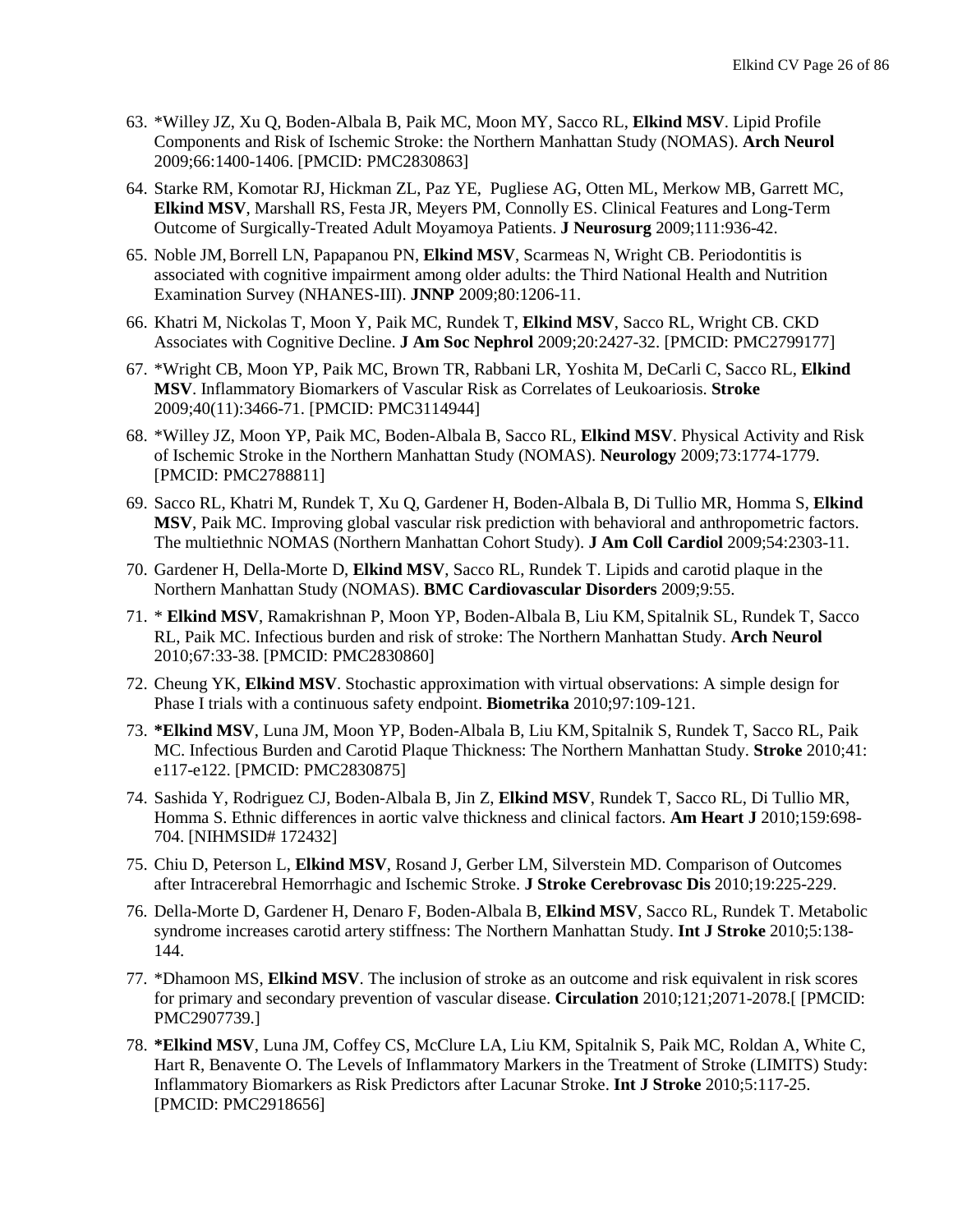63. *Willey JZ, Xu Q, Boden-Albala B, Paik MC, Moon MY, Sacco RL, **Elkind MSV**. Lipid Profile Components and Risk of Ischemic Stroke: the Northern Manhattan Study (NOMAS). **Arch Neurol** 2009;66:1400-1406. [PMCID: PMC2830863]

64. Starke RM, Komotar RJ, Hickman ZL, Paz YE, Pugliese AG, Otten ML, Merkow MB, Garrett MC, **Elkind MSV**, Marshall RS, Festa JR, Meyers PM, Connolly ES. Clinical Features and Long-Term Outcome of Surgically-Treated Adult Moyamoya Patients. **J Neurosurg** 2009;111:936-42.

65. Noble JM, Borrell LN, Papapanou PN, **Elkind MSV**, Scarmeas N, Wright CB. Periodontitis is associated with cognitive impairment among older adults: the Third National Health and Nutrition Examination Survey (NHANES-III). **JNNP** 2009;80:1206-11.

66. Khatri M, Nickolas T, Moon Y, Paik MC, Rundek T, **Elkind MSV**, Sacco RL, Wright CB. CKD Associates with Cognitive Decline. **J Am Soc Nephrol** 2009;20:2427-32. [PMCID: PMC2799177]

67. *Wright CB, Moon YP, Paik MC, Brown TR, Rabbani LR, Yoshita M, DeCarli C, Sacco RL, **Elkind MSV**. Inflammatory Biomarkers of Vascular Risk as Correlates of Leukoariosis. **Stroke** 2009;40(11):3466-71. [PMCID: PMC3114944]

68. *Willey JZ, Moon YP, Paik MC, Boden-Albala B, Sacco RL, **Elkind MSV**. Physical Activity and Risk of Ischemic Stroke in the Northern Manhattan Study (NOMAS). **Neurology** 2009;73:1774-1779. [PMCID: PMC2788811]

69. Sacco RL, Khatri M, Rundek T, Xu Q, Gardener H, Boden-Albala B, Di Tullio MR, Homma S, **Elkind MSV**, Paik MC. Improving global vascular risk prediction with behavioral and anthropometric factors. The multiethnic NOMAS (Northern Manhattan Cohort Study). **J Am Coll Cardiol** 2009;54:2303-11.

70. Gardener H, Della-Morte D, **Elkind MSV**, Sacco RL, Rundek T. Lipids and carotid plaque in the Northern Manhattan Study (NOMAS). **BMC Cardiovascular Disorders** 2009;9:55.

71. * **Elkind MSV**, Ramakrishnan P, Moon YP, Boden-Albala B, Liu KM, Spitalnik SL, Rundek T, Sacco RL, Paik MC. Infectious burden and risk of stroke: The Northern Manhattan Study. **Arch Neurol** 2010;67:33-38. [PMCID: PMC2830860]

72. Cheung YK, **Elkind MSV**. Stochastic approximation with virtual observations: A simple design for Phase I trials with a continuous safety endpoint. **Biometrika** 2010;97:109-121.

73. **\*Elkind MSV**, Luna JM, Moon YP, Boden-Albala B, Liu KM, Spitalnik S, Rundek T, Sacco RL, Paik MC. Infectious Burden and Carotid Plaque Thickness: The Northern Manhattan Study. **Stroke** 2010;41: e117-e122. [PMCID: PMC2830875]

74. Sashida Y, Rodriguez CJ, Boden-Albala B, Jin Z, **Elkind MSV**, Rundek T, Sacco RL, Di Tullio MR, Homma S. Ethnic differences in aortic valve thickness and clinical factors. **Am Heart J** 2010;159:698-704. [NIHMSID# 172432]

75. Chiu D, Peterson L, **Elkind MSV**, Rosand J, Gerber LM, Silverstein MD. Comparison of Outcomes after Intracerebral Hemorrhagic and Ischemic Stroke. **J Stroke Cerebrovasc Dis** 2010;19:225-229.

76. Della-Morte D, Gardener H, Denaro F, Boden-Albala B, **Elkind MSV**, Sacco RL, Rundek T. Metabolic syndrome increases carotid artery stiffness: The Northern Manhattan Study. **Int J Stroke** 2010;5:138-144.

77. *Dhamoon MS, **Elkind MSV**. The inclusion of stroke as an outcome and risk equivalent in risk scores for primary and secondary prevention of vascular disease. **Circulation** 2010;121;2071-2078.[ [PMCID: PMC2907739.]

78. **\*Elkind MSV**, Luna JM, Coffey CS, McClure LA, Liu KM, Spitalnik S, Paik MC, Roldan A, White C, Hart R, Benavente O. The Levels of Inflammatory Markers in the Treatment of Stroke (LIMITS) Study: Inflammatory Biomarkers as Risk Predictors after Lacunar Stroke. **Int J Stroke** 2010;5:117-25. [PMCID: PMC2918656]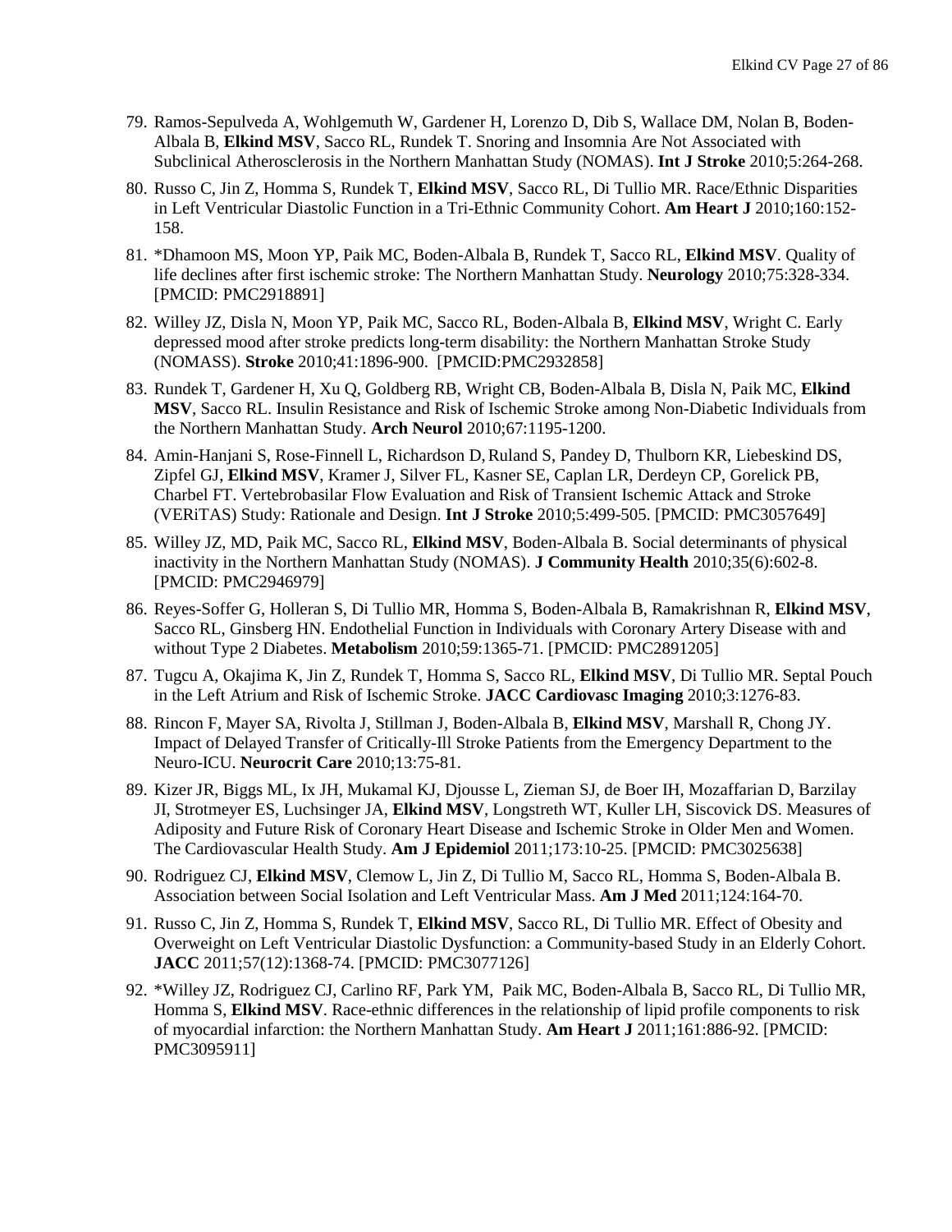79. Ramos-Sepulveda A, Wohlgemuth W, Gardener H, Lorenzo D, Dib S, Wallace DM, Nolan B, Boden-Albala B, **Elkind MSV**, Sacco RL, Rundek T. Snoring and Insomnia Are Not Associated with Subclinical Atherosclerosis in the Northern Manhattan Study (NOMAS). **Int J Stroke** 2010;5:264-268.

80. Russo C, Jin Z, Homma S, Rundek T, **Elkind MSV**, Sacco RL, Di Tullio MR. Race/Ethnic Disparities in Left Ventricular Diastolic Function in a Tri-Ethnic Community Cohort. **Am Heart J** 2010;160:152-158.

81. *Dhamoon MS, Moon YP, Paik MC, Boden-Albala B, Rundek T, Sacco RL, **Elkind MSV**. Quality of life declines after first ischemic stroke: The Northern Manhattan Study. **Neurology** 2010;75:328-334. [PMCID: PMC2918891]

82. Willey JZ, Disla N, Moon YP, Paik MC, Sacco RL, Boden-Albala B, **Elkind MSV**, Wright C. Early depressed mood after stroke predicts long-term disability: the Northern Manhattan Stroke Study (NOMASS). **Stroke** 2010;41:1896-900. [PMCID:PMC2932858]

83. Rundek T, Gardener H, Xu Q, Goldberg RB, Wright CB, Boden-Albala B, Disla N, Paik MC, **Elkind MSV**, Sacco RL. Insulin Resistance and Risk of Ischemic Stroke among Non-Diabetic Individuals from the Northern Manhattan Study. **Arch Neurol** 2010;67:1195-1200.

84. Amin-Hanjani S, Rose-Finnell L, Richardson D, Ruland S, Pandey D, Thulborn KR, Liebeskind DS, Zipfel GJ, **Elkind MSV**, Kramer J, Silver FL, Kasner SE, Caplan LR, Derdeyn CP, Gorelick PB, Charbel FT. Vertebrobasilar Flow Evaluation and Risk of Transient Ischemic Attack and Stroke (VERiTAS) Study: Rationale and Design. **Int J Stroke** 2010;5:499-505. [PMCID: PMC3057649]

85. Willey JZ, MD, Paik MC, Sacco RL, **Elkind MSV**, Boden-Albala B. Social determinants of physical inactivity in the Northern Manhattan Study (NOMAS). **J Community Health** 2010;35(6):602-8. [PMCID: PMC2946979]

86. Reyes-Soffer G, Holleran S, Di Tullio MR, Homma S, Boden-Albala B, Ramakrishnan R, **Elkind MSV**, Sacco RL, Ginsberg HN. Endothelial Function in Individuals with Coronary Artery Disease with and without Type 2 Diabetes. **Metabolism** 2010;59:1365-71. [PMCID: PMC2891205]

87. Tugcu A, Okajima K, Jin Z, Rundek T, Homma S, Sacco RL, **Elkind MSV**, Di Tullio MR. Septal Pouch in the Left Atrium and Risk of Ischemic Stroke. **JACC Cardiovasc Imaging** 2010;3:1276-83.

88. Rincon F, Mayer SA, Rivolta J, Stillman J, Boden-Albala B, **Elkind MSV**, Marshall R, Chong JY. Impact of Delayed Transfer of Critically-Ill Stroke Patients from the Emergency Department to the Neuro-ICU. **Neurocrit Care** 2010;13:75-81.

89. Kizer JR, Biggs ML, Ix JH, Mukamal KJ, Djousse L, Zieman SJ, de Boer IH, Mozaffarian D, Barzilay JI, Strotmeyer ES, Luchsinger JA, **Elkind MSV**, Longstreth WT, Kuller LH, Siscovick DS. Measures of Adiposity and Future Risk of Coronary Heart Disease and Ischemic Stroke in Older Men and Women. The Cardiovascular Health Study. **Am J Epidemiol** 2011;173:10-25. [PMCID: PMC3025638]

90. Rodriguez CJ, **Elkind MSV**, Clemow L, Jin Z, Di Tullio M, Sacco RL, Homma S, Boden-Albala B. Association between Social Isolation and Left Ventricular Mass. **Am J Med** 2011;124:164-70.

91. Russo C, Jin Z, Homma S, Rundek T, **Elkind MSV**, Sacco RL, Di Tullio MR. Effect of Obesity and Overweight on Left Ventricular Diastolic Dysfunction: a Community-based Study in an Elderly Cohort. **JACC** 2011;57(12):1368-74. [PMCID: PMC3077126]

92. *Willey JZ, Rodriguez CJ, Carlino RF, Park YM, Paik MC, Boden-Albala B, Sacco RL, Di Tullio MR, Homma S, **Elkind MSV**. Race-ethnic differences in the relationship of lipid profile components to risk of myocardial infarction: the Northern Manhattan Study. **Am Heart J** 2011;161:886-92. [PMCID: PMC3095911]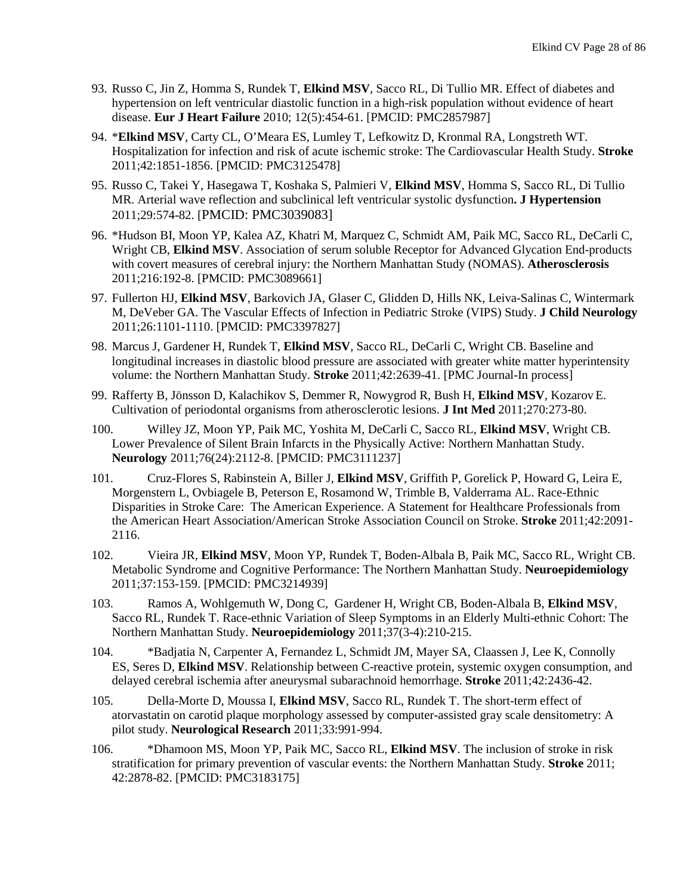93. Russo C, Jin Z, Homma S, Rundek T, **Elkind MSV**, Sacco RL, Di Tullio MR. Effect of diabetes and hypertension on left ventricular diastolic function in a high-risk population without evidence of heart disease. **Eur J Heart Failure** 2010; 12(5):454-61. [PMCID: PMC2857987]

94. \***Elkind MSV**, Carty CL, O'Meara ES, Lumley T, Lefkowitz D, Kronmal RA, Longstreth WT. Hospitalization for infection and risk of acute ischemic stroke: The Cardiovascular Health Study. **Stroke** 2011;42:1851-1856. [PMCID: PMC3125478]

95. Russo C, Takei Y, Hasegawa T, Koshaka S, Palmieri V, **Elkind MSV**, Homma S, Sacco RL, Di Tullio MR. Arterial wave reflection and subclinical left ventricular systolic dysfunction**. J Hypertension** 2011;29:574-82. [PMCID: PMC3039083]

96. \*Hudson BI, Moon YP, Kalea AZ, Khatri M, Marquez C, Schmidt AM, Paik MC, Sacco RL, DeCarli C, Wright CB, **Elkind MSV**. Association of serum soluble Receptor for Advanced Glycation End-products with covert measures of cerebral injury: the Northern Manhattan Study (NOMAS). **Atherosclerosis** 2011;216:192-8. [PMCID: PMC3089661]

97. Fullerton HJ, **Elkind MSV**, Barkovich JA, Glaser C, Glidden D, Hills NK, Leiva-Salinas C, Wintermark M, DeVeber GA. The Vascular Effects of Infection in Pediatric Stroke (VIPS) Study. **J Child Neurology** 2011;26:1101-1110. [PMCID: PMC3397827]

98. Marcus J, Gardener H, Rundek T, **Elkind MSV**, Sacco RL, DeCarli C, Wright CB. Baseline and longitudinal increases in diastolic blood pressure are associated with greater white matter hyperintensity volume: the Northern Manhattan Study. **Stroke** 2011;42:2639-41. [PMC Journal-In process]

99. Rafferty B, Jönsson D, Kalachikov S, Demmer R, Nowygrod R, Bush H, **Elkind MSV**, Kozarov E. Cultivation of periodontal organisms from atherosclerotic lesions. **J Int Med** 2011;270:273-80.

100. Willey JZ, Moon YP, Paik MC, Yoshita M, DeCarli C, Sacco RL, **Elkind MSV**, Wright CB. Lower Prevalence of Silent Brain Infarcts in the Physically Active: Northern Manhattan Study. **Neurology** 2011;76(24):2112-8. [PMCID: PMC3111237]

101. Cruz-Flores S, Rabinstein A, Biller J, **Elkind MSV**, Griffith P, Gorelick P, Howard G, Leira E, Morgenstern L, Ovbiagele B, Peterson E, Rosamond W, Trimble B, Valderrama AL. Race-Ethnic Disparities in Stroke Care: The American Experience. A Statement for Healthcare Professionals from the American Heart Association/American Stroke Association Council on Stroke. **Stroke** 2011;42:2091-2116.

102. Vieira JR, **Elkind MSV**, Moon YP, Rundek T, Boden-Albala B, Paik MC, Sacco RL, Wright CB. Metabolic Syndrome and Cognitive Performance: The Northern Manhattan Study. **Neuroepidemiology** 2011;37:153-159. [PMCID: PMC3214939]

103. Ramos A, Wohlgemuth W, Dong C, Gardener H, Wright CB, Boden-Albala B, **Elkind MSV**, Sacco RL, Rundek T. Race-ethnic Variation of Sleep Symptoms in an Elderly Multi-ethnic Cohort: The Northern Manhattan Study. **Neuroepidemiology** 2011;37(3-4):210-215.

104. \*Badjatia N, Carpenter A, Fernandez L, Schmidt JM, Mayer SA, Claassen J, Lee K, Connolly ES, Seres D, **Elkind MSV**. Relationship between C-reactive protein, systemic oxygen consumption, and delayed cerebral ischemia after aneurysmal subarachnoid hemorrhage. **Stroke** 2011;42:2436-42.

105. Della-Morte D, Moussa I, **Elkind MSV**, Sacco RL, Rundek T. The short-term effect of atorvastatin on carotid plaque morphology assessed by computer-assisted gray scale densitometry: A pilot study. **Neurological Research** 2011;33:991-994.

106. \*Dhamoon MS, Moon YP, Paik MC, Sacco RL, **Elkind MSV**. The inclusion of stroke in risk stratification for primary prevention of vascular events: the Northern Manhattan Study. **Stroke** 2011; 42:2878-82. [PMCID: PMC3183175]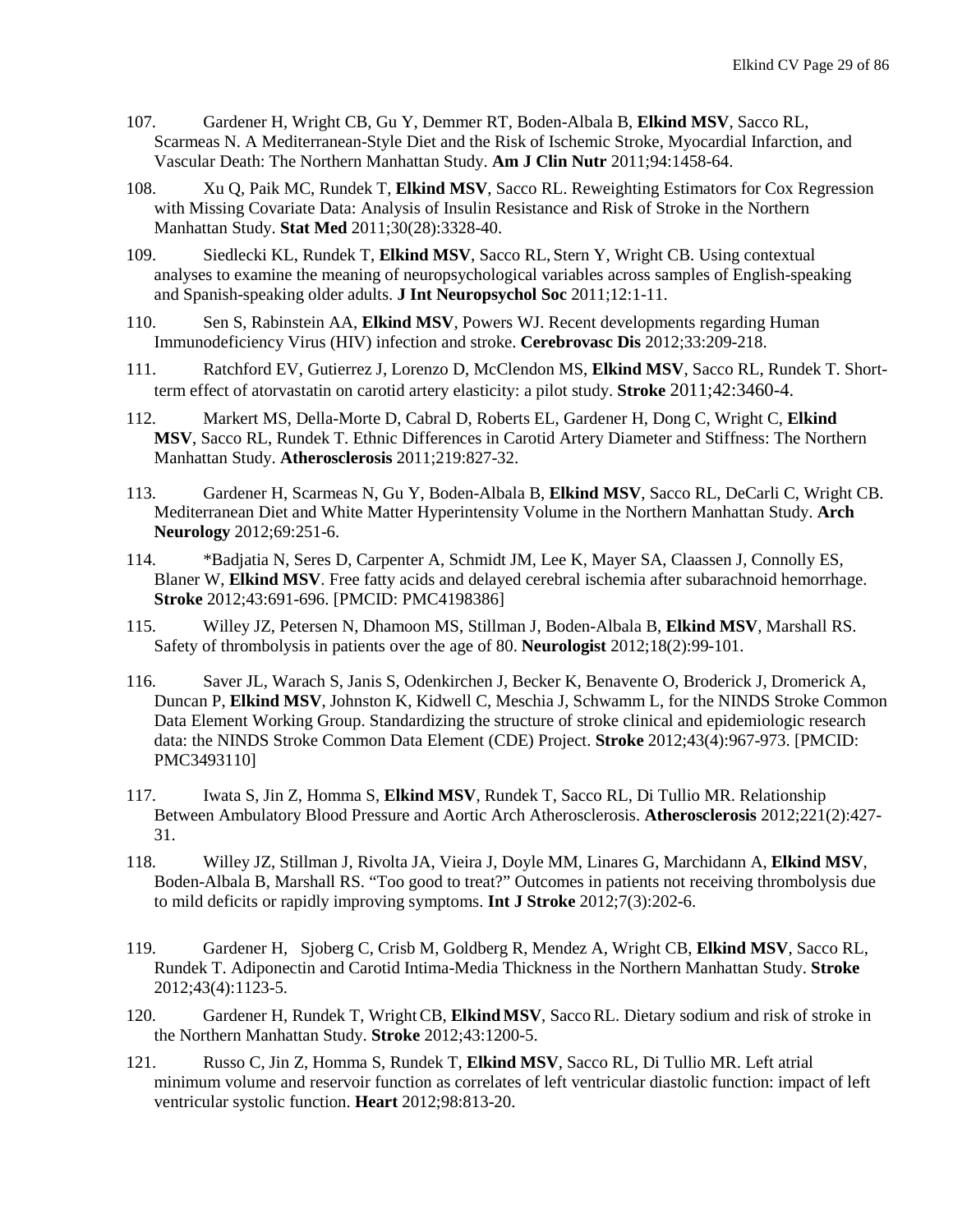107. Gardener H, Wright CB, Gu Y, Demmer RT, Boden-Albala B, **Elkind MSV**, Sacco RL, Scarmeas N. A Mediterranean-Style Diet and the Risk of Ischemic Stroke, Myocardial Infarction, and Vascular Death: The Northern Manhattan Study. **Am J Clin Nutr** 2011;94:1458-64.

108. Xu Q, Paik MC, Rundek T, **Elkind MSV**, Sacco RL. Reweighting Estimators for Cox Regression with Missing Covariate Data: Analysis of Insulin Resistance and Risk of Stroke in the Northern Manhattan Study. **Stat Med** 2011;30(28):3328-40.

109. Siedlecki KL, Rundek T, **Elkind MSV**, Sacco RL, Stern Y, Wright CB. Using contextual analyses to examine the meaning of neuropsychological variables across samples of English-speaking and Spanish-speaking older adults. **J Int Neuropsychol Soc** 2011;12:1-11.

110. Sen S, Rabinstein AA, **Elkind MSV**, Powers WJ. Recent developments regarding Human Immunodeficiency Virus (HIV) infection and stroke. **Cerebrovasc Dis** 2012;33:209-218.

111. Ratchford EV, Gutierrez J, Lorenzo D, McClendon MS, **Elkind MSV**, Sacco RL, Rundek T. Short-term effect of atorvastatin on carotid artery elasticity: a pilot study. **Stroke** 2011;42:3460-4.

112. Markert MS, Della-Morte D, Cabral D, Roberts EL, Gardener H, Dong C, Wright C, **Elkind MSV**, Sacco RL, Rundek T. Ethnic Differences in Carotid Artery Diameter and Stiffness: The Northern Manhattan Study. **Atherosclerosis** 2011;219:827-32.

113. Gardener H, Scarmeas N, Gu Y, Boden-Albala B, **Elkind MSV**, Sacco RL, DeCarli C, Wright CB. Mediterranean Diet and White Matter Hyperintensity Volume in the Northern Manhattan Study. **Arch Neurology** 2012;69:251-6.

114. *Badjatia N, Seres D, Carpenter A, Schmidt JM, Lee K, Mayer SA, Claassen J, Connolly ES, Blaner W, **Elkind MSV**. Free fatty acids and delayed cerebral ischemia after subarachnoid hemorrhage. **Stroke** 2012;43:691-696. [PMCID: PMC4198386]

115. Willey JZ, Petersen N, Dhamoon MS, Stillman J, Boden-Albala B, **Elkind MSV**, Marshall RS. Safety of thrombolysis in patients over the age of 80. **Neurologist** 2012;18(2):99-101.

116. Saver JL, Warach S, Janis S, Odenkirchen J, Becker K, Benavente O, Broderick J, Dromerick A, Duncan P, **Elkind MSV**, Johnston K, Kidwell C, Meschia J, Schwamm L, for the NINDS Stroke Common Data Element Working Group. Standardizing the structure of stroke clinical and epidemiologic research data: the NINDS Stroke Common Data Element (CDE) Project. **Stroke** 2012;43(4):967-973. [PMCID: PMC3493110]

117. Iwata S, Jin Z, Homma S, **Elkind MSV**, Rundek T, Sacco RL, Di Tullio MR. Relationship Between Ambulatory Blood Pressure and Aortic Arch Atherosclerosis. **Atherosclerosis** 2012;221(2):427-31.

118. Willey JZ, Stillman J, Rivolta JA, Vieira J, Doyle MM, Linares G, Marchidann A, **Elkind MSV**, Boden-Albala B, Marshall RS. "Too good to treat?" Outcomes in patients not receiving thrombolysis due to mild deficits or rapidly improving symptoms. **Int J Stroke** 2012;7(3):202-6.

119. Gardener H, Sjoberg C, Crisb M, Goldberg R, Mendez A, Wright CB, **Elkind MSV**, Sacco RL, Rundek T. Adiponectin and Carotid Intima-Media Thickness in the Northern Manhattan Study. **Stroke** 2012;43(4):1123-5.

120. Gardener H, Rundek T, Wright CB, **Elkind MSV**, Sacco RL. Dietary sodium and risk of stroke in the Northern Manhattan Study. **Stroke** 2012;43:1200-5.

121. Russo C, Jin Z, Homma S, Rundek T, **Elkind MSV**, Sacco RL, Di Tullio MR. Left atrial minimum volume and reservoir function as correlates of left ventricular diastolic function: impact of left ventricular systolic function. **Heart** 2012;98:813-20.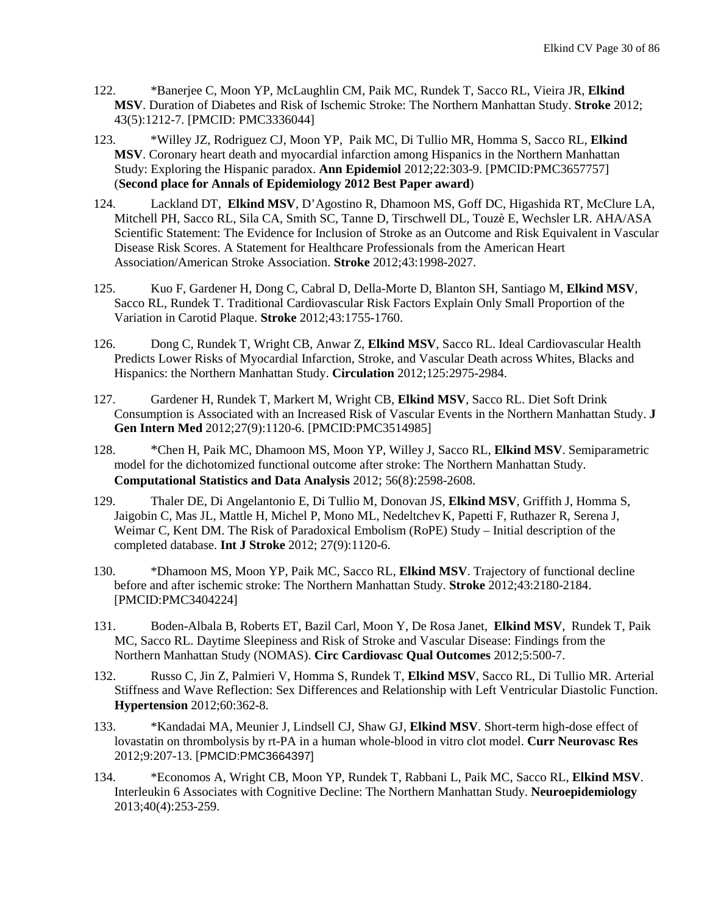122. *Banerjee C, Moon YP, McLaughlin CM, Paik MC, Rundek T, Sacco RL, Vieira JR, **Elkind MSV**. Duration of Diabetes and Risk of Ischemic Stroke: The Northern Manhattan Study. **Stroke** 2012; 43(5):1212-7. [PMCID: PMC3336044]

123. *Willey JZ, Rodriguez CJ, Moon YP, Paik MC, Di Tullio MR, Homma S, Sacco RL, **Elkind MSV**. Coronary heart death and myocardial infarction among Hispanics in the Northern Manhattan Study: Exploring the Hispanic paradox. **Ann Epidemiol** 2012;22:303-9. [PMCID:PMC3657757] (**Second place for Annals of Epidemiology 2012 Best Paper award**)

124. Lackland DT, **Elkind MSV**, D'Agostino R, Dhamoon MS, Goff DC, Higashida RT, McClure LA, Mitchell PH, Sacco RL, Sila CA, Smith SC, Tanne D, Tirschwell DL, Touzè E, Wechsler LR. AHA/ASA Scientific Statement: The Evidence for Inclusion of Stroke as an Outcome and Risk Equivalent in Vascular Disease Risk Scores. A Statement for Healthcare Professionals from the American Heart Association/American Stroke Association. **Stroke** 2012;43:1998-2027.

125. Kuo F, Gardener H, Dong C, Cabral D, Della-Morte D, Blanton SH, Santiago M, **Elkind MSV**, Sacco RL, Rundek T. Traditional Cardiovascular Risk Factors Explain Only Small Proportion of the Variation in Carotid Plaque. **Stroke** 2012;43:1755-1760.

126. Dong C, Rundek T, Wright CB, Anwar Z, **Elkind MSV**, Sacco RL. Ideal Cardiovascular Health Predicts Lower Risks of Myocardial Infarction, Stroke, and Vascular Death across Whites, Blacks and Hispanics: the Northern Manhattan Study. **Circulation** 2012;125:2975-2984.

127. Gardener H, Rundek T, Markert M, Wright CB, **Elkind MSV**, Sacco RL. Diet Soft Drink Consumption is Associated with an Increased Risk of Vascular Events in the Northern Manhattan Study. **J Gen Intern Med** 2012;27(9):1120-6. [PMCID:PMC3514985]

128. *Chen H, Paik MC, Dhamoon MS, Moon YP, Willey J, Sacco RL, **Elkind MSV**. Semiparametric model for the dichotomized functional outcome after stroke: The Northern Manhattan Study. **Computational Statistics and Data Analysis** 2012; 56(8):2598-2608.

129. Thaler DE, Di Angelantonio E, Di Tullio M, Donovan JS, **Elkind MSV**, Griffith J, Homma S, Jaigobin C, Mas JL, Mattle H, Michel P, Mono ML, Nedeltchev K, Papetti F, Ruthazer R, Serena J, Weimar C, Kent DM. The Risk of Paradoxical Embolism (RoPE) Study – Initial description of the completed database. **Int J Stroke** 2012; 27(9):1120-6.

130. *Dhamoon MS, Moon YP, Paik MC, Sacco RL, **Elkind MSV**. Trajectory of functional decline before and after ischemic stroke: The Northern Manhattan Study. **Stroke** 2012;43:2180-2184. [PMCID:PMC3404224]

131. Boden-Albala B, Roberts ET, Bazil Carl, Moon Y, De Rosa Janet, **Elkind MSV**, Rundek T, Paik MC, Sacco RL. Daytime Sleepiness and Risk of Stroke and Vascular Disease: Findings from the Northern Manhattan Study (NOMAS). **Circ Cardiovasc Qual Outcomes** 2012;5:500-7.

132. Russo C, Jin Z, Palmieri V, Homma S, Rundek T, **Elkind MSV**, Sacco RL, Di Tullio MR. Arterial Stiffness and Wave Reflection: Sex Differences and Relationship with Left Ventricular Diastolic Function. **Hypertension** 2012;60:362-8.

133. *Kandadai MA, Meunier J, Lindsell CJ, Shaw GJ, **Elkind MSV**. Short-term high-dose effect of lovastatin on thrombolysis by rt-PA in a human whole-blood in vitro clot model. **Curr Neurovasc Res** 2012;9:207-13. [PMCID:PMC3664397]

134. *Economos A, Wright CB, Moon YP, Rundek T, Rabbani L, Paik MC, Sacco RL, **Elkind MSV**. Interleukin 6 Associates with Cognitive Decline: The Northern Manhattan Study. **Neuroepidemiology** 2013;40(4):253-259.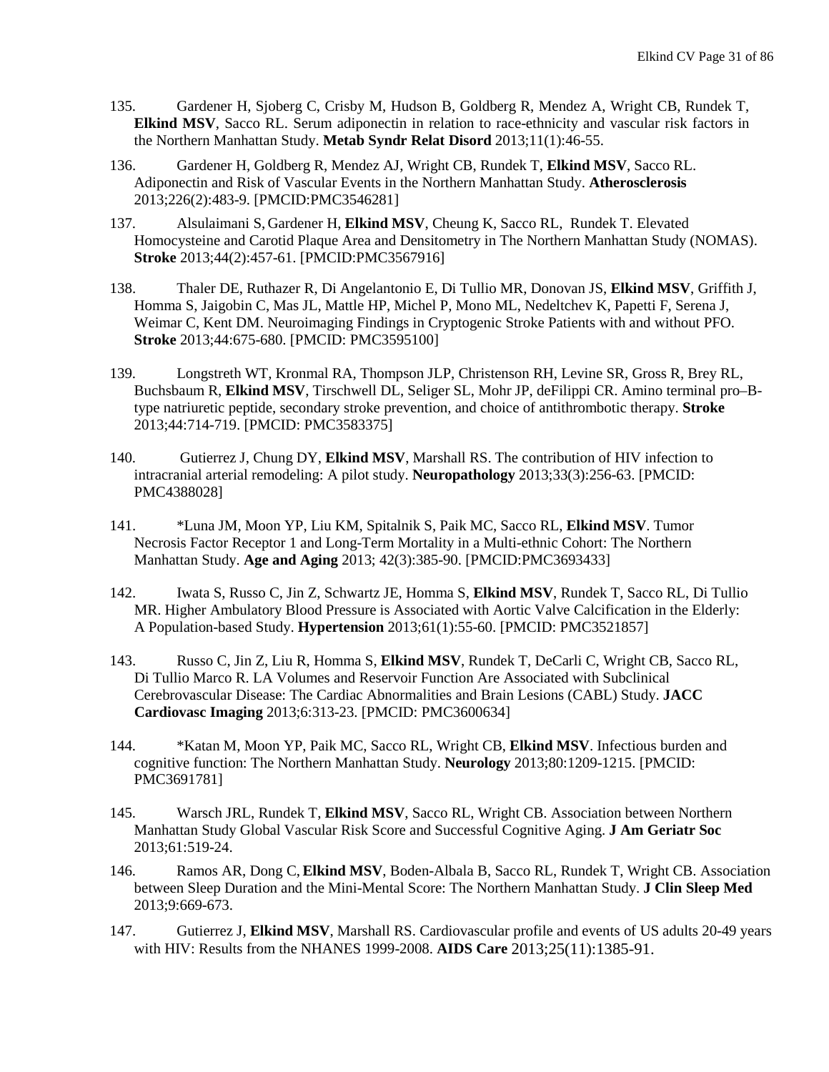135. Gardener H, Sjoberg C, Crisby M, Hudson B, Goldberg R, Mendez A, Wright CB, Rundek T, **Elkind MSV**, Sacco RL. Serum adiponectin in relation to race-ethnicity and vascular risk factors in the Northern Manhattan Study. **Metab Syndr Relat Disord** 2013;11(1):46-55.

136. Gardener H, Goldberg R, Mendez AJ, Wright CB, Rundek T, **Elkind MSV**, Sacco RL. Adiponectin and Risk of Vascular Events in the Northern Manhattan Study. **Atherosclerosis** 2013;226(2):483-9. [PMCID:PMC3546281]

137. Alsulaimani S, Gardener H, **Elkind MSV**, Cheung K, Sacco RL, Rundek T. Elevated Homocysteine and Carotid Plaque Area and Densitometry in The Northern Manhattan Study (NOMAS). **Stroke** 2013;44(2):457-61. [PMCID:PMC3567916]

138. Thaler DE, Ruthazer R, Di Angelantonio E, Di Tullio MR, Donovan JS, **Elkind MSV**, Griffith J, Homma S, Jaigobin C, Mas JL, Mattle HP, Michel P, Mono ML, Nedeltchev K, Papetti F, Serena J, Weimar C, Kent DM. Neuroimaging Findings in Cryptogenic Stroke Patients with and without PFO. **Stroke** 2013;44:675-680. [PMCID: PMC3595100]

139. Longstreth WT, Kronmal RA, Thompson JLP, Christenson RH, Levine SR, Gross R, Brey RL, Buchsbaum R, **Elkind MSV**, Tirschwell DL, Seliger SL, Mohr JP, deFilippi CR. Amino terminal pro–B-type natriuretic peptide, secondary stroke prevention, and choice of antithrombotic therapy. **Stroke** 2013;44:714-719. [PMCID: PMC3583375]

140. Gutierrez J, Chung DY, **Elkind MSV**, Marshall RS. The contribution of HIV infection to intracranial arterial remodeling: A pilot study. **Neuropathology** 2013;33(3):256-63. [PMCID: PMC4388028]

141. *Luna JM, Moon YP, Liu KM, Spitalnik S, Paik MC, Sacco RL, **Elkind MSV**. Tumor Necrosis Factor Receptor 1 and Long-Term Mortality in a Multi-ethnic Cohort: The Northern Manhattan Study. **Age and Aging** 2013; 42(3):385-90. [PMCID:PMC3693433]

142. Iwata S, Russo C, Jin Z, Schwartz JE, Homma S, **Elkind MSV**, Rundek T, Sacco RL, Di Tullio MR. Higher Ambulatory Blood Pressure is Associated with Aortic Valve Calcification in the Elderly: A Population-based Study. **Hypertension** 2013;61(1):55-60. [PMCID: PMC3521857]

143. Russo C, Jin Z, Liu R, Homma S, **Elkind MSV**, Rundek T, DeCarli C, Wright CB, Sacco RL, Di Tullio Marco R. LA Volumes and Reservoir Function Are Associated with Subclinical Cerebrovascular Disease: The Cardiac Abnormalities and Brain Lesions (CABL) Study. **JACC Cardiovasc Imaging** 2013;6:313-23. [PMCID: PMC3600634]

144. *Katan M, Moon YP, Paik MC, Sacco RL, Wright CB, **Elkind MSV**. Infectious burden and cognitive function: The Northern Manhattan Study. **Neurology** 2013;80:1209-1215. [PMCID: PMC3691781]

145. Warsch JRL, Rundek T, **Elkind MSV**, Sacco RL, Wright CB. Association between Northern Manhattan Study Global Vascular Risk Score and Successful Cognitive Aging. **J Am Geriatr Soc** 2013;61:519-24.

146. Ramos AR, Dong C, **Elkind MSV**, Boden-Albala B, Sacco RL, Rundek T, Wright CB. Association between Sleep Duration and the Mini-Mental Score: The Northern Manhattan Study. **J Clin Sleep Med** 2013;9:669-673.

147. Gutierrez J, **Elkind MSV**, Marshall RS. Cardiovascular profile and events of US adults 20-49 years with HIV: Results from the NHANES 1999-2008. **AIDS Care** 2013;25(11):1385-91.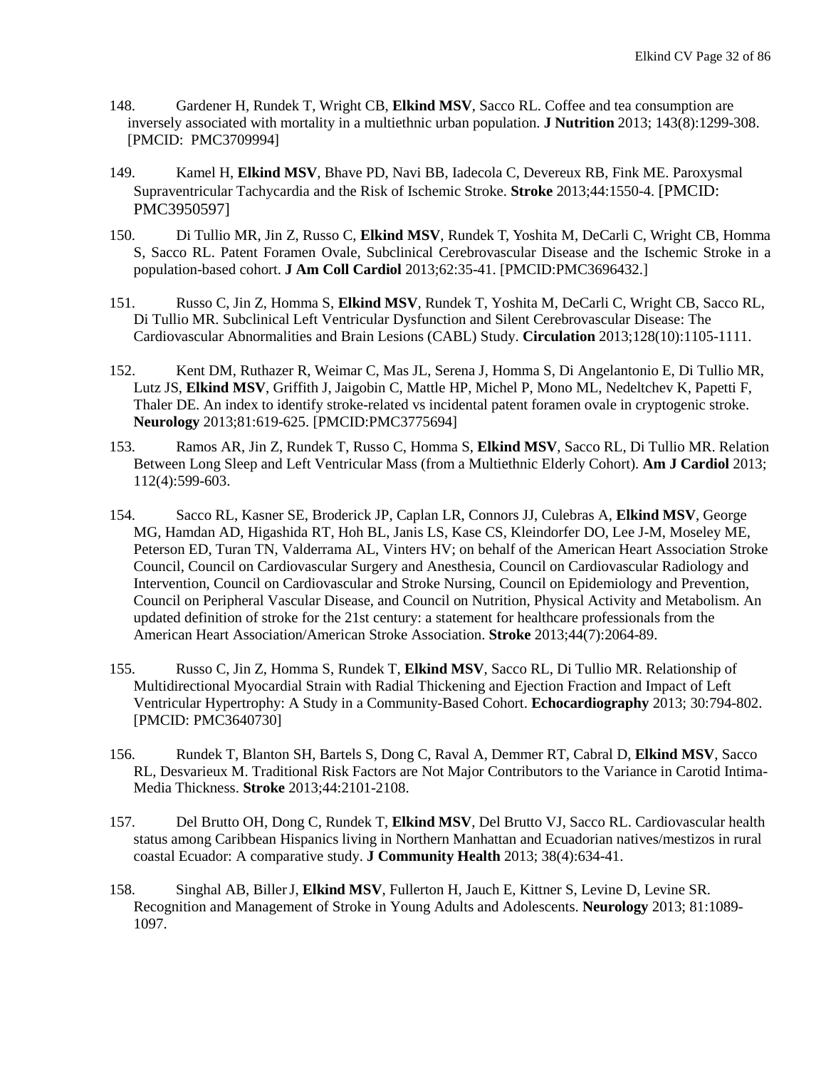148. Gardener H, Rundek T, Wright CB, **Elkind MSV**, Sacco RL. Coffee and tea consumption are inversely associated with mortality in a multiethnic urban population. **J Nutrition** 2013; 143(8):1299-308. [PMCID: PMC3709994]

149. Kamel H, **Elkind MSV**, Bhave PD, Navi BB, Iadecola C, Devereux RB, Fink ME. Paroxysmal Supraventricular Tachycardia and the Risk of Ischemic Stroke. **Stroke** 2013;44:1550-4. [PMCID: PMC3950597]

150. Di Tullio MR, Jin Z, Russo C, **Elkind MSV**, Rundek T, Yoshita M, DeCarli C, Wright CB, Homma S, Sacco RL. Patent Foramen Ovale, Subclinical Cerebrovascular Disease and the Ischemic Stroke in a population-based cohort. **J Am Coll Cardiol** 2013;62:35-41. [PMCID:PMC3696432.]

151. Russo C, Jin Z, Homma S, **Elkind MSV**, Rundek T, Yoshita M, DeCarli C, Wright CB, Sacco RL, Di Tullio MR. Subclinical Left Ventricular Dysfunction and Silent Cerebrovascular Disease: The Cardiovascular Abnormalities and Brain Lesions (CABL) Study. **Circulation** 2013;128(10):1105-1111.

152. Kent DM, Ruthazer R, Weimar C, Mas JL, Serena J, Homma S, Di Angelantonio E, Di Tullio MR, Lutz JS, **Elkind MSV**, Griffith J, Jaigobin C, Mattle HP, Michel P, Mono ML, Nedeltchev K, Papetti F, Thaler DE. An index to identify stroke-related vs incidental patent foramen ovale in cryptogenic stroke. **Neurology** 2013;81:619-625. [PMCID:PMC3775694]

153. Ramos AR, Jin Z, Rundek T, Russo C, Homma S, **Elkind MSV**, Sacco RL, Di Tullio MR. Relation Between Long Sleep and Left Ventricular Mass (from a Multiethnic Elderly Cohort). **Am J Cardiol** 2013; 112(4):599-603.

154. Sacco RL, Kasner SE, Broderick JP, Caplan LR, Connors JJ, Culebras A, **Elkind MSV**, George MG, Hamdan AD, Higashida RT, Hoh BL, Janis LS, Kase CS, Kleindorfer DO, Lee J-M, Moseley ME, Peterson ED, Turan TN, Valderrama AL, Vinters HV; on behalf of the American Heart Association Stroke Council, Council on Cardiovascular Surgery and Anesthesia, Council on Cardiovascular Radiology and Intervention, Council on Cardiovascular and Stroke Nursing, Council on Epidemiology and Prevention, Council on Peripheral Vascular Disease, and Council on Nutrition, Physical Activity and Metabolism. An updated definition of stroke for the 21st century: a statement for healthcare professionals from the American Heart Association/American Stroke Association. **Stroke** 2013;44(7):2064-89.

155. Russo C, Jin Z, Homma S, Rundek T, **Elkind MSV**, Sacco RL, Di Tullio MR. Relationship of Multidirectional Myocardial Strain with Radial Thickening and Ejection Fraction and Impact of Left Ventricular Hypertrophy: A Study in a Community-Based Cohort. **Echocardiography** 2013; 30:794-802. [PMCID: PMC3640730]

156. Rundek T, Blanton SH, Bartels S, Dong C, Raval A, Demmer RT, Cabral D, **Elkind MSV**, Sacco RL, Desvarieux M. Traditional Risk Factors are Not Major Contributors to the Variance in Carotid Intima-Media Thickness. **Stroke** 2013;44:2101-2108.

157. Del Brutto OH, Dong C, Rundek T, **Elkind MSV**, Del Brutto VJ, Sacco RL. Cardiovascular health status among Caribbean Hispanics living in Northern Manhattan and Ecuadorian natives/mestizos in rural coastal Ecuador: A comparative study. **J Community Health** 2013; 38(4):634-41.

158. Singhal AB, Biller J, **Elkind MSV**, Fullerton H, Jauch E, Kittner S, Levine D, Levine SR. Recognition and Management of Stroke in Young Adults and Adolescents. **Neurology** 2013; 81:1089-1097.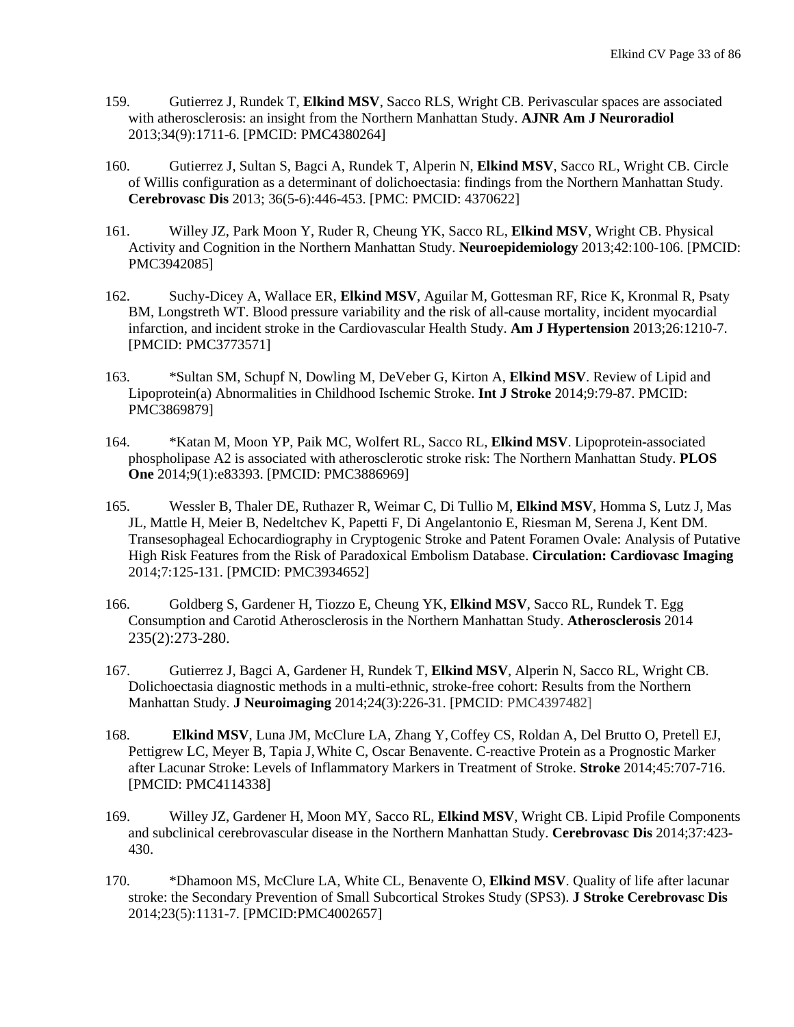159. Gutierrez J, Rundek T, **Elkind MSV**, Sacco RLS, Wright CB. Perivascular spaces are associated with atherosclerosis: an insight from the Northern Manhattan Study. **AJNR Am J Neuroradiol** 2013;34(9):1711-6. [PMCID: PMC4380264]

160. Gutierrez J, Sultan S, Bagci A, Rundek T, Alperin N, **Elkind MSV**, Sacco RL, Wright CB. Circle of Willis configuration as a determinant of dolichoectasia: findings from the Northern Manhattan Study. **Cerebrovasc Dis** 2013; 36(5-6):446-453. [PMC: PMCID: 4370622]

161. Willey JZ, Park Moon Y, Ruder R, Cheung YK, Sacco RL, **Elkind MSV**, Wright CB. Physical Activity and Cognition in the Northern Manhattan Study. **Neuroepidemiology** 2013;42:100-106. [PMCID: PMC3942085]

162. Suchy-Dicey A, Wallace ER, **Elkind MSV**, Aguilar M, Gottesman RF, Rice K, Kronmal R, Psaty BM, Longstreth WT. Blood pressure variability and the risk of all-cause mortality, incident myocardial infarction, and incident stroke in the Cardiovascular Health Study. **Am J Hypertension** 2013;26:1210-7. [PMCID: PMC3773571]

163. *Sultan SM, Schupf N, Dowling M, DeVeber G, Kirton A, **Elkind MSV**. Review of Lipid and Lipoprotein(a) Abnormalities in Childhood Ischemic Stroke. **Int J Stroke** 2014;9:79-87. PMCID: PMC3869879]

164. *Katan M, Moon YP, Paik MC, Wolfert RL, Sacco RL, **Elkind MSV**. Lipoprotein-associated phospholipase A2 is associated with atherosclerotic stroke risk: The Northern Manhattan Study. **PLOS One** 2014;9(1):e83393. [PMCID: PMC3886969]

165. Wessler B, Thaler DE, Ruthazer R, Weimar C, Di Tullio M, **Elkind MSV**, Homma S, Lutz J, Mas JL, Mattle H, Meier B, Nedeltchev K, Papetti F, Di Angelantonio E, Riesman M, Serena J, Kent DM. Transesophageal Echocardiography in Cryptogenic Stroke and Patent Foramen Ovale: Analysis of Putative High Risk Features from the Risk of Paradoxical Embolism Database. **Circulation: Cardiovasc Imaging** 2014;7:125-131. [PMCID: PMC3934652]

166. Goldberg S, Gardener H, Tiozzo E, Cheung YK, **Elkind MSV**, Sacco RL, Rundek T. Egg Consumption and Carotid Atherosclerosis in the Northern Manhattan Study. **Atherosclerosis** 2014 235(2):273-280.

167. Gutierrez J, Bagci A, Gardener H, Rundek T, **Elkind MSV**, Alperin N, Sacco RL, Wright CB. Dolichoectasia diagnostic methods in a multi-ethnic, stroke-free cohort: Results from the Northern Manhattan Study. **J Neuroimaging** 2014;24(3):226-31. [PMCID: PMC4397482]

168. **Elkind MSV**, Luna JM, McClure LA, Zhang Y, Coffey CS, Roldan A, Del Brutto O, Pretell EJ, Pettigrew LC, Meyer B, Tapia J, White C, Oscar Benavente. C-reactive Protein as a Prognostic Marker after Lacunar Stroke: Levels of Inflammatory Markers in Treatment of Stroke. **Stroke** 2014;45:707-716. [PMCID: PMC4114338]

169. Willey JZ, Gardener H, Moon MY, Sacco RL, **Elkind MSV**, Wright CB. Lipid Profile Components and subclinical cerebrovascular disease in the Northern Manhattan Study. **Cerebrovasc Dis** 2014;37:423-430.

170. *Dhamoon MS, McClure LA, White CL, Benavente O, **Elkind MSV**. Quality of life after lacunar stroke: the Secondary Prevention of Small Subcortical Strokes Study (SPS3). **J Stroke Cerebrovasc Dis** 2014;23(5):1131-7. [PMCID:PMC4002657]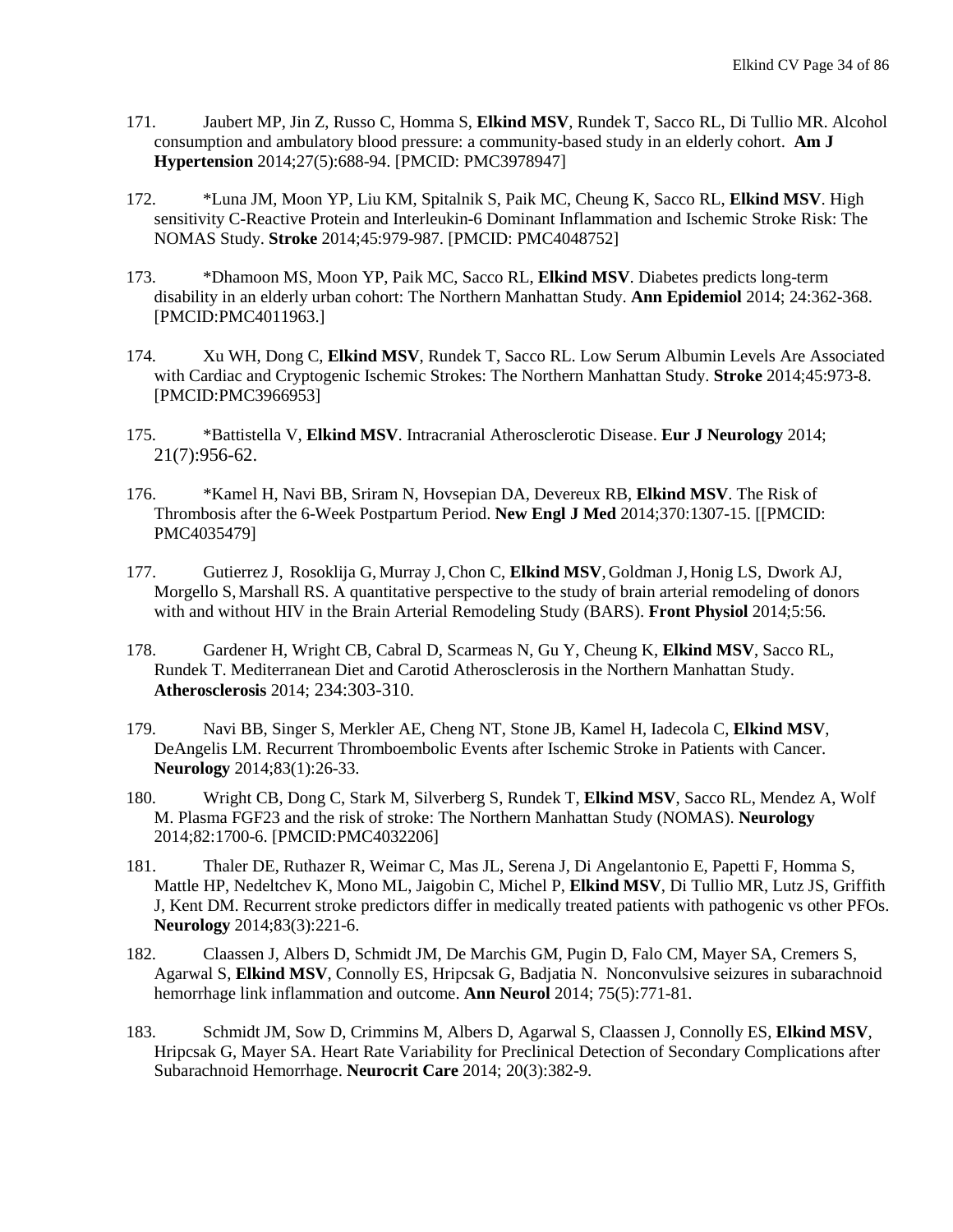171. Jaubert MP, Jin Z, Russo C, Homma S, **Elkind MSV**, Rundek T, Sacco RL, Di Tullio MR. Alcohol consumption and ambulatory blood pressure: a community-based study in an elderly cohort. **Am J Hypertension** 2014;27(5):688-94. [PMCID: PMC3978947]

172. *Luna JM, Moon YP, Liu KM, Spitalnik S, Paik MC, Cheung K, Sacco RL, **Elkind MSV**. High sensitivity C-Reactive Protein and Interleukin-6 Dominant Inflammation and Ischemic Stroke Risk: The NOMAS Study. **Stroke** 2014;45:979-987. [PMCID: PMC4048752]

173. *Dhamoon MS, Moon YP, Paik MC, Sacco RL, **Elkind MSV**. Diabetes predicts long-term disability in an elderly urban cohort: The Northern Manhattan Study. **Ann Epidemiol** 2014; 24:362-368. [PMCID:PMC4011963.]

174. Xu WH, Dong C, **Elkind MSV**, Rundek T, Sacco RL. Low Serum Albumin Levels Are Associated with Cardiac and Cryptogenic Ischemic Strokes: The Northern Manhattan Study. **Stroke** 2014;45:973-8. [PMCID:PMC3966953]

175. *Battistella V, **Elkind MSV**. Intracranial Atherosclerotic Disease. **Eur J Neurology** 2014; 21(7):956-62.

176. *Kamel H, Navi BB, Sriram N, Hovsepian DA, Devereux RB, **Elkind MSV**. The Risk of Thrombosis after the 6-Week Postpartum Period. **New Engl J Med** 2014;370:1307-15. [[PMCID: PMC4035479]

177. Gutierrez J, Rosoklija G, Murray J, Chon C, **Elkind MSV**, Goldman J, Honig LS, Dwork AJ, Morgello S, Marshall RS. A quantitative perspective to the study of brain arterial remodeling of donors with and without HIV in the Brain Arterial Remodeling Study (BARS). **Front Physiol** 2014;5:56.

178. Gardener H, Wright CB, Cabral D, Scarmeas N, Gu Y, Cheung K, **Elkind MSV**, Sacco RL, Rundek T. Mediterranean Diet and Carotid Atherosclerosis in the Northern Manhattan Study. **Atherosclerosis** 2014; 234:303-310.

179. Navi BB, Singer S, Merkler AE, Cheng NT, Stone JB, Kamel H, Iadecola C, **Elkind MSV**, DeAngelis LM. Recurrent Thromboembolic Events after Ischemic Stroke in Patients with Cancer. **Neurology** 2014;83(1):26-33.

180. Wright CB, Dong C, Stark M, Silverberg S, Rundek T, **Elkind MSV**, Sacco RL, Mendez A, Wolf M. Plasma FGF23 and the risk of stroke: The Northern Manhattan Study (NOMAS). **Neurology** 2014;82:1700-6. [PMCID:PMC4032206]

181. Thaler DE, Ruthazer R, Weimar C, Mas JL, Serena J, Di Angelantonio E, Papetti F, Homma S, Mattle HP, Nedeltchev K, Mono ML, Jaigobin C, Michel P, **Elkind MSV**, Di Tullio MR, Lutz JS, Griffith J, Kent DM. Recurrent stroke predictors differ in medically treated patients with pathogenic vs other PFOs. **Neurology** 2014;83(3):221-6.

182. Claassen J, Albers D, Schmidt JM, De Marchis GM, Pugin D, Falo CM, Mayer SA, Cremers S, Agarwal S, **Elkind MSV**, Connolly ES, Hripcsak G, Badjatia N. Nonconvulsive seizures in subarachnoid hemorrhage link inflammation and outcome. **Ann Neurol** 2014; 75(5):771-81.

183. Schmidt JM, Sow D, Crimmins M, Albers D, Agarwal S, Claassen J, Connolly ES, **Elkind MSV**, Hripcsak G, Mayer SA. Heart Rate Variability for Preclinical Detection of Secondary Complications after Subarachnoid Hemorrhage. **Neurocrit Care** 2014; 20(3):382-9.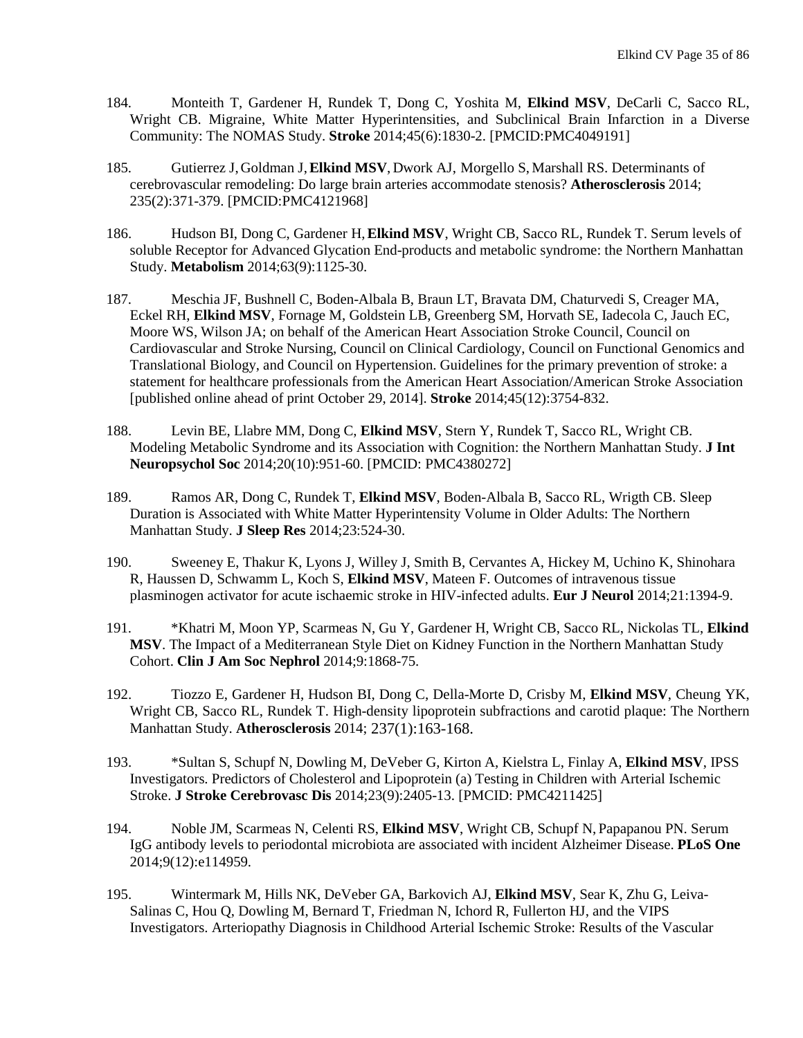184. Monteith T, Gardener H, Rundek T, Dong C, Yoshita M, **Elkind MSV**, DeCarli C, Sacco RL, Wright CB. Migraine, White Matter Hyperintensities, and Subclinical Brain Infarction in a Diverse Community: The NOMAS Study. **Stroke** 2014;45(6):1830-2. [PMCID:PMC4049191]

185. Gutierrez J, Goldman J, **Elkind MSV**, Dwork AJ, Morgello S, Marshall RS. Determinants of cerebrovascular remodeling: Do large brain arteries accommodate stenosis? **Atherosclerosis** 2014; 235(2):371-379. [PMCID:PMC4121968]

186. Hudson BI, Dong C, Gardener H, **Elkind MSV**, Wright CB, Sacco RL, Rundek T. Serum levels of soluble Receptor for Advanced Glycation End-products and metabolic syndrome: the Northern Manhattan Study. **Metabolism** 2014;63(9):1125-30.

187. Meschia JF, Bushnell C, Boden-Albala B, Braun LT, Bravata DM, Chaturvedi S, Creager MA, Eckel RH, **Elkind MSV**, Fornage M, Goldstein LB, Greenberg SM, Horvath SE, Iadecola C, Jauch EC, Moore WS, Wilson JA; on behalf of the American Heart Association Stroke Council, Council on Cardiovascular and Stroke Nursing, Council on Clinical Cardiology, Council on Functional Genomics and Translational Biology, and Council on Hypertension. Guidelines for the primary prevention of stroke: a statement for healthcare professionals from the American Heart Association/American Stroke Association [published online ahead of print October 29, 2014]. **Stroke** 2014;45(12):3754-832.

188. Levin BE, Llabre MM, Dong C, **Elkind MSV**, Stern Y, Rundek T, Sacco RL, Wright CB. Modeling Metabolic Syndrome and its Association with Cognition: the Northern Manhattan Study. **J Int Neuropsychol Soc** 2014;20(10):951-60. [PMCID: PMC4380272]

189. Ramos AR, Dong C, Rundek T, **Elkind MSV**, Boden-Albala B, Sacco RL, Wrigth CB. Sleep Duration is Associated with White Matter Hyperintensity Volume in Older Adults: The Northern Manhattan Study. **J Sleep Res** 2014;23:524-30.

190. Sweeney E, Thakur K, Lyons J, Willey J, Smith B, Cervantes A, Hickey M, Uchino K, Shinohara R, Haussen D, Schwamm L, Koch S, **Elkind MSV**, Mateen F. Outcomes of intravenous tissue plasminogen activator for acute ischaemic stroke in HIV-infected adults. **Eur J Neurol** 2014;21:1394-9.

191. *Khatri M, Moon YP, Scarmeas N, Gu Y, Gardener H, Wright CB, Sacco RL, Nickolas TL, **Elkind MSV**. The Impact of a Mediterranean Style Diet on Kidney Function in the Northern Manhattan Study Cohort. **Clin J Am Soc Nephrol** 2014;9:1868-75.

192. Tiozzo E, Gardener H, Hudson BI, Dong C, Della-Morte D, Crisby M, **Elkind MSV**, Cheung YK, Wright CB, Sacco RL, Rundek T. High-density lipoprotein subfractions and carotid plaque: The Northern Manhattan Study. **Atherosclerosis** 2014; 237(1):163-168.

193. *Sultan S, Schupf N, Dowling M, DeVeber G, Kirton A, Kielstra L, Finlay A, **Elkind MSV**, IPSS Investigators. Predictors of Cholesterol and Lipoprotein (a) Testing in Children with Arterial Ischemic Stroke. **J Stroke Cerebrovasc Dis** 2014;23(9):2405-13. [PMCID: PMC4211425]

194. Noble JM, Scarmeas N, Celenti RS, **Elkind MSV**, Wright CB, Schupf N, Papapanou PN. Serum IgG antibody levels to periodontal microbiota are associated with incident Alzheimer Disease. **PLoS One** 2014;9(12):e114959.

195. Wintermark M, Hills NK, DeVeber GA, Barkovich AJ, **Elkind MSV**, Sear K, Zhu G, Leiva-Salinas C, Hou Q, Dowling M, Bernard T, Friedman N, Ichord R, Fullerton HJ, and the VIPS Investigators. Arteriopathy Diagnosis in Childhood Arterial Ischemic Stroke: Results of the Vascular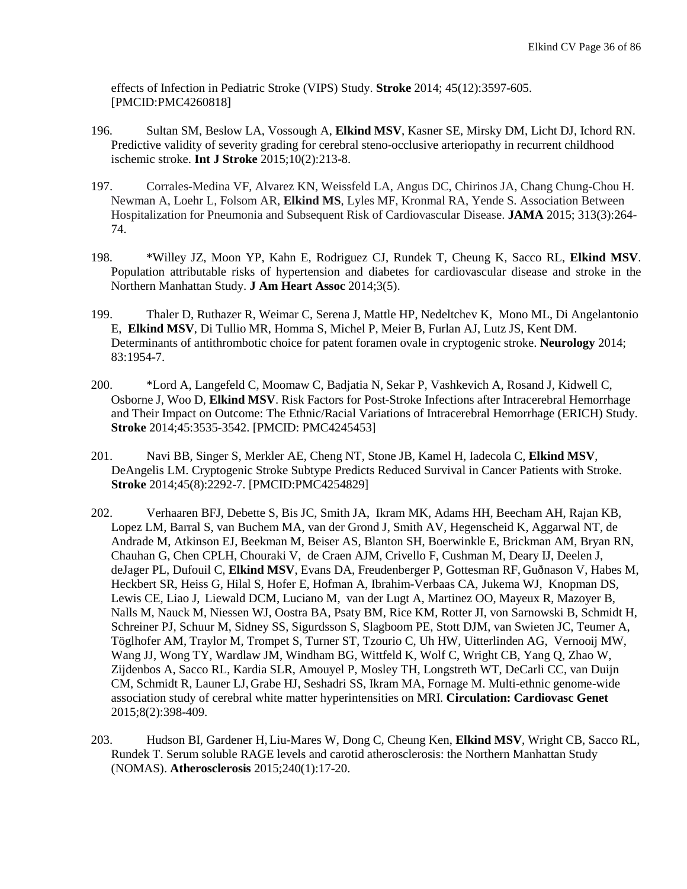effects of Infection in Pediatric Stroke (VIPS) Study. **Stroke** 2014; 45(12):3597-605. [PMCID:PMC4260818]

196. Sultan SM, Beslow LA, Vossough A, **Elkind MSV**, Kasner SE, Mirsky DM, Licht DJ, Ichord RN. Predictive validity of severity grading for cerebral steno-occlusive arteriopathy in recurrent childhood ischemic stroke. **Int J Stroke** 2015;10(2):213-8.

197. Corrales-Medina VF, Alvarez KN, Weissfeld LA, Angus DC, Chirinos JA, Chang Chung-Chou H. Newman A, Loehr L, Folsom AR, **Elkind MS**, Lyles MF, Kronmal RA, Yende S. Association Between Hospitalization for Pneumonia and Subsequent Risk of Cardiovascular Disease. **JAMA** 2015; 313(3):264-74.

198. *Willey JZ, Moon YP, Kahn E, Rodriguez CJ, Rundek T, Cheung K, Sacco RL, **Elkind MSV**. Population attributable risks of hypertension and diabetes for cardiovascular disease and stroke in the Northern Manhattan Study. **J Am Heart Assoc** 2014;3(5).

199. Thaler D, Ruthazer R, Weimar C, Serena J, Mattle HP, Nedeltchev K, Mono ML, Di Angelantonio E, **Elkind MSV**, Di Tullio MR, Homma S, Michel P, Meier B, Furlan AJ, Lutz JS, Kent DM. Determinants of antithrombotic choice for patent foramen ovale in cryptogenic stroke. **Neurology** 2014; 83:1954-7.

200. *Lord A, Langefeld C, Moomaw C, Badjatia N, Sekar P, Vashkevich A, Rosand J, Kidwell C, Osborne J, Woo D, **Elkind MSV**. Risk Factors for Post-Stroke Infections after Intracerebral Hemorrhage and Their Impact on Outcome: The Ethnic/Racial Variations of Intracerebral Hemorrhage (ERICH) Study. **Stroke** 2014;45:3535-3542. [PMCID: PMC4245453]

201. Navi BB, Singer S, Merkler AE, Cheng NT, Stone JB, Kamel H, Iadecola C, **Elkind MSV**, DeAngelis LM. Cryptogenic Stroke Subtype Predicts Reduced Survival in Cancer Patients with Stroke. **Stroke** 2014;45(8):2292-7. [PMCID:PMC4254829]

202. Verhaaren BFJ, Debette S, Bis JC, Smith JA, Ikram MK, Adams HH, Beecham AH, Rajan KB, Lopez LM, Barral S, van Buchem MA, van der Grond J, Smith AV, Hegenscheid K, Aggarwal NT, de Andrade M, Atkinson EJ, Beekman M, Beiser AS, Blanton SH, Boerwinkle E, Brickman AM, Bryan RN, Chauhan G, Chen CPLH, Chouraki V, de Craen AJM, Crivello F, Cushman M, Deary IJ, Deelen J, deJager PL, Dufouil C, **Elkind MSV**, Evans DA, Freudenberger P, Gottesman RF, Guðnason V, Habes M, Heckbert SR, Heiss G, Hilal S, Hofer E, Hofman A, Ibrahim-Verbaas CA, Jukema WJ, Knopman DS, Lewis CE, Liao J, Liewald DCM, Luciano M, van der Lugt A, Martinez OO, Mayeux R, Mazoyer B, Nalls M, Nauck M, Niessen WJ, Oostra BA, Psaty BM, Rice KM, Rotter JI, von Sarnowski B, Schmidt H, Schreiner PJ, Schuur M, Sidney SS, Sigurdsson S, Slagboom PE, Stott DJM, van Swieten JC, Teumer A, Töglhofer AM, Traylor M, Trompet S, Turner ST, Tzourio C, Uh HW, Uitterlinden AG, Vernooij MW, Wang JJ, Wong TY, Wardlaw JM, Windham BG, Wittfeld K, Wolf C, Wright CB, Yang Q, Zhao W, Zijdenbos A, Sacco RL, Kardia SLR, Amouyel P, Mosley TH, Longstreth WT, DeCarli CC, van Duijn CM, Schmidt R, Launer LJ, Grabe HJ, Seshadri SS, Ikram MA, Fornage M. Multi-ethnic genome-wide association study of cerebral white matter hyperintensities on MRI. **Circulation: Cardiovasc Genet** 2015;8(2):398-409.

203. Hudson BI, Gardener H, Liu-Mares W, Dong C, Cheung Ken, **Elkind MSV**, Wright CB, Sacco RL, Rundek T. Serum soluble RAGE levels and carotid atherosclerosis: the Northern Manhattan Study (NOMAS). **Atherosclerosis** 2015;240(1):17-20.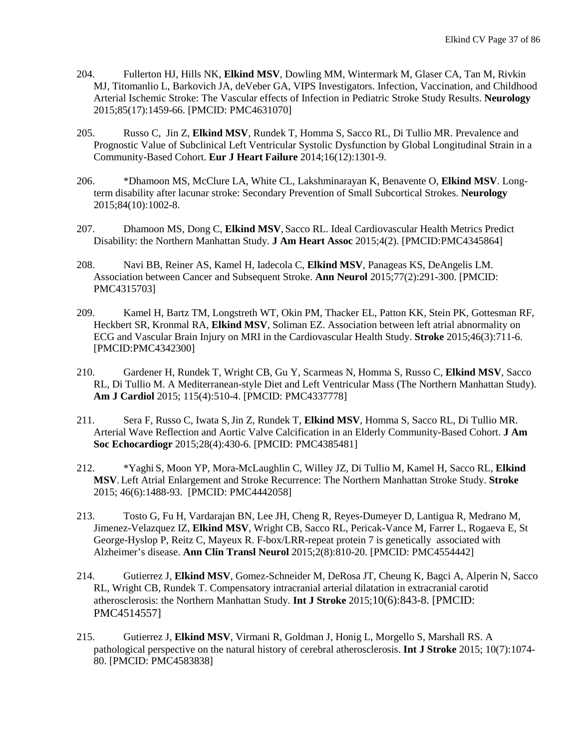204. Fullerton HJ, Hills NK, **Elkind MSV**, Dowling MM, Wintermark M, Glaser CA, Tan M, Rivkin MJ, Titomanlio L, Barkovich JA, deVeber GA, VIPS Investigators. Infection, Vaccination, and Childhood Arterial Ischemic Stroke: The Vascular effects of Infection in Pediatric Stroke Study Results. **Neurology** 2015;85(17):1459-66. [PMCID: PMC4631070]

205. Russo C, Jin Z, **Elkind MSV**, Rundek T, Homma S, Sacco RL, Di Tullio MR. Prevalence and Prognostic Value of Subclinical Left Ventricular Systolic Dysfunction by Global Longitudinal Strain in a Community-Based Cohort. **Eur J Heart Failure** 2014;16(12):1301-9.

206. *Dhamoon MS, McClure LA, White CL, Lakshminarayan K, Benavente O, **Elkind MSV**. Long-term disability after lacunar stroke: Secondary Prevention of Small Subcortical Strokes. **Neurology** 2015;84(10):1002-8.

207. Dhamoon MS, Dong C, **Elkind MSV**, Sacco RL. Ideal Cardiovascular Health Metrics Predict Disability: the Northern Manhattan Study. **J Am Heart Assoc** 2015;4(2). [PMCID:PMC4345864]

208. Navi BB, Reiner AS, Kamel H, Iadecola C, **Elkind MSV**, Panageas KS, DeAngelis LM. Association between Cancer and Subsequent Stroke. **Ann Neurol** 2015;77(2):291-300. [PMCID: PMC4315703]

209. Kamel H, Bartz TM, Longstreth WT, Okin PM, Thacker EL, Patton KK, Stein PK, Gottesman RF, Heckbert SR, Kronmal RA, **Elkind MSV**, Soliman EZ. Association between left atrial abnormality on ECG and Vascular Brain Injury on MRI in the Cardiovascular Health Study. **Stroke** 2015;46(3):711-6. [PMCID:PMC4342300]

210. Gardener H, Rundek T, Wright CB, Gu Y, Scarmeas N, Homma S, Russo C, **Elkind MSV**, Sacco RL, Di Tullio M. A Mediterranean-style Diet and Left Ventricular Mass (The Northern Manhattan Study). **Am J Cardiol** 2015; 115(4):510-4. [PMCID: PMC4337778]

211. Sera F, Russo C, Iwata S, Jin Z, Rundek T, **Elkind MSV**, Homma S, Sacco RL, Di Tullio MR. Arterial Wave Reflection and Aortic Valve Calcification in an Elderly Community-Based Cohort. **J Am Soc Echocardiogr** 2015;28(4):430-6. [PMCID: PMC4385481]

212. *Yaghi S, Moon YP, Mora-McLaughlin C, Willey JZ, Di Tullio M, Kamel H, Sacco RL, **Elkind MSV**. Left Atrial Enlargement and Stroke Recurrence: The Northern Manhattan Stroke Study. **Stroke** 2015; 46(6):1488-93. [PMCID: PMC4442058]

213. Tosto G, Fu H, Vardarajan BN, Lee JH, Cheng R, Reyes-Dumeyer D, Lantigua R, Medrano M, Jimenez-Velazquez IZ, **Elkind MSV**, Wright CB, Sacco RL, Pericak-Vance M, Farrer L, Rogaeva E, St George-Hyslop P, Reitz C, Mayeux R. F-box/LRR-repeat protein 7 is genetically associated with Alzheimer's disease. **Ann Clin Transl Neurol** 2015;2(8):810-20. [PMCID: PMC4554442]

214. Gutierrez J, **Elkind MSV**, Gomez-Schneider M, DeRosa JT, Cheung K, Bagci A, Alperin N, Sacco RL, Wright CB, Rundek T. Compensatory intracranial arterial dilatation in extracranial carotid atherosclerosis: the Northern Manhattan Study. **Int J Stroke** 2015;10(6):843-8. [PMCID: PMC4514557]

215. Gutierrez J, **Elkind MSV**, Virmani R, Goldman J, Honig L, Morgello S, Marshall RS. A pathological perspective on the natural history of cerebral atherosclerosis. **Int J Stroke** 2015; 10(7):1074-80. [PMCID: PMC4583838]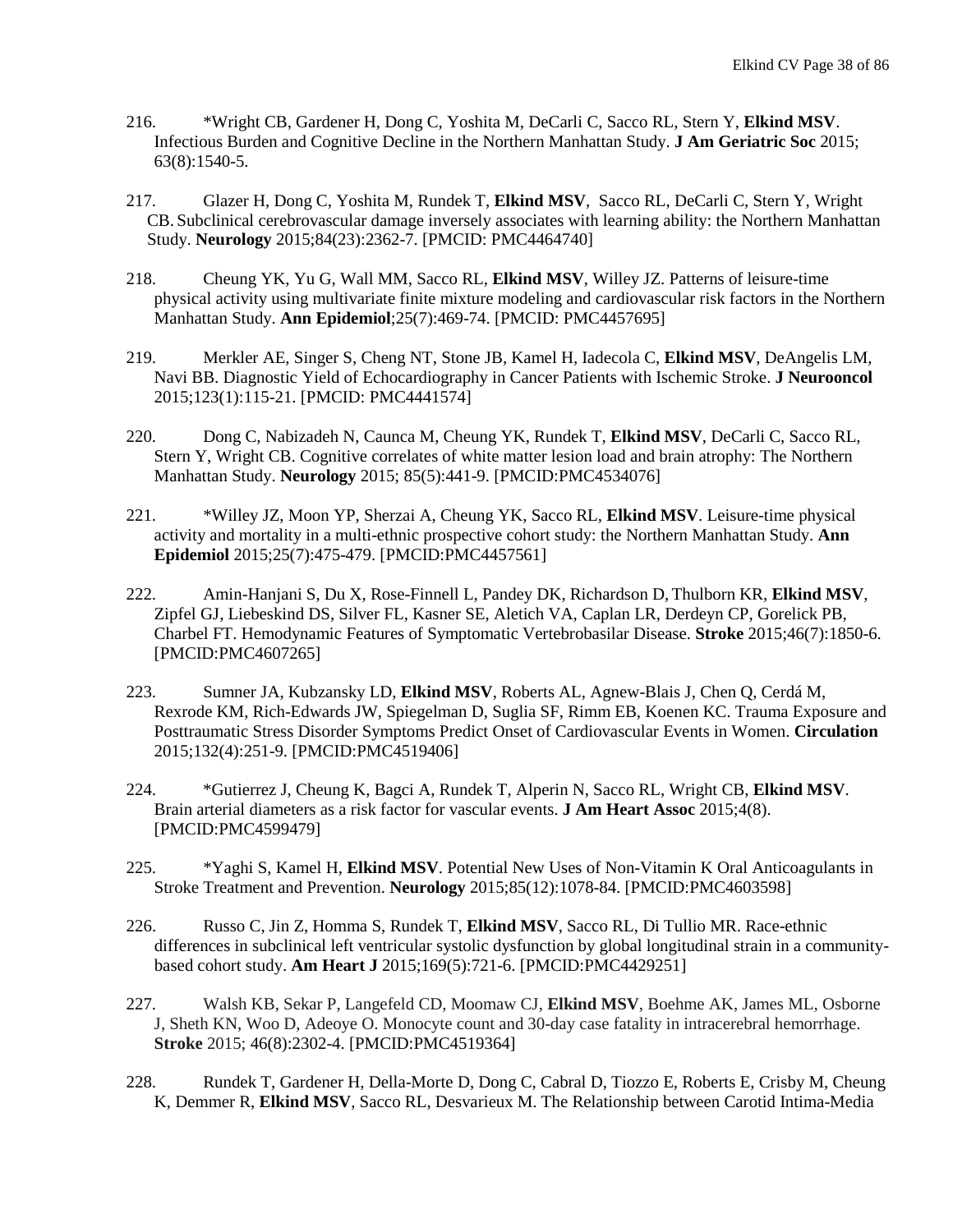216. *Wright CB, Gardener H, Dong C, Yoshita M, DeCarli C, Sacco RL, Stern Y, **Elkind MSV**. Infectious Burden and Cognitive Decline in the Northern Manhattan Study. **J Am Geriatric Soc** 2015; 63(8):1540-5.

217. Glazer H, Dong C, Yoshita M, Rundek T, **Elkind MSV**, Sacco RL, DeCarli C, Stern Y, Wright CB. Subclinical cerebrovascular damage inversely associates with learning ability: the Northern Manhattan Study. **Neurology** 2015;84(23):2362-7. [PMCID: PMC4464740]

218. Cheung YK, Yu G, Wall MM, Sacco RL, **Elkind MSV**, Willey JZ. Patterns of leisure-time physical activity using multivariate finite mixture modeling and cardiovascular risk factors in the Northern Manhattan Study. **Ann Epidemiol**;25(7):469-74. [PMCID: PMC4457695]

219. Merkler AE, Singer S, Cheng NT, Stone JB, Kamel H, Iadecola C, **Elkind MSV**, DeAngelis LM, Navi BB. Diagnostic Yield of Echocardiography in Cancer Patients with Ischemic Stroke. **J Neurooncol** 2015;123(1):115-21. [PMCID: PMC4441574]

220. Dong C, Nabizadeh N, Caunca M, Cheung YK, Rundek T, **Elkind MSV**, DeCarli C, Sacco RL, Stern Y, Wright CB. Cognitive correlates of white matter lesion load and brain atrophy: The Northern Manhattan Study. **Neurology** 2015; 85(5):441-9. [PMCID:PMC4534076]

221. *Willey JZ, Moon YP, Sherzai A, Cheung YK, Sacco RL, **Elkind MSV**. Leisure-time physical activity and mortality in a multi-ethnic prospective cohort study: the Northern Manhattan Study. **Ann Epidemiol** 2015;25(7):475-479. [PMCID:PMC4457561]

222. Amin-Hanjani S, Du X, Rose-Finnell L, Pandey DK, Richardson D, Thulborn KR, **Elkind MSV**, Zipfel GJ, Liebeskind DS, Silver FL, Kasner SE, Aletich VA, Caplan LR, Derdeyn CP, Gorelick PB, Charbel FT. Hemodynamic Features of Symptomatic Vertebrobasilar Disease. **Stroke** 2015;46(7):1850-6. [PMCID:PMC4607265]

223. Sumner JA, Kubzansky LD, **Elkind MSV**, Roberts AL, Agnew-Blais J, Chen Q, Cerdá M, Rexrode KM, Rich-Edwards JW, Spiegelman D, Suglia SF, Rimm EB, Koenen KC. Trauma Exposure and Posttraumatic Stress Disorder Symptoms Predict Onset of Cardiovascular Events in Women. **Circulation** 2015;132(4):251-9. [PMCID:PMC4519406]

224. *Gutierrez J, Cheung K, Bagci A, Rundek T, Alperin N, Sacco RL, Wright CB, **Elkind MSV**. Brain arterial diameters as a risk factor for vascular events. **J Am Heart Assoc** 2015;4(8). [PMCID:PMC4599479]

225. *Yaghi S, Kamel H, **Elkind MSV**. Potential New Uses of Non-Vitamin K Oral Anticoagulants in Stroke Treatment and Prevention. **Neurology** 2015;85(12):1078-84. [PMCID:PMC4603598]

226. Russo C, Jin Z, Homma S, Rundek T, **Elkind MSV**, Sacco RL, Di Tullio MR. Race-ethnic differences in subclinical left ventricular systolic dysfunction by global longitudinal strain in a community-based cohort study. **Am Heart J** 2015;169(5):721-6. [PMCID:PMC4429251]

227. Walsh KB, Sekar P, Langefeld CD, Moomaw CJ, **Elkind MSV**, Boehme AK, James ML, Osborne J, Sheth KN, Woo D, Adeoye O. Monocyte count and 30-day case fatality in intracerebral hemorrhage. **Stroke** 2015; 46(8):2302-4. [PMCID:PMC4519364]

228. Rundek T, Gardener H, Della-Morte D, Dong C, Cabral D, Tiozzo E, Roberts E, Crisby M, Cheung K, Demmer R, **Elkind MSV**, Sacco RL, Desvarieux M. The Relationship between Carotid Intima-Media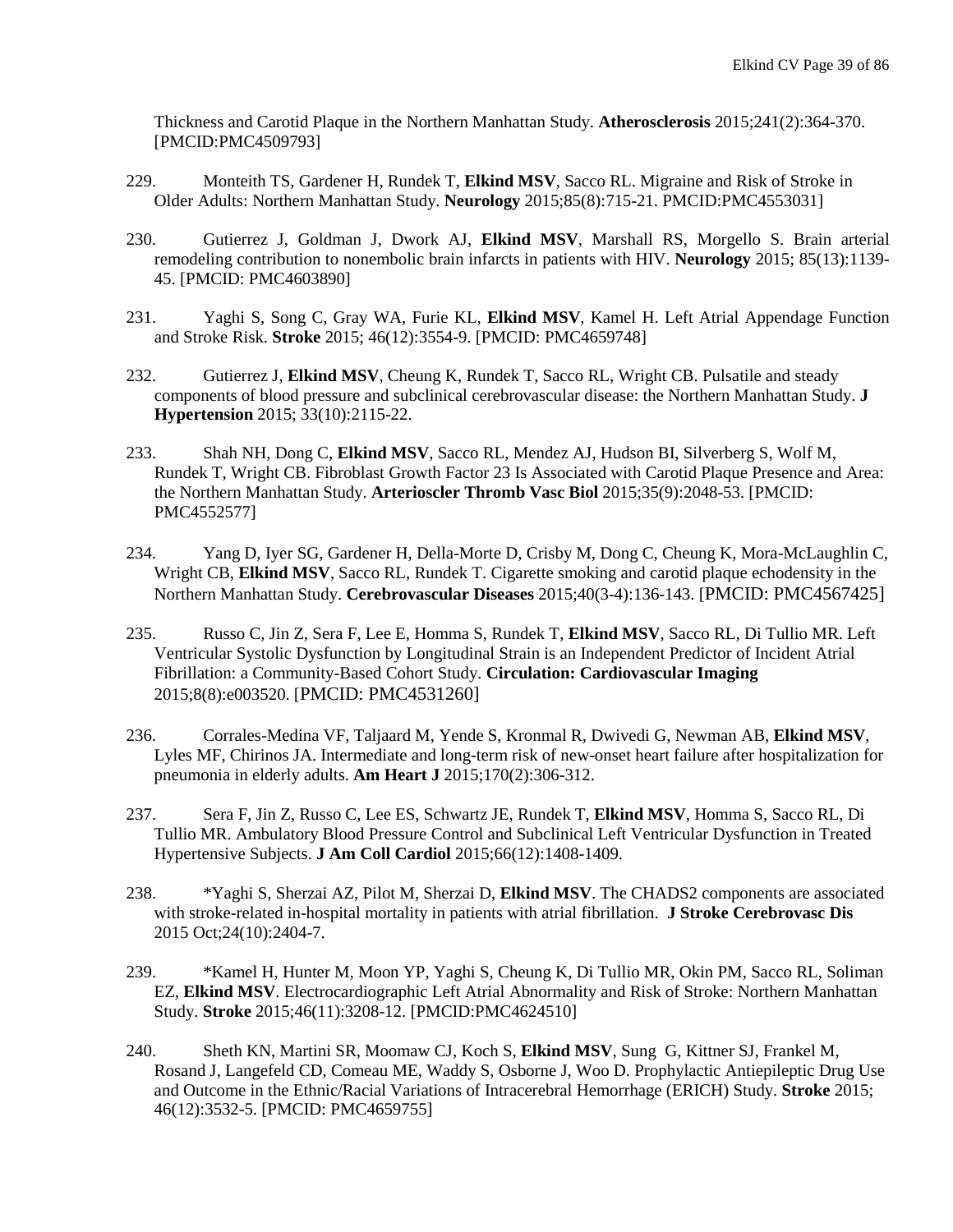Thickness and Carotid Plaque in the Northern Manhattan Study. **Atherosclerosis** 2015;241(2):364-370. [PMCID:PMC4509793]

229. Monteith TS, Gardener H, Rundek T, **Elkind MSV**, Sacco RL. Migraine and Risk of Stroke in Older Adults: Northern Manhattan Study. **Neurology** 2015;85(8):715-21. PMCID:PMC4553031]

230. Gutierrez J, Goldman J, Dwork AJ, **Elkind MSV**, Marshall RS, Morgello S. Brain arterial remodeling contribution to nonembolic brain infarcts in patients with HIV. **Neurology** 2015; 85(13):1139-45. [PMCID: PMC4603890]

231. Yaghi S, Song C, Gray WA, Furie KL, **Elkind MSV**, Kamel H. Left Atrial Appendage Function and Stroke Risk. **Stroke** 2015; 46(12):3554-9. [PMCID: PMC4659748]

232. Gutierrez J, **Elkind MSV**, Cheung K, Rundek T, Sacco RL, Wright CB. Pulsatile and steady components of blood pressure and subclinical cerebrovascular disease: the Northern Manhattan Study. **J Hypertension** 2015; 33(10):2115-22.

233. Shah NH, Dong C, **Elkind MSV**, Sacco RL, Mendez AJ, Hudson BI, Silverberg S, Wolf M, Rundek T, Wright CB. Fibroblast Growth Factor 23 Is Associated with Carotid Plaque Presence and Area: the Northern Manhattan Study. **Arterioscler Thromb Vasc Biol** 2015;35(9):2048-53. [PMCID: PMC4552577]

234. Yang D, Iyer SG, Gardener H, Della-Morte D, Crisby M, Dong C, Cheung K, Mora-McLaughlin C, Wright CB, **Elkind MSV**, Sacco RL, Rundek T. Cigarette smoking and carotid plaque echodensity in the Northern Manhattan Study. **Cerebrovascular Diseases** 2015;40(3-4):136-143. [PMCID: PMC4567425]

235. Russo C, Jin Z, Sera F, Lee E, Homma S, Rundek T, **Elkind MSV**, Sacco RL, Di Tullio MR. Left Ventricular Systolic Dysfunction by Longitudinal Strain is an Independent Predictor of Incident Atrial Fibrillation: a Community-Based Cohort Study. **Circulation: Cardiovascular Imaging** 2015;8(8):e003520. [PMCID: PMC4531260]

236. Corrales-Medina VF, Taljaard M, Yende S, Kronmal R, Dwivedi G, Newman AB, **Elkind MSV**, Lyles MF, Chirinos JA. Intermediate and long-term risk of new-onset heart failure after hospitalization for pneumonia in elderly adults. **Am Heart J** 2015;170(2):306-312.

237. Sera F, Jin Z, Russo C, Lee ES, Schwartz JE, Rundek T, **Elkind MSV**, Homma S, Sacco RL, Di Tullio MR. Ambulatory Blood Pressure Control and Subclinical Left Ventricular Dysfunction in Treated Hypertensive Subjects. **J Am Coll Cardiol** 2015;66(12):1408-1409.

238. *Yaghi S, Sherzai AZ, Pilot M, Sherzai D, **Elkind MSV**. The CHADS2 components are associated with stroke-related in-hospital mortality in patients with atrial fibrillation. **J Stroke Cerebrovasc Dis** 2015 Oct;24(10):2404-7.

239. *Kamel H, Hunter M, Moon YP, Yaghi S, Cheung K, Di Tullio MR, Okin PM, Sacco RL, Soliman EZ, **Elkind MSV**. Electrocardiographic Left Atrial Abnormality and Risk of Stroke: Northern Manhattan Study. **Stroke** 2015;46(11):3208-12. [PMCID:PMC4624510]

240. Sheth KN, Martini SR, Moomaw CJ, Koch S, **Elkind MSV**, Sung G, Kittner SJ, Frankel M, Rosand J, Langefeld CD, Comeau ME, Waddy S, Osborne J, Woo D. Prophylactic Antiepileptic Drug Use and Outcome in the Ethnic/Racial Variations of Intracerebral Hemorrhage (ERICH) Study. **Stroke** 2015; 46(12):3532-5. [PMCID: PMC4659755]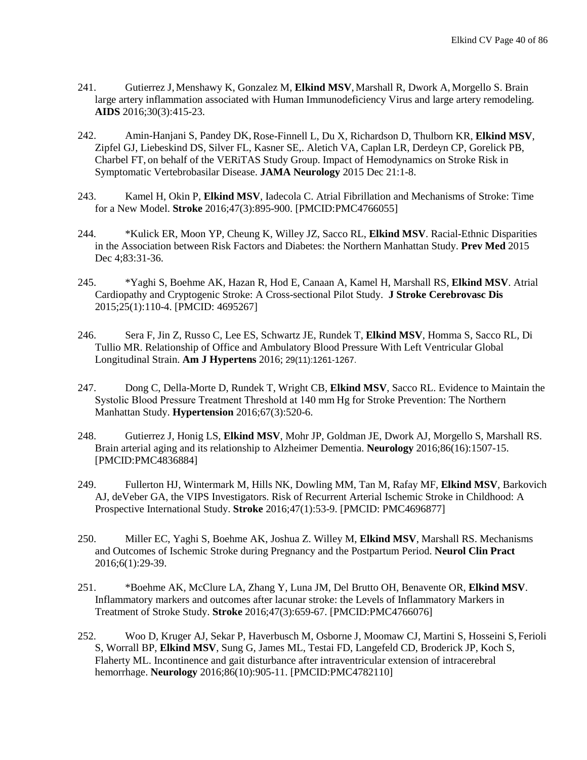241. Gutierrez J, Menshawy K, Gonzalez M, **Elkind MSV**, Marshall R, Dwork A, Morgello S. Brain large artery inflammation associated with Human Immunodeficiency Virus and large artery remodeling. **AIDS** 2016;30(3):415-23.

242. Amin-Hanjani S, Pandey DK, Rose-Finnell L, Du X, Richardson D, Thulborn KR, **Elkind MSV**, Zipfel GJ, Liebeskind DS, Silver FL, Kasner SE,. Aletich VA, Caplan LR, Derdeyn CP, Gorelick PB, Charbel FT, on behalf of the VERiTAS Study Group. Impact of Hemodynamics on Stroke Risk in Symptomatic Vertebrobasilar Disease. **JAMA Neurology** 2015 Dec 21:1-8.

243. Kamel H, Okin P, **Elkind MSV**, Iadecola C. Atrial Fibrillation and Mechanisms of Stroke: Time for a New Model. **Stroke** 2016;47(3):895-900. [PMCID:PMC4766055]

244. *Kulick ER, Moon YP, Cheung K, Willey JZ, Sacco RL, **Elkind MSV**. Racial-Ethnic Disparities in the Association between Risk Factors and Diabetes: the Northern Manhattan Study. **Prev Med** 2015 Dec 4;83:31-36.

245. *Yaghi S, Boehme AK, Hazan R, Hod E, Canaan A, Kamel H, Marshall RS, **Elkind MSV**. Atrial Cardiopathy and Cryptogenic Stroke: A Cross-sectional Pilot Study. **J Stroke Cerebrovasc Dis** 2015;25(1):110-4. [PMCID: 4695267]

246. Sera F, Jin Z, Russo C, Lee ES, Schwartz JE, Rundek T, **Elkind MSV**, Homma S, Sacco RL, Di Tullio MR. Relationship of Office and Ambulatory Blood Pressure With Left Ventricular Global Longitudinal Strain. **Am J Hypertens** 2016; 29(11):1261-1267.

247. Dong C, Della-Morte D, Rundek T, Wright CB, **Elkind MSV**, Sacco RL. Evidence to Maintain the Systolic Blood Pressure Treatment Threshold at 140 mm Hg for Stroke Prevention: The Northern Manhattan Study. **Hypertension** 2016;67(3):520-6.

248. Gutierrez J, Honig LS, **Elkind MSV**, Mohr JP, Goldman JE, Dwork AJ, Morgello S, Marshall RS. Brain arterial aging and its relationship to Alzheimer Dementia. **Neurology** 2016;86(16):1507-15. [PMCID:PMC4836884]

249. Fullerton HJ, Wintermark M, Hills NK, Dowling MM, Tan M, Rafay MF, **Elkind MSV**, Barkovich AJ, deVeber GA, the VIPS Investigators. Risk of Recurrent Arterial Ischemic Stroke in Childhood: A Prospective International Study. **Stroke** 2016;47(1):53-9. [PMCID: PMC4696877]

250. Miller EC, Yaghi S, Boehme AK, Joshua Z. Willey M, **Elkind MSV**, Marshall RS. Mechanisms and Outcomes of Ischemic Stroke during Pregnancy and the Postpartum Period. **Neurol Clin Pract** 2016;6(1):29-39.

251. *Boehme AK, McClure LA, Zhang Y, Luna JM, Del Brutto OH, Benavente OR, **Elkind MSV**. Inflammatory markers and outcomes after lacunar stroke: the Levels of Inflammatory Markers in Treatment of Stroke Study. **Stroke** 2016;47(3):659-67. [PMCID:PMC4766076]

252. Woo D, Kruger AJ, Sekar P, Haverbusch M, Osborne J, Moomaw CJ, Martini S, Hosseini S, Ferioli S, Worrall BP, **Elkind MSV**, Sung G, James ML, Testai FD, Langefeld CD, Broderick JP, Koch S, Flaherty ML. Incontinence and gait disturbance after intraventricular extension of intracerebral hemorrhage. **Neurology** 2016;86(10):905-11. [PMCID:PMC4782110]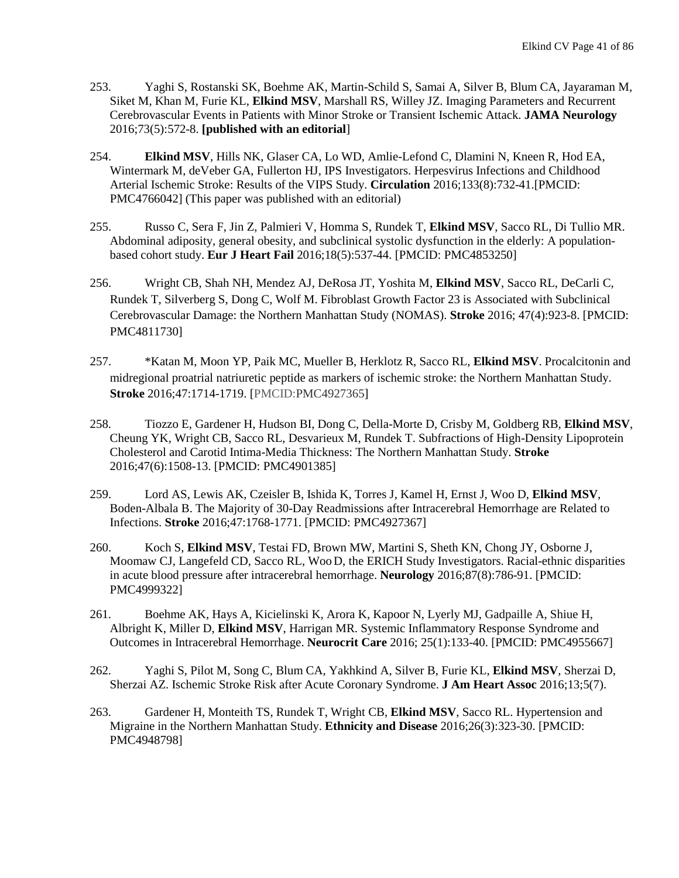253. Yaghi S, Rostanski SK, Boehme AK, Martin-Schild S, Samai A, Silver B, Blum CA, Jayaraman M, Siket M, Khan M, Furie KL, **Elkind MSV**, Marshall RS, Willey JZ. Imaging Parameters and Recurrent Cerebrovascular Events in Patients with Minor Stroke or Transient Ischemic Attack. **JAMA Neurology** 2016;73(5):572-8. **[published with an editorial**]

254. **Elkind MSV**, Hills NK, Glaser CA, Lo WD, Amlie-Lefond C, Dlamini N, Kneen R, Hod EA, Wintermark M, deVeber GA, Fullerton HJ, IPS Investigators. Herpesvirus Infections and Childhood Arterial Ischemic Stroke: Results of the VIPS Study. **Circulation** 2016;133(8):732-41.[PMCID: PMC4766042] (This paper was published with an editorial)

255. Russo C, Sera F, Jin Z, Palmieri V, Homma S, Rundek T, **Elkind MSV**, Sacco RL, Di Tullio MR. Abdominal adiposity, general obesity, and subclinical systolic dysfunction in the elderly: A population-based cohort study. **Eur J Heart Fail** 2016;18(5):537-44. [PMCID: PMC4853250]

256. Wright CB, Shah NH, Mendez AJ, DeRosa JT, Yoshita M, **Elkind MSV**, Sacco RL, DeCarli C, Rundek T, Silverberg S, Dong C, Wolf M. Fibroblast Growth Factor 23 is Associated with Subclinical Cerebrovascular Damage: the Northern Manhattan Study (NOMAS). **Stroke** 2016; 47(4):923-8. [PMCID: PMC4811730]

257. *Katan M, Moon YP, Paik MC, Mueller B, Herklotz R, Sacco RL, **Elkind MSV**. Procalcitonin and midregional proatrial natriuretic peptide as markers of ischemic stroke: the Northern Manhattan Study. **Stroke** 2016;47:1714-1719. [PMCID:PMC4927365]

258. Tiozzo E, Gardener H, Hudson BI, Dong C, Della-Morte D, Crisby M, Goldberg RB, **Elkind MSV**, Cheung YK, Wright CB, Sacco RL, Desvarieux M, Rundek T. Subfractions of High-Density Lipoprotein Cholesterol and Carotid Intima-Media Thickness: The Northern Manhattan Study. **Stroke** 2016;47(6):1508-13. [PMCID: PMC4901385]

259. Lord AS, Lewis AK, Czeisler B, Ishida K, Torres J, Kamel H, Ernst J, Woo D, **Elkind MSV**, Boden-Albala B. The Majority of 30-Day Readmissions after Intracerebral Hemorrhage are Related to Infections. **Stroke** 2016;47:1768-1771. [PMCID: PMC4927367]

260. Koch S, **Elkind MSV**, Testai FD, Brown MW, Martini S, Sheth KN, Chong JY, Osborne J, Moomaw CJ, Langefeld CD, Sacco RL, Woo D, the ERICH Study Investigators. Racial-ethnic disparities in acute blood pressure after intracerebral hemorrhage. **Neurology** 2016;87(8):786-91. [PMCID: PMC4999322]

261. Boehme AK, Hays A, Kicielinski K, Arora K, Kapoor N, Lyerly MJ, Gadpaille A, Shiue H, Albright K, Miller D, **Elkind MSV**, Harrigan MR. Systemic Inflammatory Response Syndrome and Outcomes in Intracerebral Hemorrhage. **Neurocrit Care** 2016; 25(1):133-40. [PMCID: PMC4955667]

262. Yaghi S, Pilot M, Song C, Blum CA, Yakhkind A, Silver B, Furie KL, **Elkind MSV**, Sherzai D, Sherzai AZ. Ischemic Stroke Risk after Acute Coronary Syndrome. **J Am Heart Assoc** 2016;13;5(7).

263. Gardener H, Monteith TS, Rundek T, Wright CB, **Elkind MSV**, Sacco RL. Hypertension and Migraine in the Northern Manhattan Study. **Ethnicity and Disease** 2016;26(3):323-30. [PMCID: PMC4948798]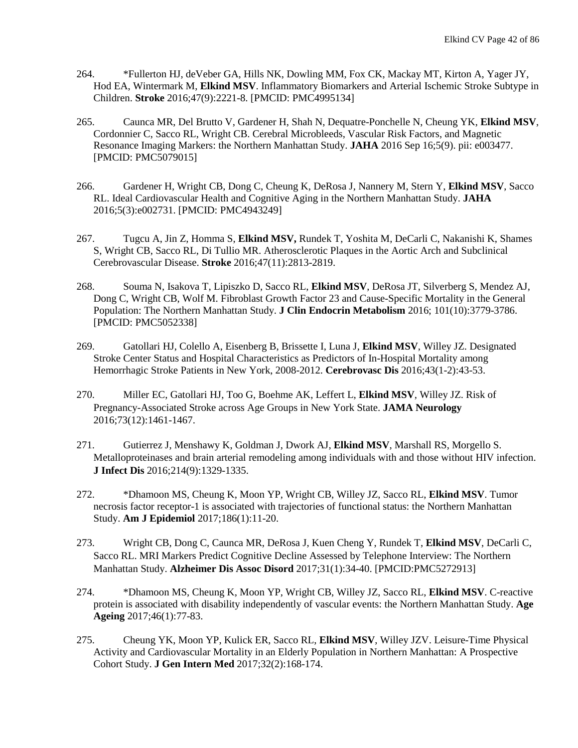264. *Fullerton HJ, deVeber GA, Hills NK, Dowling MM, Fox CK, Mackay MT, Kirton A, Yager JY, Hod EA, Wintermark M, **Elkind MSV**. Inflammatory Biomarkers and Arterial Ischemic Stroke Subtype in Children. **Stroke** 2016;47(9):2221-8. [PMCID: PMC4995134]

265. Caunca MR, Del Brutto V, Gardener H, Shah N, Dequatre-Ponchelle N, Cheung YK, **Elkind MSV**, Cordonnier C, Sacco RL, Wright CB. Cerebral Microbleeds, Vascular Risk Factors, and Magnetic Resonance Imaging Markers: the Northern Manhattan Study. **JAHA** 2016 Sep 16;5(9). pii: e003477. [PMCID: PMC5079015]

266. Gardener H, Wright CB, Dong C, Cheung K, DeRosa J, Nannery M, Stern Y, **Elkind MSV**, Sacco RL. Ideal Cardiovascular Health and Cognitive Aging in the Northern Manhattan Study. **JAHA** 2016;5(3):e002731. [PMCID: PMC4943249]

267. Tugcu A, Jin Z, Homma S, **Elkind MSV,** Rundek T, Yoshita M, DeCarli C, Nakanishi K, Shames S, Wright CB, Sacco RL, Di Tullio MR. Atherosclerotic Plaques in the Aortic Arch and Subclinical Cerebrovascular Disease. **Stroke** 2016;47(11):2813-2819.

268. Souma N, Isakova T, Lipiszko D, Sacco RL, **Elkind MSV**, DeRosa JT, Silverberg S, Mendez AJ, Dong C, Wright CB, Wolf M. Fibroblast Growth Factor 23 and Cause-Specific Mortality in the General Population: The Northern Manhattan Study. **J Clin Endocrin Metabolism** 2016; 101(10):3779-3786. [PMCID: PMC5052338]

269. Gatollari HJ, Colello A, Eisenberg B, Brissette I, Luna J, **Elkind MSV**, Willey JZ. Designated Stroke Center Status and Hospital Characteristics as Predictors of In-Hospital Mortality among Hemorrhagic Stroke Patients in New York, 2008-2012. **Cerebrovasc Dis** 2016;43(1-2):43-53.

270. Miller EC, Gatollari HJ, Too G, Boehme AK, Leffert L, **Elkind MSV**, Willey JZ. Risk of Pregnancy-Associated Stroke across Age Groups in New York State. **JAMA Neurology** 2016;73(12):1461-1467.

271. Gutierrez J, Menshawy K, Goldman J, Dwork AJ, **Elkind MSV**, Marshall RS, Morgello S. Metalloproteinases and brain arterial remodeling among individuals with and those without HIV infection. **J Infect Dis** 2016;214(9):1329-1335.

272. *Dhamoon MS, Cheung K, Moon YP, Wright CB, Willey JZ, Sacco RL, **Elkind MSV**. Tumor necrosis factor receptor-1 is associated with trajectories of functional status: the Northern Manhattan Study. **Am J Epidemiol** 2017;186(1):11-20.

273. Wright CB, Dong C, Caunca MR, DeRosa J, Kuen Cheng Y, Rundek T, **Elkind MSV**, DeCarli C, Sacco RL. MRI Markers Predict Cognitive Decline Assessed by Telephone Interview: The Northern Manhattan Study. **Alzheimer Dis Assoc Disord** 2017;31(1):34-40. [PMCID:PMC5272913]

274. *Dhamoon MS, Cheung K, Moon YP, Wright CB, Willey JZ, Sacco RL, **Elkind MSV**. C-reactive protein is associated with disability independently of vascular events: the Northern Manhattan Study. **Age Ageing** 2017;46(1):77-83.

275. Cheung YK, Moon YP, Kulick ER, Sacco RL, **Elkind MSV**, Willey JZV. Leisure-Time Physical Activity and Cardiovascular Mortality in an Elderly Population in Northern Manhattan: A Prospective Cohort Study. **J Gen Intern Med** 2017;32(2):168-174.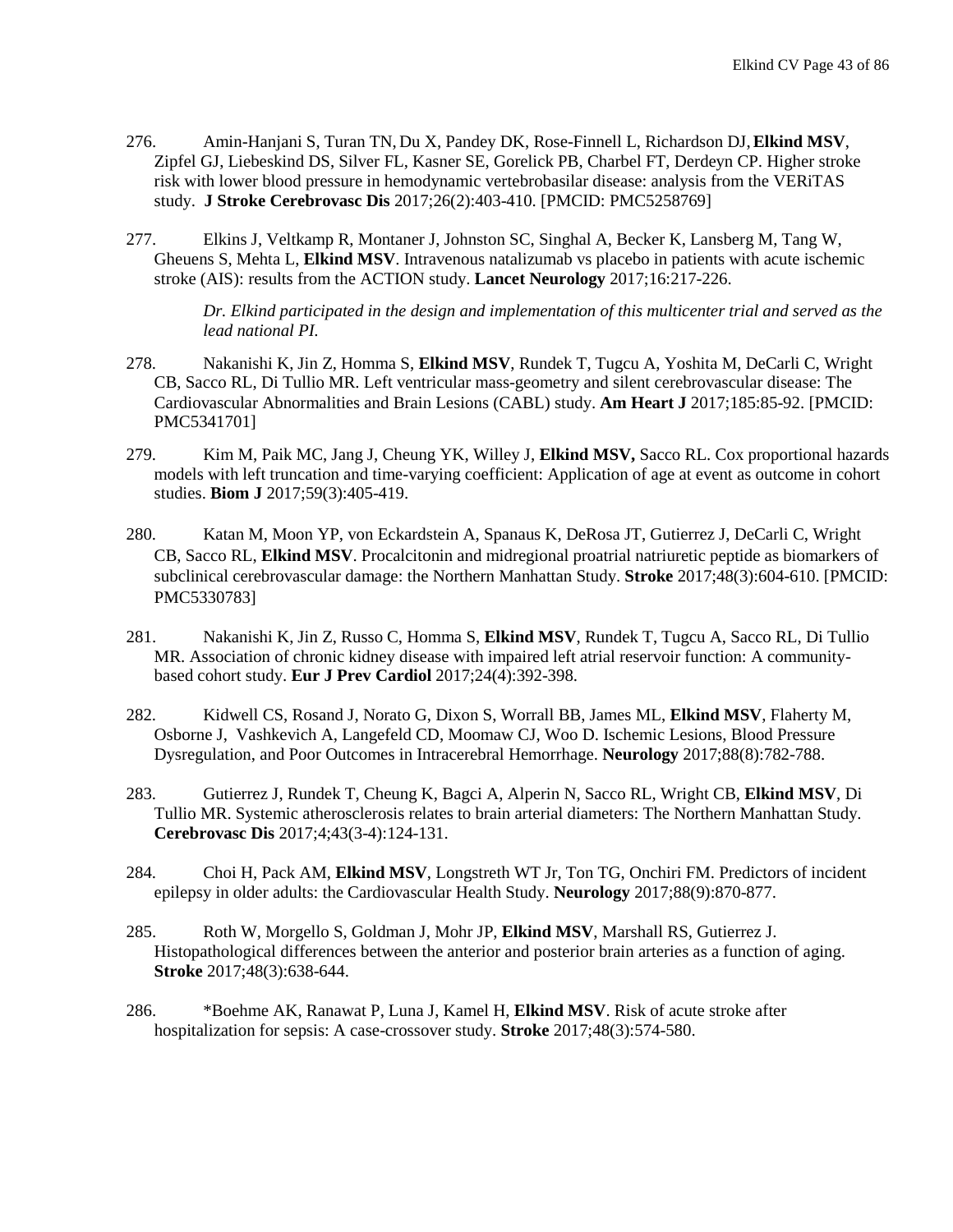276. Amin-Hanjani S, Turan TN, Du X, Pandey DK, Rose-Finnell L, Richardson DJ, **Elkind MSV**, Zipfel GJ, Liebeskind DS, Silver FL, Kasner SE, Gorelick PB, Charbel FT, Derdeyn CP. Higher stroke risk with lower blood pressure in hemodynamic vertebrobasilar disease: analysis from the VERiTAS study. **J Stroke Cerebrovasc Dis** 2017;26(2):403-410. [PMCID: PMC5258769]

277. Elkins J, Veltkamp R, Montaner J, Johnston SC, Singhal A, Becker K, Lansberg M, Tang W, Gheuens S, Mehta L, **Elkind MSV**. Intravenous natalizumab vs placebo in patients with acute ischemic stroke (AIS): results from the ACTION study. **Lancet Neurology** 2017;16:217-226.

    *Dr. Elkind participated in the design and implementation of this multicenter trial and served as the lead national PI.*

278. Nakanishi K, Jin Z, Homma S, **Elkind MSV**, Rundek T, Tugcu A, Yoshita M, DeCarli C, Wright CB, Sacco RL, Di Tullio MR. Left ventricular mass-geometry and silent cerebrovascular disease: The Cardiovascular Abnormalities and Brain Lesions (CABL) study. **Am Heart J** 2017;185:85-92. [PMCID: PMC5341701]

279. Kim M, Paik MC, Jang J, Cheung YK, Willey J, **Elkind MSV,** Sacco RL. Cox proportional hazards models with left truncation and time-varying coefficient: Application of age at event as outcome in cohort studies. **Biom J** 2017;59(3):405-419.

280. Katan M, Moon YP, von Eckardstein A, Spanaus K, DeRosa JT, Gutierrez J, DeCarli C, Wright CB, Sacco RL, **Elkind MSV**. Procalcitonin and midregional proatrial natriuretic peptide as biomarkers of subclinical cerebrovascular damage: the Northern Manhattan Study. **Stroke** 2017;48(3):604-610. [PMCID: PMC5330783]

281. Nakanishi K, Jin Z, Russo C, Homma S, **Elkind MSV**, Rundek T, Tugcu A, Sacco RL, Di Tullio MR. Association of chronic kidney disease with impaired left atrial reservoir function: A community-based cohort study. **Eur J Prev Cardiol** 2017;24(4):392-398.

282. Kidwell CS, Rosand J, Norato G, Dixon S, Worrall BB, James ML, **Elkind MSV**, Flaherty M, Osborne J, Vashkevich A, Langefeld CD, Moomaw CJ, Woo D. Ischemic Lesions, Blood Pressure Dysregulation, and Poor Outcomes in Intracerebral Hemorrhage. **Neurology** 2017;88(8):782-788.

283. Gutierrez J, Rundek T, Cheung K, Bagci A, Alperin N, Sacco RL, Wright CB, **Elkind MSV**, Di Tullio MR. Systemic atherosclerosis relates to brain arterial diameters: The Northern Manhattan Study. **Cerebrovasc Dis** 2017;4;43(3-4):124-131.

284. Choi H, Pack AM, **Elkind MSV**, Longstreth WT Jr, Ton TG, Onchiri FM. Predictors of incident epilepsy in older adults: the Cardiovascular Health Study. **Neurology** 2017;88(9):870-877.

285. Roth W, Morgello S, Goldman J, Mohr JP, **Elkind MSV**, Marshall RS, Gutierrez J. Histopathological differences between the anterior and posterior brain arteries as a function of aging. **Stroke** 2017;48(3):638-644.

286. *Boehme AK, Ranawat P, Luna J, Kamel H, **Elkind MSV**. Risk of acute stroke after hospitalization for sepsis: A case-crossover study. **Stroke** 2017;48(3):574-580.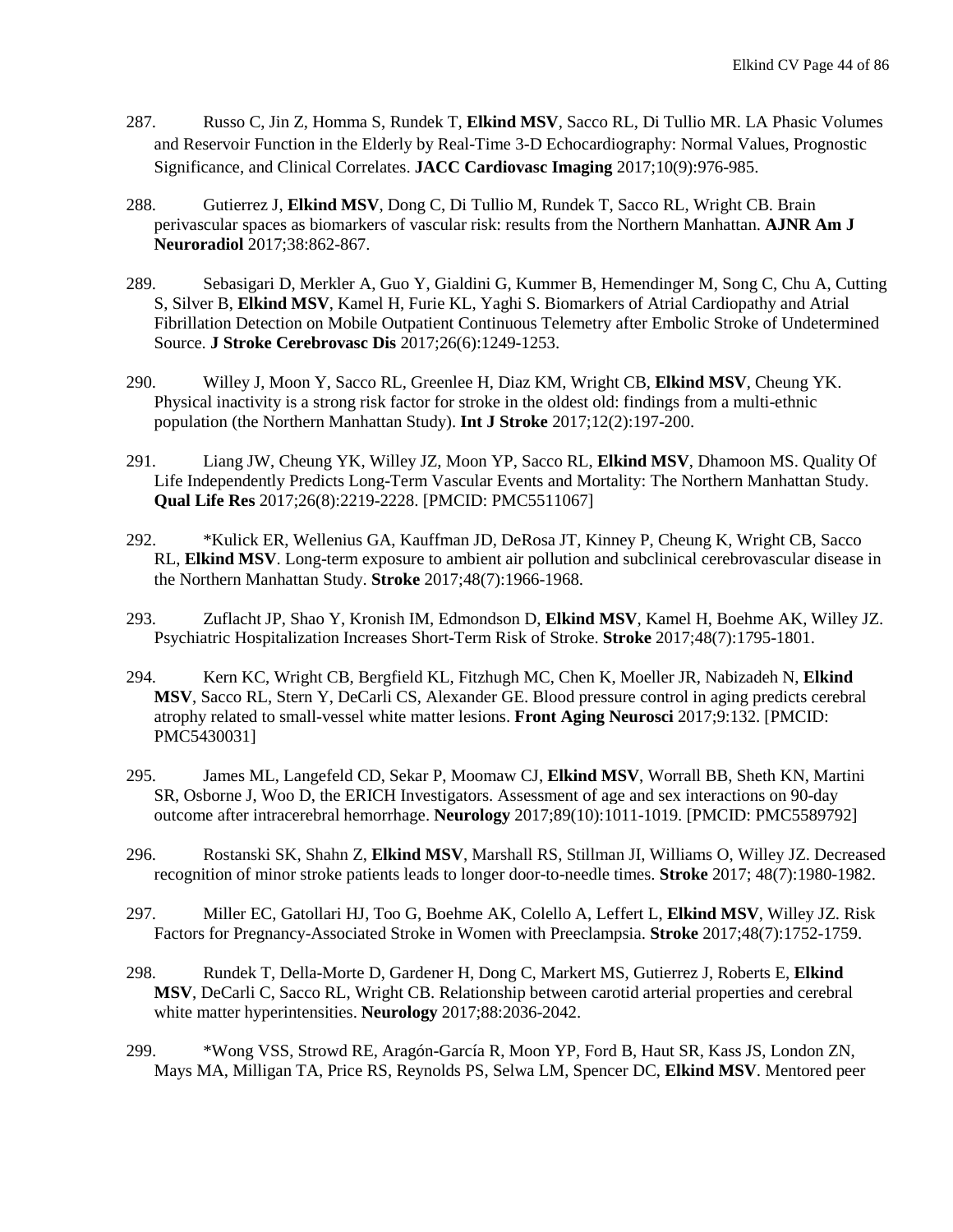287. Russo C, Jin Z, Homma S, Rundek T, **Elkind MSV**, Sacco RL, Di Tullio MR. LA Phasic Volumes and Reservoir Function in the Elderly by Real-Time 3-D Echocardiography: Normal Values, Prognostic Significance, and Clinical Correlates. **JACC Cardiovasc Imaging** 2017;10(9):976-985.

288. Gutierrez J, **Elkind MSV**, Dong C, Di Tullio M, Rundek T, Sacco RL, Wright CB. Brain perivascular spaces as biomarkers of vascular risk: results from the Northern Manhattan. **AJNR Am J Neuroradiol** 2017;38:862-867.

289. Sebasigari D, Merkler A, Guo Y, Gialdini G, Kummer B, Hemendinger M, Song C, Chu A, Cutting S, Silver B, **Elkind MSV**, Kamel H, Furie KL, Yaghi S. Biomarkers of Atrial Cardiopathy and Atrial Fibrillation Detection on Mobile Outpatient Continuous Telemetry after Embolic Stroke of Undetermined Source. **J Stroke Cerebrovasc Dis** 2017;26(6):1249-1253.

290. Willey J, Moon Y, Sacco RL, Greenlee H, Diaz KM, Wright CB, **Elkind MSV**, Cheung YK. Physical inactivity is a strong risk factor for stroke in the oldest old: findings from a multi-ethnic population (the Northern Manhattan Study). **Int J Stroke** 2017;12(2):197-200.

291. Liang JW, Cheung YK, Willey JZ, Moon YP, Sacco RL, **Elkind MSV**, Dhamoon MS. Quality Of Life Independently Predicts Long-Term Vascular Events and Mortality: The Northern Manhattan Study. **Qual Life Res** 2017;26(8):2219-2228. [PMCID: PMC5511067]

292. *Kulick ER, Wellenius GA, Kauffman JD, DeRosa JT, Kinney P, Cheung K, Wright CB, Sacco RL, **Elkind MSV**. Long-term exposure to ambient air pollution and subclinical cerebrovascular disease in the Northern Manhattan Study. **Stroke** 2017;48(7):1966-1968.

293. Zuflacht JP, Shao Y, Kronish IM, Edmondson D, **Elkind MSV**, Kamel H, Boehme AK, Willey JZ. Psychiatric Hospitalization Increases Short-Term Risk of Stroke. **Stroke** 2017;48(7):1795-1801.

294. Kern KC, Wright CB, Bergfield KL, Fitzhugh MC, Chen K, Moeller JR, Nabizadeh N, **Elkind MSV**, Sacco RL, Stern Y, DeCarli CS, Alexander GE. Blood pressure control in aging predicts cerebral atrophy related to small-vessel white matter lesions. **Front Aging Neurosci** 2017;9:132. [PMCID: PMC5430031]

295. James ML, Langefeld CD, Sekar P, Moomaw CJ, **Elkind MSV**, Worrall BB, Sheth KN, Martini SR, Osborne J, Woo D, the ERICH Investigators. Assessment of age and sex interactions on 90-day outcome after intracerebral hemorrhage. **Neurology** 2017;89(10):1011-1019. [PMCID: PMC5589792]

296. Rostanski SK, Shahn Z, **Elkind MSV**, Marshall RS, Stillman JI, Williams O, Willey JZ. Decreased recognition of minor stroke patients leads to longer door-to-needle times. **Stroke** 2017; 48(7):1980-1982.

297. Miller EC, Gatollari HJ, Too G, Boehme AK, Colello A, Leffert L, **Elkind MSV**, Willey JZ. Risk Factors for Pregnancy-Associated Stroke in Women with Preeclampsia. **Stroke** 2017;48(7):1752-1759.

298. Rundek T, Della-Morte D, Gardener H, Dong C, Markert MS, Gutierrez J, Roberts E, **Elkind MSV**, DeCarli C, Sacco RL, Wright CB. Relationship between carotid arterial properties and cerebral white matter hyperintensities. **Neurology** 2017;88:2036-2042.

299. *Wong VSS, Strowd RE, Aragón-García R, Moon YP, Ford B, Haut SR, Kass JS, London ZN, Mays MA, Milligan TA, Price RS, Reynolds PS, Selwa LM, Spencer DC, **Elkind MSV**. Mentored peer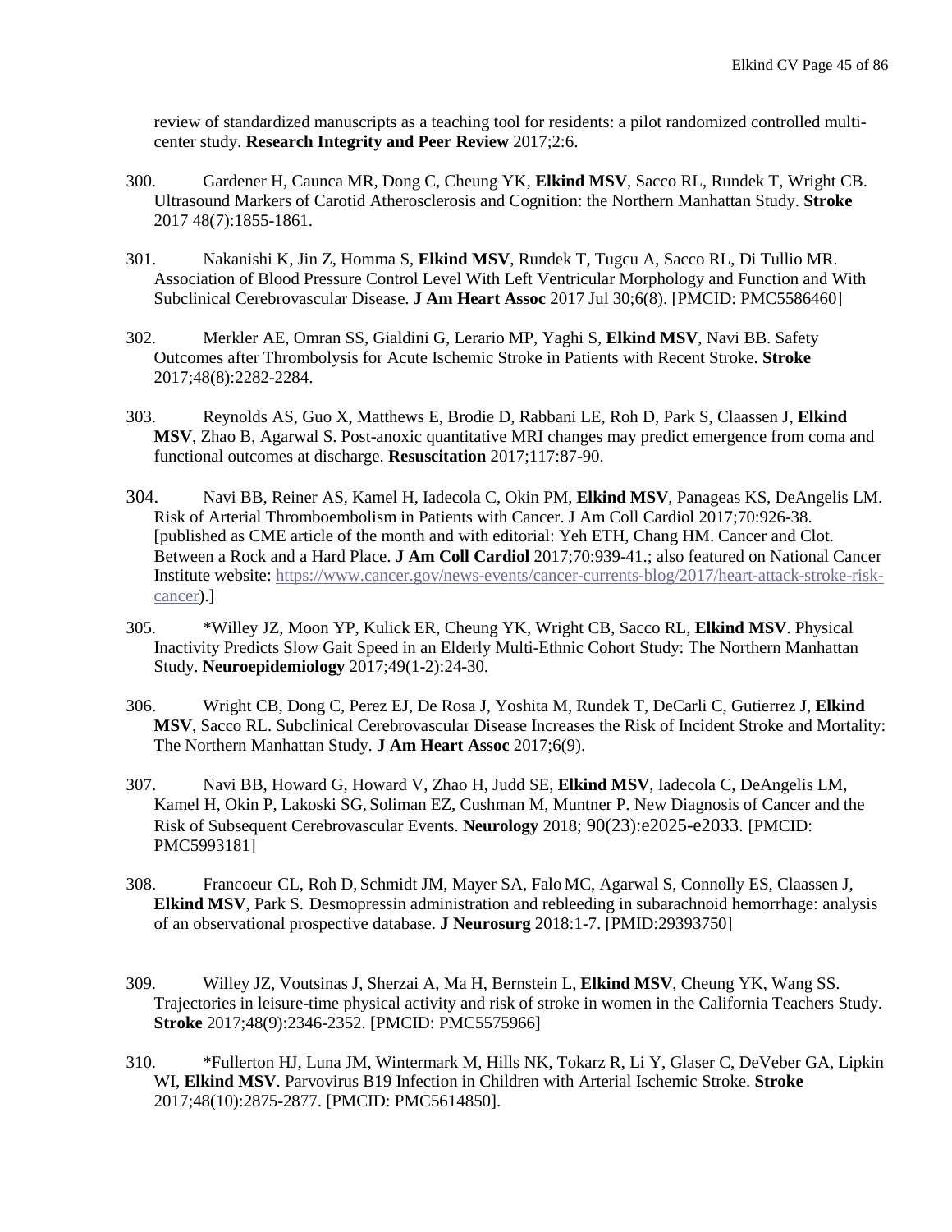review of standardized manuscripts as a teaching tool for residents: a pilot randomized controlled multi-center study. **Research Integrity and Peer Review** 2017;2:6.

300. Gardener H, Caunca MR, Dong C, Cheung YK, **Elkind MSV**, Sacco RL, Rundek T, Wright CB. Ultrasound Markers of Carotid Atherosclerosis and Cognition: the Northern Manhattan Study. **Stroke** 2017 48(7):1855-1861.

301. Nakanishi K, Jin Z, Homma S, **Elkind MSV**, Rundek T, Tugcu A, Sacco RL, Di Tullio MR. Association of Blood Pressure Control Level With Left Ventricular Morphology and Function and With Subclinical Cerebrovascular Disease. **J Am Heart Assoc** 2017 Jul 30;6(8). [PMCID: PMC5586460]

302. Merkler AE, Omran SS, Gialdini G, Lerario MP, Yaghi S, **Elkind MSV**, Navi BB. Safety Outcomes after Thrombolysis for Acute Ischemic Stroke in Patients with Recent Stroke. **Stroke** 2017;48(8):2282-2284.

303. Reynolds AS, Guo X, Matthews E, Brodie D, Rabbani LE, Roh D, Park S, Claassen J, **Elkind MSV**, Zhao B, Agarwal S. Post-anoxic quantitative MRI changes may predict emergence from coma and functional outcomes at discharge. **Resuscitation** 2017;117:87-90.

304. Navi BB, Reiner AS, Kamel H, Iadecola C, Okin PM, **Elkind MSV**, Panageas KS, DeAngelis LM. Risk of Arterial Thromboembolism in Patients with Cancer. J Am Coll Cardiol 2017;70:926-38. [published as CME article of the month and with editorial: Yeh ETH, Chang HM. Cancer and Clot. Between a Rock and a Hard Place. **J Am Coll Cardiol** 2017;70:939-41.; also featured on National Cancer Institute website: https://www.cancer.gov/news-events/cancer-currents-blog/2017/heart-attack-stroke-risk-cancer).]

305. *Willey JZ, Moon YP, Kulick ER, Cheung YK, Wright CB, Sacco RL, **Elkind MSV**. Physical Inactivity Predicts Slow Gait Speed in an Elderly Multi-Ethnic Cohort Study: The Northern Manhattan Study. **Neuroepidemiology** 2017;49(1-2):24-30.

306. Wright CB, Dong C, Perez EJ, De Rosa J, Yoshita M, Rundek T, DeCarli C, Gutierrez J, **Elkind MSV**, Sacco RL. Subclinical Cerebrovascular Disease Increases the Risk of Incident Stroke and Mortality: The Northern Manhattan Study. **J Am Heart Assoc** 2017;6(9).

307. Navi BB, Howard G, Howard V, Zhao H, Judd SE, **Elkind MSV**, Iadecola C, DeAngelis LM, Kamel H, Okin P, Lakoski SG, Soliman EZ, Cushman M, Muntner P. New Diagnosis of Cancer and the Risk of Subsequent Cerebrovascular Events. **Neurology** 2018; 90(23):e2025-e2033. [PMCID: PMC5993181]

308. Francoeur CL, Roh D, Schmidt JM, Mayer SA, Falo MC, Agarwal S, Connolly ES, Claassen J, **Elkind MSV**, Park S. Desmopressin administration and rebleeding in subarachnoid hemorrhage: analysis of an observational prospective database. **J Neurosurg** 2018:1-7. [PMID:29393750]

309. Willey JZ, Voutsinas J, Sherzai A, Ma H, Bernstein L, **Elkind MSV**, Cheung YK, Wang SS. Trajectories in leisure-time physical activity and risk of stroke in women in the California Teachers Study. **Stroke** 2017;48(9):2346-2352. [PMCID: PMC5575966]

310. *Fullerton HJ, Luna JM, Wintermark M, Hills NK, Tokarz R, Li Y, Glaser C, DeVeber GA, Lipkin WI, **Elkind MSV**. Parvovirus B19 Infection in Children with Arterial Ischemic Stroke. **Stroke** 2017;48(10):2875-2877. [PMCID: PMC5614850].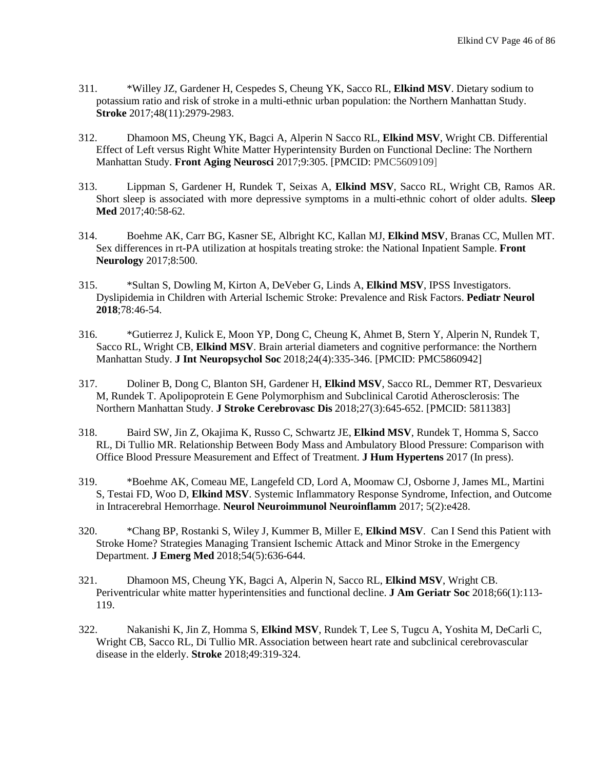311. *Willey JZ, Gardener H, Cespedes S, Cheung YK, Sacco RL, **Elkind MSV**. Dietary sodium to potassium ratio and risk of stroke in a multi-ethnic urban population: the Northern Manhattan Study. **Stroke** 2017;48(11):2979-2983.

312. Dhamoon MS, Cheung YK, Bagci A, Alperin N Sacco RL, **Elkind MSV**, Wright CB. Differential Effect of Left versus Right White Matter Hyperintensity Burden on Functional Decline: The Northern Manhattan Study. **Front Aging Neurosci** 2017;9:305. [PMCID: PMC5609109]

313. Lippman S, Gardener H, Rundek T, Seixas A, **Elkind MSV**, Sacco RL, Wright CB, Ramos AR. Short sleep is associated with more depressive symptoms in a multi-ethnic cohort of older adults. **Sleep Med** 2017;40:58-62.

314. Boehme AK, Carr BG, Kasner SE, Albright KC, Kallan MJ, **Elkind MSV**, Branas CC, Mullen MT. Sex differences in rt-PA utilization at hospitals treating stroke: the National Inpatient Sample. **Front Neurology** 2017;8:500.

315. *Sultan S, Dowling M, Kirton A, DeVeber G, Linds A, **Elkind MSV**, IPSS Investigators. Dyslipidemia in Children with Arterial Ischemic Stroke: Prevalence and Risk Factors. **Pediatr Neurol 2018**;78:46-54.

316. *Gutierrez J, Kulick E, Moon YP, Dong C, Cheung K, Ahmet B, Stern Y, Alperin N, Rundek T, Sacco RL, Wright CB, **Elkind MSV**. Brain arterial diameters and cognitive performance: the Northern Manhattan Study. **J Int Neuropsychol Soc** 2018;24(4):335-346. [PMCID: PMC5860942]

317. Doliner B, Dong C, Blanton SH, Gardener H, **Elkind MSV**, Sacco RL, Demmer RT, Desvarieux M, Rundek T. Apolipoprotein E Gene Polymorphism and Subclinical Carotid Atherosclerosis: The Northern Manhattan Study. **J Stroke Cerebrovasc Dis** 2018;27(3):645-652. [PMCID: 5811383]

318. Baird SW, Jin Z, Okajima K, Russo C, Schwartz JE, **Elkind MSV**, Rundek T, Homma S, Sacco RL, Di Tullio MR. Relationship Between Body Mass and Ambulatory Blood Pressure: Comparison with Office Blood Pressure Measurement and Effect of Treatment. **J Hum Hypertens** 2017 (In press).

319. *Boehme AK, Comeau ME, Langefeld CD, Lord A, Moomaw CJ, Osborne J, James ML, Martini S, Testai FD, Woo D, **Elkind MSV**. Systemic Inflammatory Response Syndrome, Infection, and Outcome in Intracerebral Hemorrhage. **Neurol Neuroimmunol Neuroinflamm** 2017; 5(2):e428.

320. *Chang BP, Rostanki S, Wiley J, Kummer B, Miller E, **Elkind MSV**. Can I Send this Patient with Stroke Home? Strategies Managing Transient Ischemic Attack and Minor Stroke in the Emergency Department. **J Emerg Med** 2018;54(5):636-644.

321. Dhamoon MS, Cheung YK, Bagci A, Alperin N, Sacco RL, **Elkind MSV**, Wright CB. Periventricular white matter hyperintensities and functional decline. **J Am Geriatr Soc** 2018;66(1):113-119.

322. Nakanishi K, Jin Z, Homma S, **Elkind MSV**, Rundek T, Lee S, Tugcu A, Yoshita M, DeCarli C, Wright CB, Sacco RL, Di Tullio MR. Association between heart rate and subclinical cerebrovascular disease in the elderly. **Stroke** 2018;49:319-324.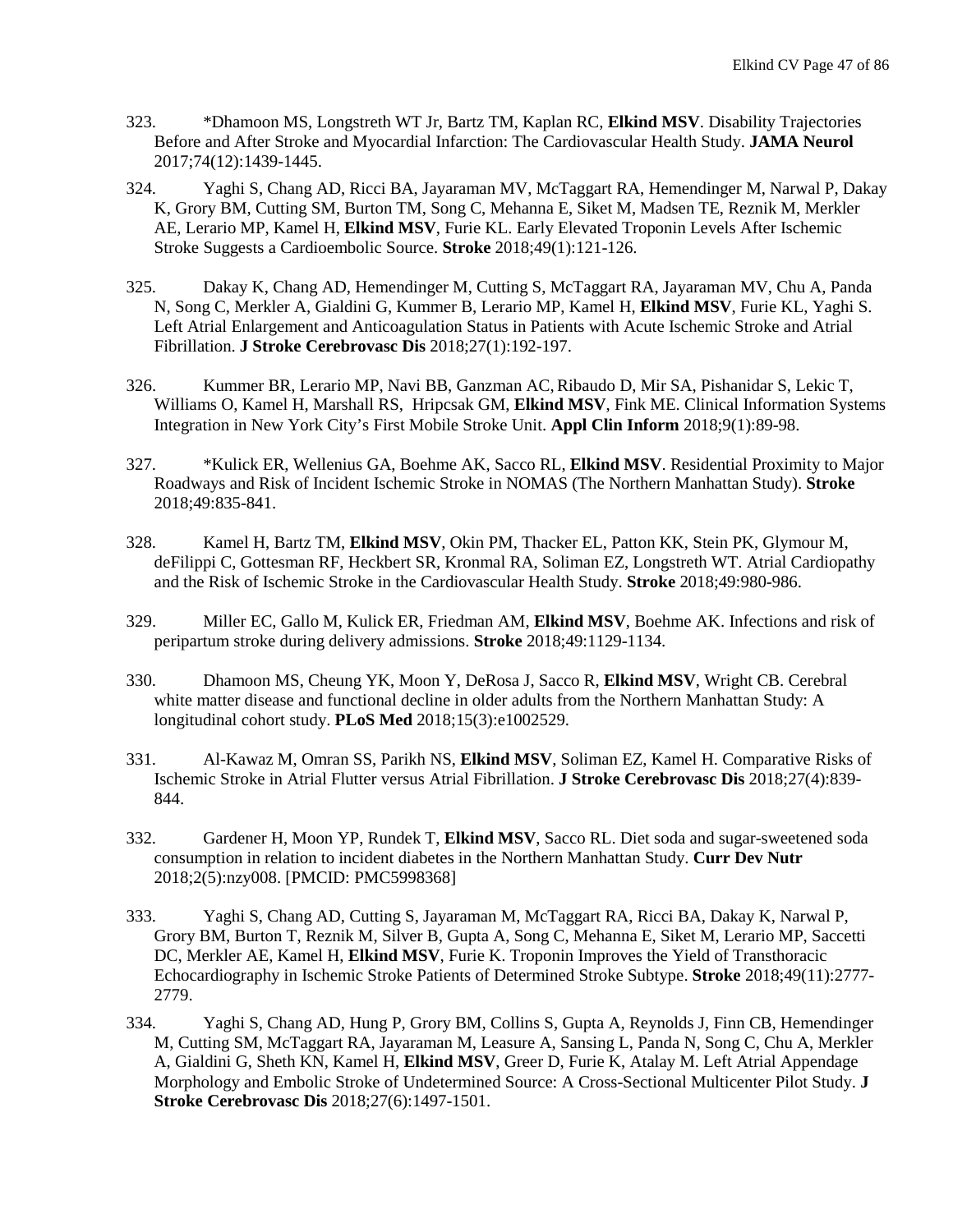323. *Dhamoon MS, Longstreth WT Jr, Bartz TM, Kaplan RC, **Elkind MSV**. Disability Trajectories Before and After Stroke and Myocardial Infarction: The Cardiovascular Health Study. **JAMA Neurol** 2017;74(12):1439-1445.

324. Yaghi S, Chang AD, Ricci BA, Jayaraman MV, McTaggart RA, Hemendinger M, Narwal P, Dakay K, Grory BM, Cutting SM, Burton TM, Song C, Mehanna E, Siket M, Madsen TE, Reznik M, Merkler AE, Lerario MP, Kamel H, **Elkind MSV**, Furie KL. Early Elevated Troponin Levels After Ischemic Stroke Suggests a Cardioembolic Source. **Stroke** 2018;49(1):121-126.

325. Dakay K, Chang AD, Hemendinger M, Cutting S, McTaggart RA, Jayaraman MV, Chu A, Panda N, Song C, Merkler A, Gialdini G, Kummer B, Lerario MP, Kamel H, **Elkind MSV**, Furie KL, Yaghi S. Left Atrial Enlargement and Anticoagulation Status in Patients with Acute Ischemic Stroke and Atrial Fibrillation. **J Stroke Cerebrovasc Dis** 2018;27(1):192-197.

326. Kummer BR, Lerario MP, Navi BB, Ganzman AC, Ribaudo D, Mir SA, Pishanidar S, Lekic T, Williams O, Kamel H, Marshall RS, Hripcsak GM, **Elkind MSV**, Fink ME. Clinical Information Systems Integration in New York City's First Mobile Stroke Unit. **Appl Clin Inform** 2018;9(1):89-98.

327. *Kulick ER, Wellenius GA, Boehme AK, Sacco RL, **Elkind MSV**. Residential Proximity to Major Roadways and Risk of Incident Ischemic Stroke in NOMAS (The Northern Manhattan Study). **Stroke** 2018;49:835-841.

328. Kamel H, Bartz TM, **Elkind MSV**, Okin PM, Thacker EL, Patton KK, Stein PK, Glymour M, deFilippi C, Gottesman RF, Heckbert SR, Kronmal RA, Soliman EZ, Longstreth WT. Atrial Cardiopathy and the Risk of Ischemic Stroke in the Cardiovascular Health Study. **Stroke** 2018;49:980-986.

329. Miller EC, Gallo M, Kulick ER, Friedman AM, **Elkind MSV**, Boehme AK. Infections and risk of peripartum stroke during delivery admissions. **Stroke** 2018;49:1129-1134.

330. Dhamoon MS, Cheung YK, Moon Y, DeRosa J, Sacco R, **Elkind MSV**, Wright CB. Cerebral white matter disease and functional decline in older adults from the Northern Manhattan Study: A longitudinal cohort study. **PLoS Med** 2018;15(3):e1002529.

331. Al-Kawaz M, Omran SS, Parikh NS, **Elkind MSV**, Soliman EZ, Kamel H. Comparative Risks of Ischemic Stroke in Atrial Flutter versus Atrial Fibrillation. **J Stroke Cerebrovasc Dis** 2018;27(4):839-844.

332. Gardener H, Moon YP, Rundek T, **Elkind MSV**, Sacco RL. Diet soda and sugar-sweetened soda consumption in relation to incident diabetes in the Northern Manhattan Study. **Curr Dev Nutr** 2018;2(5):nzy008. [PMCID: PMC5998368]

333. Yaghi S, Chang AD, Cutting S, Jayaraman M, McTaggart RA, Ricci BA, Dakay K, Narwal P, Grory BM, Burton T, Reznik M, Silver B, Gupta A, Song C, Mehanna E, Siket M, Lerario MP, Saccetti DC, Merkler AE, Kamel H, **Elkind MSV**, Furie K. Troponin Improves the Yield of Transthoracic Echocardiography in Ischemic Stroke Patients of Determined Stroke Subtype. **Stroke** 2018;49(11):2777-2779.

334. Yaghi S, Chang AD, Hung P, Grory BM, Collins S, Gupta A, Reynolds J, Finn CB, Hemendinger M, Cutting SM, McTaggart RA, Jayaraman M, Leasure A, Sansing L, Panda N, Song C, Chu A, Merkler A, Gialdini G, Sheth KN, Kamel H, **Elkind MSV**, Greer D, Furie K, Atalay M. Left Atrial Appendage Morphology and Embolic Stroke of Undetermined Source: A Cross-Sectional Multicenter Pilot Study. **J Stroke Cerebrovasc Dis** 2018;27(6):1497-1501.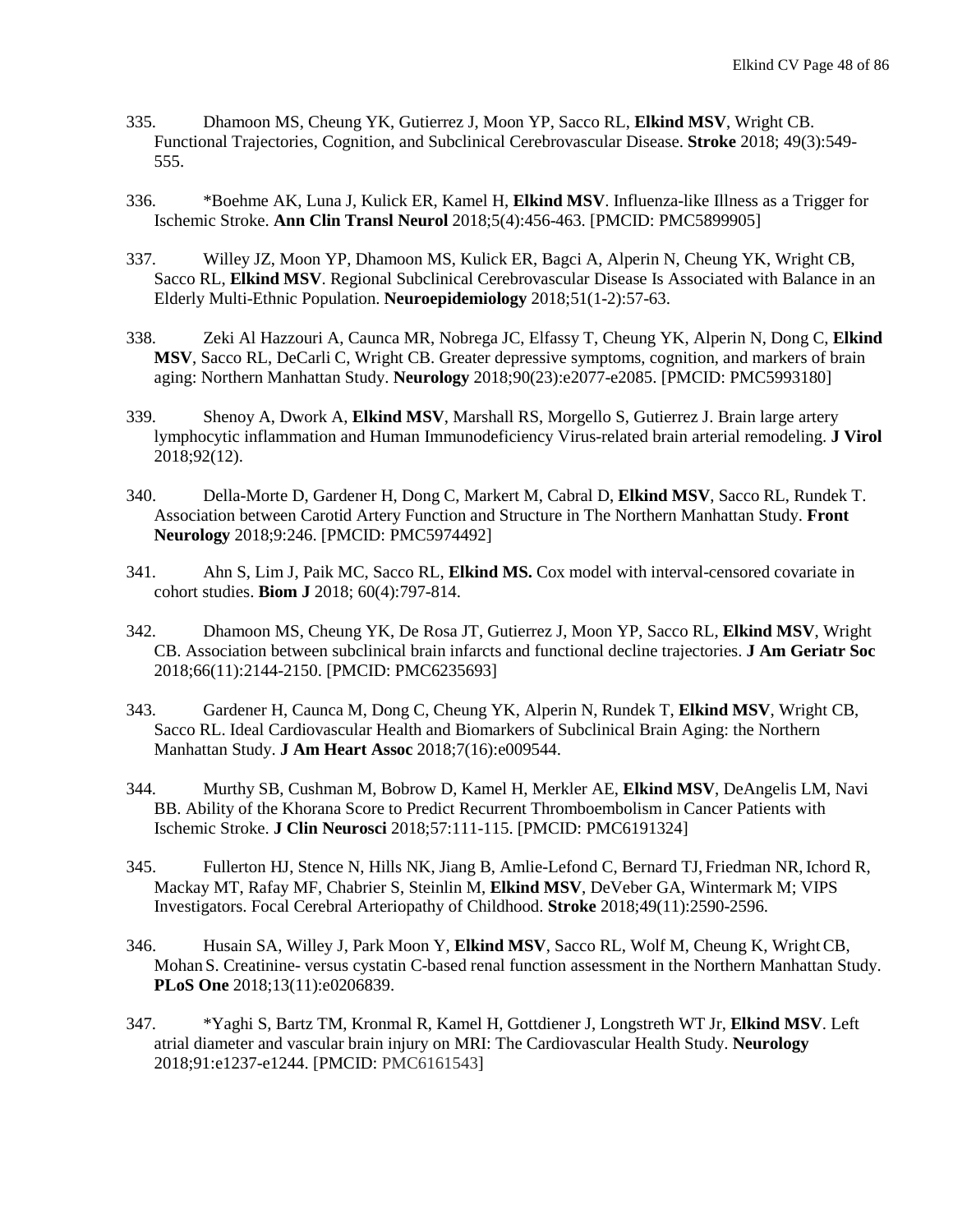335. Dhamoon MS, Cheung YK, Gutierrez J, Moon YP, Sacco RL, **Elkind MSV**, Wright CB. Functional Trajectories, Cognition, and Subclinical Cerebrovascular Disease. **Stroke** 2018; 49(3):549-555.

336. *Boehme AK, Luna J, Kulick ER, Kamel H, **Elkind MSV**. Influenza-like Illness as a Trigger for Ischemic Stroke. **Ann Clin Transl Neurol** 2018;5(4):456-463. [PMCID: PMC5899905]

337. Willey JZ, Moon YP, Dhamoon MS, Kulick ER, Bagci A, Alperin N, Cheung YK, Wright CB, Sacco RL, **Elkind MSV**. Regional Subclinical Cerebrovascular Disease Is Associated with Balance in an Elderly Multi-Ethnic Population. **Neuroepidemiology** 2018;51(1-2):57-63.

338. Zeki Al Hazzouri A, Caunca MR, Nobrega JC, Elfassy T, Cheung YK, Alperin N, Dong C, **Elkind MSV**, Sacco RL, DeCarli C, Wright CB. Greater depressive symptoms, cognition, and markers of brain aging: Northern Manhattan Study. **Neurology** 2018;90(23):e2077-e2085. [PMCID: PMC5993180]

339. Shenoy A, Dwork A, **Elkind MSV**, Marshall RS, Morgello S, Gutierrez J. Brain large artery lymphocytic inflammation and Human Immunodeficiency Virus-related brain arterial remodeling. **J Virol** 2018;92(12).

340. Della-Morte D, Gardener H, Dong C, Markert M, Cabral D, **Elkind MSV**, Sacco RL, Rundek T. Association between Carotid Artery Function and Structure in The Northern Manhattan Study. **Front Neurology** 2018;9:246. [PMCID: PMC5974492]

341. Ahn S, Lim J, Paik MC, Sacco RL, **Elkind MS.** Cox model with interval-censored covariate in cohort studies. **Biom J** 2018; 60(4):797-814.

342. Dhamoon MS, Cheung YK, De Rosa JT, Gutierrez J, Moon YP, Sacco RL, **Elkind MSV**, Wright CB. Association between subclinical brain infarcts and functional decline trajectories. **J Am Geriatr Soc** 2018;66(11):2144-2150. [PMCID: PMC6235693]

343. Gardener H, Caunca M, Dong C, Cheung YK, Alperin N, Rundek T, **Elkind MSV**, Wright CB, Sacco RL. Ideal Cardiovascular Health and Biomarkers of Subclinical Brain Aging: the Northern Manhattan Study. **J Am Heart Assoc** 2018;7(16):e009544.

344. Murthy SB, Cushman M, Bobrow D, Kamel H, Merkler AE, **Elkind MSV**, DeAngelis LM, Navi BB. Ability of the Khorana Score to Predict Recurrent Thromboembolism in Cancer Patients with Ischemic Stroke. **J Clin Neurosci** 2018;57:111-115. [PMCID: PMC6191324]

345. Fullerton HJ, Stence N, Hills NK, Jiang B, Amlie-Lefond C, Bernard TJ, Friedman NR, Ichord R, Mackay MT, Rafay MF, Chabrier S, Steinlin M, **Elkind MSV**, DeVeber GA, Wintermark M; VIPS Investigators. Focal Cerebral Arteriopathy of Childhood. **Stroke** 2018;49(11):2590-2596.

346. Husain SA, Willey J, Park Moon Y, **Elkind MSV**, Sacco RL, Wolf M, Cheung K, Wright CB, Mohan S. Creatinine- versus cystatin C-based renal function assessment in the Northern Manhattan Study. **PLoS One** 2018;13(11):e0206839.

347. *Yaghi S, Bartz TM, Kronmal R, Kamel H, Gottdiener J, Longstreth WT Jr, **Elkind MSV**. Left atrial diameter and vascular brain injury on MRI: The Cardiovascular Health Study. **Neurology** 2018;91:e1237-e1244. [PMCID: PMC6161543]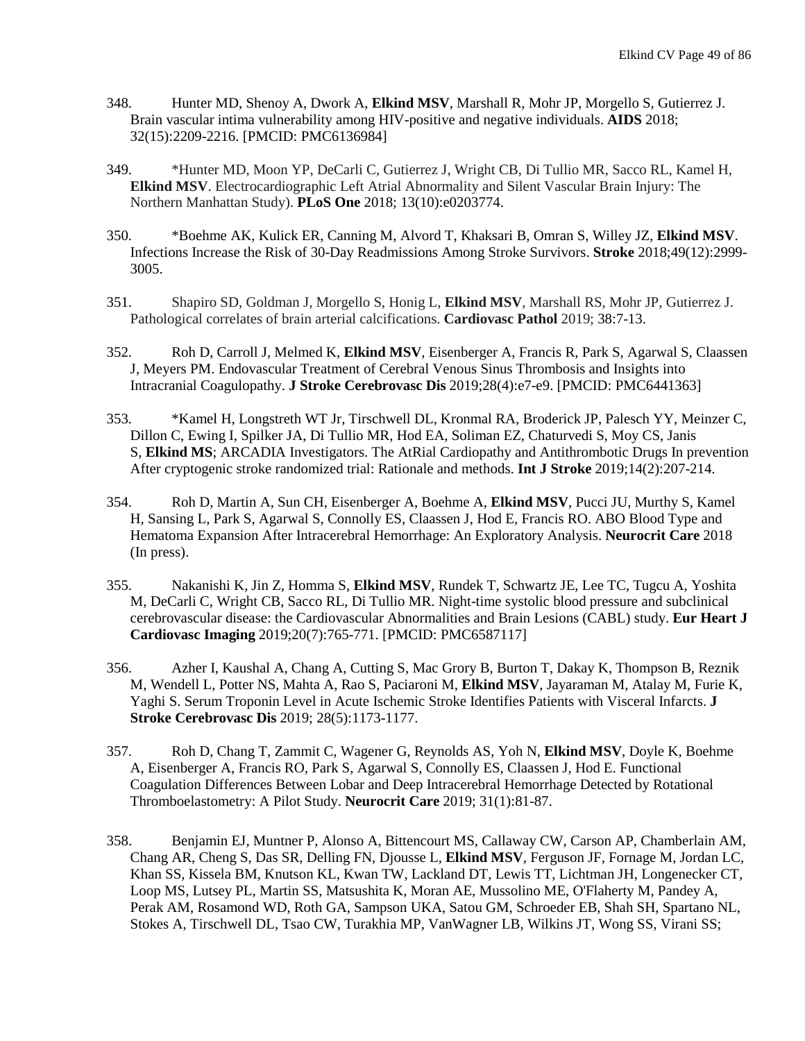348. Hunter MD, Shenoy A, Dwork A, **Elkind MSV**, Marshall R, Mohr JP, Morgello S, Gutierrez J. Brain vascular intima vulnerability among HIV-positive and negative individuals. **AIDS** 2018; 32(15):2209-2216. [PMCID: PMC6136984]

349. *Hunter MD, Moon YP, DeCarli C, Gutierrez J, Wright CB, Di Tullio MR, Sacco RL, Kamel H, **Elkind MSV**. Electrocardiographic Left Atrial Abnormality and Silent Vascular Brain Injury: The Northern Manhattan Study). **PLoS One** 2018; 13(10):e0203774.

350. *Boehme AK, Kulick ER, Canning M, Alvord T, Khaksari B, Omran S, Willey JZ, **Elkind MSV**. Infections Increase the Risk of 30-Day Readmissions Among Stroke Survivors. **Stroke** 2018;49(12):2999-3005.

351. Shapiro SD, Goldman J, Morgello S, Honig L, **Elkind MSV**, Marshall RS, Mohr JP, Gutierrez J. Pathological correlates of brain arterial calcifications. **Cardiovasc Pathol** 2019; 38:7-13.

352. Roh D, Carroll J, Melmed K, **Elkind MSV**, Eisenberger A, Francis R, Park S, Agarwal S, Claassen J, Meyers PM. Endovascular Treatment of Cerebral Venous Sinus Thrombosis and Insights into Intracranial Coagulopathy. **J Stroke Cerebrovasc Dis** 2019;28(4):e7-e9. [PMCID: PMC6441363]

353. *Kamel H, Longstreth WT Jr, Tirschwell DL, Kronmal RA, Broderick JP, Palesch YY, Meinzer C, Dillon C, Ewing I, Spilker JA, Di Tullio MR, Hod EA, Soliman EZ, Chaturvedi S, Moy CS, Janis S, **Elkind MS**; ARCADIA Investigators. The AtRial Cardiopathy and Antithrombotic Drugs In prevention After cryptogenic stroke randomized trial: Rationale and methods. **Int J Stroke** 2019;14(2):207-214.

354. Roh D, Martin A, Sun CH, Eisenberger A, Boehme A, **Elkind MSV**, Pucci JU, Murthy S, Kamel H, Sansing L, Park S, Agarwal S, Connolly ES, Claassen J, Hod E, Francis RO. ABO Blood Type and Hematoma Expansion After Intracerebral Hemorrhage: An Exploratory Analysis. **Neurocrit Care** 2018 (In press).

355. Nakanishi K, Jin Z, Homma S, **Elkind MSV**, Rundek T, Schwartz JE, Lee TC, Tugcu A, Yoshita M, DeCarli C, Wright CB, Sacco RL, Di Tullio MR. Night-time systolic blood pressure and subclinical cerebrovascular disease: the Cardiovascular Abnormalities and Brain Lesions (CABL) study. **Eur Heart J Cardiovasc Imaging** 2019;20(7):765-771. [PMCID: PMC6587117]

356. Azher I, Kaushal A, Chang A, Cutting S, Mac Grory B, Burton T, Dakay K, Thompson B, Reznik M, Wendell L, Potter NS, Mahta A, Rao S, Paciaroni M, **Elkind MSV**, Jayaraman M, Atalay M, Furie K, Yaghi S. Serum Troponin Level in Acute Ischemic Stroke Identifies Patients with Visceral Infarcts. **J Stroke Cerebrovasc Dis** 2019; 28(5):1173-1177.

357. Roh D, Chang T, Zammit C, Wagener G, Reynolds AS, Yoh N, **Elkind MSV**, Doyle K, Boehme A, Eisenberger A, Francis RO, Park S, Agarwal S, Connolly ES, Claassen J, Hod E. Functional Coagulation Differences Between Lobar and Deep Intracerebral Hemorrhage Detected by Rotational Thromboelastometry: A Pilot Study. **Neurocrit Care** 2019; 31(1):81-87.

358. Benjamin EJ, Muntner P, Alonso A, Bittencourt MS, Callaway CW, Carson AP, Chamberlain AM, Chang AR, Cheng S, Das SR, Delling FN, Djousse L, **Elkind MSV**, Ferguson JF, Fornage M, Jordan LC, Khan SS, Kissela BM, Knutson KL, Kwan TW, Lackland DT, Lewis TT, Lichtman JH, Longenecker CT, Loop MS, Lutsey PL, Martin SS, Matsushita K, Moran AE, Mussolino ME, O'Flaherty M, Pandey A, Perak AM, Rosamond WD, Roth GA, Sampson UKA, Satou GM, Schroeder EB, Shah SH, Spartano NL, Stokes A, Tirschwell DL, Tsao CW, Turakhia MP, VanWagner LB, Wilkins JT, Wong SS, Virani SS;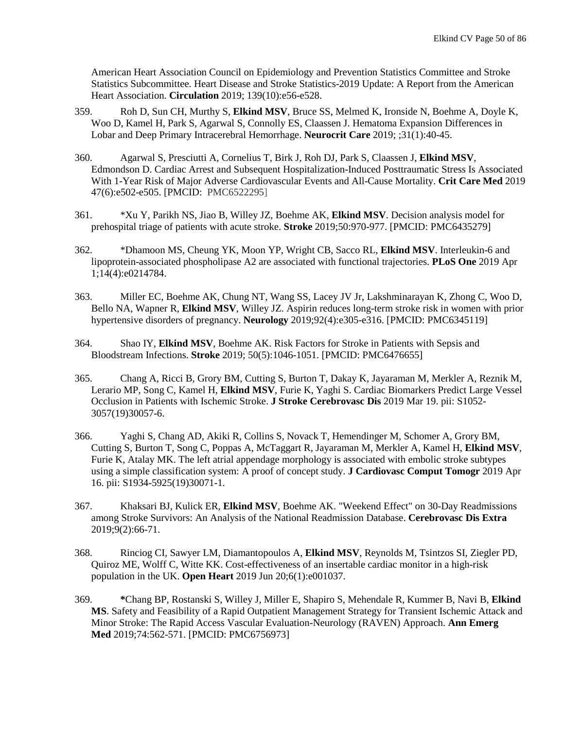American Heart Association Council on Epidemiology and Prevention Statistics Committee and Stroke Statistics Subcommittee. Heart Disease and Stroke Statistics-2019 Update: A Report from the American Heart Association. **Circulation** 2019; 139(10):e56-e528.

359. Roh D, Sun CH, Murthy S, **Elkind MSV**, Bruce SS, Melmed K, Ironside N, Boehme A, Doyle K, Woo D, Kamel H, Park S, Agarwal S, Connolly ES, Claassen J. Hematoma Expansion Differences in Lobar and Deep Primary Intracerebral Hemorrhage. **Neurocrit Care** 2019; ;31(1):40-45.

360. Agarwal S, Presciutti A, Cornelius T, Birk J, Roh DJ, Park S, Claassen J, **Elkind MSV**, Edmondson D. Cardiac Arrest and Subsequent Hospitalization-Induced Posttraumatic Stress Is Associated With 1-Year Risk of Major Adverse Cardiovascular Events and All-Cause Mortality. **Crit Care Med** 2019 47(6):e502-e505. [PMCID: PMC6522295]

361. *Xu Y, Parikh NS, Jiao B, Willey JZ, Boehme AK, **Elkind MSV**. Decision analysis model for prehospital triage of patients with acute stroke. **Stroke** 2019;50:970-977. [PMCID: PMC6435279]

362. *Dhamoon MS, Cheung YK, Moon YP, Wright CB, Sacco RL, **Elkind MSV**. Interleukin-6 and lipoprotein-associated phospholipase A2 are associated with functional trajectories. **PLoS One** 2019 Apr 1;14(4):e0214784.

363. Miller EC, Boehme AK, Chung NT, Wang SS, Lacey JV Jr, Lakshminarayan K, Zhong C, Woo D, Bello NA, Wapner R, **Elkind MSV**, Willey JZ. Aspirin reduces long-term stroke risk in women with prior hypertensive disorders of pregnancy. **Neurology** 2019;92(4):e305-e316. [PMCID: PMC6345119]

364. Shao IY, **Elkind MSV**, Boehme AK. Risk Factors for Stroke in Patients with Sepsis and Bloodstream Infections. **Stroke** 2019; 50(5):1046-1051. [PMCID: PMC6476655]

365. Chang A, Ricci B, Grory BM, Cutting S, Burton T, Dakay K, Jayaraman M, Merkler A, Reznik M, Lerario MP, Song C, Kamel H, **Elkind MSV**, Furie K, Yaghi S. Cardiac Biomarkers Predict Large Vessel Occlusion in Patients with Ischemic Stroke. **J Stroke Cerebrovasc Dis** 2019 Mar 19. pii: S1052-3057(19)30057-6.

366. Yaghi S, Chang AD, Akiki R, Collins S, Novack T, Hemendinger M, Schomer A, Grory BM, Cutting S, Burton T, Song C, Poppas A, McTaggart R, Jayaraman M, Merkler A, Kamel H, **Elkind MSV**, Furie K, Atalay MK. The left atrial appendage morphology is associated with embolic stroke subtypes using a simple classification system: A proof of concept study. **J Cardiovasc Comput Tomogr** 2019 Apr 16. pii: S1934-5925(19)30071-1.

367. Khaksari BJ, Kulick ER, **Elkind MSV**, Boehme AK. "Weekend Effect" on 30-Day Readmissions among Stroke Survivors: An Analysis of the National Readmission Database. **Cerebrovasc Dis Extra** 2019;9(2):66-71.

368. Rinciog CI, Sawyer LM, Diamantopoulos A, **Elkind MSV**, Reynolds M, Tsintzos SI, Ziegler PD, Quiroz ME, Wolff C, Witte KK. Cost-effectiveness of an insertable cardiac monitor in a high-risk population in the UK. **Open Heart** 2019 Jun 20;6(1):e001037.

369. ***Chang BP, Rostanski S, Willey J, Miller E, Shapiro S, Mehendale R, Kummer B, Navi B, **Elkind MS**. Safety and Feasibility of a Rapid Outpatient Management Strategy for Transient Ischemic Attack and Minor Stroke: The Rapid Access Vascular Evaluation-Neurology (RAVEN) Approach. **Ann Emerg Med** 2019;74:562-571. [PMCID: PMC6756973]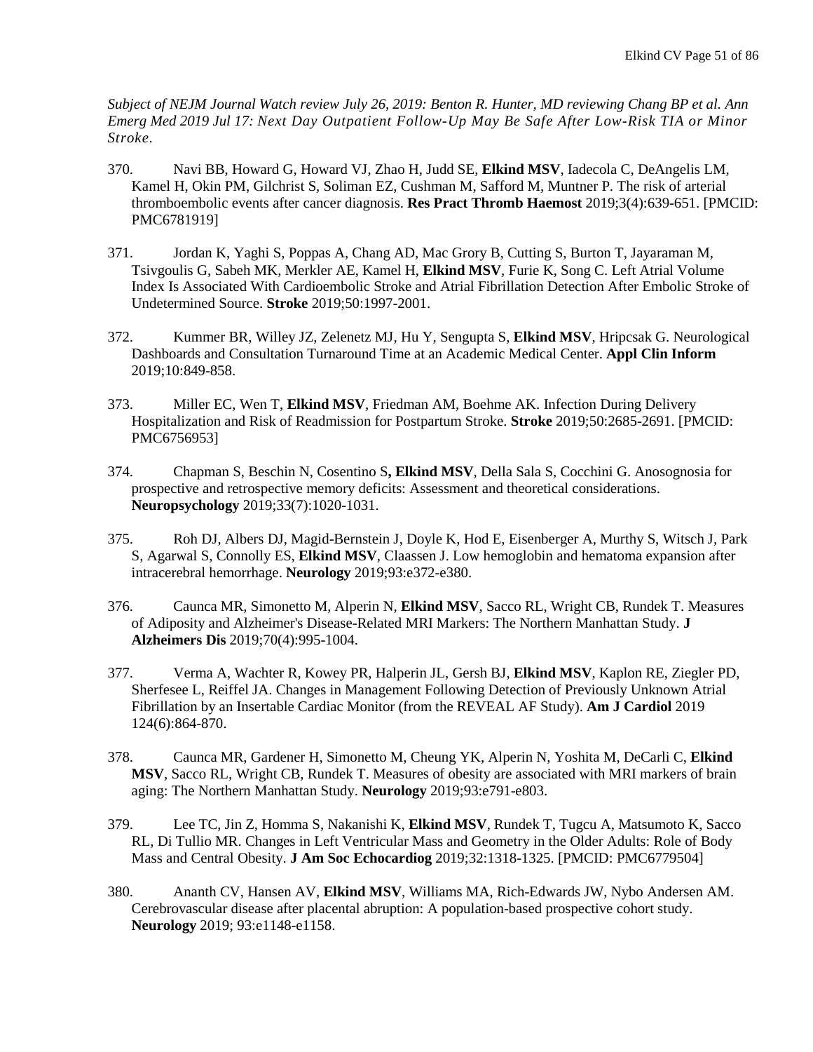*Subject of NEJM Journal Watch review July 26, 2019: Benton R. Hunter, MD reviewing Chang BP et al. Ann Emerg Med 2019 Jul 17: Next Day Outpatient Follow-Up May Be Safe After Low-Risk TIA or Minor Stroke.*

370. Navi BB, Howard G, Howard VJ, Zhao H, Judd SE, **Elkind MSV**, Iadecola C, DeAngelis LM, Kamel H, Okin PM, Gilchrist S, Soliman EZ, Cushman M, Safford M, Muntner P. The risk of arterial thromboembolic events after cancer diagnosis. **Res Pract Thromb Haemost** 2019;3(4):639-651. [PMCID: PMC6781919]

371. Jordan K, Yaghi S, Poppas A, Chang AD, Mac Grory B, Cutting S, Burton T, Jayaraman M, Tsivgoulis G, Sabeh MK, Merkler AE, Kamel H, **Elkind MSV**, Furie K, Song C. Left Atrial Volume Index Is Associated With Cardioembolic Stroke and Atrial Fibrillation Detection After Embolic Stroke of Undetermined Source. **Stroke** 2019;50:1997-2001.

372. Kummer BR, Willey JZ, Zelenetz MJ, Hu Y, Sengupta S, **Elkind MSV**, Hripcsak G. Neurological Dashboards and Consultation Turnaround Time at an Academic Medical Center. **Appl Clin Inform** 2019;10:849-858.

373. Miller EC, Wen T, **Elkind MSV**, Friedman AM, Boehme AK. Infection During Delivery Hospitalization and Risk of Readmission for Postpartum Stroke. **Stroke** 2019;50:2685-2691. [PMCID: PMC6756953]

374. Chapman S, Beschin N, Cosentino S**, Elkind MSV**, Della Sala S, Cocchini G. Anosognosia for prospective and retrospective memory deficits: Assessment and theoretical considerations. **Neuropsychology** 2019;33(7):1020-1031.

375. Roh DJ, Albers DJ, Magid-Bernstein J, Doyle K, Hod E, Eisenberger A, Murthy S, Witsch J, Park S, Agarwal S, Connolly ES, **Elkind MSV**, Claassen J. Low hemoglobin and hematoma expansion after intracerebral hemorrhage. **Neurology** 2019;93:e372-e380.

376. Caunca MR, Simonetto M, Alperin N, **Elkind MSV**, Sacco RL, Wright CB, Rundek T. Measures of Adiposity and Alzheimer's Disease-Related MRI Markers: The Northern Manhattan Study. **J Alzheimers Dis** 2019;70(4):995-1004.

377. Verma A, Wachter R, Kowey PR, Halperin JL, Gersh BJ, **Elkind MSV**, Kaplon RE, Ziegler PD, Sherfesee L, Reiffel JA. Changes in Management Following Detection of Previously Unknown Atrial Fibrillation by an Insertable Cardiac Monitor (from the REVEAL AF Study). **Am J Cardiol** 2019 124(6):864-870.

378. Caunca MR, Gardener H, Simonetto M, Cheung YK, Alperin N, Yoshita M, DeCarli C, **Elkind MSV**, Sacco RL, Wright CB, Rundek T. Measures of obesity are associated with MRI markers of brain aging: The Northern Manhattan Study. **Neurology** 2019;93:e791-e803.

379. Lee TC, Jin Z, Homma S, Nakanishi K, **Elkind MSV**, Rundek T, Tugcu A, Matsumoto K, Sacco RL, Di Tullio MR. Changes in Left Ventricular Mass and Geometry in the Older Adults: Role of Body Mass and Central Obesity. **J Am Soc Echocardiog** 2019;32:1318-1325. [PMCID: PMC6779504]

380. Ananth CV, Hansen AV, **Elkind MSV**, Williams MA, Rich-Edwards JW, Nybo Andersen AM. Cerebrovascular disease after placental abruption: A population-based prospective cohort study. **Neurology** 2019; 93:e1148-e1158.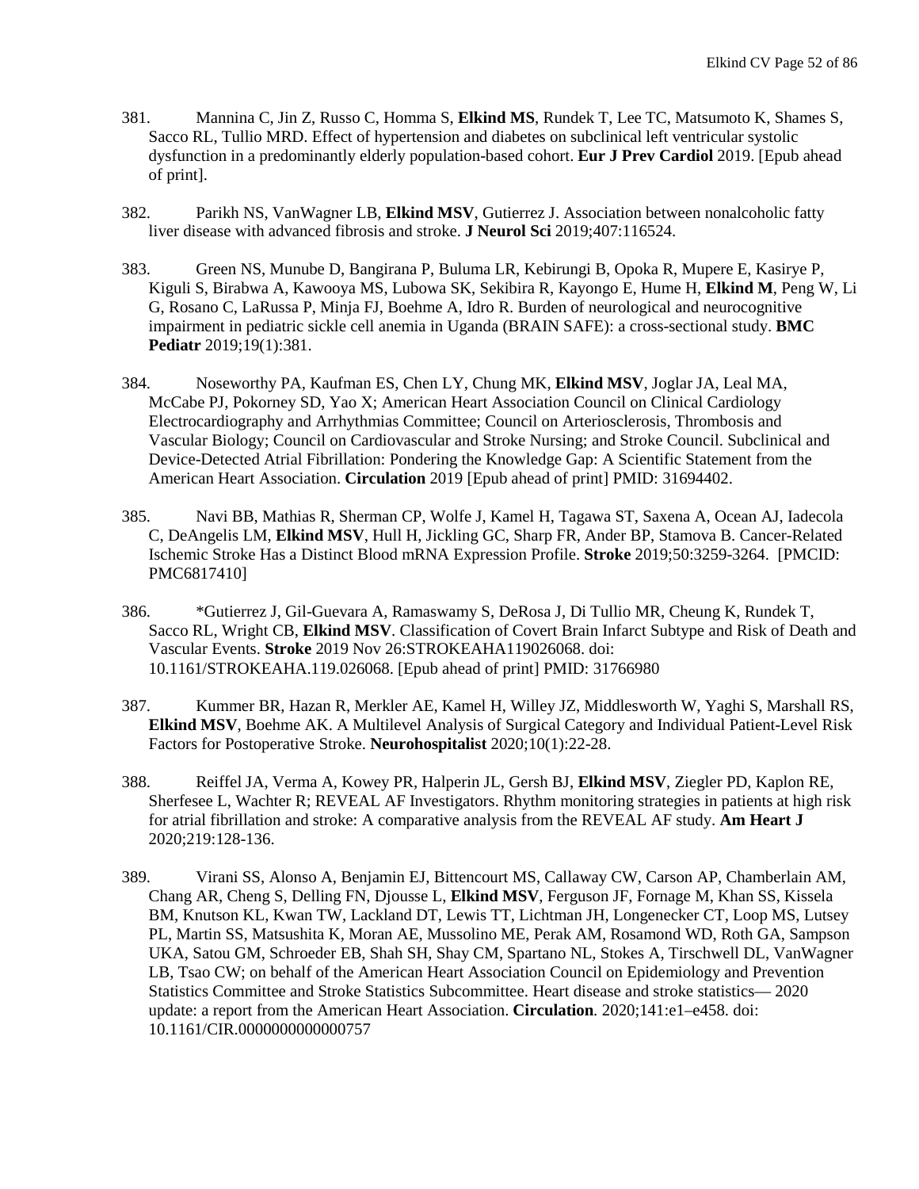381. Mannina C, Jin Z, Russo C, Homma S, **Elkind MS**, Rundek T, Lee TC, Matsumoto K, Shames S, Sacco RL, Tullio MRD. Effect of hypertension and diabetes on subclinical left ventricular systolic dysfunction in a predominantly elderly population-based cohort. **Eur J Prev Cardiol** 2019. [Epub ahead of print].

382. Parikh NS, VanWagner LB, **Elkind MSV**, Gutierrez J. Association between nonalcoholic fatty liver disease with advanced fibrosis and stroke. **J Neurol Sci** 2019;407:116524.

383. Green NS, Munube D, Bangirana P, Buluma LR, Kebirungi B, Opoka R, Mupere E, Kasirye P, Kiguli S, Birabwa A, Kawooya MS, Lubowa SK, Sekibira R, Kayongo E, Hume H, **Elkind M**, Peng W, Li G, Rosano C, LaRussa P, Minja FJ, Boehme A, Idro R. Burden of neurological and neurocognitive impairment in pediatric sickle cell anemia in Uganda (BRAIN SAFE): a cross-sectional study. **BMC Pediatr** 2019;19(1):381.

384. Noseworthy PA, Kaufman ES, Chen LY, Chung MK, **Elkind MSV**, Joglar JA, Leal MA, McCabe PJ, Pokorney SD, Yao X; American Heart Association Council on Clinical Cardiology Electrocardiography and Arrhythmias Committee; Council on Arteriosclerosis, Thrombosis and Vascular Biology; Council on Cardiovascular and Stroke Nursing; and Stroke Council. Subclinical and Device-Detected Atrial Fibrillation: Pondering the Knowledge Gap: A Scientific Statement from the American Heart Association. **Circulation** 2019 [Epub ahead of print] PMID: 31694402.

385. Navi BB, Mathias R, Sherman CP, Wolfe J, Kamel H, Tagawa ST, Saxena A, Ocean AJ, Iadecola C, DeAngelis LM, **Elkind MSV**, Hull H, Jickling GC, Sharp FR, Ander BP, Stamova B. Cancer-Related Ischemic Stroke Has a Distinct Blood mRNA Expression Profile. **Stroke** 2019;50:3259-3264. [PMCID: PMC6817410]

386. *Gutierrez J, Gil-Guevara A, Ramaswamy S, DeRosa J, Di Tullio MR, Cheung K, Rundek T, Sacco RL, Wright CB, **Elkind MSV**. Classification of Covert Brain Infarct Subtype and Risk of Death and Vascular Events. **Stroke** 2019 Nov 26:STROKEAHA119026068. doi: 10.1161/STROKEAHA.119.026068. [Epub ahead of print] PMID: 31766980

387. Kummer BR, Hazan R, Merkler AE, Kamel H, Willey JZ, Middlesworth W, Yaghi S, Marshall RS, **Elkind MSV**, Boehme AK. A Multilevel Analysis of Surgical Category and Individual Patient-Level Risk Factors for Postoperative Stroke. **Neurohospitalist** 2020;10(1):22-28.

388. Reiffel JA, Verma A, Kowey PR, Halperin JL, Gersh BJ, **Elkind MSV**, Ziegler PD, Kaplon RE, Sherfesee L, Wachter R; REVEAL AF Investigators. Rhythm monitoring strategies in patients at high risk for atrial fibrillation and stroke: A comparative analysis from the REVEAL AF study. **Am Heart J** 2020;219:128-136.

389. Virani SS, Alonso A, Benjamin EJ, Bittencourt MS, Callaway CW, Carson AP, Chamberlain AM, Chang AR, Cheng S, Delling FN, Djousse L, **Elkind MSV**, Ferguson JF, Fornage M, Khan SS, Kissela BM, Knutson KL, Kwan TW, Lackland DT, Lewis TT, Lichtman JH, Longenecker CT, Loop MS, Lutsey PL, Martin SS, Matsushita K, Moran AE, Mussolino ME, Perak AM, Rosamond WD, Roth GA, Sampson UKA, Satou GM, Schroeder EB, Shah SH, Shay CM, Spartano NL, Stokes A, Tirschwell DL, VanWagner LB, Tsao CW; on behalf of the American Heart Association Council on Epidemiology and Prevention Statistics Committee and Stroke Statistics Subcommittee. Heart disease and stroke statistics— 2020 update: a report from the American Heart Association. **Circulation**. 2020;141:e1–e458. doi: 10.1161/CIR.0000000000000757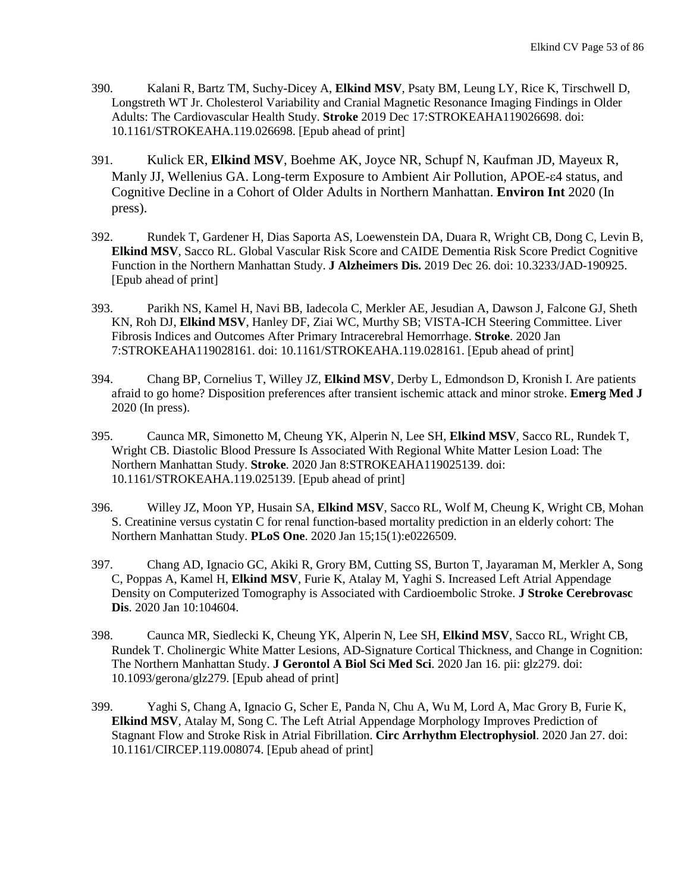390. Kalani R, Bartz TM, Suchy-Dicey A, **Elkind MSV**, Psaty BM, Leung LY, Rice K, Tirschwell D, Longstreth WT Jr. Cholesterol Variability and Cranial Magnetic Resonance Imaging Findings in Older Adults: The Cardiovascular Health Study. **Stroke** 2019 Dec 17:STROKEAHA119026698. doi: 10.1161/STROKEAHA.119.026698. [Epub ahead of print]

391. Kulick ER, **Elkind MSV**, Boehme AK, Joyce NR, Schupf N, Kaufman JD, Mayeux R, Manly JJ, Wellenius GA. Long-term Exposure to Ambient Air Pollution, APOE-ε4 status, and Cognitive Decline in a Cohort of Older Adults in Northern Manhattan. **Environ Int** 2020 (In press).

392. Rundek T, Gardener H, Dias Saporta AS, Loewenstein DA, Duara R, Wright CB, Dong C, Levin B, **Elkind MSV**, Sacco RL. Global Vascular Risk Score and CAIDE Dementia Risk Score Predict Cognitive Function in the Northern Manhattan Study. **J Alzheimers Dis.** 2019 Dec 26. doi: 10.3233/JAD-190925. [Epub ahead of print]

393. Parikh NS, Kamel H, Navi BB, Iadecola C, Merkler AE, Jesudian A, Dawson J, Falcone GJ, Sheth KN, Roh DJ, **Elkind MSV**, Hanley DF, Ziai WC, Murthy SB; VISTA-ICH Steering Committee. Liver Fibrosis Indices and Outcomes After Primary Intracerebral Hemorrhage. **Stroke**. 2020 Jan 7:STROKEAHA119028161. doi: 10.1161/STROKEAHA.119.028161. [Epub ahead of print]

394. Chang BP, Cornelius T, Willey JZ, **Elkind MSV**, Derby L, Edmondson D, Kronish I. Are patients afraid to go home? Disposition preferences after transient ischemic attack and minor stroke. **Emerg Med J** 2020 (In press).

395. Caunca MR, Simonetto M, Cheung YK, Alperin N, Lee SH, **Elkind MSV**, Sacco RL, Rundek T, Wright CB. Diastolic Blood Pressure Is Associated With Regional White Matter Lesion Load: The Northern Manhattan Study. **Stroke**. 2020 Jan 8:STROKEAHA119025139. doi: 10.1161/STROKEAHA.119.025139. [Epub ahead of print]

396. Willey JZ, Moon YP, Husain SA, **Elkind MSV**, Sacco RL, Wolf M, Cheung K, Wright CB, Mohan S. Creatinine versus cystatin C for renal function-based mortality prediction in an elderly cohort: The Northern Manhattan Study. **PLoS One**. 2020 Jan 15;15(1):e0226509.

397. Chang AD, Ignacio GC, Akiki R, Grory BM, Cutting SS, Burton T, Jayaraman M, Merkler A, Song C, Poppas A, Kamel H, **Elkind MSV**, Furie K, Atalay M, Yaghi S. Increased Left Atrial Appendage Density on Computerized Tomography is Associated with Cardioembolic Stroke. **J Stroke Cerebrovasc Dis**. 2020 Jan 10:104604.

398. Caunca MR, Siedlecki K, Cheung YK, Alperin N, Lee SH, **Elkind MSV**, Sacco RL, Wright CB, Rundek T. Cholinergic White Matter Lesions, AD-Signature Cortical Thickness, and Change in Cognition: The Northern Manhattan Study. **J Gerontol A Biol Sci Med Sci**. 2020 Jan 16. pii: glz279. doi: 10.1093/gerona/glz279. [Epub ahead of print]

399. Yaghi S, Chang A, Ignacio G, Scher E, Panda N, Chu A, Wu M, Lord A, Mac Grory B, Furie K, **Elkind MSV**, Atalay M, Song C. The Left Atrial Appendage Morphology Improves Prediction of Stagnant Flow and Stroke Risk in Atrial Fibrillation. **Circ Arrhythm Electrophysiol**. 2020 Jan 27. doi: 10.1161/CIRCEP.119.008074. [Epub ahead of print]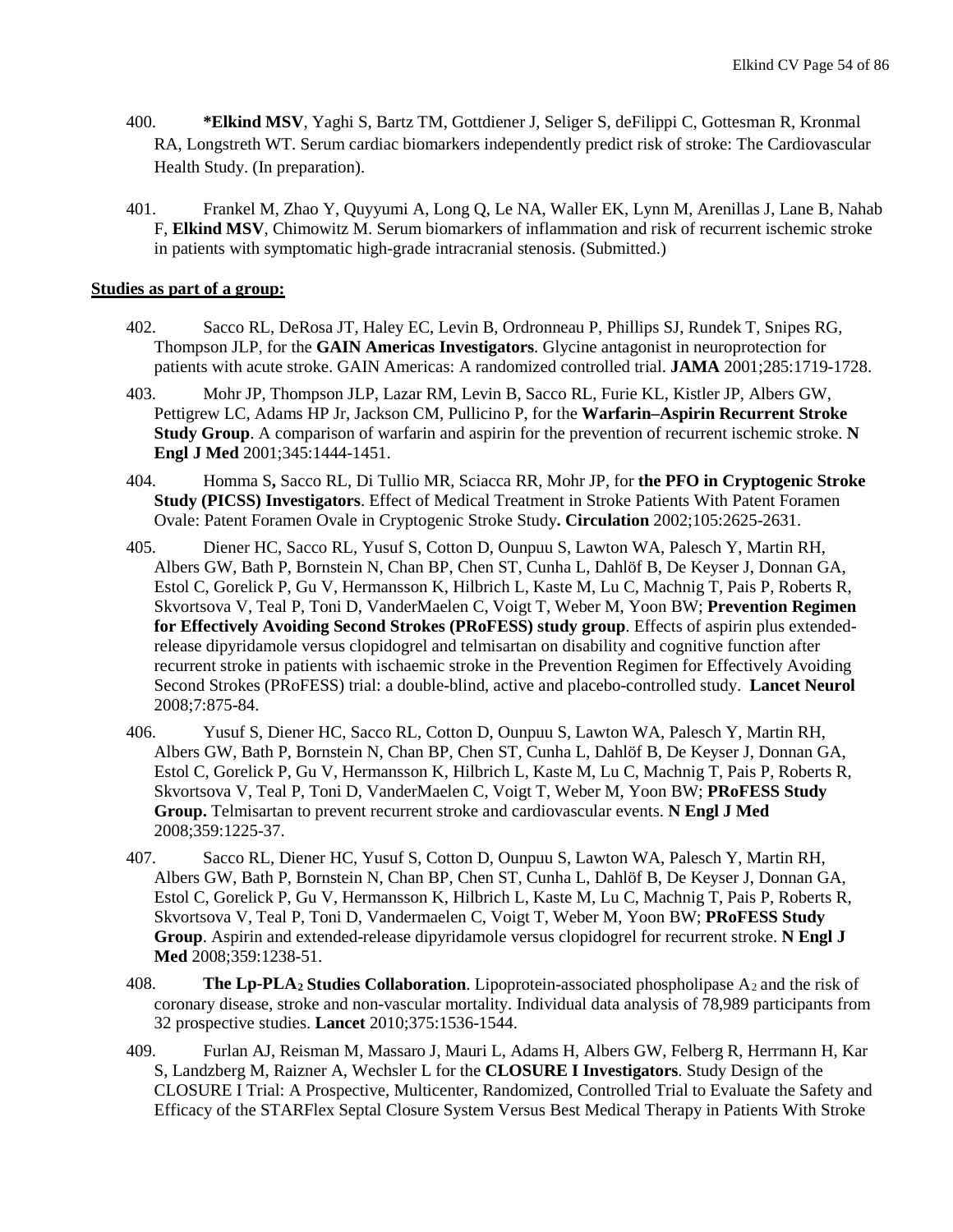400. **\*Elkind MSV**, Yaghi S, Bartz TM, Gottdiener J, Seliger S, deFilippi C, Gottesman R, Kronmal RA, Longstreth WT. Serum cardiac biomarkers independently predict risk of stroke: The Cardiovascular Health Study. (In preparation).

401. Frankel M, Zhao Y, Quyyumi A, Long Q, Le NA, Waller EK, Lynn M, Arenillas J, Lane B, Nahab F, **Elkind MSV**, Chimowitz M. Serum biomarkers of inflammation and risk of recurrent ischemic stroke in patients with symptomatic high-grade intracranial stenosis. (Submitted.)

**Studies as part of a group:**

402. Sacco RL, DeRosa JT, Haley EC, Levin B, Ordronneau P, Phillips SJ, Rundek T, Snipes RG, Thompson JLP, for the **GAIN Americas Investigators**. Glycine antagonist in neuroprotection for patients with acute stroke. GAIN Americas: A randomized controlled trial. **JAMA** 2001;285:1719-1728.

403. Mohr JP, Thompson JLP, Lazar RM, Levin B, Sacco RL, Furie KL, Kistler JP, Albers GW, Pettigrew LC, Adams HP Jr, Jackson CM, Pullicino P, for the **Warfarin–Aspirin Recurrent Stroke Study Group**. A comparison of warfarin and aspirin for the prevention of recurrent ischemic stroke. **N Engl J Med** 2001;345:1444-1451.

404. Homma S**,** Sacco RL, Di Tullio MR, Sciacca RR, Mohr JP, for **the PFO in Cryptogenic Stroke Study (PICSS) Investigators**. Effect of Medical Treatment in Stroke Patients With Patent Foramen Ovale: Patent Foramen Ovale in Cryptogenic Stroke Study**. Circulation** 2002;105:2625-2631.

405. Diener HC, Sacco RL, Yusuf S, Cotton D, Ounpuu S, Lawton WA, Palesch Y, Martin RH, Albers GW, Bath P, Bornstein N, Chan BP, Chen ST, Cunha L, Dahlöf B, De Keyser J, Donnan GA, Estol C, Gorelick P, Gu V, Hermansson K, Hilbrich L, Kaste M, Lu C, Machnig T, Pais P, Roberts R, Skvortsova V, Teal P, Toni D, VanderMaelen C, Voigt T, Weber M, Yoon BW; **Prevention Regimen for Effectively Avoiding Second Strokes (PRoFESS) study group**. Effects of aspirin plus extended-release dipyridamole versus clopidogrel and telmisartan on disability and cognitive function after recurrent stroke in patients with ischaemic stroke in the Prevention Regimen for Effectively Avoiding Second Strokes (PRoFESS) trial: a double-blind, active and placebo-controlled study. **Lancet Neurol** 2008;7:875-84.

406. Yusuf S, Diener HC, Sacco RL, Cotton D, Ounpuu S, Lawton WA, Palesch Y, Martin RH, Albers GW, Bath P, Bornstein N, Chan BP, Chen ST, Cunha L, Dahlöf B, De Keyser J, Donnan GA, Estol C, Gorelick P, Gu V, Hermansson K, Hilbrich L, Kaste M, Lu C, Machnig T, Pais P, Roberts R, Skvortsova V, Teal P, Toni D, VanderMaelen C, Voigt T, Weber M, Yoon BW; **PRoFESS Study Group.** Telmisartan to prevent recurrent stroke and cardiovascular events. **N Engl J Med** 2008;359:1225-37.

407. Sacco RL, Diener HC, Yusuf S, Cotton D, Ounpuu S, Lawton WA, Palesch Y, Martin RH, Albers GW, Bath P, Bornstein N, Chan BP, Chen ST, Cunha L, Dahlöf B, De Keyser J, Donnan GA, Estol C, Gorelick P, Gu V, Hermansson K, Hilbrich L, Kaste M, Lu C, Machnig T, Pais P, Roberts R, Skvortsova V, Teal P, Toni D, Vandermaelen C, Voigt T, Weber M, Yoon BW; **PRoFESS Study Group**. Aspirin and extended-release dipyridamole versus clopidogrel for recurrent stroke. **N Engl J Med** 2008;359:1238-51.

408. **The Lp-PLA$_2$ Studies Collaboration**. Lipoprotein-associated phospholipase $A_2$ and the risk of coronary disease, stroke and non-vascular mortality. Individual data analysis of 78,989 participants from 32 prospective studies. **Lancet** 2010;375:1536-1544.

409. Furlan AJ, Reisman M, Massaro J, Mauri L, Adams H, Albers GW, Felberg R, Herrmann H, Kar S, Landzberg M, Raizner A, Wechsler L for the **CLOSURE I Investigators**. Study Design of the CLOSURE I Trial: A Prospective, Multicenter, Randomized, Controlled Trial to Evaluate the Safety and Efficacy of the STARFlex Septal Closure System Versus Best Medical Therapy in Patients With Stroke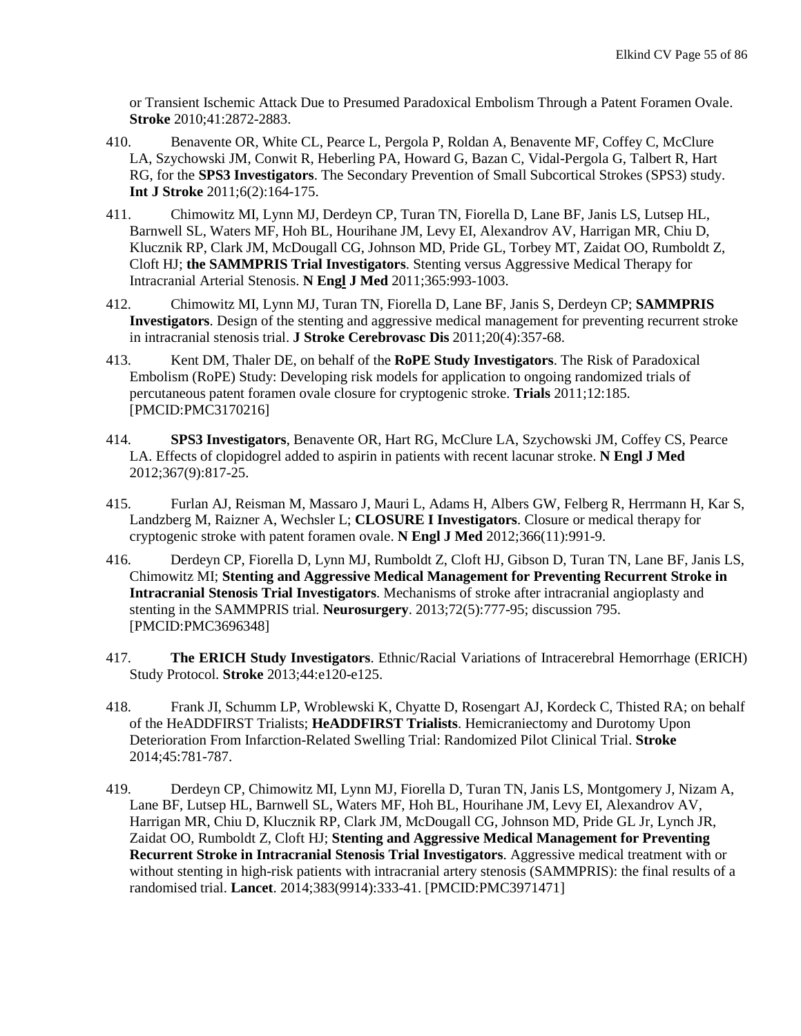or Transient Ischemic Attack Due to Presumed Paradoxical Embolism Through a Patent Foramen Ovale. **Stroke** 2010;41:2872-2883.

410. Benavente OR, White CL, Pearce L, Pergola P, Roldan A, Benavente MF, Coffey C, McClure LA, Szychowski JM, Conwit R, Heberling PA, Howard G, Bazan C, Vidal-Pergola G, Talbert R, Hart RG, for the **SPS3 Investigators**. The Secondary Prevention of Small Subcortical Strokes (SPS3) study. **Int J Stroke** 2011;6(2):164-175.

411. Chimowitz MI, Lynn MJ, Derdeyn CP, Turan TN, Fiorella D, Lane BF, Janis LS, Lutsep HL, Barnwell SL, Waters MF, Hoh BL, Hourihane JM, Levy EI, Alexandrov AV, Harrigan MR, Chiu D, Klucznik RP, Clark JM, McDougall CG, Johnson MD, Pride GL, Torbey MT, Zaidat OO, Rumboldt Z, Cloft HJ; **the SAMMPRIS Trial Investigators**. Stenting versus Aggressive Medical Therapy for Intracranial Arterial Stenosis. **N Engl J Med** 2011;365:993-1003.

412. Chimowitz MI, Lynn MJ, Turan TN, Fiorella D, Lane BF, Janis S, Derdeyn CP; **SAMMPRIS Investigators**. Design of the stenting and aggressive medical management for preventing recurrent stroke in intracranial stenosis trial. **J Stroke Cerebrovasc Dis** 2011;20(4):357-68.

413. Kent DM, Thaler DE, on behalf of the **RoPE Study Investigators**. The Risk of Paradoxical Embolism (RoPE) Study: Developing risk models for application to ongoing randomized trials of percutaneous patent foramen ovale closure for cryptogenic stroke. **Trials** 2011;12:185. [PMCID:PMC3170216]

414. **SPS3 Investigators**, Benavente OR, Hart RG, McClure LA, Szychowski JM, Coffey CS, Pearce LA. Effects of clopidogrel added to aspirin in patients with recent lacunar stroke. **N Engl J Med** 2012;367(9):817-25.

415. Furlan AJ, Reisman M, Massaro J, Mauri L, Adams H, Albers GW, Felberg R, Herrmann H, Kar S, Landzberg M, Raizner A, Wechsler L; **CLOSURE I Investigators**. Closure or medical therapy for cryptogenic stroke with patent foramen ovale. **N Engl J Med** 2012;366(11):991-9.

416. Derdeyn CP, Fiorella D, Lynn MJ, Rumboldt Z, Cloft HJ, Gibson D, Turan TN, Lane BF, Janis LS, Chimowitz MI; **Stenting and Aggressive Medical Management for Preventing Recurrent Stroke in Intracranial Stenosis Trial Investigators**. Mechanisms of stroke after intracranial angioplasty and stenting in the SAMMPRIS trial. **Neurosurgery**. 2013;72(5):777-95; discussion 795. [PMCID:PMC3696348]

417. **The ERICH Study Investigators**. Ethnic/Racial Variations of Intracerebral Hemorrhage (ERICH) Study Protocol. **Stroke** 2013;44:e120-e125.

418. Frank JI, Schumm LP, Wroblewski K, Chyatte D, Rosengart AJ, Kordeck C, Thisted RA; on behalf of the HeADDFIRST Trialists; **HeADDFIRST Trialists**. Hemicraniectomy and Durotomy Upon Deterioration From Infarction-Related Swelling Trial: Randomized Pilot Clinical Trial. **Stroke** 2014;45:781-787.

419. Derdeyn CP, Chimowitz MI, Lynn MJ, Fiorella D, Turan TN, Janis LS, Montgomery J, Nizam A, Lane BF, Lutsep HL, Barnwell SL, Waters MF, Hoh BL, Hourihane JM, Levy EI, Alexandrov AV, Harrigan MR, Chiu D, Klucznik RP, Clark JM, McDougall CG, Johnson MD, Pride GL Jr, Lynch JR, Zaidat OO, Rumboldt Z, Cloft HJ; **Stenting and Aggressive Medical Management for Preventing Recurrent Stroke in Intracranial Stenosis Trial Investigators**. Aggressive medical treatment with or without stenting in high-risk patients with intracranial artery stenosis (SAMMPRIS): the final results of a randomised trial. **Lancet**. 2014;383(9914):333-41. [PMCID:PMC3971471]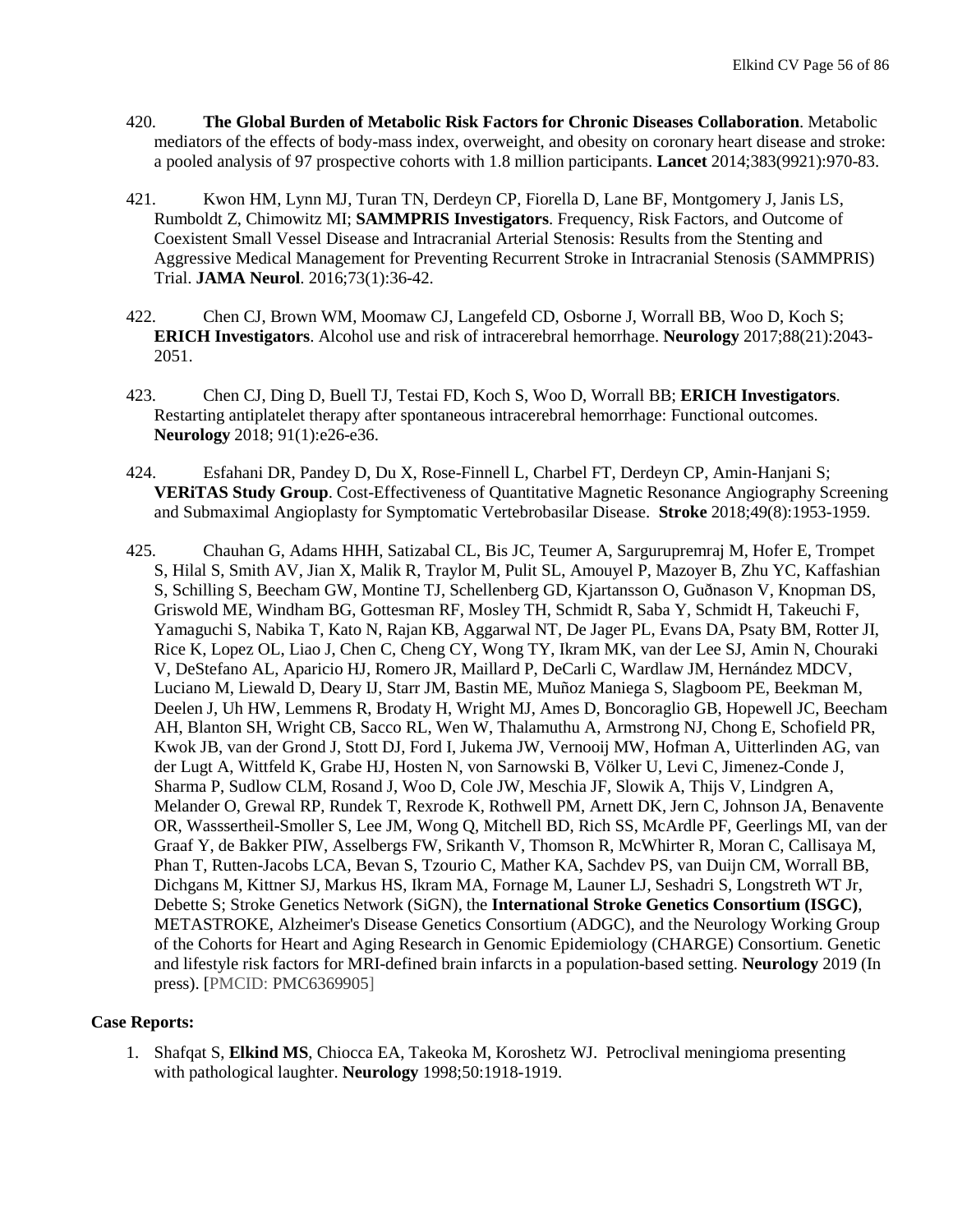420. **The Global Burden of Metabolic Risk Factors for Chronic Diseases Collaboration**. Metabolic mediators of the effects of body-mass index, overweight, and obesity on coronary heart disease and stroke: a pooled analysis of 97 prospective cohorts with 1.8 million participants. **Lancet** 2014;383(9921):970-83.

421. Kwon HM, Lynn MJ, Turan TN, Derdeyn CP, Fiorella D, Lane BF, Montgomery J, Janis LS, Rumboldt Z, Chimowitz MI; **SAMMPRIS Investigators**. Frequency, Risk Factors, and Outcome of Coexistent Small Vessel Disease and Intracranial Arterial Stenosis: Results from the Stenting and Aggressive Medical Management for Preventing Recurrent Stroke in Intracranial Stenosis (SAMMPRIS) Trial. **JAMA Neurol**. 2016;73(1):36-42.

422. Chen CJ, Brown WM, Moomaw CJ, Langefeld CD, Osborne J, Worrall BB, Woo D, Koch S; **ERICH Investigators**. Alcohol use and risk of intracerebral hemorrhage. **Neurology** 2017;88(21):2043-2051.

423. Chen CJ, Ding D, Buell TJ, Testai FD, Koch S, Woo D, Worrall BB; **ERICH Investigators**. Restarting antiplatelet therapy after spontaneous intracerebral hemorrhage: Functional outcomes. **Neurology** 2018; 91(1):e26-e36.

424. Esfahani DR, Pandey D, Du X, Rose-Finnell L, Charbel FT, Derdeyn CP, Amin-Hanjani S; **VERiTAS Study Group**. Cost-Effectiveness of Quantitative Magnetic Resonance Angiography Screening and Submaximal Angioplasty for Symptomatic Vertebrobasilar Disease. **Stroke** 2018;49(8):1953-1959.

425. Chauhan G, Adams HHH, Satizabal CL, Bis JC, Teumer A, Sargurupremraj M, Hofer E, Trompet S, Hilal S, Smith AV, Jian X, Malik R, Traylor M, Pulit SL, Amouyel P, Mazoyer B, Zhu YC, Kaffashian S, Schilling S, Beecham GW, Montine TJ, Schellenberg GD, Kjartansson O, Guðnason V, Knopman DS, Griswold ME, Windham BG, Gottesman RF, Mosley TH, Schmidt R, Saba Y, Schmidt H, Takeuchi F, Yamaguchi S, Nabika T, Kato N, Rajan KB, Aggarwal NT, De Jager PL, Evans DA, Psaty BM, Rotter JI, Rice K, Lopez OL, Liao J, Chen C, Cheng CY, Wong TY, Ikram MK, van der Lee SJ, Amin N, Chouraki V, DeStefano AL, Aparicio HJ, Romero JR, Maillard P, DeCarli C, Wardlaw JM, Hernández MDCV, Luciano M, Liewald D, Deary IJ, Starr JM, Bastin ME, Muñoz Maniega S, Slagboom PE, Beekman M, Deelen J, Uh HW, Lemmens R, Brodaty H, Wright MJ, Ames D, Boncoraglio GB, Hopewell JC, Beecham AH, Blanton SH, Wright CB, Sacco RL, Wen W, Thalamuthu A, Armstrong NJ, Chong E, Schofield PR, Kwok JB, van der Grond J, Stott DJ, Ford I, Jukema JW, Vernooij MW, Hofman A, Uitterlinden AG, van der Lugt A, Wittfeld K, Grabe HJ, Hosten N, von Sarnowski B, Völker U, Levi C, Jimenez-Conde J, Sharma P, Sudlow CLM, Rosand J, Woo D, Cole JW, Meschia JF, Slowik A, Thijs V, Lindgren A, Melander O, Grewal RP, Rundek T, Rexrode K, Rothwell PM, Arnett DK, Jern C, Johnson JA, Benavente OR, Wasssertheil-Smoller S, Lee JM, Wong Q, Mitchell BD, Rich SS, McArdle PF, Geerlings MI, van der Graaf Y, de Bakker PIW, Asselbergs FW, Srikanth V, Thomson R, McWhirter R, Moran C, Callisaya M, Phan T, Rutten-Jacobs LCA, Bevan S, Tzourio C, Mather KA, Sachdev PS, van Duijn CM, Worrall BB, Dichgans M, Kittner SJ, Markus HS, Ikram MA, Fornage M, Launer LJ, Seshadri S, Longstreth WT Jr, Debette S; Stroke Genetics Network (SiGN), the **International Stroke Genetics Consortium (ISGC)**, METASTROKE, Alzheimer's Disease Genetics Consortium (ADGC), and the Neurology Working Group of the Cohorts for Heart and Aging Research in Genomic Epidemiology (CHARGE) Consortium. Genetic and lifestyle risk factors for MRI-defined brain infarcts in a population-based setting. **Neurology** 2019 (In press). [PMCID: PMC6369905]

**Case Reports:**

1. Shafqat S, **Elkind MS**, Chiocca EA, Takeoka M, Koroshetz WJ. Petroclival meningioma presenting with pathological laughter. **Neurology** 1998;50:1918-1919.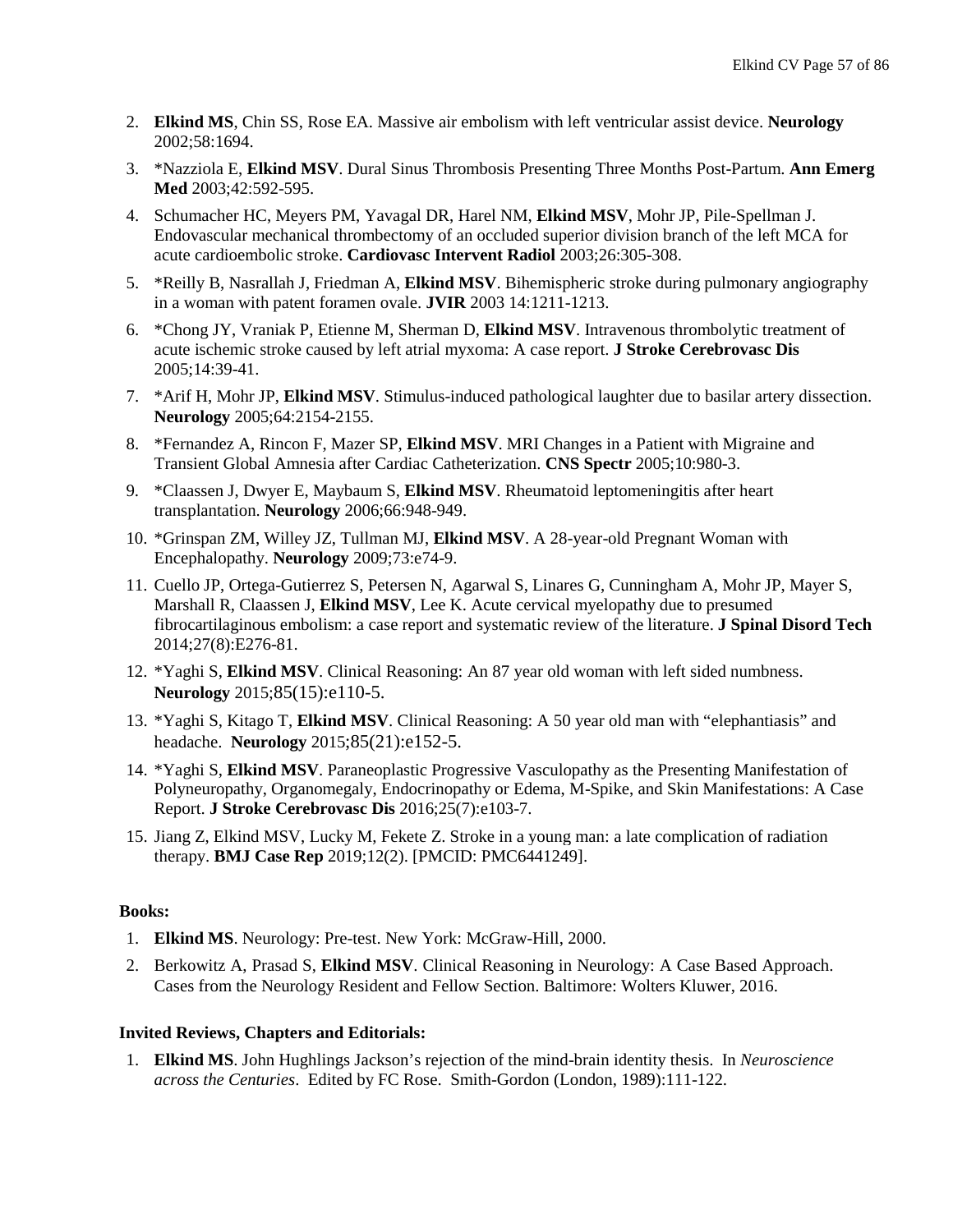2. **Elkind MS**, Chin SS, Rose EA. Massive air embolism with left ventricular assist device. **Neurology** 2002;58:1694.
3. *Nazziola E, **Elkind MSV**. Dural Sinus Thrombosis Presenting Three Months Post-Partum. **Ann Emerg Med** 2003;42:592-595.
4. Schumacher HC, Meyers PM, Yavagal DR, Harel NM, **Elkind MSV**, Mohr JP, Pile-Spellman J. Endovascular mechanical thrombectomy of an occluded superior division branch of the left MCA for acute cardioembolic stroke. **Cardiovasc Intervent Radiol** 2003;26:305-308.
5. *Reilly B, Nasrallah J, Friedman A, **Elkind MSV**. Bihemispheric stroke during pulmonary angiography in a woman with patent foramen ovale. **JVIR** 2003 14:1211-1213.
6. *Chong JY, Vraniak P, Etienne M, Sherman D, **Elkind MSV**. Intravenous thrombolytic treatment of acute ischemic stroke caused by left atrial myxoma: A case report. **J Stroke Cerebrovasc Dis** 2005;14:39-41.
7. *Arif H, Mohr JP, **Elkind MSV**. Stimulus-induced pathological laughter due to basilar artery dissection. **Neurology** 2005;64:2154-2155.
8. *Fernandez A, Rincon F, Mazer SP, **Elkind MSV**. MRI Changes in a Patient with Migraine and Transient Global Amnesia after Cardiac Catheterization. **CNS Spectr** 2005;10:980-3.
9. *Claassen J, Dwyer E, Maybaum S, **Elkind MSV**. Rheumatoid leptomeningitis after heart transplantation. **Neurology** 2006;66:948-949.
10. *Grinspan ZM, Willey JZ, Tullman MJ, **Elkind MSV**. A 28-year-old Pregnant Woman with Encephalopathy. **Neurology** 2009;73:e74-9.
11. Cuello JP, Ortega-Gutierrez S, Petersen N, Agarwal S, Linares G, Cunningham A, Mohr JP, Mayer S, Marshall R, Claassen J, **Elkind MSV**, Lee K. Acute cervical myelopathy due to presumed fibrocartilaginous embolism: a case report and systematic review of the literature. **J Spinal Disord Tech** 2014;27(8):E276-81.
12. *Yaghi S, **Elkind MSV**. Clinical Reasoning: An 87 year old woman with left sided numbness. **Neurology** 2015;85(15):e110-5.
13. *Yaghi S, Kitago T, **Elkind MSV**. Clinical Reasoning: A 50 year old man with "elephantiasis" and headache. **Neurology** 2015;85(21):e152-5.
14. *Yaghi S, **Elkind MSV**. Paraneoplastic Progressive Vasculopathy as the Presenting Manifestation of Polyneuropathy, Organomegaly, Endocrinopathy or Edema, M-Spike, and Skin Manifestations: A Case Report. **J Stroke Cerebrovasc Dis** 2016;25(7):e103-7.
15. Jiang Z, Elkind MSV, Lucky M, Fekete Z. Stroke in a young man: a late complication of radiation therapy. **BMJ Case Rep** 2019;12(2). [PMCID: PMC6441249].

**Books:**

1. **Elkind MS**. Neurology: Pre-test. New York: McGraw-Hill, 2000.
2. Berkowitz A, Prasad S, **Elkind MSV**. Clinical Reasoning in Neurology: A Case Based Approach. Cases from the Neurology Resident and Fellow Section. Baltimore: Wolters Kluwer, 2016.

**Invited Reviews, Chapters and Editorials:**

1. **Elkind MS**. John Hughlings Jackson's rejection of the mind-brain identity thesis. In *Neuroscience across the Centuries*. Edited by FC Rose. Smith-Gordon (London, 1989):111-122.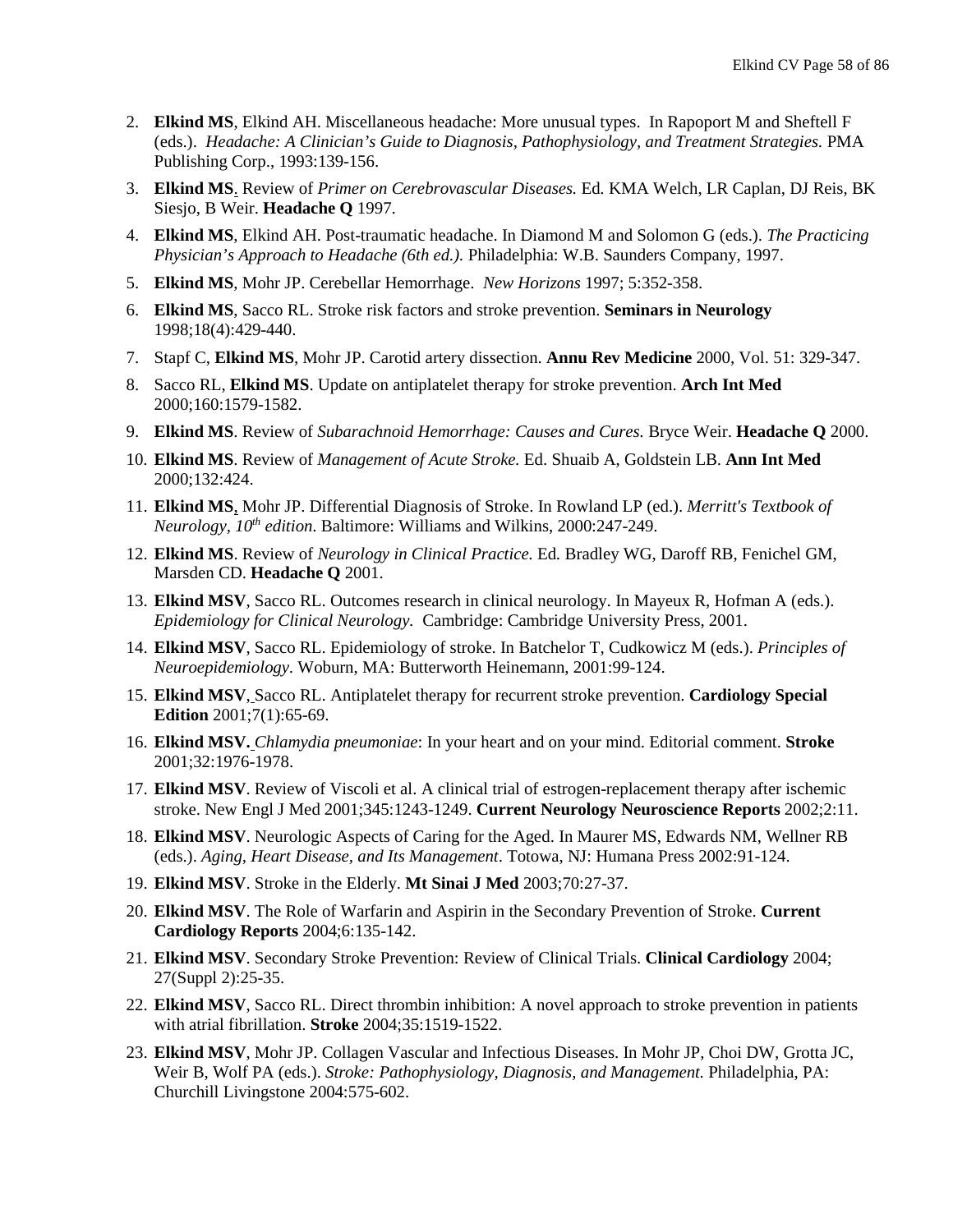2. **Elkind MS**, Elkind AH. Miscellaneous headache: More unusual types. In Rapoport M and Sheftell F (eds.). *Headache: A Clinician's Guide to Diagnosis, Pathophysiology, and Treatment Strategies.* PMA Publishing Corp., 1993:139-156.
3. **Elkind MS**. Review of *Primer on Cerebrovascular Diseases.* Ed. KMA Welch, LR Caplan, DJ Reis, BK Siesjo, B Weir. **Headache Q** 1997.
4. **Elkind MS**, Elkind AH. Post-traumatic headache. In Diamond M and Solomon G (eds.). *The Practicing Physician's Approach to Headache (6th ed.).* Philadelphia: W.B. Saunders Company, 1997.
5. **Elkind MS**, Mohr JP. Cerebellar Hemorrhage. *New Horizons* 1997; 5:352-358.
6. **Elkind MS**, Sacco RL. Stroke risk factors and stroke prevention. **Seminars in Neurology** 1998;18(4):429-440.
7. Stapf C, **Elkind MS**, Mohr JP. Carotid artery dissection. **Annu Rev Medicine** 2000, Vol. 51: 329-347.
8. Sacco RL, **Elkind MS**. Update on antiplatelet therapy for stroke prevention. **Arch Int Med** 2000;160:1579-1582.
9. **Elkind MS**. Review of *Subarachnoid Hemorrhage: Causes and Cures.* Bryce Weir. **Headache Q** 2000.
10. **Elkind MS**. Review of *Management of Acute Stroke.* Ed. Shuaib A, Goldstein LB. **Ann Int Med** 2000;132:424.
11. **Elkind MS**, Mohr JP. Differential Diagnosis of Stroke. In Rowland LP (ed.). *Merritt's Textbook of Neurology, 10th edition*. Baltimore: Williams and Wilkins, 2000:247-249.
12. **Elkind MS**. Review of *Neurology in Clinical Practice.* Ed. Bradley WG, Daroff RB, Fenichel GM, Marsden CD. **Headache Q** 2001.
13. **Elkind MSV**, Sacco RL. Outcomes research in clinical neurology. In Mayeux R, Hofman A (eds.). *Epidemiology for Clinical Neurology*. Cambridge: Cambridge University Press, 2001.
14. **Elkind MSV**, Sacco RL. Epidemiology of stroke. In Batchelor T, Cudkowicz M (eds.). *Principles of Neuroepidemiology*. Woburn, MA: Butterworth Heinemann, 2001:99-124.
15. **Elkind MSV**, Sacco RL. Antiplatelet therapy for recurrent stroke prevention. **Cardiology Special Edition** 2001;7(1):65-69.
16. **Elkind MSV.** *Chlamydia pneumoniae*: In your heart and on your mind. Editorial comment. **Stroke** 2001;32:1976-1978.
17. **Elkind MSV**. Review of Viscoli et al. A clinical trial of estrogen-replacement therapy after ischemic stroke. New Engl J Med 2001;345:1243-1249. **Current Neurology Neuroscience Reports** 2002;2:11.
18. **Elkind MSV**. Neurologic Aspects of Caring for the Aged. In Maurer MS, Edwards NM, Wellner RB (eds.). *Aging, Heart Disease, and Its Management*. Totowa, NJ: Humana Press 2002:91-124.
19. **Elkind MSV**. Stroke in the Elderly. **Mt Sinai J Med** 2003;70:27-37.
20. **Elkind MSV**. The Role of Warfarin and Aspirin in the Secondary Prevention of Stroke. **Current Cardiology Reports** 2004;6:135-142.
21. **Elkind MSV**. Secondary Stroke Prevention: Review of Clinical Trials. **Clinical Cardiology** 2004; 27(Suppl 2):25-35.
22. **Elkind MSV**, Sacco RL. Direct thrombin inhibition: A novel approach to stroke prevention in patients with atrial fibrillation. **Stroke** 2004;35:1519-1522.
23. **Elkind MSV**, Mohr JP. Collagen Vascular and Infectious Diseases. In Mohr JP, Choi DW, Grotta JC, Weir B, Wolf PA (eds.). *Stroke: Pathophysiology, Diagnosis, and Management.* Philadelphia, PA: Churchill Livingstone 2004:575-602.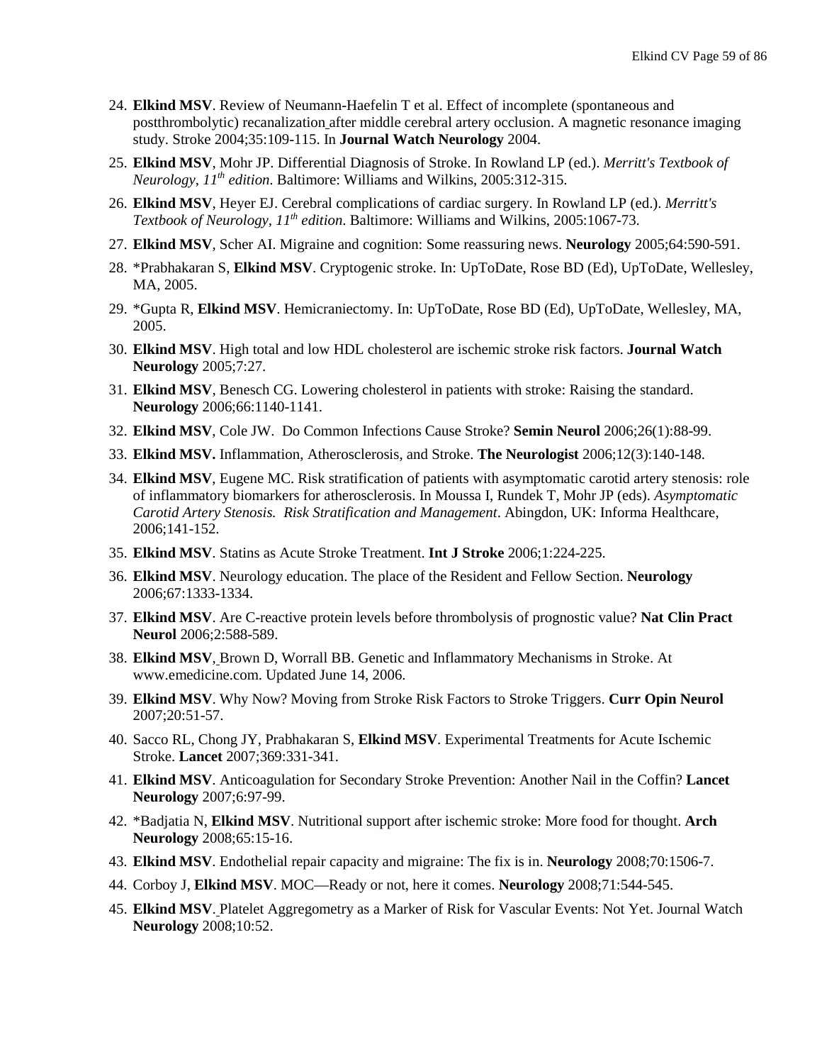24. **Elkind MSV**. Review of Neumann-Haefelin T et al. Effect of incomplete (spontaneous and postthrombolytic) recanalization after middle cerebral artery occlusion. A magnetic resonance imaging study. Stroke 2004;35:109-115. In **Journal Watch Neurology** 2004.
25. **Elkind MSV**, Mohr JP. Differential Diagnosis of Stroke. In Rowland LP (ed.). *Merritt's Textbook of Neurology, 11th edition*. Baltimore: Williams and Wilkins, 2005:312-315.
26. **Elkind MSV**, Heyer EJ. Cerebral complications of cardiac surgery. In Rowland LP (ed.). *Merritt's Textbook of Neurology, 11th edition*. Baltimore: Williams and Wilkins, 2005:1067-73.
27. **Elkind MSV**, Scher AI. Migraine and cognition: Some reassuring news. **Neurology** 2005;64:590-591.
28. *Prabhakaran S, **Elkind MSV**. Cryptogenic stroke. In: UpToDate, Rose BD (Ed), UpToDate, Wellesley, MA, 2005.
29. *Gupta R, **Elkind MSV**. Hemicraniectomy. In: UpToDate, Rose BD (Ed), UpToDate, Wellesley, MA, 2005.
30. **Elkind MSV**. High total and low HDL cholesterol are ischemic stroke risk factors. **Journal Watch Neurology** 2005;7:27.
31. **Elkind MSV**, Benesch CG. Lowering cholesterol in patients with stroke: Raising the standard. **Neurology** 2006;66:1140-1141.
32. **Elkind MSV**, Cole JW. Do Common Infections Cause Stroke? **Semin Neurol** 2006;26(1):88-99.
33. **Elkind MSV.** Inflammation, Atherosclerosis, and Stroke. **The Neurologist** 2006;12(3):140-148.
34. **Elkind MSV**, Eugene MC. Risk stratification of patients with asymptomatic carotid artery stenosis: role of inflammatory biomarkers for atherosclerosis. In Moussa I, Rundek T, Mohr JP (eds). *Asymptomatic Carotid Artery Stenosis. Risk Stratification and Management*. Abingdon, UK: Informa Healthcare, 2006;141-152.
35. **Elkind MSV**. Statins as Acute Stroke Treatment. **Int J Stroke** 2006;1:224-225.
36. **Elkind MSV**. Neurology education. The place of the Resident and Fellow Section. **Neurology** 2006;67:1333-1334.
37. **Elkind MSV**. Are C-reactive protein levels before thrombolysis of prognostic value? **Nat Clin Pract Neurol** 2006;2:588-589.
38. **Elkind MSV**, Brown D, Worrall BB. Genetic and Inflammatory Mechanisms in Stroke. At www.emedicine.com. Updated June 14, 2006.
39. **Elkind MSV**. Why Now? Moving from Stroke Risk Factors to Stroke Triggers. **Curr Opin Neurol** 2007;20:51-57.
40. Sacco RL, Chong JY, Prabhakaran S, **Elkind MSV**. Experimental Treatments for Acute Ischemic Stroke. **Lancet** 2007;369:331-341.
41. **Elkind MSV**. Anticoagulation for Secondary Stroke Prevention: Another Nail in the Coffin? **Lancet Neurology** 2007;6:97-99.
42. *Badjatia N, **Elkind MSV**. Nutritional support after ischemic stroke: More food for thought. **Arch Neurology** 2008;65:15-16.
43. **Elkind MSV**. Endothelial repair capacity and migraine: The fix is in. **Neurology** 2008;70:1506-7.
44. Corboy J, **Elkind MSV**. MOC—Ready or not, here it comes. **Neurology** 2008;71:544-545.
45. **Elkind MSV**. Platelet Aggregometry as a Marker of Risk for Vascular Events: Not Yet. Journal Watch **Neurology** 2008;10:52.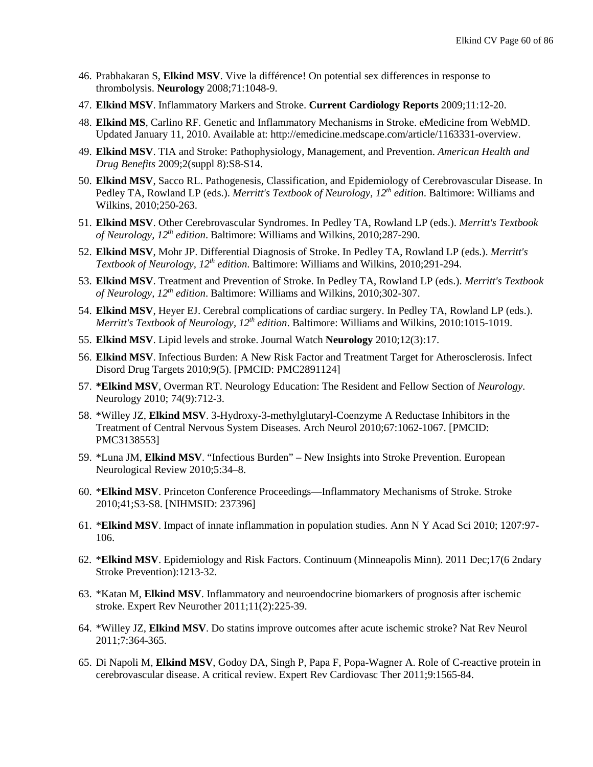46. Prabhakaran S, **Elkind MSV**. Vive la différence! On potential sex differences in response to thrombolysis. **Neurology** 2008;71:1048-9.
47. **Elkind MSV**. Inflammatory Markers and Stroke. **Current Cardiology Reports** 2009;11:12-20.
48. **Elkind MS**, Carlino RF. Genetic and Inflammatory Mechanisms in Stroke. eMedicine from WebMD. Updated January 11, 2010. Available at: http://emedicine.medscape.com/article/1163331-overview.
49. **Elkind MSV**. TIA and Stroke: Pathophysiology, Management, and Prevention. *American Health and Drug Benefits* 2009;2(suppl 8):S8-S14.
50. **Elkind MSV**, Sacco RL. Pathogenesis, Classification, and Epidemiology of Cerebrovascular Disease. In Pedley TA, Rowland LP (eds.). *Merritt's Textbook of Neurology, 12th edition*. Baltimore: Williams and Wilkins, 2010;250-263.
51. **Elkind MSV**. Other Cerebrovascular Syndromes. In Pedley TA, Rowland LP (eds.). *Merritt's Textbook of Neurology, 12th edition*. Baltimore: Williams and Wilkins, 2010;287-290.
52. **Elkind MSV**, Mohr JP. Differential Diagnosis of Stroke. In Pedley TA, Rowland LP (eds.). *Merritt's Textbook of Neurology, 12th edition*. Baltimore: Williams and Wilkins, 2010;291-294.
53. **Elkind MSV**. Treatment and Prevention of Stroke. In Pedley TA, Rowland LP (eds.). *Merritt's Textbook of Neurology, 12th edition*. Baltimore: Williams and Wilkins, 2010;302-307.
54. **Elkind MSV**, Heyer EJ. Cerebral complications of cardiac surgery. In Pedley TA, Rowland LP (eds.). *Merritt's Textbook of Neurology, 12th edition*. Baltimore: Williams and Wilkins, 2010:1015-1019.
55. **Elkind MSV**. Lipid levels and stroke. Journal Watch **Neurology** 2010;12(3):17.
56. **Elkind MSV**. Infectious Burden: A New Risk Factor and Treatment Target for Atherosclerosis. Infect Disord Drug Targets 2010;9(5). [PMCID: PMC2891124]
57. ***Elkind MSV**, Overman RT. Neurology Education: The Resident and Fellow Section of *Neurology*. Neurology 2010; 74(9):712-3.
58. *Willey JZ, **Elkind MSV**. 3-Hydroxy-3-methylglutaryl-Coenzyme A Reductase Inhibitors in the Treatment of Central Nervous System Diseases. Arch Neurol 2010;67:1062-1067. [PMCID: PMC3138553]
59. *Luna JM, **Elkind MSV**. "Infectious Burden" – New Insights into Stroke Prevention. European Neurological Review 2010;5:34–8.
60. ***Elkind MSV**. Princeton Conference Proceedings—Inflammatory Mechanisms of Stroke. Stroke 2010;41;S3-S8. [NIHMSID: 237396]
61. ***Elkind MSV**. Impact of innate inflammation in population studies. Ann N Y Acad Sci 2010; 1207:97-106.
62. ***Elkind MSV**. Epidemiology and Risk Factors. Continuum (Minneapolis Minn). 2011 Dec;17(6 2ndary Stroke Prevention):1213-32.
63. *Katan M, **Elkind MSV**. Inflammatory and neuroendocrine biomarkers of prognosis after ischemic stroke. Expert Rev Neurother 2011;11(2):225-39.
64. *Willey JZ, **Elkind MSV**. Do statins improve outcomes after acute ischemic stroke? Nat Rev Neurol 2011;7:364-365.
65. Di Napoli M, **Elkind MSV**, Godoy DA, Singh P, Papa F, Popa-Wagner A. Role of C-reactive protein in cerebrovascular disease. A critical review. Expert Rev Cardiovasc Ther 2011;9:1565-84.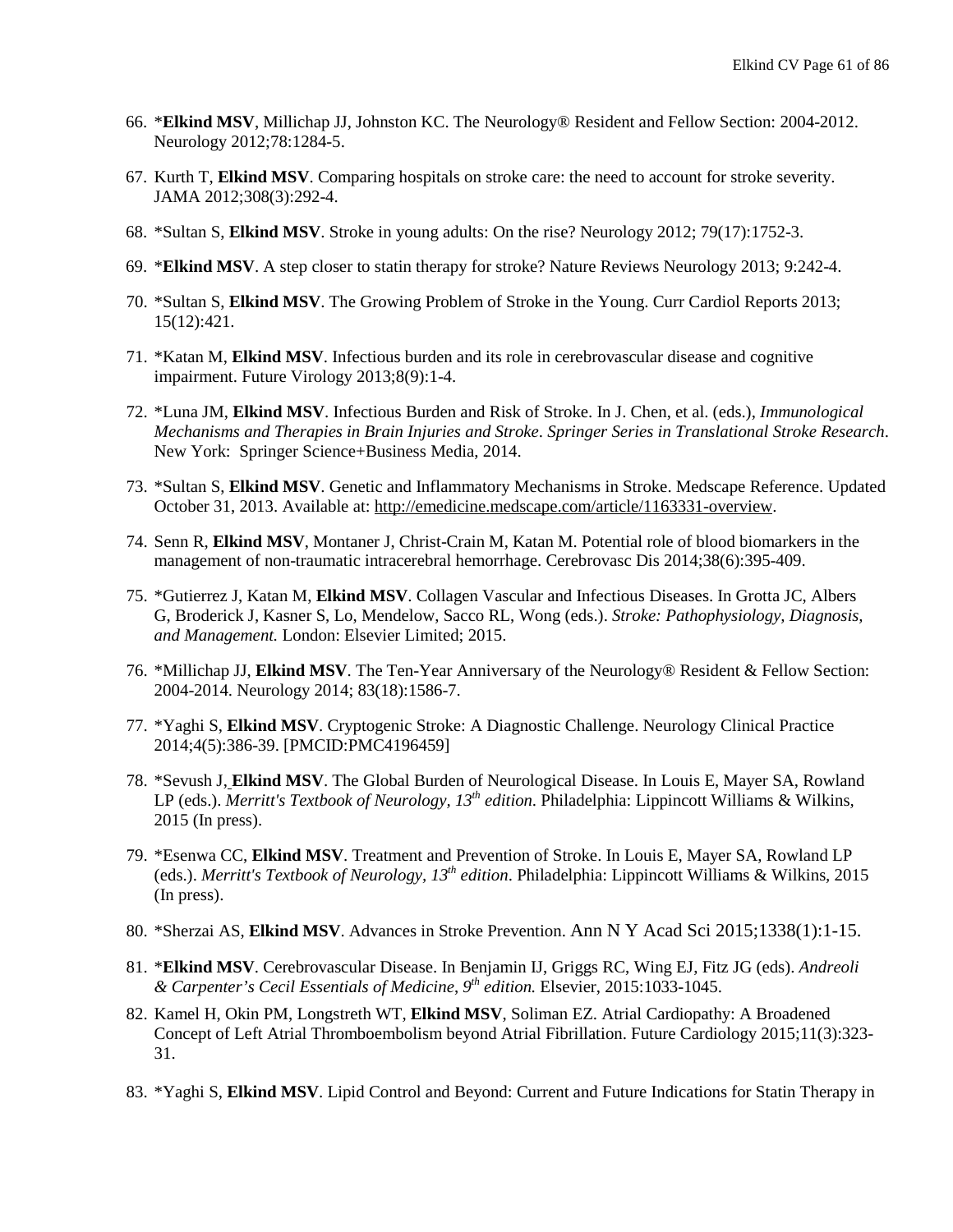66. *__Elkind MSV__, Millichap JJ, Johnston KC. The Neurology® Resident and Fellow Section: 2004-2012. Neurology 2012;78:1284-5.

67. Kurth T, **Elkind MSV**. Comparing hospitals on stroke care: the need to account for stroke severity. JAMA 2012;308(3):292-4.

68. *Sultan S, **Elkind MSV**. Stroke in young adults: On the rise? Neurology 2012; 79(17):1752-3.

69. *__Elkind MSV__. A step closer to statin therapy for stroke? Nature Reviews Neurology 2013; 9:242-4.

70. *Sultan S, **Elkind MSV**. The Growing Problem of Stroke in the Young. Curr Cardiol Reports 2013; 15(12):421.

71. *Katan M, **Elkind MSV**. Infectious burden and its role in cerebrovascular disease and cognitive impairment. Future Virology 2013;8(9):1-4.

72. *Luna JM, **Elkind MSV**. Infectious Burden and Risk of Stroke. In J. Chen, et al. (eds.), *Immunological Mechanisms and Therapies in Brain Injuries and Stroke*. *Springer Series in Translational Stroke Research*. New York: Springer Science+Business Media, 2014.

73. *Sultan S, **Elkind MSV**. Genetic and Inflammatory Mechanisms in Stroke. Medscape Reference. Updated October 31, 2013. Available at: http://emedicine.medscape.com/article/1163331-overview.

74. Senn R, **Elkind MSV**, Montaner J, Christ-Crain M, Katan M. Potential role of blood biomarkers in the management of non-traumatic intracerebral hemorrhage. Cerebrovasc Dis 2014;38(6):395-409.

75. *Gutierrez J, Katan M, **Elkind MSV**. Collagen Vascular and Infectious Diseases. In Grotta JC, Albers G, Broderick J, Kasner S, Lo, Mendelow, Sacco RL, Wong (eds.). *Stroke: Pathophysiology, Diagnosis, and Management.* London: Elsevier Limited; 2015.

76. *Millichap JJ, **Elkind MSV**. The Ten-Year Anniversary of the Neurology® Resident & Fellow Section: 2004-2014. Neurology 2014; 83(18):1586-7.

77. *Yaghi S, **Elkind MSV**. Cryptogenic Stroke: A Diagnostic Challenge. Neurology Clinical Practice 2014;4(5):386-39. [PMCID:PMC4196459]

78. *Sevush J, **Elkind MSV**. The Global Burden of Neurological Disease. In Louis E, Mayer SA, Rowland LP (eds.). *Merritt's Textbook of Neurology, 13th edition*. Philadelphia: Lippincott Williams & Wilkins, 2015 (In press).

79. *Esenwa CC, **Elkind MSV**. Treatment and Prevention of Stroke. In Louis E, Mayer SA, Rowland LP (eds.). *Merritt's Textbook of Neurology, 13th edition*. Philadelphia: Lippincott Williams & Wilkins, 2015 (In press).

80. *Sherzai AS, **Elkind MSV**. Advances in Stroke Prevention. Ann N Y Acad Sci 2015;1338(1):1-15.

81. *__Elkind MSV__. Cerebrovascular Disease. In Benjamin IJ, Griggs RC, Wing EJ, Fitz JG (eds). *Andreoli & Carpenter's Cecil Essentials of Medicine, 9th edition.* Elsevier, 2015:1033-1045.

82. Kamel H, Okin PM, Longstreth WT, **Elkind MSV**, Soliman EZ. Atrial Cardiopathy: A Broadened Concept of Left Atrial Thromboembolism beyond Atrial Fibrillation. Future Cardiology 2015;11(3):323-31.

83. *Yaghi S, **Elkind MSV**. Lipid Control and Beyond: Current and Future Indications for Statin Therapy in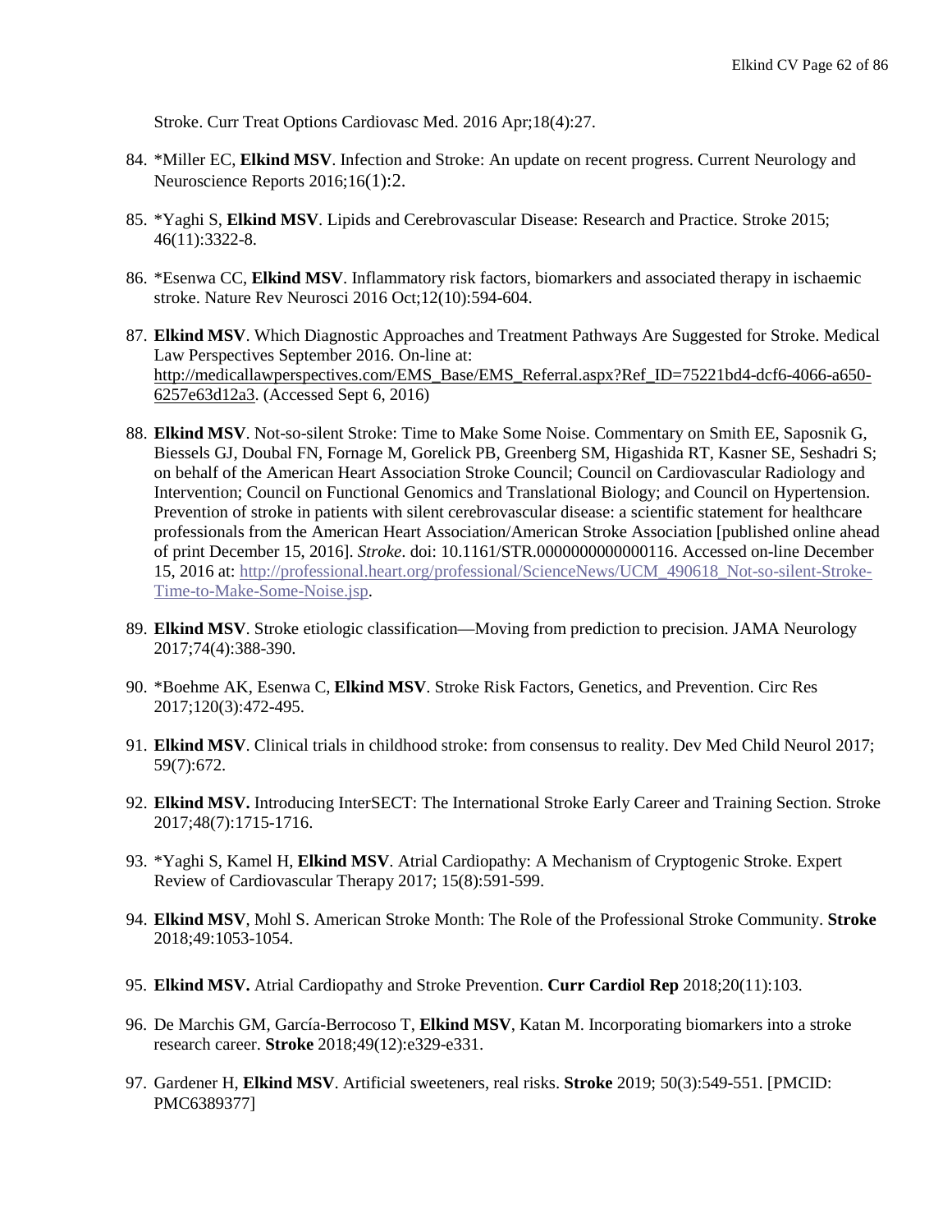Stroke. Curr Treat Options Cardiovasc Med. 2016 Apr;18(4):27.

84. *Miller EC, **Elkind MSV**. Infection and Stroke: An update on recent progress. Current Neurology and Neuroscience Reports 2016;16(1):2.

85. *Yaghi S, **Elkind MSV**. Lipids and Cerebrovascular Disease: Research and Practice. Stroke 2015; 46(11):3322-8.

86. *Esenwa CC, **Elkind MSV**. Inflammatory risk factors, biomarkers and associated therapy in ischaemic stroke. Nature Rev Neurosci 2016 Oct;12(10):594-604.

87. **Elkind MSV**. Which Diagnostic Approaches and Treatment Pathways Are Suggested for Stroke. Medical Law Perspectives September 2016. On-line at: http://medicallawperspectives.com/EMS_Base/EMS_Referral.aspx?Ref_ID=75221bd4-dcf6-4066-a650-6257e63d12a3. (Accessed Sept 6, 2016)

88. **Elkind MSV**. Not-so-silent Stroke: Time to Make Some Noise. Commentary on Smith EE, Saposnik G, Biessels GJ, Doubal FN, Fornage M, Gorelick PB, Greenberg SM, Higashida RT, Kasner SE, Seshadri S; on behalf of the American Heart Association Stroke Council; Council on Cardiovascular Radiology and Intervention; Council on Functional Genomics and Translational Biology; and Council on Hypertension. Prevention of stroke in patients with silent cerebrovascular disease: a scientific statement for healthcare professionals from the American Heart Association/American Stroke Association [published online ahead of print December 15, 2016]. *Stroke*. doi: 10.1161/STR.0000000000000116. Accessed on-line December 15, 2016 at: http://professional.heart.org/professional/ScienceNews/UCM_490618_Not-so-silent-Stroke-Time-to-Make-Some-Noise.jsp.

89. **Elkind MSV**. Stroke etiologic classification—Moving from prediction to precision. JAMA Neurology 2017;74(4):388-390.

90. *Boehme AK, Esenwa C, **Elkind MSV**. Stroke Risk Factors, Genetics, and Prevention. Circ Res 2017;120(3):472-495.

91. **Elkind MSV**. Clinical trials in childhood stroke: from consensus to reality. Dev Med Child Neurol 2017; 59(7):672.

92. **Elkind MSV.** Introducing InterSECT: The International Stroke Early Career and Training Section. Stroke 2017;48(7):1715-1716.

93. *Yaghi S, Kamel H, **Elkind MSV**. Atrial Cardiopathy: A Mechanism of Cryptogenic Stroke. Expert Review of Cardiovascular Therapy 2017; 15(8):591-599.

94. **Elkind MSV**, Mohl S. American Stroke Month: The Role of the Professional Stroke Community. **Stroke** 2018;49:1053-1054.

95. **Elkind MSV.** Atrial Cardiopathy and Stroke Prevention. **Curr Cardiol Rep** 2018;20(11):103.

96. De Marchis GM, García-Berrocoso T, **Elkind MSV**, Katan M. Incorporating biomarkers into a stroke research career. **Stroke** 2018;49(12):e329-e331.

97. Gardener H, **Elkind MSV**. Artificial sweeteners, real risks. **Stroke** 2019; 50(3):549-551. [PMCID: PMC6389377]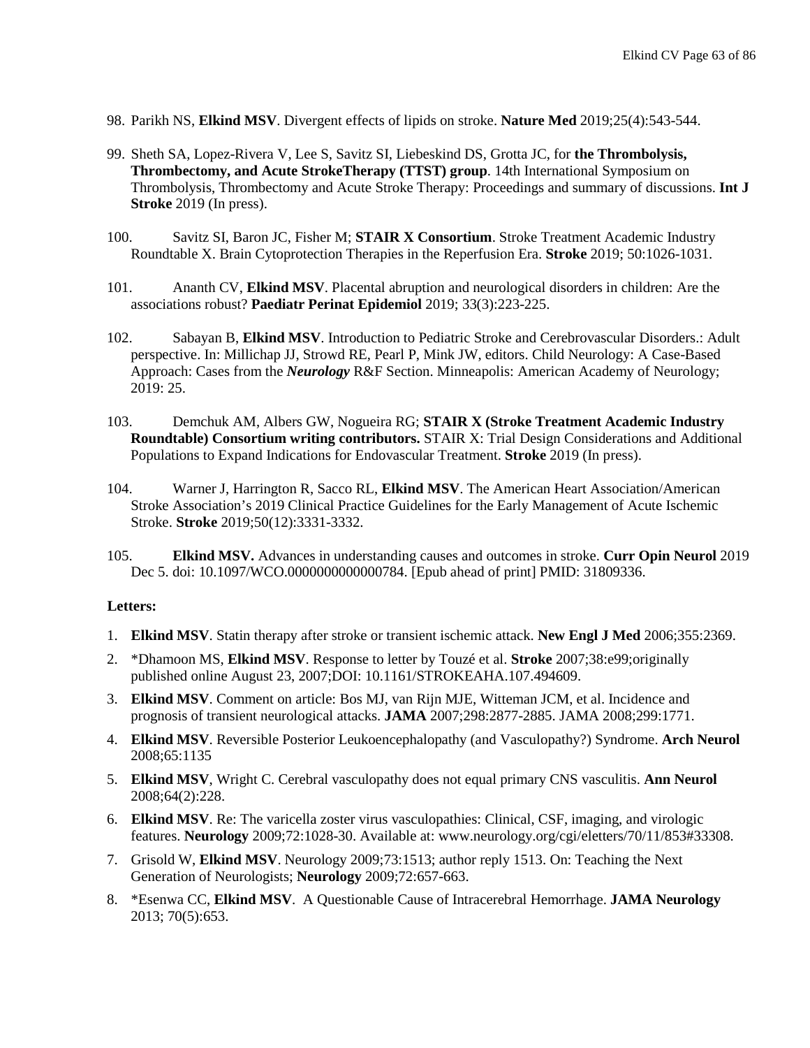98. Parikh NS, **Elkind MSV**. Divergent effects of lipids on stroke. **Nature Med** 2019;25(4):543-544.

99. Sheth SA, Lopez-Rivera V, Lee S, Savitz SI, Liebeskind DS, Grotta JC, for **the Thrombolysis, Thrombectomy, and Acute StrokeTherapy (TTST) group**. 14th International Symposium on Thrombolysis, Thrombectomy and Acute Stroke Therapy: Proceedings and summary of discussions. **Int J Stroke** 2019 (In press).

100. Savitz SI, Baron JC, Fisher M; **STAIR X Consortium**. Stroke Treatment Academic Industry Roundtable X. Brain Cytoprotection Therapies in the Reperfusion Era. **Stroke** 2019; 50:1026-1031.

101. Ananth CV, **Elkind MSV**. Placental abruption and neurological disorders in children: Are the associations robust? **Paediatr Perinat Epidemiol** 2019; 33(3):223-225.

102. Sabayan B, **Elkind MSV**. Introduction to Pediatric Stroke and Cerebrovascular Disorders.: Adult perspective. In: Millichap JJ, Strowd RE, Pearl P, Mink JW, editors. Child Neurology: A Case-Based Approach: Cases from the ***Neurology*** R&F Section. Minneapolis: American Academy of Neurology; 2019: 25.

103. Demchuk AM, Albers GW, Nogueira RG; **STAIR X (Stroke Treatment Academic Industry Roundtable) Consortium writing contributors.** STAIR X: Trial Design Considerations and Additional Populations to Expand Indications for Endovascular Treatment. **Stroke** 2019 (In press).

104. Warner J, Harrington R, Sacco RL, **Elkind MSV**. The American Heart Association/American Stroke Association's 2019 Clinical Practice Guidelines for the Early Management of Acute Ischemic Stroke. **Stroke** 2019;50(12):3331-3332.

105. **Elkind MSV.** Advances in understanding causes and outcomes in stroke. **Curr Opin Neurol** 2019 Dec 5. doi: 10.1097/WCO.0000000000000784. [Epub ahead of print] PMID: 31809336.

**Letters:**

1. **Elkind MSV**. Statin therapy after stroke or transient ischemic attack. **New Engl J Med** 2006;355:2369.
2. *Dhamoon MS, **Elkind MSV**. Response to letter by Touzé et al. **Stroke** 2007;38:e99;originally published online August 23, 2007;DOI: 10.1161/STROKEAHA.107.494609.
3. **Elkind MSV**. Comment on article: Bos MJ, van Rijn MJE, Witteman JCM, et al. Incidence and prognosis of transient neurological attacks. **JAMA** 2007;298:2877-2885. JAMA 2008;299:1771.
4. **Elkind MSV**. Reversible Posterior Leukoencephalopathy (and Vasculopathy?) Syndrome. **Arch Neurol** 2008;65:1135
5. **Elkind MSV**, Wright C. Cerebral vasculopathy does not equal primary CNS vasculitis. **Ann Neurol** 2008;64(2):228.
6. **Elkind MSV**. Re: The varicella zoster virus vasculopathies: Clinical, CSF, imaging, and virologic features. **Neurology** 2009;72:1028-30. Available at: www.neurology.org/cgi/eletters/70/11/853#33308.
7. Grisold W, **Elkind MSV**. Neurology 2009;73:1513; author reply 1513. On: Teaching the Next Generation of Neurologists; **Neurology** 2009;72:657-663.
8. *Esenwa CC, **Elkind MSV**. A Questionable Cause of Intracerebral Hemorrhage. **JAMA Neurology** 2013; 70(5):653.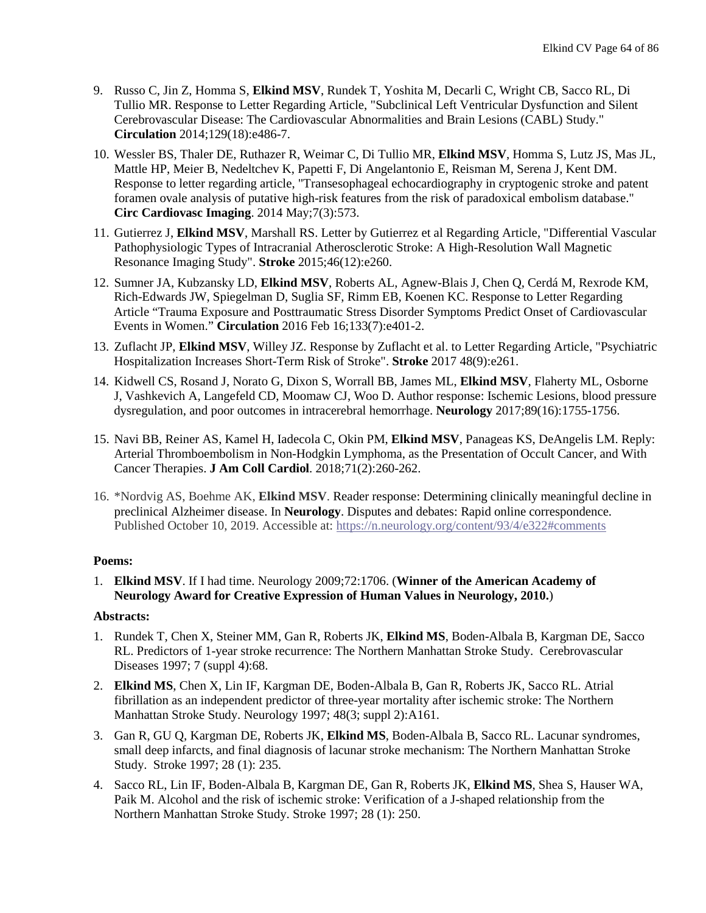9. Russo C, Jin Z, Homma S, **Elkind MSV**, Rundek T, Yoshita M, Decarli C, Wright CB, Sacco RL, Di Tullio MR. Response to Letter Regarding Article, "Subclinical Left Ventricular Dysfunction and Silent Cerebrovascular Disease: The Cardiovascular Abnormalities and Brain Lesions (CABL) Study." **Circulation** 2014;129(18):e486-7.

10. Wessler BS, Thaler DE, Ruthazer R, Weimar C, Di Tullio MR, **Elkind MSV**, Homma S, Lutz JS, Mas JL, Mattle HP, Meier B, Nedeltchev K, Papetti F, Di Angelantonio E, Reisman M, Serena J, Kent DM. Response to letter regarding article, "Transesophageal echocardiography in cryptogenic stroke and patent foramen ovale analysis of putative high-risk features from the risk of paradoxical embolism database." **Circ Cardiovasc Imaging**. 2014 May;7(3):573.

11. Gutierrez J, **Elkind MSV**, Marshall RS. Letter by Gutierrez et al Regarding Article, "Differential Vascular Pathophysiologic Types of Intracranial Atherosclerotic Stroke: A High-Resolution Wall Magnetic Resonance Imaging Study". **Stroke** 2015;46(12):e260.

12. Sumner JA, Kubzansky LD, **Elkind MSV**, Roberts AL, Agnew-Blais J, Chen Q, Cerdá M, Rexrode KM, Rich-Edwards JW, Spiegelman D, Suglia SF, Rimm EB, Koenen KC. Response to Letter Regarding Article "Trauma Exposure and Posttraumatic Stress Disorder Symptoms Predict Onset of Cardiovascular Events in Women." **Circulation** 2016 Feb 16;133(7):e401-2.

13. Zuflacht JP, **Elkind MSV**, Willey JZ. Response by Zuflacht et al. to Letter Regarding Article, "Psychiatric Hospitalization Increases Short-Term Risk of Stroke". **Stroke** 2017 48(9):e261.

14. Kidwell CS, Rosand J, Norato G, Dixon S, Worrall BB, James ML, **Elkind MSV**, Flaherty ML, Osborne J, Vashkevich A, Langefeld CD, Moomaw CJ, Woo D. Author response: Ischemic Lesions, blood pressure dysregulation, and poor outcomes in intracerebral hemorrhage. **Neurology** 2017;89(16):1755-1756.

15. Navi BB, Reiner AS, Kamel H, Iadecola C, Okin PM, **Elkind MSV**, Panageas KS, DeAngelis LM. Reply: Arterial Thromboembolism in Non-Hodgkin Lymphoma, as the Presentation of Occult Cancer, and With Cancer Therapies. **J Am Coll Cardiol**. 2018;71(2):260-262.

16. *Nordvig AS, Boehme AK, **Elkind MSV**. Reader response: Determining clinically meaningful decline in preclinical Alzheimer disease. In **Neurology**. Disputes and debates: Rapid online correspondence. Published October 10, 2019. Accessible at: https://n.neurology.org/content/93/4/e322#comments

**Poems:**

1. **Elkind MSV**. If I had time. Neurology 2009;72:1706. (**Winner of the American Academy of Neurology Award for Creative Expression of Human Values in Neurology, 2010.**)

**Abstracts:**

1. Rundek T, Chen X, Steiner MM, Gan R, Roberts JK, **Elkind MS**, Boden-Albala B, Kargman DE, Sacco RL. Predictors of 1-year stroke recurrence: The Northern Manhattan Stroke Study. Cerebrovascular Diseases 1997; 7 (suppl 4):68.

2. **Elkind MS**, Chen X, Lin IF, Kargman DE, Boden-Albala B, Gan R, Roberts JK, Sacco RL. Atrial fibrillation as an independent predictor of three-year mortality after ischemic stroke: The Northern Manhattan Stroke Study. Neurology 1997; 48(3; suppl 2):A161.

3. Gan R, GU Q, Kargman DE, Roberts JK, **Elkind MS**, Boden-Albala B, Sacco RL. Lacunar syndromes, small deep infarcts, and final diagnosis of lacunar stroke mechanism: The Northern Manhattan Stroke Study. Stroke 1997; 28 (1): 235.

4. Sacco RL, Lin IF, Boden-Albala B, Kargman DE, Gan R, Roberts JK, **Elkind MS**, Shea S, Hauser WA, Paik M. Alcohol and the risk of ischemic stroke: Verification of a J-shaped relationship from the Northern Manhattan Stroke Study. Stroke 1997; 28 (1): 250.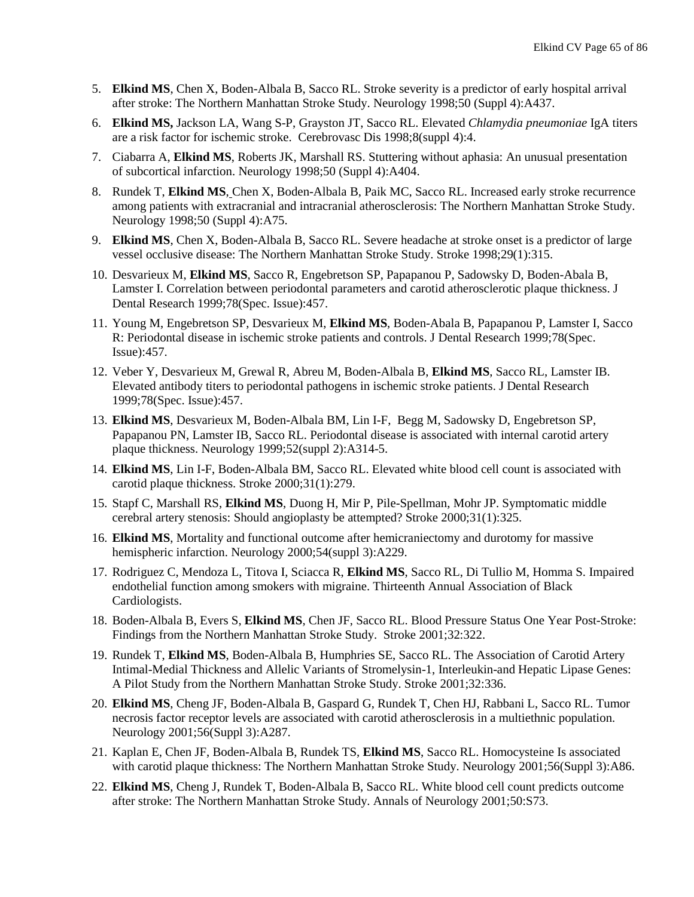5. **Elkind MS**, Chen X, Boden-Albala B, Sacco RL. Stroke severity is a predictor of early hospital arrival after stroke: The Northern Manhattan Stroke Study. Neurology 1998;50 (Suppl 4):A437.
6. **Elkind MS,** Jackson LA, Wang S-P, Grayston JT, Sacco RL. Elevated *Chlamydia pneumoniae* IgA titers are a risk factor for ischemic stroke. Cerebrovasc Dis 1998;8(suppl 4):4.
7. Ciabarra A, **Elkind MS**, Roberts JK, Marshall RS. Stuttering without aphasia: An unusual presentation of subcortical infarction. Neurology 1998;50 (Suppl 4):A404.
8. Rundek T, **Elkind MS**, Chen X, Boden-Albala B, Paik MC, Sacco RL. Increased early stroke recurrence among patients with extracranial and intracranial atherosclerosis: The Northern Manhattan Stroke Study. Neurology 1998;50 (Suppl 4):A75.
9. **Elkind MS**, Chen X, Boden-Albala B, Sacco RL. Severe headache at stroke onset is a predictor of large vessel occlusive disease: The Northern Manhattan Stroke Study. Stroke 1998;29(1):315.
10. Desvarieux M, **Elkind MS**, Sacco R, Engebretson SP, Papapanou P, Sadowsky D, Boden-Abala B, Lamster I. Correlation between periodontal parameters and carotid atherosclerotic plaque thickness. J Dental Research 1999;78(Spec. Issue):457.
11. Young M, Engebretson SP, Desvarieux M, **Elkind MS**, Boden-Abala B, Papapanou P, Lamster I, Sacco R: Periodontal disease in ischemic stroke patients and controls. J Dental Research 1999;78(Spec. Issue):457.
12. Veber Y, Desvarieux M, Grewal R, Abreu M, Boden-Albala B, **Elkind MS**, Sacco RL, Lamster IB. Elevated antibody titers to periodontal pathogens in ischemic stroke patients. J Dental Research 1999;78(Spec. Issue):457.
13. **Elkind MS**, Desvarieux M, Boden-Albala BM, Lin I-F, Begg M, Sadowsky D, Engebretson SP, Papapanou PN, Lamster IB, Sacco RL. Periodontal disease is associated with internal carotid artery plaque thickness. Neurology 1999;52(suppl 2):A314-5.
14. **Elkind MS**, Lin I-F, Boden-Albala BM, Sacco RL. Elevated white blood cell count is associated with carotid plaque thickness. Stroke 2000;31(1):279.
15. Stapf C, Marshall RS, **Elkind MS**, Duong H, Mir P, Pile-Spellman, Mohr JP. Symptomatic middle cerebral artery stenosis: Should angioplasty be attempted? Stroke 2000;31(1):325.
16. **Elkind MS**, Mortality and functional outcome after hemicraniectomy and durotomy for massive hemispheric infarction. Neurology 2000;54(suppl 3):A229.
17. Rodriguez C, Mendoza L, Titova I, Sciacca R, **Elkind MS**, Sacco RL, Di Tullio M, Homma S. Impaired endothelial function among smokers with migraine. Thirteenth Annual Association of Black Cardiologists.
18. Boden-Albala B, Evers S, **Elkind MS**, Chen JF, Sacco RL. Blood Pressure Status One Year Post-Stroke: Findings from the Northern Manhattan Stroke Study. Stroke 2001;32:322.
19. Rundek T, **Elkind MS**, Boden-Albala B, Humphries SE, Sacco RL. The Association of Carotid Artery Intimal-Medial Thickness and Allelic Variants of Stromelysin-1, Interleukin-and Hepatic Lipase Genes: A Pilot Study from the Northern Manhattan Stroke Study. Stroke 2001;32:336.
20. **Elkind MS**, Cheng JF, Boden-Albala B, Gaspard G, Rundek T, Chen HJ, Rabbani L, Sacco RL. Tumor necrosis factor receptor levels are associated with carotid atherosclerosis in a multiethnic population. Neurology 2001;56(Suppl 3):A287.
21. Kaplan E, Chen JF, Boden-Albala B, Rundek TS, **Elkind MS**, Sacco RL. Homocysteine Is associated with carotid plaque thickness: The Northern Manhattan Stroke Study. Neurology 2001;56(Suppl 3):A86.
22. **Elkind MS**, Cheng J, Rundek T, Boden-Albala B, Sacco RL. White blood cell count predicts outcome after stroke: The Northern Manhattan Stroke Study. Annals of Neurology 2001;50:S73.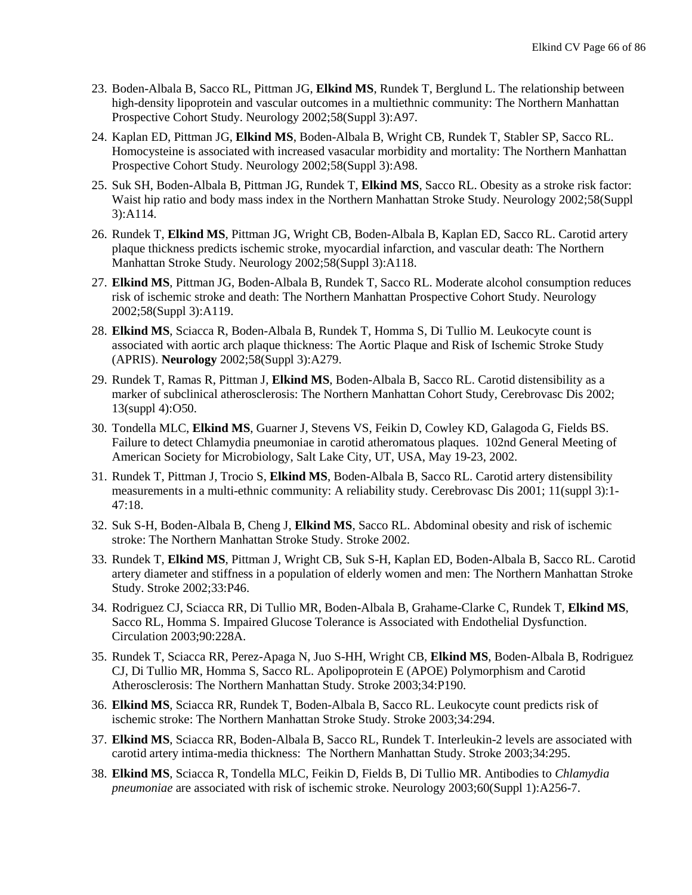23. Boden-Albala B, Sacco RL, Pittman JG, **Elkind MS**, Rundek T, Berglund L. The relationship between high-density lipoprotein and vascular outcomes in a multiethnic community: The Northern Manhattan Prospective Cohort Study. Neurology 2002;58(Suppl 3):A97.
24. Kaplan ED, Pittman JG, **Elkind MS**, Boden-Albala B, Wright CB, Rundek T, Stabler SP, Sacco RL. Homocysteine is associated with increased vasacular morbidity and mortality: The Northern Manhattan Prospective Cohort Study. Neurology 2002;58(Suppl 3):A98.
25. Suk SH, Boden-Albala B, Pittman JG, Rundek T, **Elkind MS**, Sacco RL. Obesity as a stroke risk factor: Waist hip ratio and body mass index in the Northern Manhattan Stroke Study. Neurology 2002;58(Suppl 3):A114.
26. Rundek T, **Elkind MS**, Pittman JG, Wright CB, Boden-Albala B, Kaplan ED, Sacco RL. Carotid artery plaque thickness predicts ischemic stroke, myocardial infarction, and vascular death: The Northern Manhattan Stroke Study. Neurology 2002;58(Suppl 3):A118.
27. **Elkind MS**, Pittman JG, Boden-Albala B, Rundek T, Sacco RL. Moderate alcohol consumption reduces risk of ischemic stroke and death: The Northern Manhattan Prospective Cohort Study. Neurology 2002;58(Suppl 3):A119.
28. **Elkind MS**, Sciacca R, Boden-Albala B, Rundek T, Homma S, Di Tullio M. Leukocyte count is associated with aortic arch plaque thickness: The Aortic Plaque and Risk of Ischemic Stroke Study (APRIS). **Neurology** 2002;58(Suppl 3):A279.
29. Rundek T, Ramas R, Pittman J, **Elkind MS**, Boden-Albala B, Sacco RL. Carotid distensibility as a marker of subclinical atherosclerosis: The Northern Manhattan Cohort Study, Cerebrovasc Dis 2002; 13(suppl 4):O50.
30. Tondella MLC, **Elkind MS**, Guarner J, Stevens VS, Feikin D, Cowley KD, Galagoda G, Fields BS. Failure to detect Chlamydia pneumoniae in carotid atheromatous plaques. 102nd General Meeting of American Society for Microbiology, Salt Lake City, UT, USA, May 19-23, 2002.
31. Rundek T, Pittman J, Trocio S, **Elkind MS**, Boden-Albala B, Sacco RL. Carotid artery distensibility measurements in a multi-ethnic community: A reliability study. Cerebrovasc Dis 2001; 11(suppl 3):1-47:18.
32. Suk S-H, Boden-Albala B, Cheng J, **Elkind MS**, Sacco RL. Abdominal obesity and risk of ischemic stroke: The Northern Manhattan Stroke Study. Stroke 2002.
33. Rundek T, **Elkind MS**, Pittman J, Wright CB, Suk S-H, Kaplan ED, Boden-Albala B, Sacco RL. Carotid artery diameter and stiffness in a population of elderly women and men: The Northern Manhattan Stroke Study. Stroke 2002;33:P46.
34. Rodriguez CJ, Sciacca RR, Di Tullio MR, Boden-Albala B, Grahame-Clarke C, Rundek T, **Elkind MS**, Sacco RL, Homma S. Impaired Glucose Tolerance is Associated with Endothelial Dysfunction. Circulation 2003;90:228A.
35. Rundek T, Sciacca RR, Perez-Apaga N, Juo S-HH, Wright CB, **Elkind MS**, Boden-Albala B, Rodriguez CJ, Di Tullio MR, Homma S, Sacco RL. Apolipoprotein E (APOE) Polymorphism and Carotid Atherosclerosis: The Northern Manhattan Study. Stroke 2003;34:P190.
36. **Elkind MS**, Sciacca RR, Rundek T, Boden-Albala B, Sacco RL. Leukocyte count predicts risk of ischemic stroke: The Northern Manhattan Stroke Study. Stroke 2003;34:294.
37. **Elkind MS**, Sciacca RR, Boden-Albala B, Sacco RL, Rundek T. Interleukin-2 levels are associated with carotid artery intima-media thickness: The Northern Manhattan Study. Stroke 2003;34:295.
38. **Elkind MS**, Sciacca R, Tondella MLC, Feikin D, Fields B, Di Tullio MR. Antibodies to *Chlamydia pneumoniae* are associated with risk of ischemic stroke. Neurology 2003;60(Suppl 1):A256-7.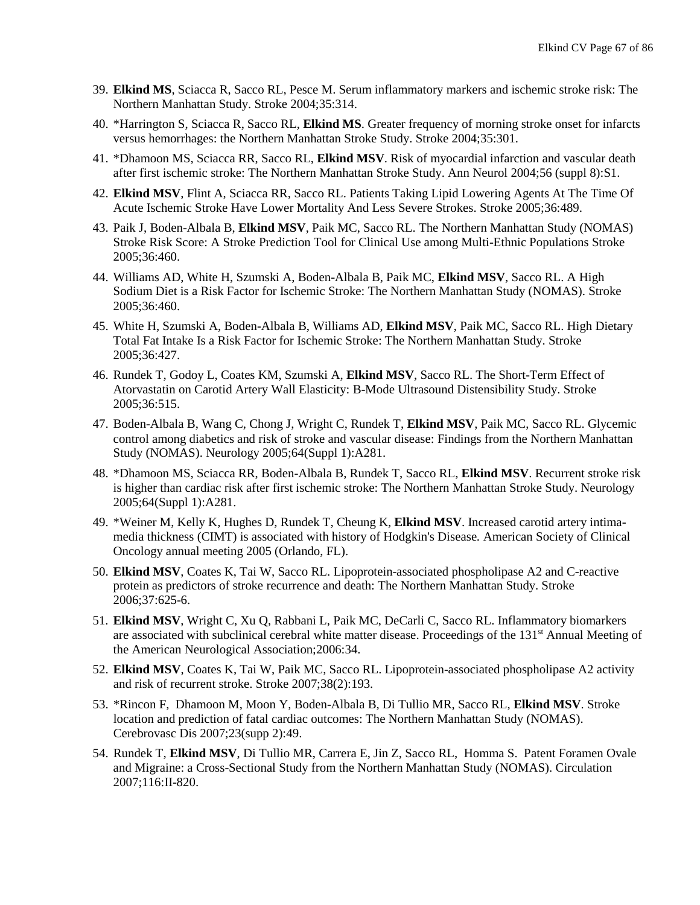39. **Elkind MS**, Sciacca R, Sacco RL, Pesce M. Serum inflammatory markers and ischemic stroke risk: The Northern Manhattan Study. Stroke 2004;35:314.
40. *Harrington S, Sciacca R, Sacco RL, **Elkind MS**. Greater frequency of morning stroke onset for infarcts versus hemorrhages: the Northern Manhattan Stroke Study. Stroke 2004;35:301.
41. *Dhamoon MS, Sciacca RR, Sacco RL, **Elkind MSV**. Risk of myocardial infarction and vascular death after first ischemic stroke: The Northern Manhattan Stroke Study. Ann Neurol 2004;56 (suppl 8):S1.
42. **Elkind MSV**, Flint A, Sciacca RR, Sacco RL. Patients Taking Lipid Lowering Agents At The Time Of Acute Ischemic Stroke Have Lower Mortality And Less Severe Strokes. Stroke 2005;36:489.
43. Paik J, Boden-Albala B, **Elkind MSV**, Paik MC, Sacco RL. The Northern Manhattan Study (NOMAS) Stroke Risk Score: A Stroke Prediction Tool for Clinical Use among Multi-Ethnic Populations Stroke 2005;36:460.
44. Williams AD, White H, Szumski A, Boden-Albala B, Paik MC, **Elkind MSV**, Sacco RL. A High Sodium Diet is a Risk Factor for Ischemic Stroke: The Northern Manhattan Study (NOMAS). Stroke 2005;36:460.
45. White H, Szumski A, Boden-Albala B, Williams AD, **Elkind MSV**, Paik MC, Sacco RL. High Dietary Total Fat Intake Is a Risk Factor for Ischemic Stroke: The Northern Manhattan Study. Stroke 2005;36:427.
46. Rundek T, Godoy L, Coates KM, Szumski A, **Elkind MSV**, Sacco RL. The Short-Term Effect of Atorvastatin on Carotid Artery Wall Elasticity: B-Mode Ultrasound Distensibility Study. Stroke 2005;36:515.
47. Boden-Albala B, Wang C, Chong J, Wright C, Rundek T, **Elkind MSV**, Paik MC, Sacco RL. Glycemic control among diabetics and risk of stroke and vascular disease: Findings from the Northern Manhattan Study (NOMAS). Neurology 2005;64(Suppl 1):A281.
48. *Dhamoon MS, Sciacca RR, Boden-Albala B, Rundek T, Sacco RL, **Elkind MSV**. Recurrent stroke risk is higher than cardiac risk after first ischemic stroke: The Northern Manhattan Stroke Study. Neurology 2005;64(Suppl 1):A281.
49. *Weiner M, Kelly K, Hughes D, Rundek T, Cheung K, **Elkind MSV**. Increased carotid artery intima-media thickness (CIMT) is associated with history of Hodgkin's Disease. American Society of Clinical Oncology annual meeting 2005 (Orlando, FL).
50. **Elkind MSV**, Coates K, Tai W, Sacco RL. Lipoprotein-associated phospholipase A2 and C-reactive protein as predictors of stroke recurrence and death: The Northern Manhattan Study. Stroke 2006;37:625-6.
51. **Elkind MSV**, Wright C, Xu Q, Rabbani L, Paik MC, DeCarli C, Sacco RL. Inflammatory biomarkers are associated with subclinical cerebral white matter disease. Proceedings of the 131st Annual Meeting of the American Neurological Association;2006:34.
52. **Elkind MSV**, Coates K, Tai W, Paik MC, Sacco RL. Lipoprotein-associated phospholipase A2 activity and risk of recurrent stroke. Stroke 2007;38(2):193.
53. *Rincon F, Dhamoon M, Moon Y, Boden-Albala B, Di Tullio MR, Sacco RL, **Elkind MSV**. Stroke location and prediction of fatal cardiac outcomes: The Northern Manhattan Study (NOMAS). Cerebrovasc Dis 2007;23(supp 2):49.
54. Rundek T, **Elkind MSV**, Di Tullio MR, Carrera E, Jin Z, Sacco RL, Homma S. Patent Foramen Ovale and Migraine: a Cross-Sectional Study from the Northern Manhattan Study (NOMAS). Circulation 2007;116:II-820.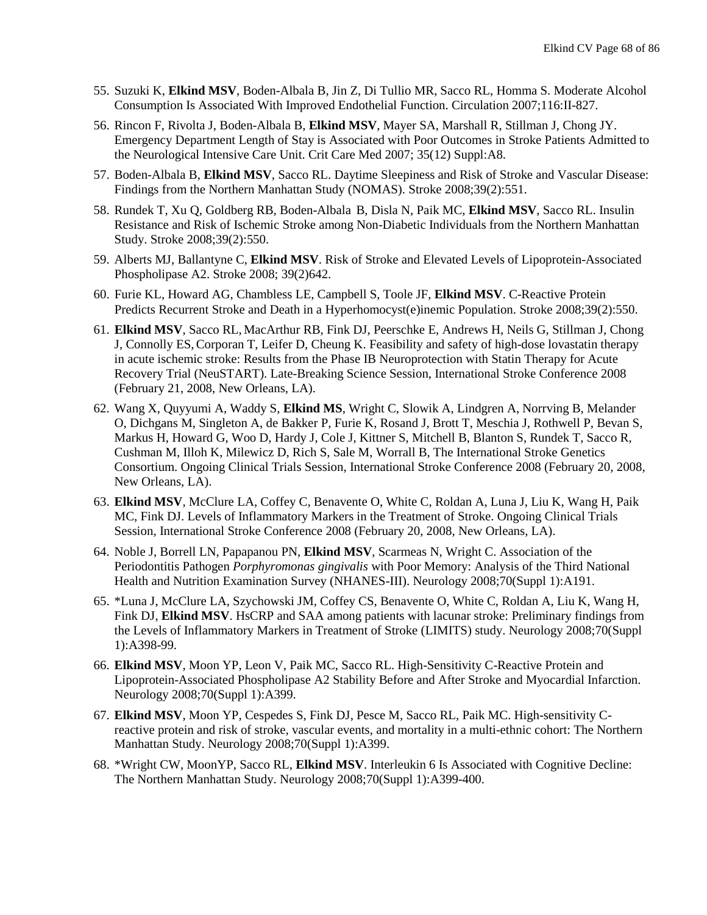55. Suzuki K, **Elkind MSV**, Boden-Albala B, Jin Z, Di Tullio MR, Sacco RL, Homma S. Moderate Alcohol Consumption Is Associated With Improved Endothelial Function. Circulation 2007;116:II-827.

56. Rincon F, Rivolta J, Boden-Albala B, **Elkind MSV**, Mayer SA, Marshall R, Stillman J, Chong JY. Emergency Department Length of Stay is Associated with Poor Outcomes in Stroke Patients Admitted to the Neurological Intensive Care Unit. Crit Care Med 2007; 35(12) Suppl:A8.

57. Boden-Albala B, **Elkind MSV**, Sacco RL. Daytime Sleepiness and Risk of Stroke and Vascular Disease: Findings from the Northern Manhattan Study (NOMAS). Stroke 2008;39(2):551.

58. Rundek T, Xu Q, Goldberg RB, Boden-Albala B, Disla N, Paik MC, **Elkind MSV**, Sacco RL. Insulin Resistance and Risk of Ischemic Stroke among Non-Diabetic Individuals from the Northern Manhattan Study. Stroke 2008;39(2):550.

59. Alberts MJ, Ballantyne C, **Elkind MSV**. Risk of Stroke and Elevated Levels of Lipoprotein-Associated Phospholipase A2. Stroke 2008; 39(2)642.

60. Furie KL, Howard AG, Chambless LE, Campbell S, Toole JF, **Elkind MSV**. C-Reactive Protein Predicts Recurrent Stroke and Death in a Hyperhomocyst(e)inemic Population. Stroke 2008;39(2):550.

61. **Elkind MSV**, Sacco RL, MacArthur RB, Fink DJ, Peerschke E, Andrews H, Neils G, Stillman J, Chong J, Connolly ES, Corporan T, Leifer D, Cheung K. Feasibility and safety of high-dose lovastatin therapy in acute ischemic stroke: Results from the Phase IB Neuroprotection with Statin Therapy for Acute Recovery Trial (NeuSTART). Late-Breaking Science Session, International Stroke Conference 2008 (February 21, 2008, New Orleans, LA).

62. Wang X, Quyyumi A, Waddy S, **Elkind MS**, Wright C, Slowik A, Lindgren A, Norrving B, Melander O, Dichgans M, Singleton A, de Bakker P, Furie K, Rosand J, Brott T, Meschia J, Rothwell P, Bevan S, Markus H, Howard G, Woo D, Hardy J, Cole J, Kittner S, Mitchell B, Blanton S, Rundek T, Sacco R, Cushman M, Illoh K, Milewicz D, Rich S, Sale M, Worrall B, The International Stroke Genetics Consortium. Ongoing Clinical Trials Session, International Stroke Conference 2008 (February 20, 2008, New Orleans, LA).

63. **Elkind MSV**, McClure LA, Coffey C, Benavente O, White C, Roldan A, Luna J, Liu K, Wang H, Paik MC, Fink DJ. Levels of Inflammatory Markers in the Treatment of Stroke. Ongoing Clinical Trials Session, International Stroke Conference 2008 (February 20, 2008, New Orleans, LA).

64. Noble J, Borrell LN, Papapanou PN, **Elkind MSV**, Scarmeas N, Wright C. Association of the Periodontitis Pathogen *Porphyromonas gingivalis* with Poor Memory: Analysis of the Third National Health and Nutrition Examination Survey (NHANES-III). Neurology 2008;70(Suppl 1):A191.

65. *Luna J, McClure LA, Szychowski JM, Coffey CS, Benavente O, White C, Roldan A, Liu K, Wang H, Fink DJ, **Elkind MSV**. HsCRP and SAA among patients with lacunar stroke: Preliminary findings from the Levels of Inflammatory Markers in Treatment of Stroke (LIMITS) study. Neurology 2008;70(Suppl 1):A398-99.

66. **Elkind MSV**, Moon YP, Leon V, Paik MC, Sacco RL. High-Sensitivity C-Reactive Protein and Lipoprotein-Associated Phospholipase A2 Stability Before and After Stroke and Myocardial Infarction. Neurology 2008;70(Suppl 1):A399.

67. **Elkind MSV**, Moon YP, Cespedes S, Fink DJ, Pesce M, Sacco RL, Paik MC. High-sensitivity C-reactive protein and risk of stroke, vascular events, and mortality in a multi-ethnic cohort: The Northern Manhattan Study. Neurology 2008;70(Suppl 1):A399.

68. *Wright CW, MoonYP, Sacco RL, **Elkind MSV**. Interleukin 6 Is Associated with Cognitive Decline: The Northern Manhattan Study. Neurology 2008;70(Suppl 1):A399-400.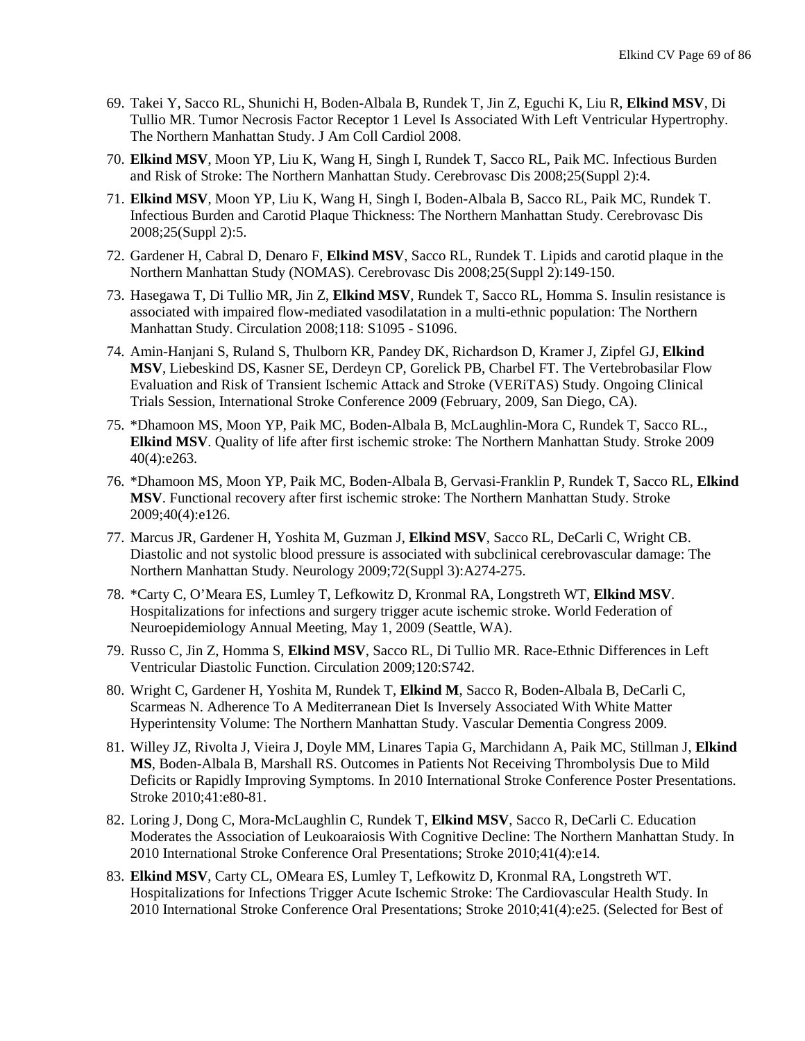69. Takei Y, Sacco RL, Shunichi H, Boden-Albala B, Rundek T, Jin Z, Eguchi K, Liu R, **Elkind MSV**, Di Tullio MR. Tumor Necrosis Factor Receptor 1 Level Is Associated With Left Ventricular Hypertrophy. The Northern Manhattan Study. J Am Coll Cardiol 2008.

70. **Elkind MSV**, Moon YP, Liu K, Wang H, Singh I, Rundek T, Sacco RL, Paik MC. Infectious Burden and Risk of Stroke: The Northern Manhattan Study. Cerebrovasc Dis 2008;25(Suppl 2):4.

71. **Elkind MSV**, Moon YP, Liu K, Wang H, Singh I, Boden-Albala B, Sacco RL, Paik MC, Rundek T. Infectious Burden and Carotid Plaque Thickness: The Northern Manhattan Study. Cerebrovasc Dis 2008;25(Suppl 2):5.

72. Gardener H, Cabral D, Denaro F, **Elkind MSV**, Sacco RL, Rundek T. Lipids and carotid plaque in the Northern Manhattan Study (NOMAS). Cerebrovasc Dis 2008;25(Suppl 2):149-150.

73. Hasegawa T, Di Tullio MR, Jin Z, **Elkind MSV**, Rundek T, Sacco RL, Homma S. Insulin resistance is associated with impaired flow-mediated vasodilatation in a multi-ethnic population: The Northern Manhattan Study. Circulation 2008;118: S1095 - S1096.

74. Amin-Hanjani S, Ruland S, Thulborn KR, Pandey DK, Richardson D, Kramer J, Zipfel GJ, **Elkind MSV**, Liebeskind DS, Kasner SE, Derdeyn CP, Gorelick PB, Charbel FT. The Vertebrobasilar Flow Evaluation and Risk of Transient Ischemic Attack and Stroke (VERiTAS) Study. Ongoing Clinical Trials Session, International Stroke Conference 2009 (February, 2009, San Diego, CA).

75. *Dhamoon MS, Moon YP, Paik MC, Boden-Albala B, McLaughlin-Mora C, Rundek T, Sacco RL., **Elkind MSV**. Quality of life after first ischemic stroke: The Northern Manhattan Study. Stroke 2009 40(4):e263.

76. *Dhamoon MS, Moon YP, Paik MC, Boden-Albala B, Gervasi-Franklin P, Rundek T, Sacco RL, **Elkind MSV**. Functional recovery after first ischemic stroke: The Northern Manhattan Study. Stroke 2009;40(4):e126.

77. Marcus JR, Gardener H, Yoshita M, Guzman J, **Elkind MSV**, Sacco RL, DeCarli C, Wright CB. Diastolic and not systolic blood pressure is associated with subclinical cerebrovascular damage: The Northern Manhattan Study. Neurology 2009;72(Suppl 3):A274-275.

78. *Carty C, O'Meara ES, Lumley T, Lefkowitz D, Kronmal RA, Longstreth WT, **Elkind MSV**. Hospitalizations for infections and surgery trigger acute ischemic stroke. World Federation of Neuroepidemiology Annual Meeting, May 1, 2009 (Seattle, WA).

79. Russo C, Jin Z, Homma S, **Elkind MSV**, Sacco RL, Di Tullio MR. Race-Ethnic Differences in Left Ventricular Diastolic Function. Circulation 2009;120:S742.

80. Wright C, Gardener H, Yoshita M, Rundek T, **Elkind M**, Sacco R, Boden-Albala B, DeCarli C, Scarmeas N. Adherence To A Mediterranean Diet Is Inversely Associated With White Matter Hyperintensity Volume: The Northern Manhattan Study. Vascular Dementia Congress 2009.

81. Willey JZ, Rivolta J, Vieira J, Doyle MM, Linares Tapia G, Marchidann A, Paik MC, Stillman J, **Elkind MS**, Boden-Albala B, Marshall RS. Outcomes in Patients Not Receiving Thrombolysis Due to Mild Deficits or Rapidly Improving Symptoms. In 2010 International Stroke Conference Poster Presentations. Stroke 2010;41:e80-81.

82. Loring J, Dong C, Mora-McLaughlin C, Rundek T, **Elkind MSV**, Sacco R, DeCarli C. Education Moderates the Association of Leukoaraiosis With Cognitive Decline: The Northern Manhattan Study. In 2010 International Stroke Conference Oral Presentations; Stroke 2010;41(4):e14.

83. **Elkind MSV**, Carty CL, OMeara ES, Lumley T, Lefkowitz D, Kronmal RA, Longstreth WT. Hospitalizations for Infections Trigger Acute Ischemic Stroke: The Cardiovascular Health Study. In 2010 International Stroke Conference Oral Presentations; Stroke 2010;41(4):e25. (Selected for Best of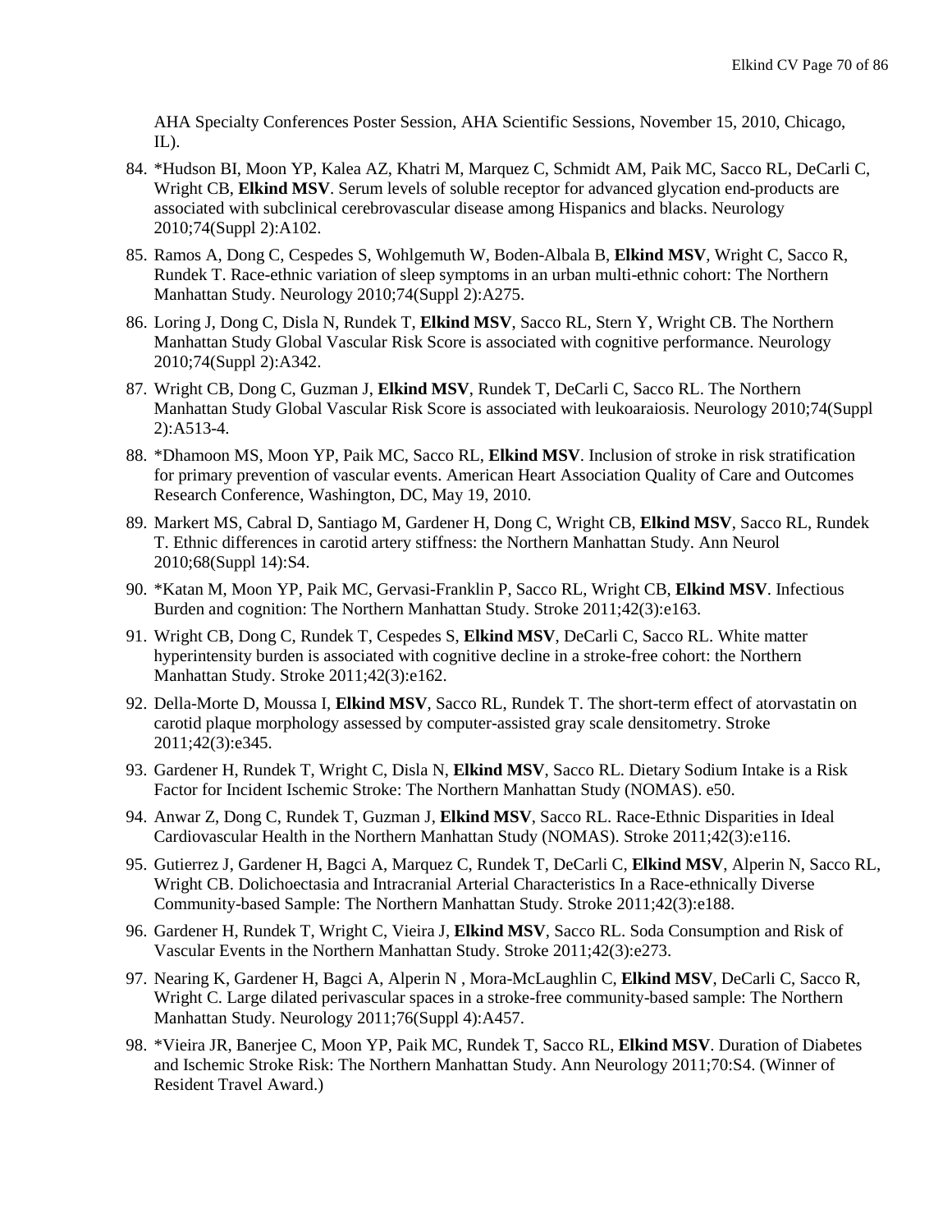AHA Specialty Conferences Poster Session, AHA Scientific Sessions, November 15, 2010, Chicago, IL).

84. *Hudson BI, Moon YP, Kalea AZ, Khatri M, Marquez C, Schmidt AM, Paik MC, Sacco RL, DeCarli C, Wright CB, **Elkind MSV**. Serum levels of soluble receptor for advanced glycation end-products are associated with subclinical cerebrovascular disease among Hispanics and blacks. Neurology 2010;74(Suppl 2):A102.
85. Ramos A, Dong C, Cespedes S, Wohlgemuth W, Boden-Albala B, **Elkind MSV**, Wright C, Sacco R, Rundek T. Race-ethnic variation of sleep symptoms in an urban multi-ethnic cohort: The Northern Manhattan Study. Neurology 2010;74(Suppl 2):A275.
86. Loring J, Dong C, Disla N, Rundek T, **Elkind MSV**, Sacco RL, Stern Y, Wright CB. The Northern Manhattan Study Global Vascular Risk Score is associated with cognitive performance. Neurology 2010;74(Suppl 2):A342.
87. Wright CB, Dong C, Guzman J, **Elkind MSV**, Rundek T, DeCarli C, Sacco RL. The Northern Manhattan Study Global Vascular Risk Score is associated with leukoaraiosis. Neurology 2010;74(Suppl 2):A513-4.
88. *Dhamoon MS, Moon YP, Paik MC, Sacco RL, **Elkind MSV**. Inclusion of stroke in risk stratification for primary prevention of vascular events. American Heart Association Quality of Care and Outcomes Research Conference, Washington, DC, May 19, 2010.
89. Markert MS, Cabral D, Santiago M, Gardener H, Dong C, Wright CB, **Elkind MSV**, Sacco RL, Rundek T. Ethnic differences in carotid artery stiffness: the Northern Manhattan Study. Ann Neurol 2010;68(Suppl 14):S4.
90. *Katan M, Moon YP, Paik MC, Gervasi-Franklin P, Sacco RL, Wright CB, **Elkind MSV**. Infectious Burden and cognition: The Northern Manhattan Study. Stroke 2011;42(3):e163.
91. Wright CB, Dong C, Rundek T, Cespedes S, **Elkind MSV**, DeCarli C, Sacco RL. White matter hyperintensity burden is associated with cognitive decline in a stroke-free cohort: the Northern Manhattan Study. Stroke 2011;42(3):e162.
92. Della-Morte D, Moussa I, **Elkind MSV**, Sacco RL, Rundek T. The short-term effect of atorvastatin on carotid plaque morphology assessed by computer-assisted gray scale densitometry. Stroke 2011;42(3):e345.
93. Gardener H, Rundek T, Wright C, Disla N, **Elkind MSV**, Sacco RL. Dietary Sodium Intake is a Risk Factor for Incident Ischemic Stroke: The Northern Manhattan Study (NOMAS). e50.
94. Anwar Z, Dong C, Rundek T, Guzman J, **Elkind MSV**, Sacco RL. Race-Ethnic Disparities in Ideal Cardiovascular Health in the Northern Manhattan Study (NOMAS). Stroke 2011;42(3):e116.
95. Gutierrez J, Gardener H, Bagci A, Marquez C, Rundek T, DeCarli C, **Elkind MSV**, Alperin N, Sacco RL, Wright CB. Dolichoectasia and Intracranial Arterial Characteristics In a Race-ethnically Diverse Community-based Sample: The Northern Manhattan Study. Stroke 2011;42(3):e188.
96. Gardener H, Rundek T, Wright C, Vieira J, **Elkind MSV**, Sacco RL. Soda Consumption and Risk of Vascular Events in the Northern Manhattan Study. Stroke 2011;42(3):e273.
97. Nearing K, Gardener H, Bagci A, Alperin N , Mora-McLaughlin C, **Elkind MSV**, DeCarli C, Sacco R, Wright C. Large dilated perivascular spaces in a stroke-free community-based sample: The Northern Manhattan Study. Neurology 2011;76(Suppl 4):A457.
98. *Vieira JR, Banerjee C, Moon YP, Paik MC, Rundek T, Sacco RL, **Elkind MSV**. Duration of Diabetes and Ischemic Stroke Risk: The Northern Manhattan Study. Ann Neurology 2011;70:S4. (Winner of Resident Travel Award.)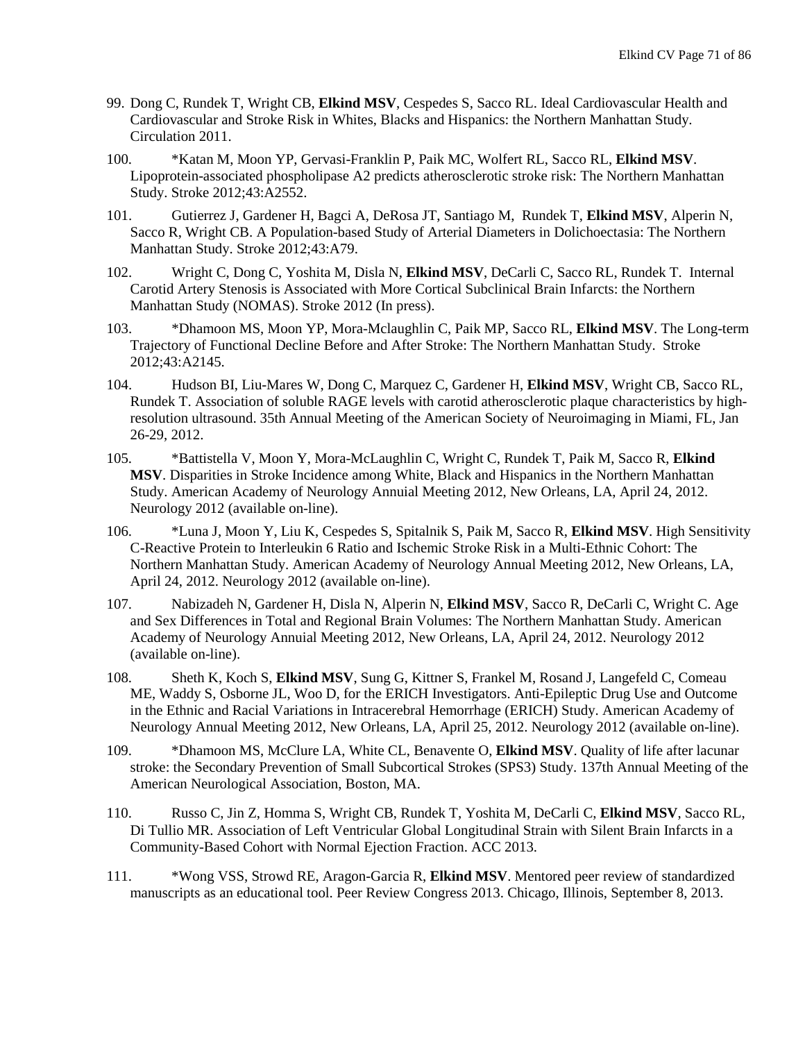99. Dong C, Rundek T, Wright CB, **Elkind MSV**, Cespedes S, Sacco RL. Ideal Cardiovascular Health and Cardiovascular and Stroke Risk in Whites, Blacks and Hispanics: the Northern Manhattan Study. Circulation 2011.

100. *Katan M, Moon YP, Gervasi-Franklin P, Paik MC, Wolfert RL, Sacco RL, **Elkind MSV**. Lipoprotein-associated phospholipase A2 predicts atherosclerotic stroke risk: The Northern Manhattan Study. Stroke 2012;43:A2552.

101. Gutierrez J, Gardener H, Bagci A, DeRosa JT, Santiago M, Rundek T, **Elkind MSV**, Alperin N, Sacco R, Wright CB. A Population-based Study of Arterial Diameters in Dolichoectasia: The Northern Manhattan Study. Stroke 2012;43:A79.

102. Wright C, Dong C, Yoshita M, Disla N, **Elkind MSV**, DeCarli C, Sacco RL, Rundek T. Internal Carotid Artery Stenosis is Associated with More Cortical Subclinical Brain Infarcts: the Northern Manhattan Study (NOMAS). Stroke 2012 (In press).

103. *Dhamoon MS, Moon YP, Mora-Mclaughlin C, Paik MP, Sacco RL, **Elkind MSV**. The Long-term Trajectory of Functional Decline Before and After Stroke: The Northern Manhattan Study. Stroke 2012;43:A2145.

104. Hudson BI, Liu-Mares W, Dong C, Marquez C, Gardener H, **Elkind MSV**, Wright CB, Sacco RL, Rundek T. Association of soluble RAGE levels with carotid atherosclerotic plaque characteristics by high-resolution ultrasound. 35th Annual Meeting of the American Society of Neuroimaging in Miami, FL, Jan 26-29, 2012.

105. *Battistella V, Moon Y, Mora-McLaughlin C, Wright C, Rundek T, Paik M, Sacco R, **Elkind MSV**. Disparities in Stroke Incidence among White, Black and Hispanics in the Northern Manhattan Study. American Academy of Neurology Annuial Meeting 2012, New Orleans, LA, April 24, 2012. Neurology 2012 (available on-line).

106. *Luna J, Moon Y, Liu K, Cespedes S, Spitalnik S, Paik M, Sacco R, **Elkind MSV**. High Sensitivity C-Reactive Protein to Interleukin 6 Ratio and Ischemic Stroke Risk in a Multi-Ethnic Cohort: The Northern Manhattan Study. American Academy of Neurology Annual Meeting 2012, New Orleans, LA, April 24, 2012. Neurology 2012 (available on-line).

107. Nabizadeh N, Gardener H, Disla N, Alperin N, **Elkind MSV**, Sacco R, DeCarli C, Wright C. Age and Sex Differences in Total and Regional Brain Volumes: The Northern Manhattan Study. American Academy of Neurology Annuial Meeting 2012, New Orleans, LA, April 24, 2012. Neurology 2012 (available on-line).

108. Sheth K, Koch S, **Elkind MSV**, Sung G, Kittner S, Frankel M, Rosand J, Langefeld C, Comeau ME, Waddy S, Osborne JL, Woo D, for the ERICH Investigators. Anti-Epileptic Drug Use and Outcome in the Ethnic and Racial Variations in Intracerebral Hemorrhage (ERICH) Study. American Academy of Neurology Annual Meeting 2012, New Orleans, LA, April 25, 2012. Neurology 2012 (available on-line).

109. *Dhamoon MS, McClure LA, White CL, Benavente O, **Elkind MSV**. Quality of life after lacunar stroke: the Secondary Prevention of Small Subcortical Strokes (SPS3) Study. 137th Annual Meeting of the American Neurological Association, Boston, MA.

110. Russo C, Jin Z, Homma S, Wright CB, Rundek T, Yoshita M, DeCarli C, **Elkind MSV**, Sacco RL, Di Tullio MR. Association of Left Ventricular Global Longitudinal Strain with Silent Brain Infarcts in a Community-Based Cohort with Normal Ejection Fraction. ACC 2013.

111. *Wong VSS, Strowd RE, Aragon-Garcia R, **Elkind MSV**. Mentored peer review of standardized manuscripts as an educational tool. Peer Review Congress 2013. Chicago, Illinois, September 8, 2013.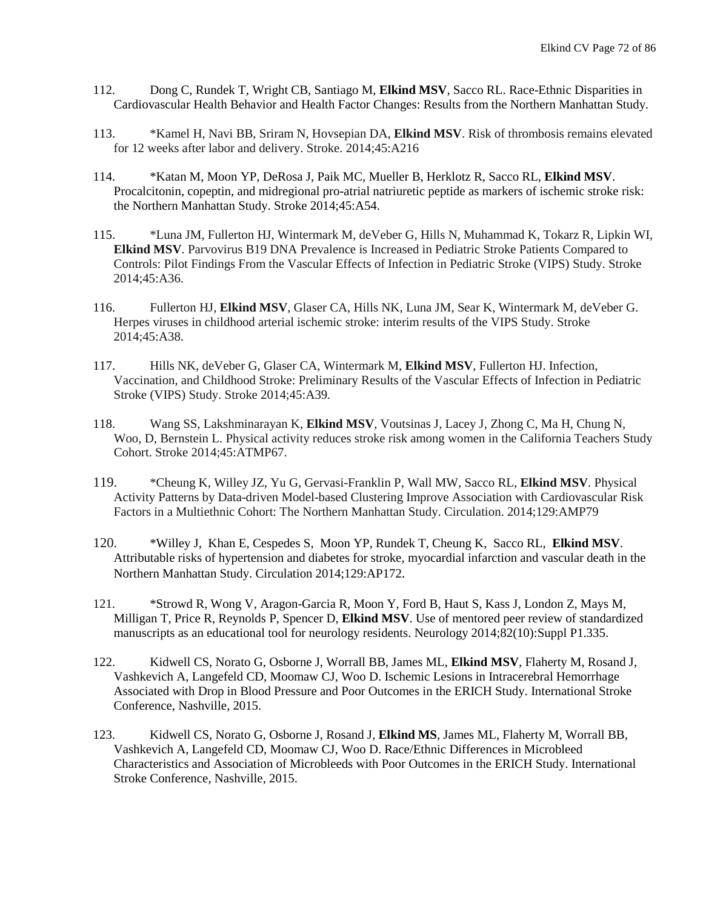112. Dong C, Rundek T, Wright CB, Santiago M, **Elkind MSV**, Sacco RL. Race-Ethnic Disparities in Cardiovascular Health Behavior and Health Factor Changes: Results from the Northern Manhattan Study.

113. *Kamel H, Navi BB, Sriram N, Hovsepian DA, **Elkind MSV**. Risk of thrombosis remains elevated for 12 weeks after labor and delivery. Stroke. 2014;45:A216

114. *Katan M, Moon YP, DeRosa J, Paik MC, Mueller B, Herklotz R, Sacco RL, **Elkind MSV**. Procalcitonin, copeptin, and midregional pro-atrial natriuretic peptide as markers of ischemic stroke risk: the Northern Manhattan Study. Stroke 2014;45:A54.

115. *Luna JM, Fullerton HJ, Wintermark M, deVeber G, Hills N, Muhammad K, Tokarz R, Lipkin WI, **Elkind MSV**. Parvovirus B19 DNA Prevalence is Increased in Pediatric Stroke Patients Compared to Controls: Pilot Findings From the Vascular Effects of Infection in Pediatric Stroke (VIPS) Study. Stroke 2014;45:A36.

116. Fullerton HJ, **Elkind MSV**, Glaser CA, Hills NK, Luna JM, Sear K, Wintermark M, deVeber G. Herpes viruses in childhood arterial ischemic stroke: interim results of the VIPS Study. Stroke 2014;45:A38.

117. Hills NK, deVeber G, Glaser CA, Wintermark M, **Elkind MSV**, Fullerton HJ. Infection, Vaccination, and Childhood Stroke: Preliminary Results of the Vascular Effects of Infection in Pediatric Stroke (VIPS) Study. Stroke 2014;45:A39.

118. Wang SS, Lakshminarayan K, **Elkind MSV**, Voutsinas J, Lacey J, Zhong C, Ma H, Chung N, Woo, D, Bernstein L. Physical activity reduces stroke risk among women in the California Teachers Study Cohort. Stroke 2014;45:ATMP67.

119. *Cheung K, Willey JZ, Yu G, Gervasi-Franklin P, Wall MW, Sacco RL, **Elkind MSV**. Physical Activity Patterns by Data-driven Model-based Clustering Improve Association with Cardiovascular Risk Factors in a Multiethnic Cohort: The Northern Manhattan Study. Circulation. 2014;129:AMP79

120. *Willey J, Khan E, Cespedes S, Moon YP, Rundek T, Cheung K, Sacco RL, **Elkind MSV**. Attributable risks of hypertension and diabetes for stroke, myocardial infarction and vascular death in the Northern Manhattan Study. Circulation 2014;129:AP172.

121. *Strowd R, Wong V, Aragon-Garcia R, Moon Y, Ford B, Haut S, Kass J, London Z, Mays M, Milligan T, Price R, Reynolds P, Spencer D, **Elkind MSV**. Use of mentored peer review of standardized manuscripts as an educational tool for neurology residents. Neurology 2014;82(10):Suppl P1.335.

122. Kidwell CS, Norato G, Osborne J, Worrall BB, James ML, **Elkind MSV**, Flaherty M, Rosand J, Vashkevich A, Langefeld CD, Moomaw CJ, Woo D. Ischemic Lesions in Intracerebral Hemorrhage Associated with Drop in Blood Pressure and Poor Outcomes in the ERICH Study. International Stroke Conference, Nashville, 2015.

123. Kidwell CS, Norato G, Osborne J, Rosand J, **Elkind MS**, James ML, Flaherty M, Worrall BB, Vashkevich A, Langefeld CD, Moomaw CJ, Woo D. Race/Ethnic Differences in Microbleed Characteristics and Association of Microbleeds with Poor Outcomes in the ERICH Study. International Stroke Conference, Nashville, 2015.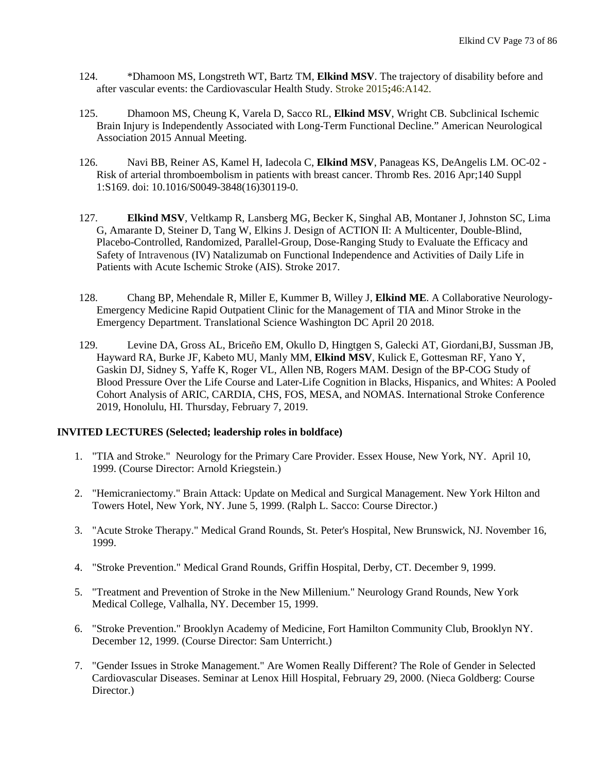124. *Dhamoon MS, Longstreth WT, Bartz TM, **Elkind MSV**. The trajectory of disability before and after vascular events: the Cardiovascular Health Study. Stroke 2015;46:A142.

125. Dhamoon MS, Cheung K, Varela D, Sacco RL, **Elkind MSV**, Wright CB. Subclinical Ischemic Brain Injury is Independently Associated with Long-Term Functional Decline." American Neurological Association 2015 Annual Meeting.

126. Navi BB, Reiner AS, Kamel H, Iadecola C, **Elkind MSV**, Panageas KS, DeAngelis LM. OC-02 - Risk of arterial thromboembolism in patients with breast cancer. Thromb Res. 2016 Apr;140 Suppl 1:S169. doi: 10.1016/S0049-3848(16)30119-0.

127. **Elkind MSV**, Veltkamp R, Lansberg MG, Becker K, Singhal AB, Montaner J, Johnston SC, Lima G, Amarante D, Steiner D, Tang W, Elkins J. Design of ACTION II: A Multicenter, Double-Blind, Placebo-Controlled, Randomized, Parallel-Group, Dose-Ranging Study to Evaluate the Efficacy and Safety of Intravenous (IV) Natalizumab on Functional Independence and Activities of Daily Life in Patients with Acute Ischemic Stroke (AIS). Stroke 2017.

128. Chang BP, Mehendale R, Miller E, Kummer B, Willey J, **Elkind ME**. A Collaborative Neurology-Emergency Medicine Rapid Outpatient Clinic for the Management of TIA and Minor Stroke in the Emergency Department. Translational Science Washington DC April 20 2018.

129. Levine DA, Gross AL, Briceño EM, Okullo D, Hingtgen S, Galecki AT, Giordani,BJ, Sussman JB, Hayward RA, Burke JF, Kabeto MU, Manly MM, **Elkind MSV**, Kulick E, Gottesman RF, Yano Y, Gaskin DJ, Sidney S, Yaffe K, Roger VL, Allen NB, Rogers MAM. Design of the BP-COG Study of Blood Pressure Over the Life Course and Later-Life Cognition in Blacks, Hispanics, and Whites: A Pooled Cohort Analysis of ARIC, CARDIA, CHS, FOS, MESA, and NOMAS. International Stroke Conference 2019, Honolulu, HI. Thursday, February 7, 2019.

**INVITED LECTURES (Selected; leadership roles in boldface)**

1. "TIA and Stroke." Neurology for the Primary Care Provider. Essex House, New York, NY. April 10, 1999. (Course Director: Arnold Kriegstein.)

2. "Hemicraniectomy." Brain Attack: Update on Medical and Surgical Management. New York Hilton and Towers Hotel, New York, NY. June 5, 1999. (Ralph L. Sacco: Course Director.)

3. "Acute Stroke Therapy." Medical Grand Rounds, St. Peter's Hospital, New Brunswick, NJ. November 16, 1999.

4. "Stroke Prevention." Medical Grand Rounds, Griffin Hospital, Derby, CT. December 9, 1999.

5. "Treatment and Prevention of Stroke in the New Millenium." Neurology Grand Rounds, New York Medical College, Valhalla, NY. December 15, 1999.

6. "Stroke Prevention." Brooklyn Academy of Medicine, Fort Hamilton Community Club, Brooklyn NY. December 12, 1999. (Course Director: Sam Unterricht.)

7. "Gender Issues in Stroke Management." Are Women Really Different? The Role of Gender in Selected Cardiovascular Diseases. Seminar at Lenox Hill Hospital, February 29, 2000. (Nieca Goldberg: Course Director.)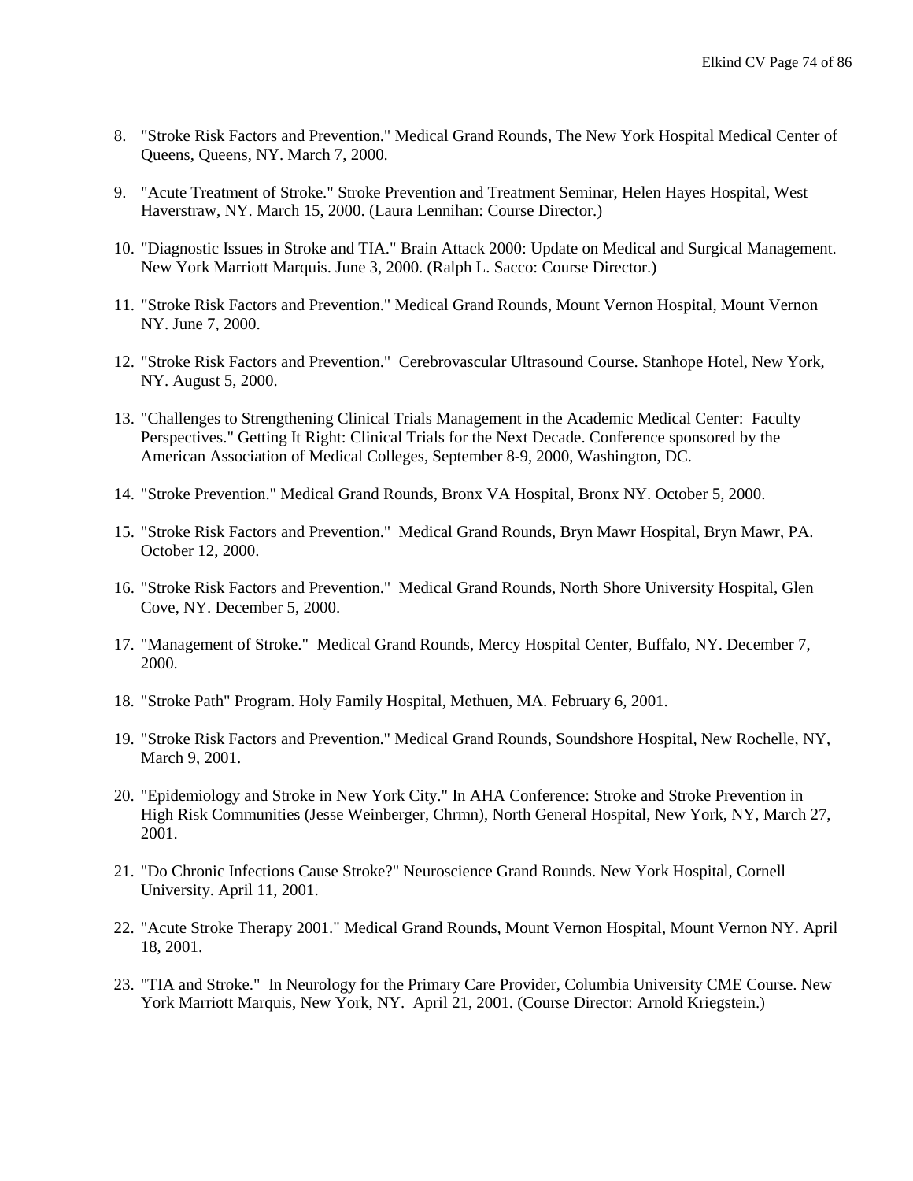8. "Stroke Risk Factors and Prevention." Medical Grand Rounds, The New York Hospital Medical Center of Queens, Queens, NY. March 7, 2000.

9. "Acute Treatment of Stroke." Stroke Prevention and Treatment Seminar, Helen Hayes Hospital, West Haverstraw, NY. March 15, 2000. (Laura Lennihan: Course Director.)

10. "Diagnostic Issues in Stroke and TIA." Brain Attack 2000: Update on Medical and Surgical Management. New York Marriott Marquis. June 3, 2000. (Ralph L. Sacco: Course Director.)

11. "Stroke Risk Factors and Prevention." Medical Grand Rounds, Mount Vernon Hospital, Mount Vernon NY. June 7, 2000.

12. "Stroke Risk Factors and Prevention." Cerebrovascular Ultrasound Course. Stanhope Hotel, New York, NY. August 5, 2000.

13. "Challenges to Strengthening Clinical Trials Management in the Academic Medical Center: Faculty Perspectives." Getting It Right: Clinical Trials for the Next Decade. Conference sponsored by the American Association of Medical Colleges, September 8-9, 2000, Washington, DC.

14. "Stroke Prevention." Medical Grand Rounds, Bronx VA Hospital, Bronx NY. October 5, 2000.

15. "Stroke Risk Factors and Prevention." Medical Grand Rounds, Bryn Mawr Hospital, Bryn Mawr, PA. October 12, 2000.

16. "Stroke Risk Factors and Prevention." Medical Grand Rounds, North Shore University Hospital, Glen Cove, NY. December 5, 2000.

17. "Management of Stroke." Medical Grand Rounds, Mercy Hospital Center, Buffalo, NY. December 7, 2000.

18. "Stroke Path" Program. Holy Family Hospital, Methuen, MA. February 6, 2001.

19. "Stroke Risk Factors and Prevention." Medical Grand Rounds, Soundshore Hospital, New Rochelle, NY, March 9, 2001.

20. "Epidemiology and Stroke in New York City." In AHA Conference: Stroke and Stroke Prevention in High Risk Communities (Jesse Weinberger, Chrmn), North General Hospital, New York, NY, March 27, 2001.

21. "Do Chronic Infections Cause Stroke?" Neuroscience Grand Rounds. New York Hospital, Cornell University. April 11, 2001.

22. "Acute Stroke Therapy 2001." Medical Grand Rounds, Mount Vernon Hospital, Mount Vernon NY. April 18, 2001.

23. "TIA and Stroke." In Neurology for the Primary Care Provider, Columbia University CME Course. New York Marriott Marquis, New York, NY. April 21, 2001. (Course Director: Arnold Kriegstein.)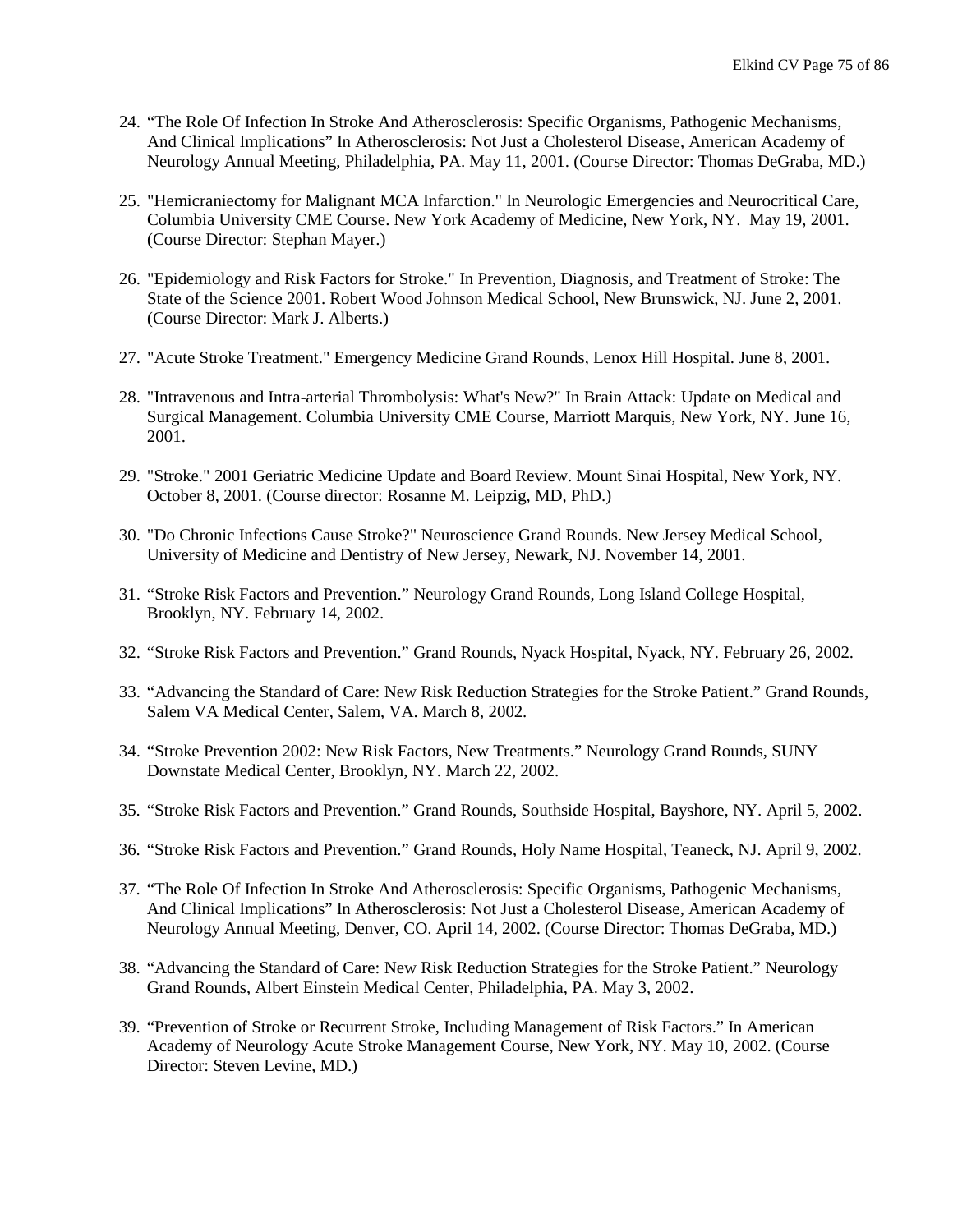24. "The Role Of Infection In Stroke And Atherosclerosis: Specific Organisms, Pathogenic Mechanisms, And Clinical Implications" In Atherosclerosis: Not Just a Cholesterol Disease, American Academy of Neurology Annual Meeting, Philadelphia, PA. May 11, 2001. (Course Director: Thomas DeGraba, MD.)

25. "Hemicraniectomy for Malignant MCA Infarction." In Neurologic Emergencies and Neurocritical Care, Columbia University CME Course. New York Academy of Medicine, New York, NY. May 19, 2001. (Course Director: Stephan Mayer.)

26. "Epidemiology and Risk Factors for Stroke." In Prevention, Diagnosis, and Treatment of Stroke: The State of the Science 2001. Robert Wood Johnson Medical School, New Brunswick, NJ. June 2, 2001. (Course Director: Mark J. Alberts.)

27. "Acute Stroke Treatment." Emergency Medicine Grand Rounds, Lenox Hill Hospital. June 8, 2001.

28. "Intravenous and Intra-arterial Thrombolysis: What's New?" In Brain Attack: Update on Medical and Surgical Management. Columbia University CME Course, Marriott Marquis, New York, NY. June 16, 2001.

29. "Stroke." 2001 Geriatric Medicine Update and Board Review. Mount Sinai Hospital, New York, NY. October 8, 2001. (Course director: Rosanne M. Leipzig, MD, PhD.)

30. "Do Chronic Infections Cause Stroke?" Neuroscience Grand Rounds. New Jersey Medical School, University of Medicine and Dentistry of New Jersey, Newark, NJ. November 14, 2001.

31. "Stroke Risk Factors and Prevention." Neurology Grand Rounds, Long Island College Hospital, Brooklyn, NY. February 14, 2002.

32. "Stroke Risk Factors and Prevention." Grand Rounds, Nyack Hospital, Nyack, NY. February 26, 2002.

33. "Advancing the Standard of Care: New Risk Reduction Strategies for the Stroke Patient." Grand Rounds, Salem VA Medical Center, Salem, VA. March 8, 2002.

34. "Stroke Prevention 2002: New Risk Factors, New Treatments." Neurology Grand Rounds, SUNY Downstate Medical Center, Brooklyn, NY. March 22, 2002.

35. "Stroke Risk Factors and Prevention." Grand Rounds, Southside Hospital, Bayshore, NY. April 5, 2002.

36. "Stroke Risk Factors and Prevention." Grand Rounds, Holy Name Hospital, Teaneck, NJ. April 9, 2002.

37. "The Role Of Infection In Stroke And Atherosclerosis: Specific Organisms, Pathogenic Mechanisms, And Clinical Implications" In Atherosclerosis: Not Just a Cholesterol Disease, American Academy of Neurology Annual Meeting, Denver, CO. April 14, 2002. (Course Director: Thomas DeGraba, MD.)

38. "Advancing the Standard of Care: New Risk Reduction Strategies for the Stroke Patient." Neurology Grand Rounds, Albert Einstein Medical Center, Philadelphia, PA. May 3, 2002.

39. "Prevention of Stroke or Recurrent Stroke, Including Management of Risk Factors." In American Academy of Neurology Acute Stroke Management Course, New York, NY. May 10, 2002. (Course Director: Steven Levine, MD.)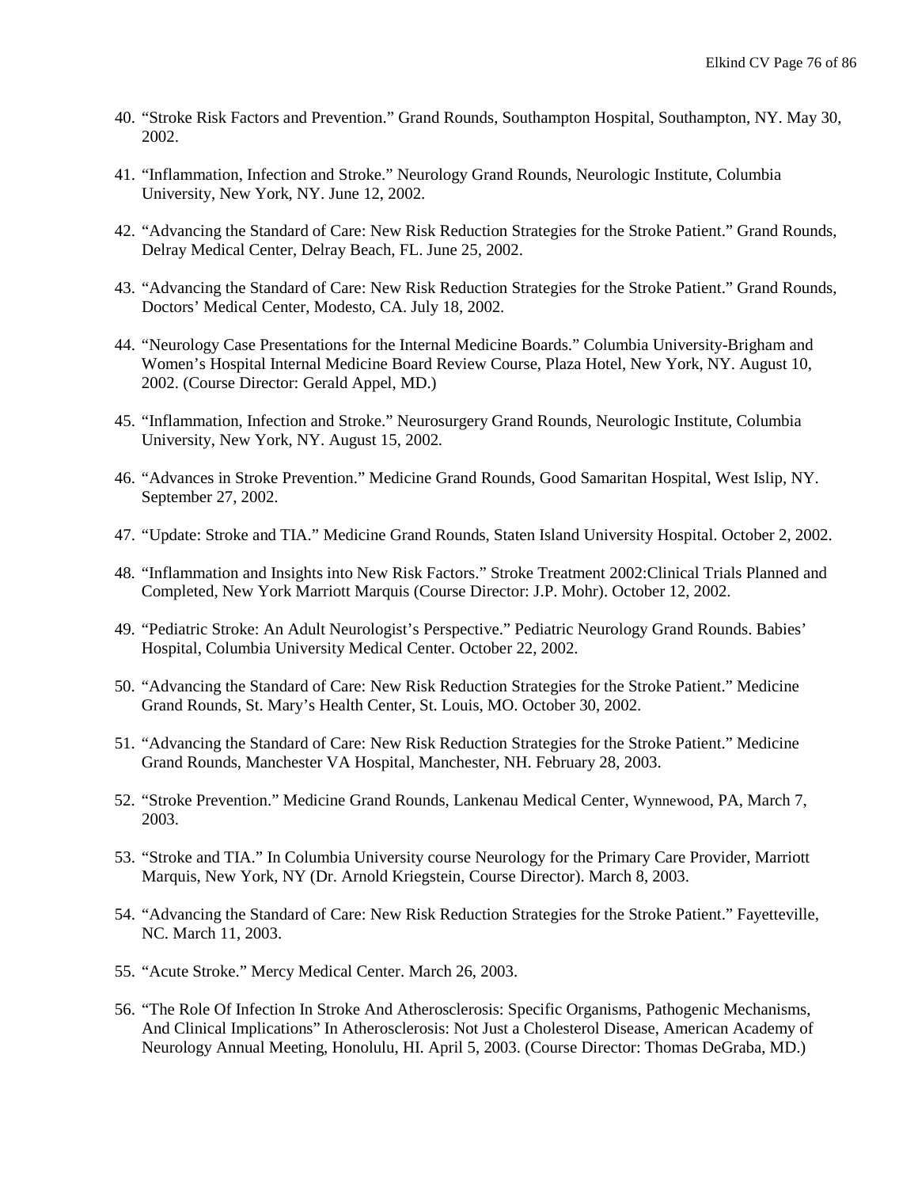40. "Stroke Risk Factors and Prevention." Grand Rounds, Southampton Hospital, Southampton, NY. May 30, 2002.

41. "Inflammation, Infection and Stroke." Neurology Grand Rounds, Neurologic Institute, Columbia University, New York, NY. June 12, 2002.

42. "Advancing the Standard of Care: New Risk Reduction Strategies for the Stroke Patient." Grand Rounds, Delray Medical Center, Delray Beach, FL. June 25, 2002.

43. "Advancing the Standard of Care: New Risk Reduction Strategies for the Stroke Patient." Grand Rounds, Doctors' Medical Center, Modesto, CA. July 18, 2002.

44. "Neurology Case Presentations for the Internal Medicine Boards." Columbia University-Brigham and Women's Hospital Internal Medicine Board Review Course, Plaza Hotel, New York, NY. August 10, 2002. (Course Director: Gerald Appel, MD.)

45. "Inflammation, Infection and Stroke." Neurosurgery Grand Rounds, Neurologic Institute, Columbia University, New York, NY. August 15, 2002.

46. "Advances in Stroke Prevention." Medicine Grand Rounds, Good Samaritan Hospital, West Islip, NY. September 27, 2002.

47. "Update: Stroke and TIA." Medicine Grand Rounds, Staten Island University Hospital. October 2, 2002.

48. "Inflammation and Insights into New Risk Factors." Stroke Treatment 2002:Clinical Trials Planned and Completed, New York Marriott Marquis (Course Director: J.P. Mohr). October 12, 2002.

49. "Pediatric Stroke: An Adult Neurologist's Perspective." Pediatric Neurology Grand Rounds. Babies' Hospital, Columbia University Medical Center. October 22, 2002.

50. "Advancing the Standard of Care: New Risk Reduction Strategies for the Stroke Patient." Medicine Grand Rounds, St. Mary's Health Center, St. Louis, MO. October 30, 2002.

51. "Advancing the Standard of Care: New Risk Reduction Strategies for the Stroke Patient." Medicine Grand Rounds, Manchester VA Hospital, Manchester, NH. February 28, 2003.

52. "Stroke Prevention." Medicine Grand Rounds, Lankenau Medical Center, Wynnewood, PA, March 7, 2003.

53. "Stroke and TIA." In Columbia University course Neurology for the Primary Care Provider, Marriott Marquis, New York, NY (Dr. Arnold Kriegstein, Course Director). March 8, 2003.

54. "Advancing the Standard of Care: New Risk Reduction Strategies for the Stroke Patient." Fayetteville, NC. March 11, 2003.

55. "Acute Stroke." Mercy Medical Center. March 26, 2003.

56. "The Role Of Infection In Stroke And Atherosclerosis: Specific Organisms, Pathogenic Mechanisms, And Clinical Implications" In Atherosclerosis: Not Just a Cholesterol Disease, American Academy of Neurology Annual Meeting, Honolulu, HI. April 5, 2003. (Course Director: Thomas DeGraba, MD.)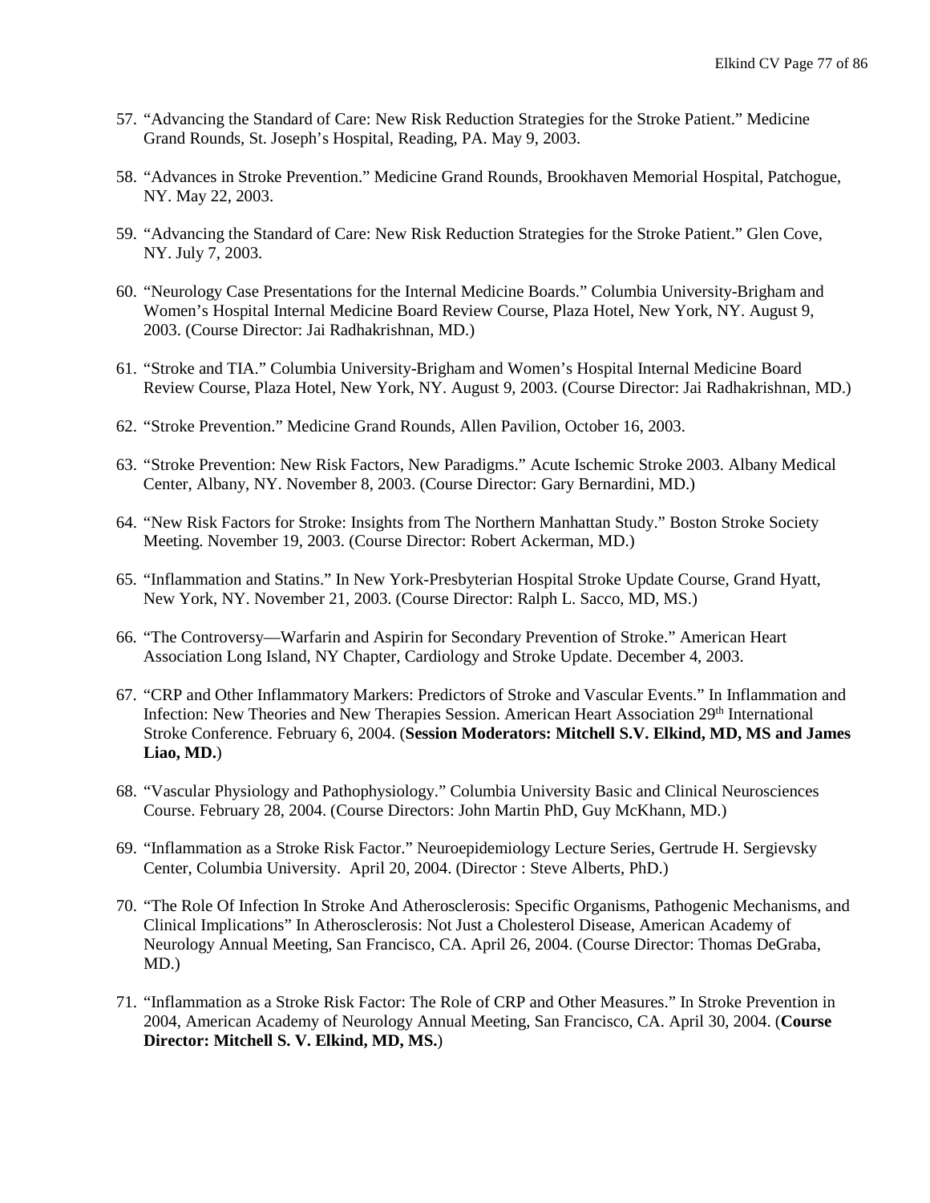57. “Advancing the Standard of Care: New Risk Reduction Strategies for the Stroke Patient.” Medicine Grand Rounds, St. Joseph’s Hospital, Reading, PA. May 9, 2003.

58. “Advances in Stroke Prevention.” Medicine Grand Rounds, Brookhaven Memorial Hospital, Patchogue, NY. May 22, 2003.

59. “Advancing the Standard of Care: New Risk Reduction Strategies for the Stroke Patient.” Glen Cove, NY. July 7, 2003.

60. “Neurology Case Presentations for the Internal Medicine Boards.” Columbia University-Brigham and Women’s Hospital Internal Medicine Board Review Course, Plaza Hotel, New York, NY. August 9, 2003. (Course Director: Jai Radhakrishnan, MD.)

61. “Stroke and TIA.” Columbia University-Brigham and Women’s Hospital Internal Medicine Board Review Course, Plaza Hotel, New York, NY. August 9, 2003. (Course Director: Jai Radhakrishnan, MD.)

62. “Stroke Prevention.” Medicine Grand Rounds, Allen Pavilion, October 16, 2003.

63. “Stroke Prevention: New Risk Factors, New Paradigms.” Acute Ischemic Stroke 2003. Albany Medical Center, Albany, NY. November 8, 2003. (Course Director: Gary Bernardini, MD.)

64. “New Risk Factors for Stroke: Insights from The Northern Manhattan Study.” Boston Stroke Society Meeting. November 19, 2003. (Course Director: Robert Ackerman, MD.)

65. “Inflammation and Statins.” In New York-Presbyterian Hospital Stroke Update Course, Grand Hyatt, New York, NY. November 21, 2003. (Course Director: Ralph L. Sacco, MD, MS.)

66. “The Controversy—Warfarin and Aspirin for Secondary Prevention of Stroke.” American Heart Association Long Island, NY Chapter, Cardiology and Stroke Update. December 4, 2003.

67. “CRP and Other Inflammatory Markers: Predictors of Stroke and Vascular Events.” In Inflammation and Infection: New Theories and New Therapies Session. American Heart Association 29th International Stroke Conference. February 6, 2004. (**Session Moderators: Mitchell S.V. Elkind, MD, MS and James Liao, MD.**)

68. “Vascular Physiology and Pathophysiology.” Columbia University Basic and Clinical Neurosciences Course. February 28, 2004. (Course Directors: John Martin PhD, Guy McKhann, MD.)

69. “Inflammation as a Stroke Risk Factor.” Neuroepidemiology Lecture Series, Gertrude H. Sergievsky Center, Columbia University. April 20, 2004. (Director : Steve Alberts, PhD.)

70. “The Role Of Infection In Stroke And Atherosclerosis: Specific Organisms, Pathogenic Mechanisms, and Clinical Implications” In Atherosclerosis: Not Just a Cholesterol Disease, American Academy of Neurology Annual Meeting, San Francisco, CA. April 26, 2004. (Course Director: Thomas DeGraba, MD.)

71. “Inflammation as a Stroke Risk Factor: The Role of CRP and Other Measures.” In Stroke Prevention in 2004, American Academy of Neurology Annual Meeting, San Francisco, CA. April 30, 2004. (**Course Director: Mitchell S. V. Elkind, MD, MS.**)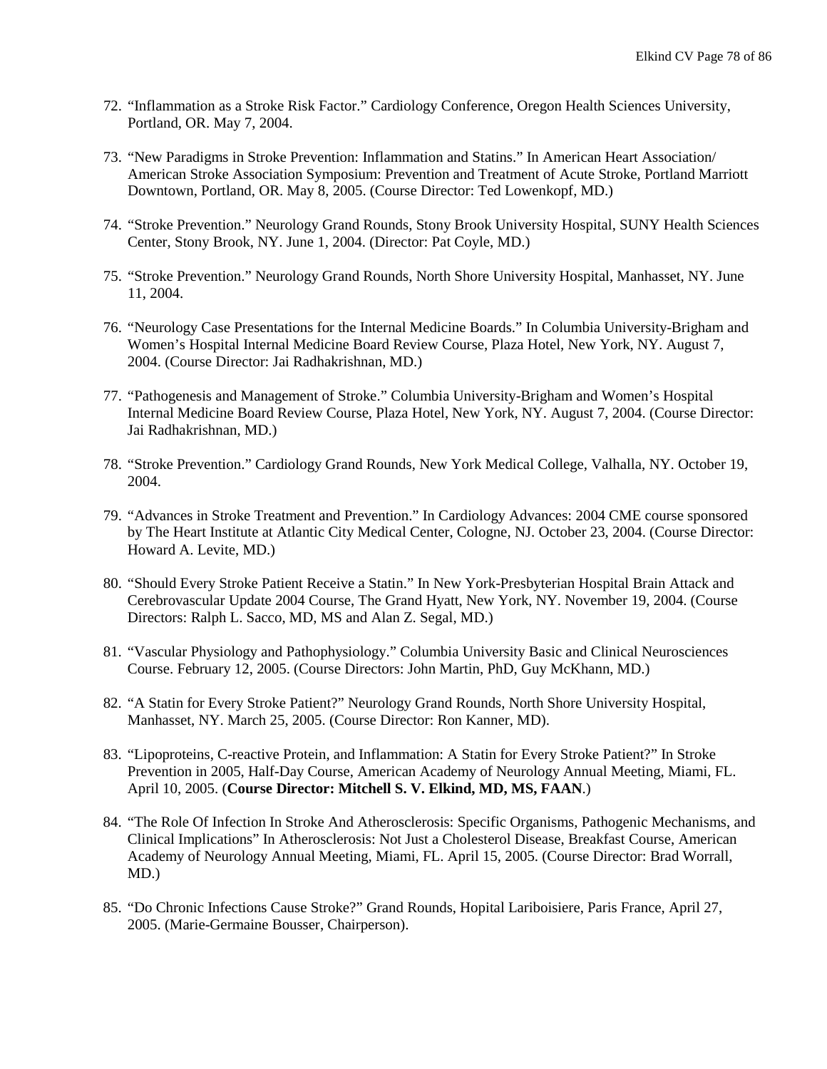72. "Inflammation as a Stroke Risk Factor." Cardiology Conference, Oregon Health Sciences University, Portland, OR. May 7, 2004.

73. "New Paradigms in Stroke Prevention: Inflammation and Statins." In American Heart Association/ American Stroke Association Symposium: Prevention and Treatment of Acute Stroke, Portland Marriott Downtown, Portland, OR. May 8, 2005. (Course Director: Ted Lowenkopf, MD.)

74. "Stroke Prevention." Neurology Grand Rounds, Stony Brook University Hospital, SUNY Health Sciences Center, Stony Brook, NY. June 1, 2004. (Director: Pat Coyle, MD.)

75. "Stroke Prevention." Neurology Grand Rounds, North Shore University Hospital, Manhasset, NY. June 11, 2004.

76. "Neurology Case Presentations for the Internal Medicine Boards." In Columbia University-Brigham and Women's Hospital Internal Medicine Board Review Course, Plaza Hotel, New York, NY. August 7, 2004. (Course Director: Jai Radhakrishnan, MD.)

77. "Pathogenesis and Management of Stroke." Columbia University-Brigham and Women's Hospital Internal Medicine Board Review Course, Plaza Hotel, New York, NY. August 7, 2004. (Course Director: Jai Radhakrishnan, MD.)

78. "Stroke Prevention." Cardiology Grand Rounds, New York Medical College, Valhalla, NY. October 19, 2004.

79. "Advances in Stroke Treatment and Prevention." In Cardiology Advances: 2004 CME course sponsored by The Heart Institute at Atlantic City Medical Center, Cologne, NJ. October 23, 2004. (Course Director: Howard A. Levite, MD.)

80. "Should Every Stroke Patient Receive a Statin." In New York-Presbyterian Hospital Brain Attack and Cerebrovascular Update 2004 Course, The Grand Hyatt, New York, NY. November 19, 2004. (Course Directors: Ralph L. Sacco, MD, MS and Alan Z. Segal, MD.)

81. "Vascular Physiology and Pathophysiology." Columbia University Basic and Clinical Neurosciences Course. February 12, 2005. (Course Directors: John Martin, PhD, Guy McKhann, MD.)

82. "A Statin for Every Stroke Patient?" Neurology Grand Rounds, North Shore University Hospital, Manhasset, NY. March 25, 2005. (Course Director: Ron Kanner, MD).

83. "Lipoproteins, C-reactive Protein, and Inflammation: A Statin for Every Stroke Patient?" In Stroke Prevention in 2005, Half-Day Course, American Academy of Neurology Annual Meeting, Miami, FL. April 10, 2005. (**Course Director: Mitchell S. V. Elkind, MD, MS, FAAN**.)

84. "The Role Of Infection In Stroke And Atherosclerosis: Specific Organisms, Pathogenic Mechanisms, and Clinical Implications" In Atherosclerosis: Not Just a Cholesterol Disease, Breakfast Course, American Academy of Neurology Annual Meeting, Miami, FL. April 15, 2005. (Course Director: Brad Worrall, MD.)

85. "Do Chronic Infections Cause Stroke?" Grand Rounds, Hopital Lariboisiere, Paris France, April 27, 2005. (Marie-Germaine Bousser, Chairperson).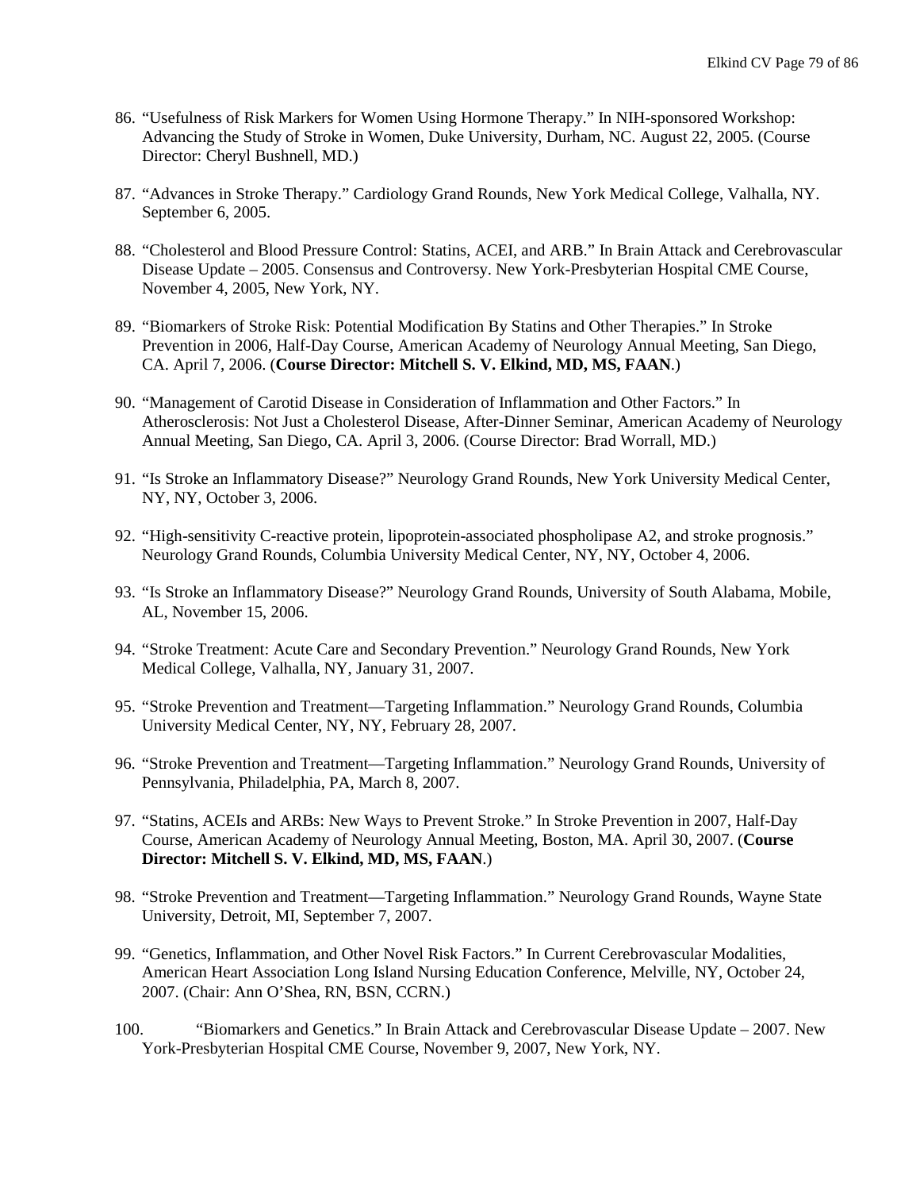86. “Usefulness of Risk Markers for Women Using Hormone Therapy.” In NIH-sponsored Workshop: Advancing the Study of Stroke in Women, Duke University, Durham, NC. August 22, 2005. (Course Director: Cheryl Bushnell, MD.)

87. “Advances in Stroke Therapy.” Cardiology Grand Rounds, New York Medical College, Valhalla, NY. September 6, 2005.

88. “Cholesterol and Blood Pressure Control: Statins, ACEI, and ARB.” In Brain Attack and Cerebrovascular Disease Update – 2005. Consensus and Controversy. New York-Presbyterian Hospital CME Course, November 4, 2005, New York, NY.

89. “Biomarkers of Stroke Risk: Potential Modification By Statins and Other Therapies.” In Stroke Prevention in 2006, Half-Day Course, American Academy of Neurology Annual Meeting, San Diego, CA. April 7, 2006. (**Course Director: Mitchell S. V. Elkind, MD, MS, FAAN**.)

90. “Management of Carotid Disease in Consideration of Inflammation and Other Factors.” In Atherosclerosis: Not Just a Cholesterol Disease, After-Dinner Seminar, American Academy of Neurology Annual Meeting, San Diego, CA. April 3, 2006. (Course Director: Brad Worrall, MD.)

91. “Is Stroke an Inflammatory Disease?” Neurology Grand Rounds, New York University Medical Center, NY, NY, October 3, 2006.

92. “High-sensitivity C-reactive protein, lipoprotein-associated phospholipase A2, and stroke prognosis.” Neurology Grand Rounds, Columbia University Medical Center, NY, NY, October 4, 2006.

93. “Is Stroke an Inflammatory Disease?” Neurology Grand Rounds, University of South Alabama, Mobile, AL, November 15, 2006.

94. “Stroke Treatment: Acute Care and Secondary Prevention.” Neurology Grand Rounds, New York Medical College, Valhalla, NY, January 31, 2007.

95. “Stroke Prevention and Treatment—Targeting Inflammation.” Neurology Grand Rounds, Columbia University Medical Center, NY, NY, February 28, 2007.

96. “Stroke Prevention and Treatment—Targeting Inflammation.” Neurology Grand Rounds, University of Pennsylvania, Philadelphia, PA, March 8, 2007.

97. “Statins, ACEIs and ARBs: New Ways to Prevent Stroke.” In Stroke Prevention in 2007, Half-Day Course, American Academy of Neurology Annual Meeting, Boston, MA. April 30, 2007. (**Course Director: Mitchell S. V. Elkind, MD, MS, FAAN**.)

98. “Stroke Prevention and Treatment—Targeting Inflammation.” Neurology Grand Rounds, Wayne State University, Detroit, MI, September 7, 2007.

99. “Genetics, Inflammation, and Other Novel Risk Factors.” In Current Cerebrovascular Modalities, American Heart Association Long Island Nursing Education Conference, Melville, NY, October 24, 2007. (Chair: Ann O’Shea, RN, BSN, CCRN.)

100. “Biomarkers and Genetics.” In Brain Attack and Cerebrovascular Disease Update – 2007. New York-Presbyterian Hospital CME Course, November 9, 2007, New York, NY.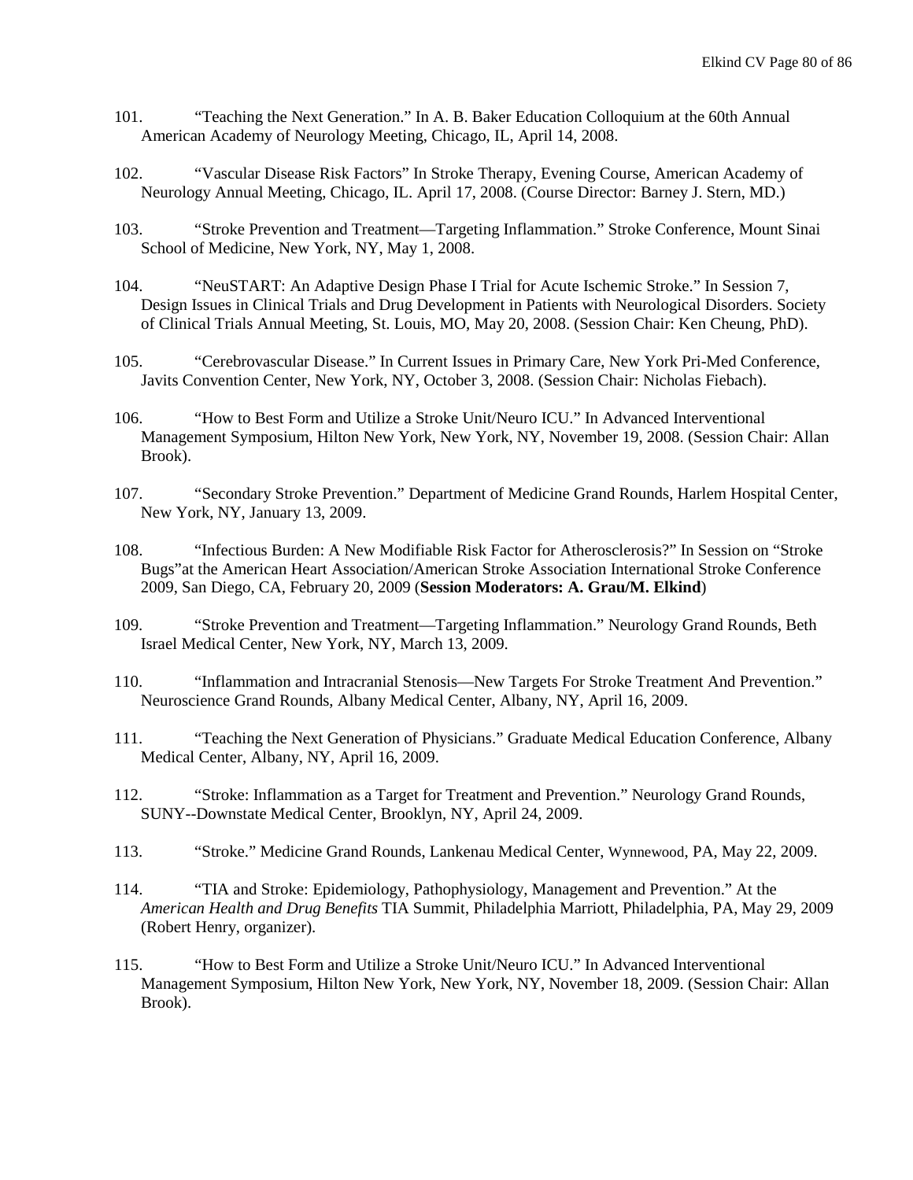101. “Teaching the Next Generation.” In A. B. Baker Education Colloquium at the 60th Annual American Academy of Neurology Meeting, Chicago, IL, April 14, 2008.

102. “Vascular Disease Risk Factors” In Stroke Therapy, Evening Course, American Academy of Neurology Annual Meeting, Chicago, IL. April 17, 2008. (Course Director: Barney J. Stern, MD.)

103. “Stroke Prevention and Treatment—Targeting Inflammation.” Stroke Conference, Mount Sinai School of Medicine, New York, NY, May 1, 2008.

104. “NeuSTART: An Adaptive Design Phase I Trial for Acute Ischemic Stroke.” In Session 7, Design Issues in Clinical Trials and Drug Development in Patients with Neurological Disorders. Society of Clinical Trials Annual Meeting, St. Louis, MO, May 20, 2008. (Session Chair: Ken Cheung, PhD).

105. “Cerebrovascular Disease.” In Current Issues in Primary Care, New York Pri-Med Conference, Javits Convention Center, New York, NY, October 3, 2008. (Session Chair: Nicholas Fiebach).

106. “How to Best Form and Utilize a Stroke Unit/Neuro ICU.” In Advanced Interventional Management Symposium, Hilton New York, New York, NY, November 19, 2008. (Session Chair: Allan Brook).

107. “Secondary Stroke Prevention.” Department of Medicine Grand Rounds, Harlem Hospital Center, New York, NY, January 13, 2009.

108. “Infectious Burden: A New Modifiable Risk Factor for Atherosclerosis?” In Session on “Stroke Bugs”at the American Heart Association/American Stroke Association International Stroke Conference 2009, San Diego, CA, February 20, 2009 (**Session Moderators: A. Grau/M. Elkind**)

109. “Stroke Prevention and Treatment—Targeting Inflammation.” Neurology Grand Rounds, Beth Israel Medical Center, New York, NY, March 13, 2009.

110. “Inflammation and Intracranial Stenosis—New Targets For Stroke Treatment And Prevention.” Neuroscience Grand Rounds, Albany Medical Center, Albany, NY, April 16, 2009.

111. “Teaching the Next Generation of Physicians.” Graduate Medical Education Conference, Albany Medical Center, Albany, NY, April 16, 2009.

112. “Stroke: Inflammation as a Target for Treatment and Prevention.” Neurology Grand Rounds, SUNY--Downstate Medical Center, Brooklyn, NY, April 24, 2009.

113. “Stroke.” Medicine Grand Rounds, Lankenau Medical Center, Wynnewood, PA, May 22, 2009.

114. “TIA and Stroke: Epidemiology, Pathophysiology, Management and Prevention.” At the *American Health and Drug Benefits* TIA Summit, Philadelphia Marriott, Philadelphia, PA, May 29, 2009 (Robert Henry, organizer).

115. “How to Best Form and Utilize a Stroke Unit/Neuro ICU.” In Advanced Interventional Management Symposium, Hilton New York, New York, NY, November 18, 2009. (Session Chair: Allan Brook).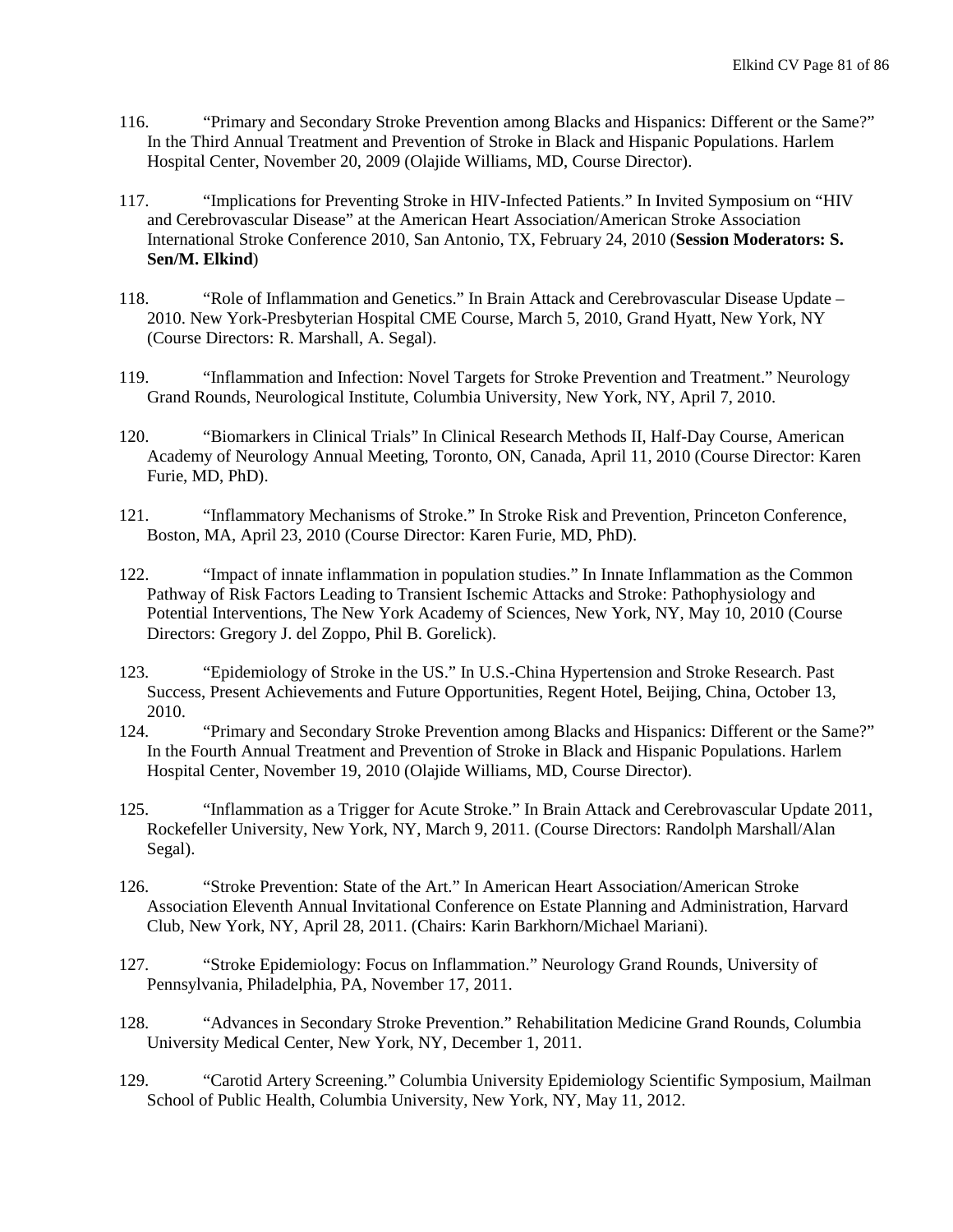116. “Primary and Secondary Stroke Prevention among Blacks and Hispanics: Different or the Same?” In the Third Annual Treatment and Prevention of Stroke in Black and Hispanic Populations. Harlem Hospital Center, November 20, 2009 (Olajide Williams, MD, Course Director).

117. “Implications for Preventing Stroke in HIV-Infected Patients.” In Invited Symposium on “HIV and Cerebrovascular Disease” at the American Heart Association/American Stroke Association International Stroke Conference 2010, San Antonio, TX, February 24, 2010 (**Session Moderators: S. Sen/M. Elkind**)

118. “Role of Inflammation and Genetics.” In Brain Attack and Cerebrovascular Disease Update – 2010. New York-Presbyterian Hospital CME Course, March 5, 2010, Grand Hyatt, New York, NY (Course Directors: R. Marshall, A. Segal).

119. “Inflammation and Infection: Novel Targets for Stroke Prevention and Treatment.” Neurology Grand Rounds, Neurological Institute, Columbia University, New York, NY, April 7, 2010.

120. “Biomarkers in Clinical Trials” In Clinical Research Methods II, Half-Day Course, American Academy of Neurology Annual Meeting, Toronto, ON, Canada, April 11, 2010 (Course Director: Karen Furie, MD, PhD).

121. “Inflammatory Mechanisms of Stroke.” In Stroke Risk and Prevention, Princeton Conference, Boston, MA, April 23, 2010 (Course Director: Karen Furie, MD, PhD).

122. “Impact of innate inflammation in population studies.” In Innate Inflammation as the Common Pathway of Risk Factors Leading to Transient Ischemic Attacks and Stroke: Pathophysiology and Potential Interventions, The New York Academy of Sciences, New York, NY, May 10, 2010 (Course Directors: Gregory J. del Zoppo, Phil B. Gorelick).

123. “Epidemiology of Stroke in the US.” In U.S.-China Hypertension and Stroke Research. Past Success, Present Achievements and Future Opportunities, Regent Hotel, Beijing, China, October 13, 2010.

124. “Primary and Secondary Stroke Prevention among Blacks and Hispanics: Different or the Same?” In the Fourth Annual Treatment and Prevention of Stroke in Black and Hispanic Populations. Harlem Hospital Center, November 19, 2010 (Olajide Williams, MD, Course Director).

125. “Inflammation as a Trigger for Acute Stroke.” In Brain Attack and Cerebrovascular Update 2011, Rockefeller University, New York, NY, March 9, 2011. (Course Directors: Randolph Marshall/Alan Segal).

126. “Stroke Prevention: State of the Art.” In American Heart Association/American Stroke Association Eleventh Annual Invitational Conference on Estate Planning and Administration, Harvard Club, New York, NY, April 28, 2011. (Chairs: Karin Barkhorn/Michael Mariani).

127. “Stroke Epidemiology: Focus on Inflammation.” Neurology Grand Rounds, University of Pennsylvania, Philadelphia, PA, November 17, 2011.

128. “Advances in Secondary Stroke Prevention.” Rehabilitation Medicine Grand Rounds, Columbia University Medical Center, New York, NY, December 1, 2011.

129. “Carotid Artery Screening.” Columbia University Epidemiology Scientific Symposium, Mailman School of Public Health, Columbia University, New York, NY, May 11, 2012.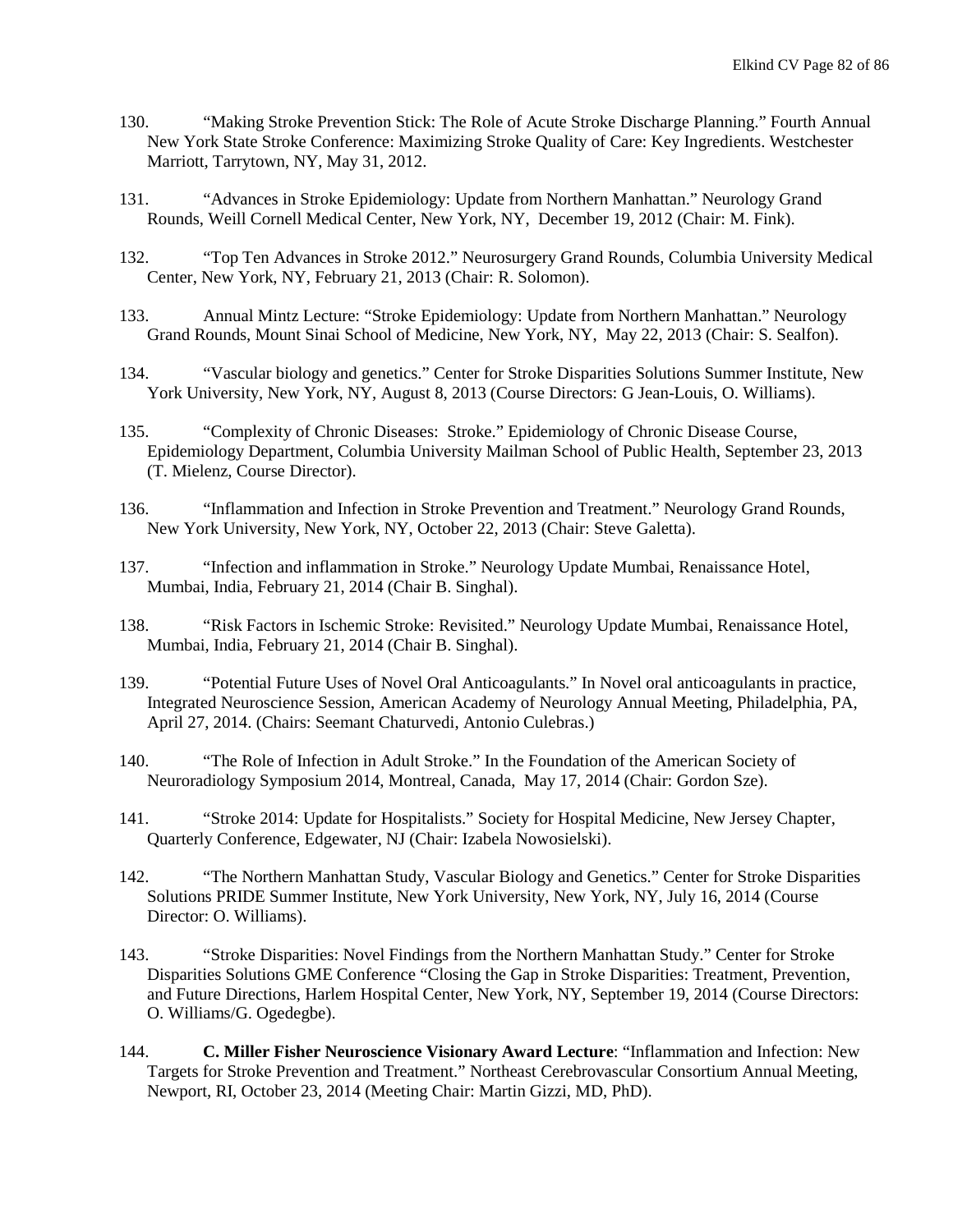130. “Making Stroke Prevention Stick: The Role of Acute Stroke Discharge Planning.” Fourth Annual New York State Stroke Conference: Maximizing Stroke Quality of Care: Key Ingredients. Westchester Marriott, Tarrytown, NY, May 31, 2012.

131. “Advances in Stroke Epidemiology: Update from Northern Manhattan.” Neurology Grand Rounds, Weill Cornell Medical Center, New York, NY, December 19, 2012 (Chair: M. Fink).

132. “Top Ten Advances in Stroke 2012.” Neurosurgery Grand Rounds, Columbia University Medical Center, New York, NY, February 21, 2013 (Chair: R. Solomon).

133. Annual Mintz Lecture: “Stroke Epidemiology: Update from Northern Manhattan.” Neurology Grand Rounds, Mount Sinai School of Medicine, New York, NY, May 22, 2013 (Chair: S. Sealfon).

134. “Vascular biology and genetics.” Center for Stroke Disparities Solutions Summer Institute, New York University, New York, NY, August 8, 2013 (Course Directors: G Jean-Louis, O. Williams).

135. “Complexity of Chronic Diseases: Stroke.” Epidemiology of Chronic Disease Course, Epidemiology Department, Columbia University Mailman School of Public Health, September 23, 2013 (T. Mielenz, Course Director).

136. “Inflammation and Infection in Stroke Prevention and Treatment.” Neurology Grand Rounds, New York University, New York, NY, October 22, 2013 (Chair: Steve Galetta).

137. “Infection and inflammation in Stroke.” Neurology Update Mumbai, Renaissance Hotel, Mumbai, India, February 21, 2014 (Chair B. Singhal).

138. “Risk Factors in Ischemic Stroke: Revisited.” Neurology Update Mumbai, Renaissance Hotel, Mumbai, India, February 21, 2014 (Chair B. Singhal).

139. “Potential Future Uses of Novel Oral Anticoagulants.” In Novel oral anticoagulants in practice, Integrated Neuroscience Session, American Academy of Neurology Annual Meeting, Philadelphia, PA, April 27, 2014. (Chairs: Seemant Chaturvedi, Antonio Culebras.)

140. “The Role of Infection in Adult Stroke.” In the Foundation of the American Society of Neuroradiology Symposium 2014, Montreal, Canada, May 17, 2014 (Chair: Gordon Sze).

141. “Stroke 2014: Update for Hospitalists.” Society for Hospital Medicine, New Jersey Chapter, Quarterly Conference, Edgewater, NJ (Chair: Izabela Nowosielski).

142. “The Northern Manhattan Study, Vascular Biology and Genetics.” Center for Stroke Disparities Solutions PRIDE Summer Institute, New York University, New York, NY, July 16, 2014 (Course Director: O. Williams).

143. “Stroke Disparities: Novel Findings from the Northern Manhattan Study.” Center for Stroke Disparities Solutions GME Conference “Closing the Gap in Stroke Disparities: Treatment, Prevention, and Future Directions, Harlem Hospital Center, New York, NY, September 19, 2014 (Course Directors: O. Williams/G. Ogedegbe).

144. **C. Miller Fisher Neuroscience Visionary Award Lecture**: “Inflammation and Infection: New Targets for Stroke Prevention and Treatment.” Northeast Cerebrovascular Consortium Annual Meeting, Newport, RI, October 23, 2014 (Meeting Chair: Martin Gizzi, MD, PhD).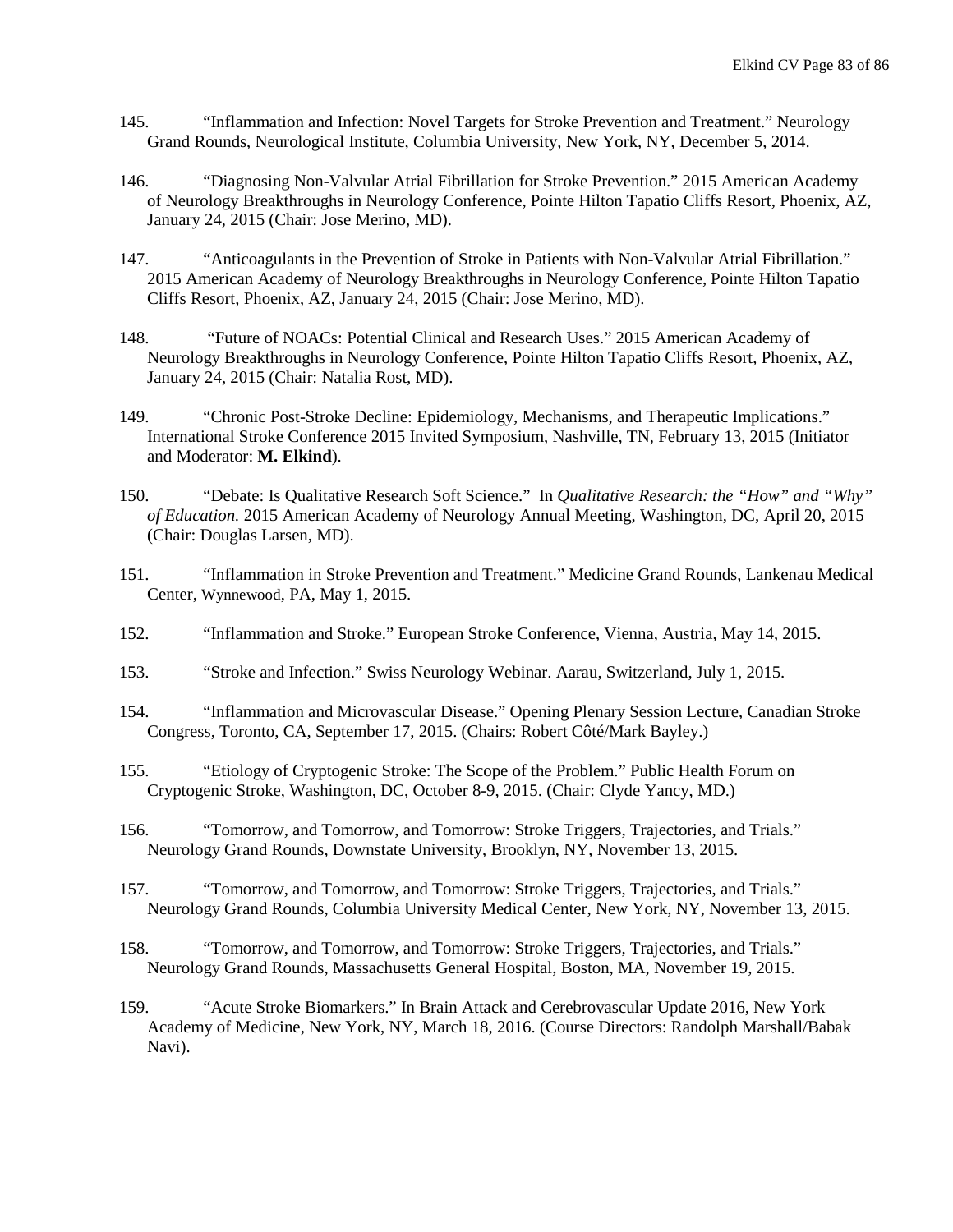145. "Inflammation and Infection: Novel Targets for Stroke Prevention and Treatment." Neurology Grand Rounds, Neurological Institute, Columbia University, New York, NY, December 5, 2014.

146. "Diagnosing Non-Valvular Atrial Fibrillation for Stroke Prevention." 2015 American Academy of Neurology Breakthroughs in Neurology Conference, Pointe Hilton Tapatio Cliffs Resort, Phoenix, AZ, January 24, 2015 (Chair: Jose Merino, MD).

147. "Anticoagulants in the Prevention of Stroke in Patients with Non-Valvular Atrial Fibrillation." 2015 American Academy of Neurology Breakthroughs in Neurology Conference, Pointe Hilton Tapatio Cliffs Resort, Phoenix, AZ, January 24, 2015 (Chair: Jose Merino, MD).

148. "Future of NOACs: Potential Clinical and Research Uses." 2015 American Academy of Neurology Breakthroughs in Neurology Conference, Pointe Hilton Tapatio Cliffs Resort, Phoenix, AZ, January 24, 2015 (Chair: Natalia Rost, MD).

149. "Chronic Post-Stroke Decline: Epidemiology, Mechanisms, and Therapeutic Implications." International Stroke Conference 2015 Invited Symposium, Nashville, TN, February 13, 2015 (Initiator and Moderator: **M. Elkind**).

150. "Debate: Is Qualitative Research Soft Science." In *Qualitative Research: the "How" and "Why" of Education.* 2015 American Academy of Neurology Annual Meeting, Washington, DC, April 20, 2015 (Chair: Douglas Larsen, MD).

151. "Inflammation in Stroke Prevention and Treatment." Medicine Grand Rounds, Lankenau Medical Center, Wynnewood, PA, May 1, 2015.

152. "Inflammation and Stroke." European Stroke Conference, Vienna, Austria, May 14, 2015.

153. "Stroke and Infection." Swiss Neurology Webinar. Aarau, Switzerland, July 1, 2015.

154. "Inflammation and Microvascular Disease." Opening Plenary Session Lecture, Canadian Stroke Congress, Toronto, CA, September 17, 2015. (Chairs: Robert Côté/Mark Bayley.)

155. "Etiology of Cryptogenic Stroke: The Scope of the Problem." Public Health Forum on Cryptogenic Stroke, Washington, DC, October 8-9, 2015. (Chair: Clyde Yancy, MD.)

156. "Tomorrow, and Tomorrow, and Tomorrow: Stroke Triggers, Trajectories, and Trials." Neurology Grand Rounds, Downstate University, Brooklyn, NY, November 13, 2015.

157. "Tomorrow, and Tomorrow, and Tomorrow: Stroke Triggers, Trajectories, and Trials." Neurology Grand Rounds, Columbia University Medical Center, New York, NY, November 13, 2015.

158. "Tomorrow, and Tomorrow, and Tomorrow: Stroke Triggers, Trajectories, and Trials." Neurology Grand Rounds, Massachusetts General Hospital, Boston, MA, November 19, 2015.

159. "Acute Stroke Biomarkers." In Brain Attack and Cerebrovascular Update 2016, New York Academy of Medicine, New York, NY, March 18, 2016. (Course Directors: Randolph Marshall/Babak Navi).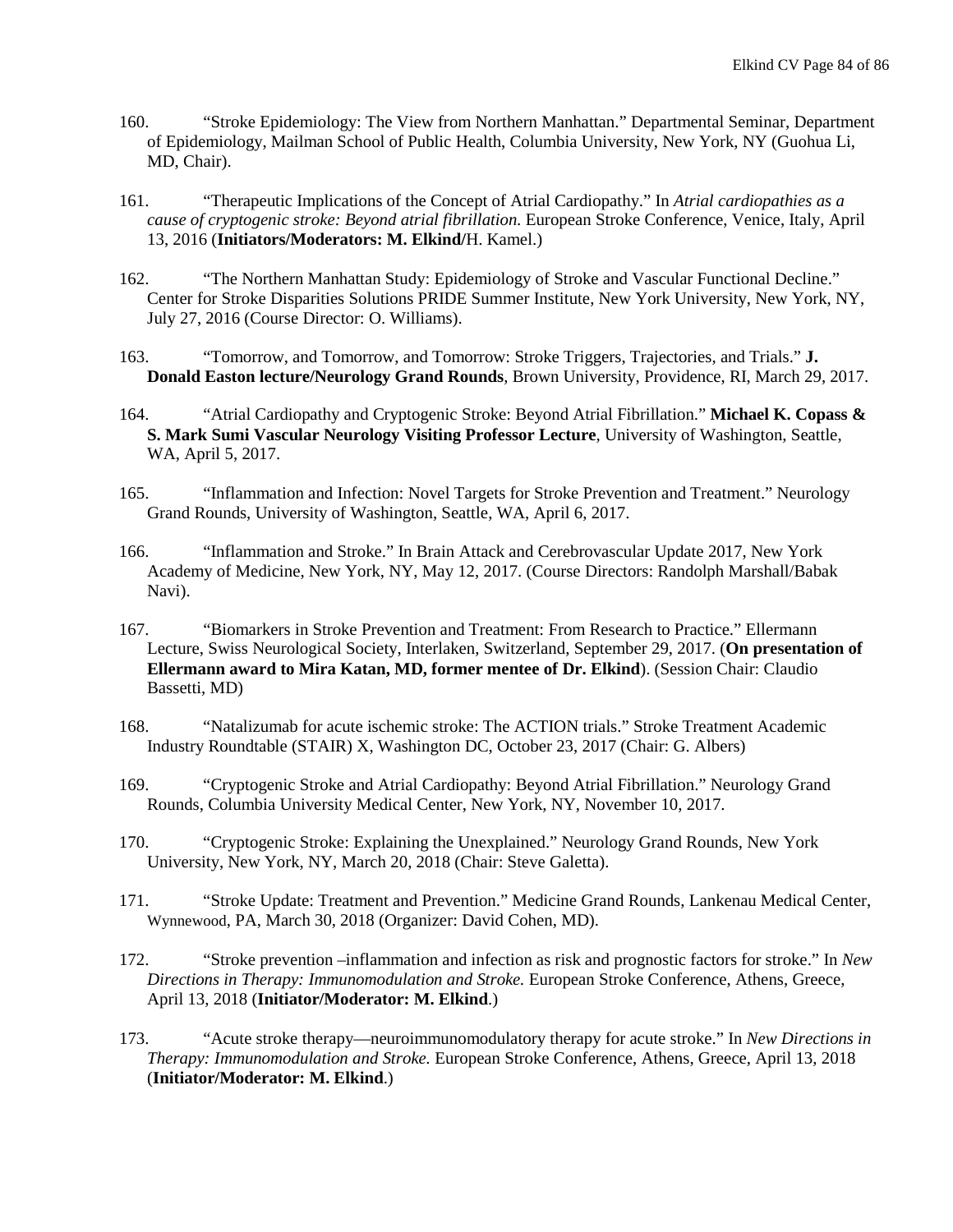160. "Stroke Epidemiology: The View from Northern Manhattan." Departmental Seminar, Department of Epidemiology, Mailman School of Public Health, Columbia University, New York, NY (Guohua Li, MD, Chair).

161. "Therapeutic Implications of the Concept of Atrial Cardiopathy." In *Atrial cardiopathies as a cause of cryptogenic stroke: Beyond atrial fibrillation.* European Stroke Conference, Venice, Italy, April 13, 2016 (**Initiators/Moderators: M. Elkind/**H. Kamel.)

162. "The Northern Manhattan Study: Epidemiology of Stroke and Vascular Functional Decline." Center for Stroke Disparities Solutions PRIDE Summer Institute, New York University, New York, NY, July 27, 2016 (Course Director: O. Williams).

163. "Tomorrow, and Tomorrow, and Tomorrow: Stroke Triggers, Trajectories, and Trials." **J. Donald Easton lecture/Neurology Grand Rounds**, Brown University, Providence, RI, March 29, 2017.

164. "Atrial Cardiopathy and Cryptogenic Stroke: Beyond Atrial Fibrillation." **Michael K. Copass & S. Mark Sumi Vascular Neurology Visiting Professor Lecture**, University of Washington, Seattle, WA, April 5, 2017.

165. "Inflammation and Infection: Novel Targets for Stroke Prevention and Treatment." Neurology Grand Rounds, University of Washington, Seattle, WA, April 6, 2017.

166. "Inflammation and Stroke." In Brain Attack and Cerebrovascular Update 2017, New York Academy of Medicine, New York, NY, May 12, 2017. (Course Directors: Randolph Marshall/Babak Navi).

167. "Biomarkers in Stroke Prevention and Treatment: From Research to Practice." Ellermann Lecture, Swiss Neurological Society, Interlaken, Switzerland, September 29, 2017. (**On presentation of Ellermann award to Mira Katan, MD, former mentee of Dr. Elkind**). (Session Chair: Claudio Bassetti, MD)

168. "Natalizumab for acute ischemic stroke: The ACTION trials." Stroke Treatment Academic Industry Roundtable (STAIR) X, Washington DC, October 23, 2017 (Chair: G. Albers)

169. "Cryptogenic Stroke and Atrial Cardiopathy: Beyond Atrial Fibrillation." Neurology Grand Rounds, Columbia University Medical Center, New York, NY, November 10, 2017.

170. "Cryptogenic Stroke: Explaining the Unexplained." Neurology Grand Rounds, New York University, New York, NY, March 20, 2018 (Chair: Steve Galetta).

171. "Stroke Update: Treatment and Prevention." Medicine Grand Rounds, Lankenau Medical Center, Wynnewood, PA, March 30, 2018 (Organizer: David Cohen, MD).

172. "Stroke prevention –inflammation and infection as risk and prognostic factors for stroke." In *New Directions in Therapy: Immunomodulation and Stroke.* European Stroke Conference, Athens, Greece, April 13, 2018 (**Initiator/Moderator: M. Elkind**.)

173. "Acute stroke therapy—neuroimmunomodulatory therapy for acute stroke." In *New Directions in Therapy: Immunomodulation and Stroke.* European Stroke Conference, Athens, Greece, April 13, 2018 (**Initiator/Moderator: M. Elkind**.)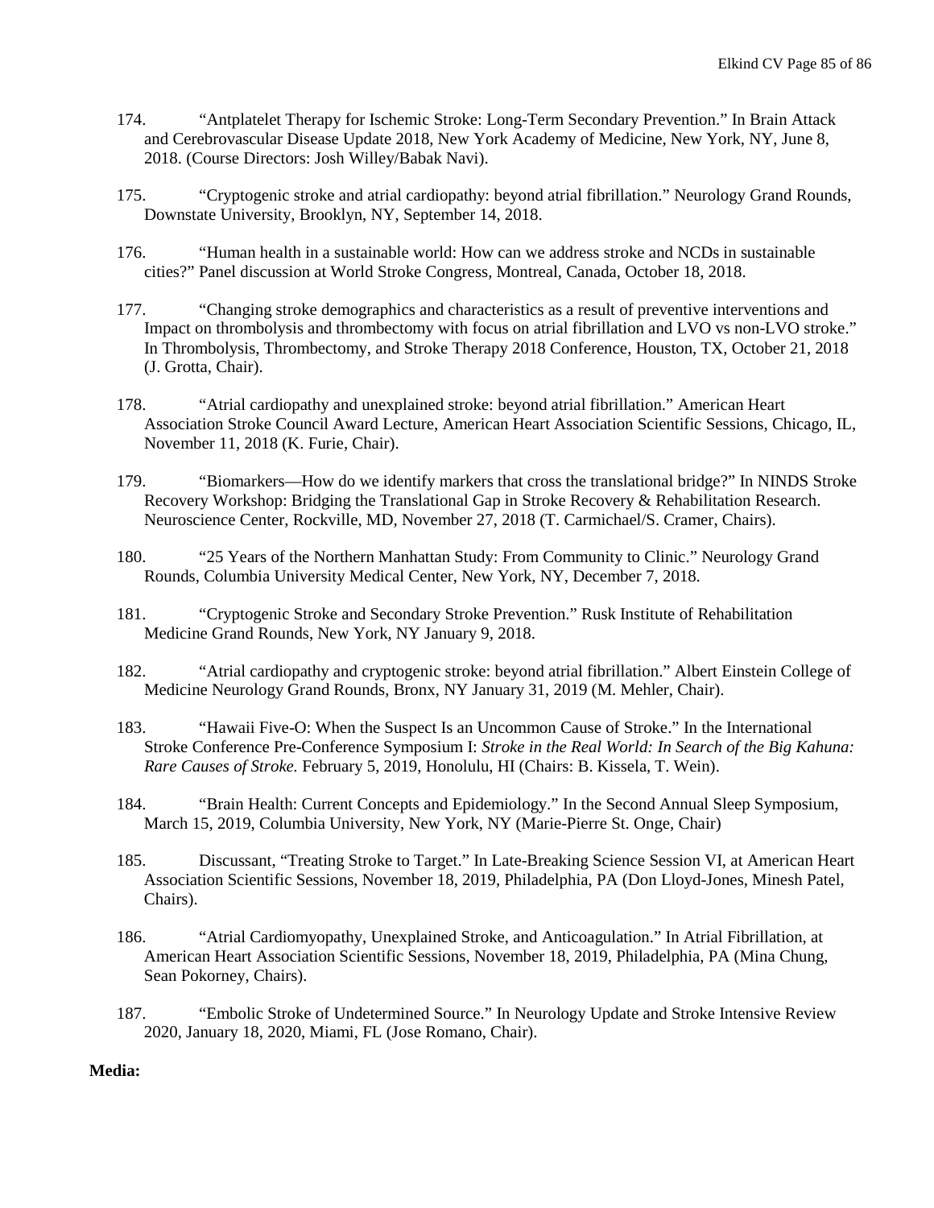174. "Antplatelet Therapy for Ischemic Stroke: Long-Term Secondary Prevention." In Brain Attack and Cerebrovascular Disease Update 2018, New York Academy of Medicine, New York, NY, June 8, 2018. (Course Directors: Josh Willey/Babak Navi).

175. "Cryptogenic stroke and atrial cardiopathy: beyond atrial fibrillation." Neurology Grand Rounds, Downstate University, Brooklyn, NY, September 14, 2018.

176. "Human health in a sustainable world: How can we address stroke and NCDs in sustainable cities?" Panel discussion at World Stroke Congress, Montreal, Canada, October 18, 2018.

177. "Changing stroke demographics and characteristics as a result of preventive interventions and Impact on thrombolysis and thrombectomy with focus on atrial fibrillation and LVO vs non-LVO stroke." In Thrombolysis, Thrombectomy, and Stroke Therapy 2018 Conference, Houston, TX, October 21, 2018 (J. Grotta, Chair).

178. "Atrial cardiopathy and unexplained stroke: beyond atrial fibrillation." American Heart Association Stroke Council Award Lecture, American Heart Association Scientific Sessions, Chicago, IL, November 11, 2018 (K. Furie, Chair).

179. "Biomarkers—How do we identify markers that cross the translational bridge?" In NINDS Stroke Recovery Workshop: Bridging the Translational Gap in Stroke Recovery & Rehabilitation Research. Neuroscience Center, Rockville, MD, November 27, 2018 (T. Carmichael/S. Cramer, Chairs).

180. "25 Years of the Northern Manhattan Study: From Community to Clinic." Neurology Grand Rounds, Columbia University Medical Center, New York, NY, December 7, 2018.

181. "Cryptogenic Stroke and Secondary Stroke Prevention." Rusk Institute of Rehabilitation Medicine Grand Rounds, New York, NY January 9, 2018.

182. "Atrial cardiopathy and cryptogenic stroke: beyond atrial fibrillation." Albert Einstein College of Medicine Neurology Grand Rounds, Bronx, NY January 31, 2019 (M. Mehler, Chair).

183. "Hawaii Five-O: When the Suspect Is an Uncommon Cause of Stroke." In the International Stroke Conference Pre-Conference Symposium I: *Stroke in the Real World: In Search of the Big Kahuna: Rare Causes of Stroke.* February 5, 2019, Honolulu, HI (Chairs: B. Kissela, T. Wein).

184. "Brain Health: Current Concepts and Epidemiology." In the Second Annual Sleep Symposium, March 15, 2019, Columbia University, New York, NY (Marie-Pierre St. Onge, Chair)

185. Discussant, "Treating Stroke to Target." In Late-Breaking Science Session VI, at American Heart Association Scientific Sessions, November 18, 2019, Philadelphia, PA (Don Lloyd-Jones, Minesh Patel, Chairs).

186. "Atrial Cardiomyopathy, Unexplained Stroke, and Anticoagulation." In Atrial Fibrillation, at American Heart Association Scientific Sessions, November 18, 2019, Philadelphia, PA (Mina Chung, Sean Pokorney, Chairs).

187. "Embolic Stroke of Undetermined Source." In Neurology Update and Stroke Intensive Review 2020, January 18, 2020, Miami, FL (Jose Romano, Chair).

**Media:**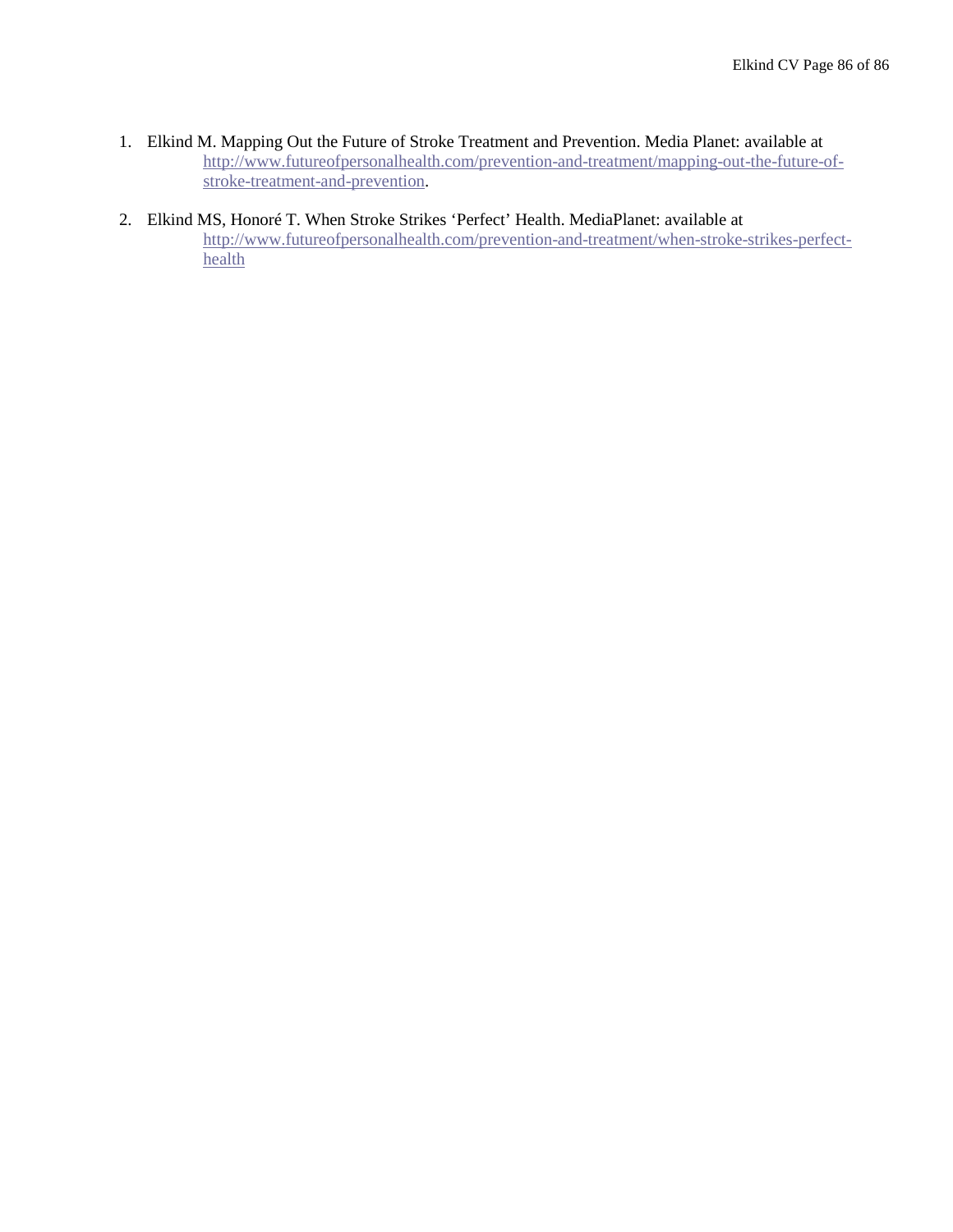1. Elkind M. Mapping Out the Future of Stroke Treatment and Prevention. Media Planet: available at [http://www.futureofpersonalhealth.com/prevention-and-treatment/mapping-out-the-future-of-stroke-treatment-and-prevention](http://www.futureofpersonalhealth.com/prevention-and-treatment/mapping-out-the-future-of-stroke-treatment-and-prevention).

2. Elkind MS, Honoré T. When Stroke Strikes 'Perfect' Health. MediaPlanet: available at [http://www.futureofpersonalhealth.com/prevention-and-treatment/when-stroke-strikes-perfect-health](http://www.futureofpersonalhealth.com/prevention-and-treatment/when-stroke-strikes-perfect-health)